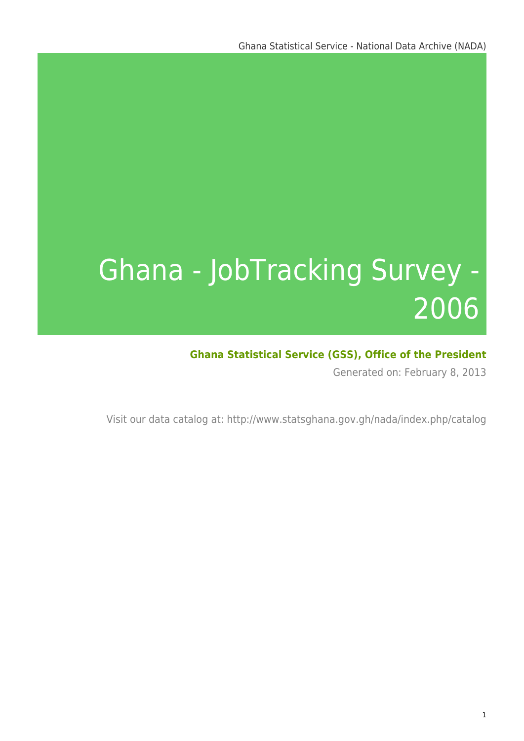# Ghana - JobTracking Survey - 2006

**Ghana Statistical Service (GSS), Office of the President**

Generated on: February 8, 2013

Visit our data catalog at: http://www.statsghana.gov.gh/nada/index.php/catalog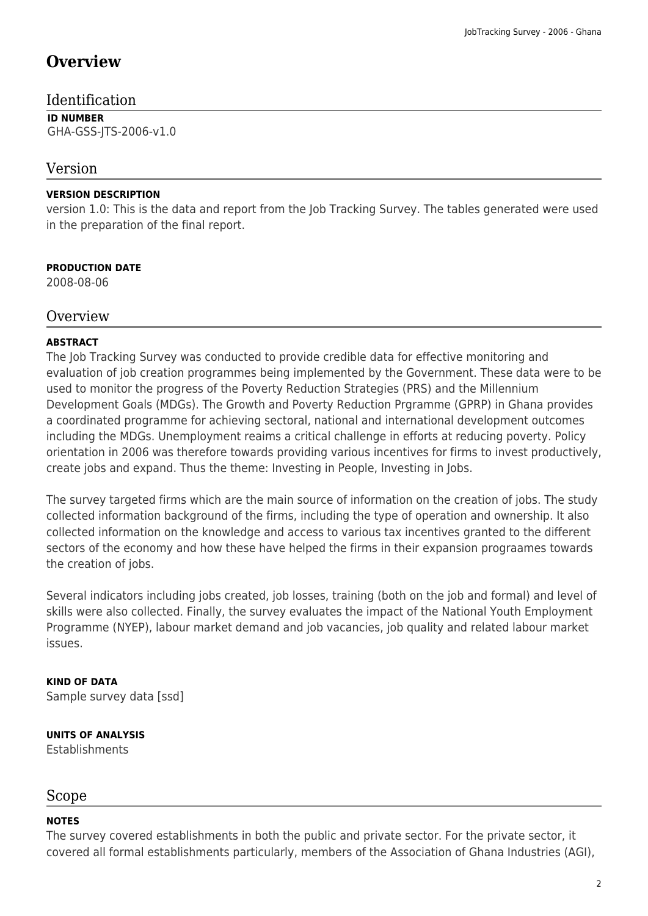# Overview

## Identification

**ID NUMBER**
GHA-GSS-JTS-2006-v1.0

## Version

**VERSION DESCRIPTION**
version 1.0: This is the data and report from the Job Tracking Survey. The tables generated were used in the preparation of the final report.

**PRODUCTION DATE**
2008-08-06

## Overview

**ABSTRACT**
The Job Tracking Survey was conducted to provide credible data for effective monitoring and evaluation of job creation programmes being implemented by the Government. These data were to be used to monitor the progress of the Poverty Reduction Strategies (PRS) and the Millennium Development Goals (MDGs). The Growth and Poverty Reduction Prgramme (GPRP) in Ghana provides a coordinated programme for achieving sectoral, national and international development outcomes including the MDGs. Unemployment reaims a critical challenge in efforts at reducing poverty. Policy orientation in 2006 was therefore towards providing various incentives for firms to invest productively, create jobs and expand. Thus the theme: Investing in People, Investing in Jobs.

The survey targeted firms which are the main source of information on the creation of jobs. The study collected information background of the firms, including the type of operation and ownership. It also collected information on the knowledge and access to various tax incentives granted to the different sectors of the economy and how these have helped the firms in their expansion prograames towards the creation of jobs.

Several indicators including jobs created, job losses, training (both on the job and formal) and level of skills were also collected. Finally, the survey evaluates the impact of the National Youth Employment Programme (NYEP), labour market demand and job vacancies, job quality and related labour market issues.

**KIND OF DATA**
Sample survey data [ssd]

**UNITS OF ANALYSIS**
Establishments

## Scope

**NOTES**
The survey covered establishments in both the public and private sector. For the private sector, it covered all formal establishments particularly, members of the Association of Ghana Industries (AGI),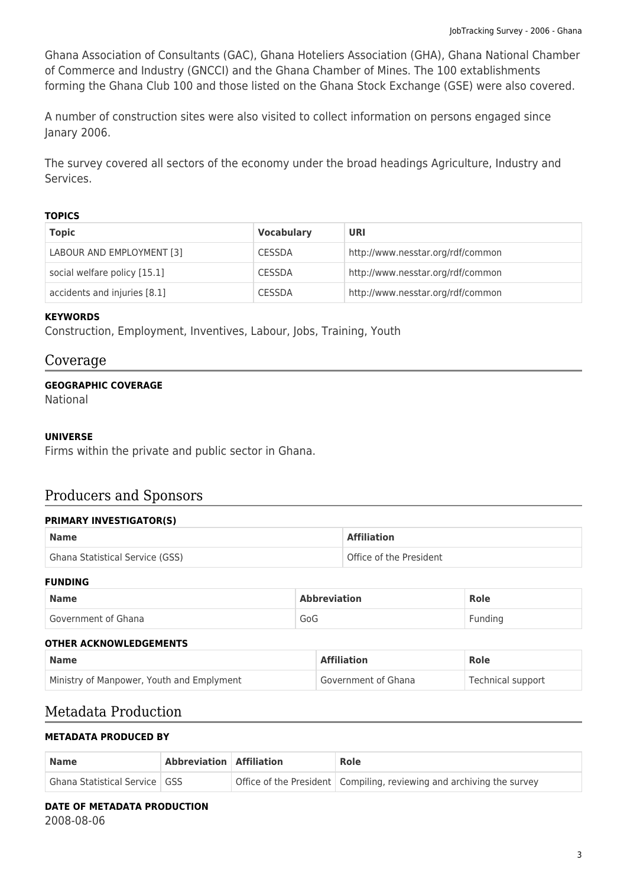Ghana Association of Consultants (GAC), Ghana Hoteliers Association (GHA), Ghana National Chamber of Commerce and Industry (GNCCI) and the Ghana Chamber of Mines. The 100 extablishments forming the Ghana Club 100 and those listed on the Ghana Stock Exchange (GSE) were also covered.

A number of construction sites were also visited to collect information on persons engaged since Janary 2006.

The survey covered all sectors of the economy under the broad headings Agriculture, Industry and Services.

#### TOPICS

| Topic | Vocabulary | URI |
| --- | --- | --- |
| LABOUR AND EMPLOYMENT [3] | CESSDA | http://www.nesstar.org/rdf/common |
| social welfare policy [15.1] | CESSDA | http://www.nesstar.org/rdf/common |
| accidents and injuries [8.1] | CESSDA | http://www.nesstar.org/rdf/common |

#### KEYWORDS

Construction, Employment, Inventives, Labour, Jobs, Training, Youth

## Coverage

#### GEOGRAPHIC COVERAGE

National

#### UNIVERSE

Firms within the private and public sector in Ghana.

## Producers and Sponsors

#### PRIMARY INVESTIGATOR(S)

| Name | Affiliation |
| --- | --- |
| Ghana Statistical Service (GSS) | Office of the President |

#### FUNDING

| Name | Abbreviation | Role |
| --- | --- | --- |
| Government of Ghana | GoG | Funding |

#### OTHER ACKNOWLEDGEMENTS

| Name | Affiliation | Role |
| --- | --- | --- |
| Ministry of Manpower, Youth and Emplyment | Government of Ghana | Technical support |

## Metadata Production

#### METADATA PRODUCED BY

| Name | Abbreviation | Affiliation | Role |
| --- | --- | --- | --- |
| Ghana Statistical Service | GSS | Office of the President | Compiling, reviewing and archiving the survey |

#### DATE OF METADATA PRODUCTION

2008-08-06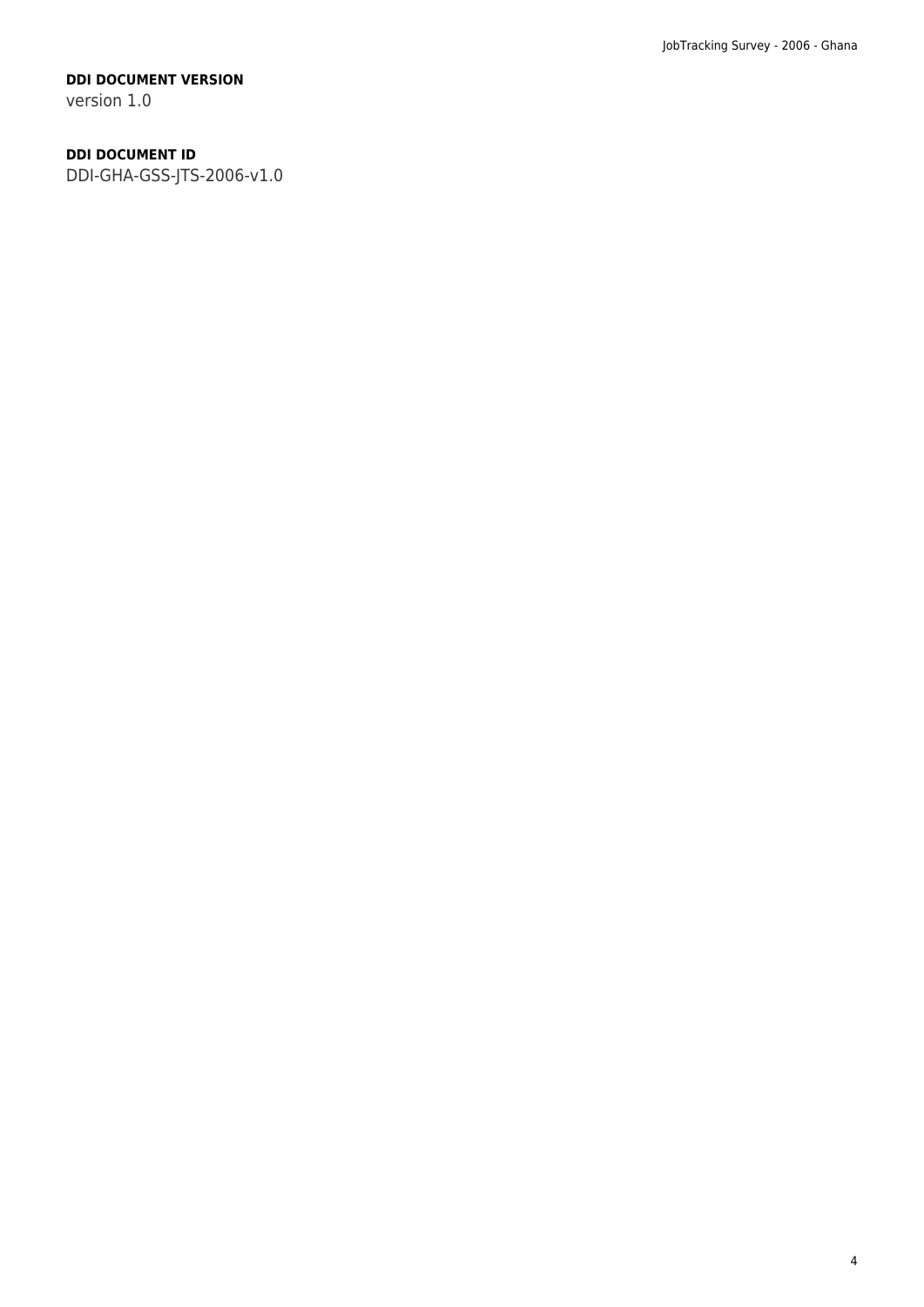**DDI DOCUMENT VERSION**

version 1.0

**DDI DOCUMENT ID**

DDI-GHA-GSS-JTS-2006-v1.0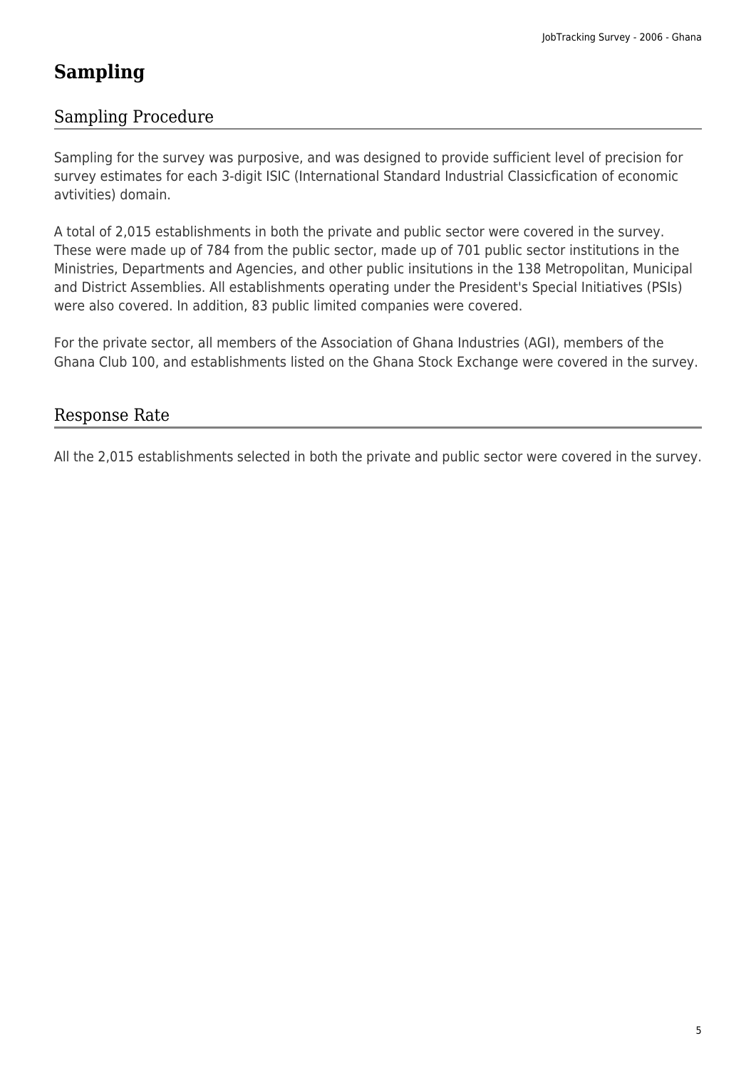# Sampling

## Sampling Procedure

Sampling for the survey was purposive, and was designed to provide sufficient level of precision for survey estimates for each 3-digit ISIC (International Standard Industrial Classicfication of economic avtivities) domain.

A total of 2,015 establishments in both the private and public sector were covered in the survey. These were made up of 784 from the public sector, made up of 701 public sector institutions in the Ministries, Departments and Agencies, and other public insitutions in the 138 Metropolitan, Municipal and District Assemblies. All establishments operating under the President's Special Initiatives (PSIs) were also covered. In addition, 83 public limited companies were covered.

For the private sector, all members of the Association of Ghana Industries (AGI), members of the Ghana Club 100, and establishments listed on the Ghana Stock Exchange were covered in the survey.

## Response Rate

All the 2,015 establishments selected in both the private and public sector were covered in the survey.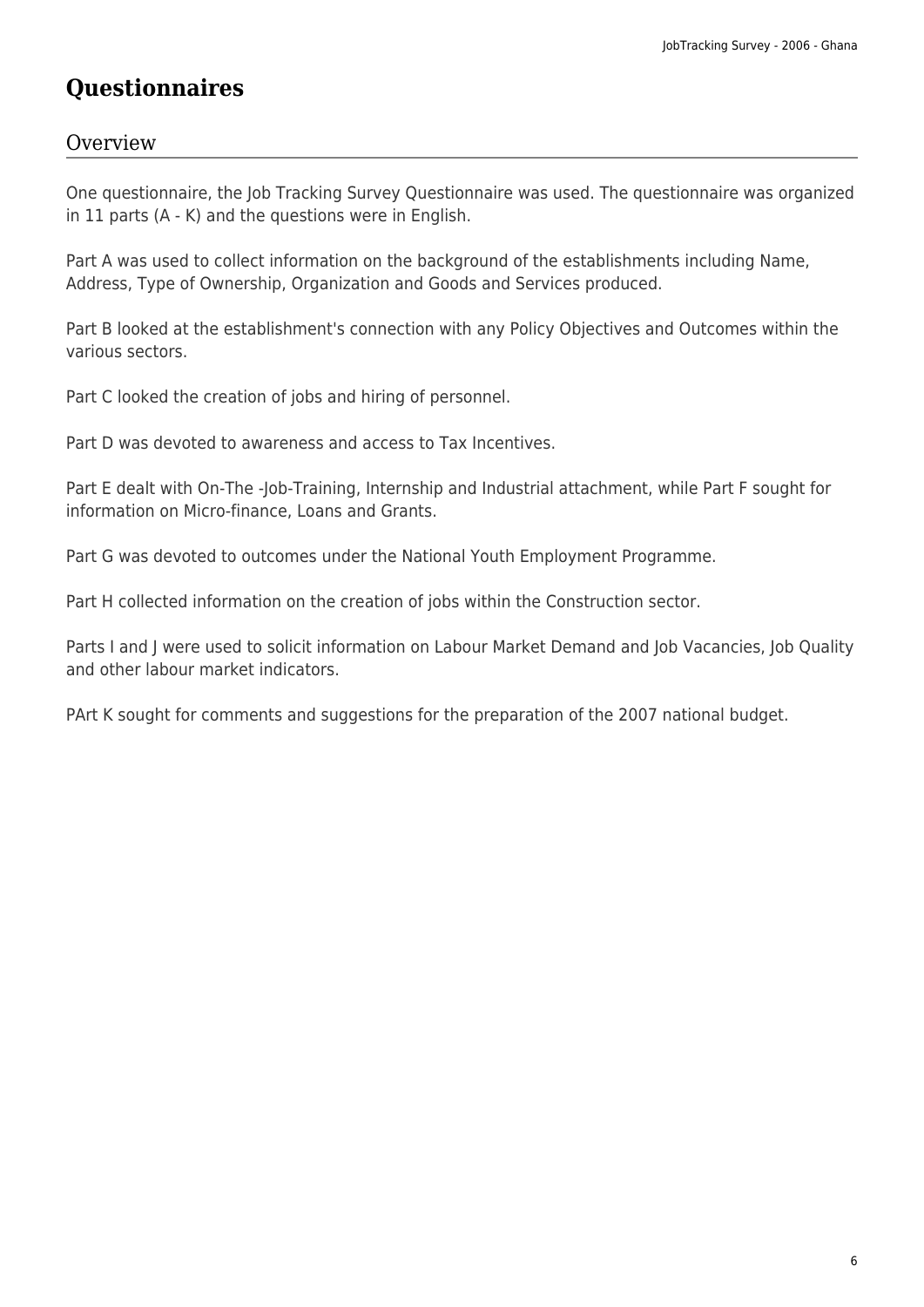# Questionnaires

## Overview

One questionnaire, the Job Tracking Survey Questionnaire was used. The questionnaire was organized in 11 parts (A - K) and the questions were in English.

Part A was used to collect information on the background of the establishments including Name, Address, Type of Ownership, Organization and Goods and Services produced.

Part B looked at the establishment's connection with any Policy Objectives and Outcomes within the various sectors.

Part C looked the creation of jobs and hiring of personnel.

Part D was devoted to awareness and access to Tax Incentives.

Part E dealt with On-The -Job-Training, Internship and Industrial attachment, while Part F sought for information on Micro-finance, Loans and Grants.

Part G was devoted to outcomes under the National Youth Employment Programme.

Part H collected information on the creation of jobs within the Construction sector.

Parts I and J were used to solicit information on Labour Market Demand and Job Vacancies, Job Quality and other labour market indicators.

PArt K sought for comments and suggestions for the preparation of the 2007 national budget.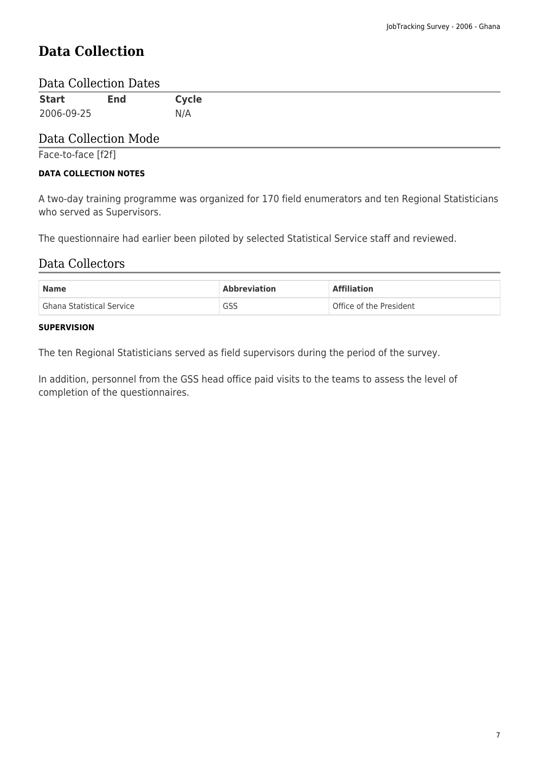# Data Collection

## Data Collection Dates

| Start | End | Cycle |
|---|---|---|
| 2006-09-25 | | N/A |

## Data Collection Mode

Face-to-face [f2f]

**DATA COLLECTION NOTES**

A two-day training programme was organized for 170 field enumerators and ten Regional Statisticians who served as Supervisors.

The questionnaire had earlier been piloted by selected Statistical Service staff and reviewed.

## Data Collectors

| Name | Abbreviation | Affiliation |
|---|---|---|
| Ghana Statistical Service | GSS | Office of the President |

**SUPERVISION**

The ten Regional Statisticians served as field supervisors during the period of the survey.

In addition, personnel from the GSS head office paid visits to the teams to assess the level of completion of the questionnaires.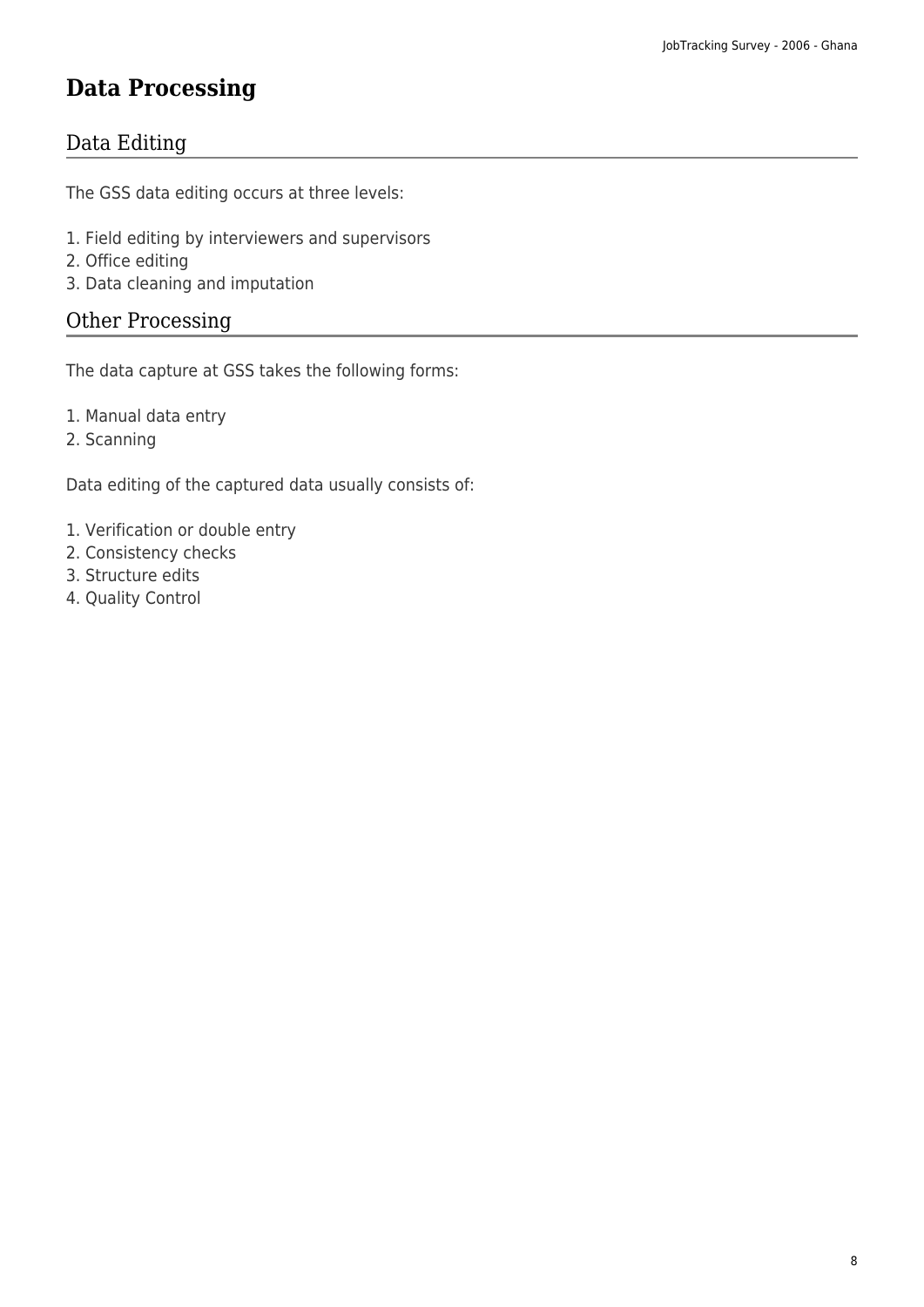# Data Processing

## Data Editing

The GSS data editing occurs at three levels:

1. Field editing by interviewers and supervisors
2. Office editing
3. Data cleaning and imputation

## Other Processing

The data capture at GSS takes the following forms:

1. Manual data entry
2. Scanning

Data editing of the captured data usually consists of:

1. Verification or double entry
2. Consistency checks
3. Structure edits
4. Quality Control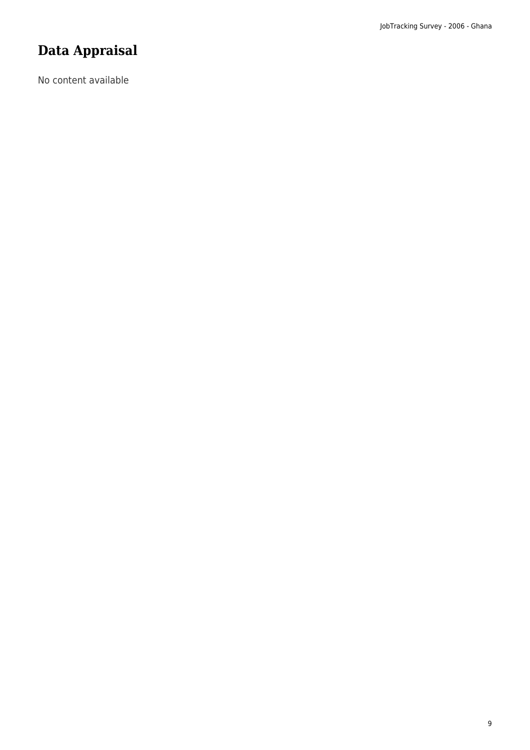# Data Appraisal

No content available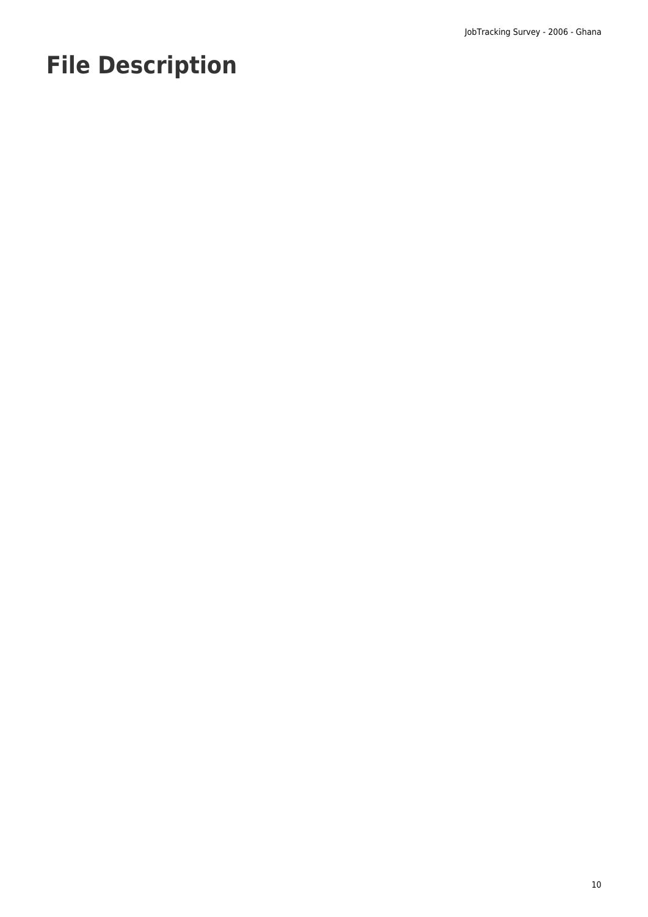# File Description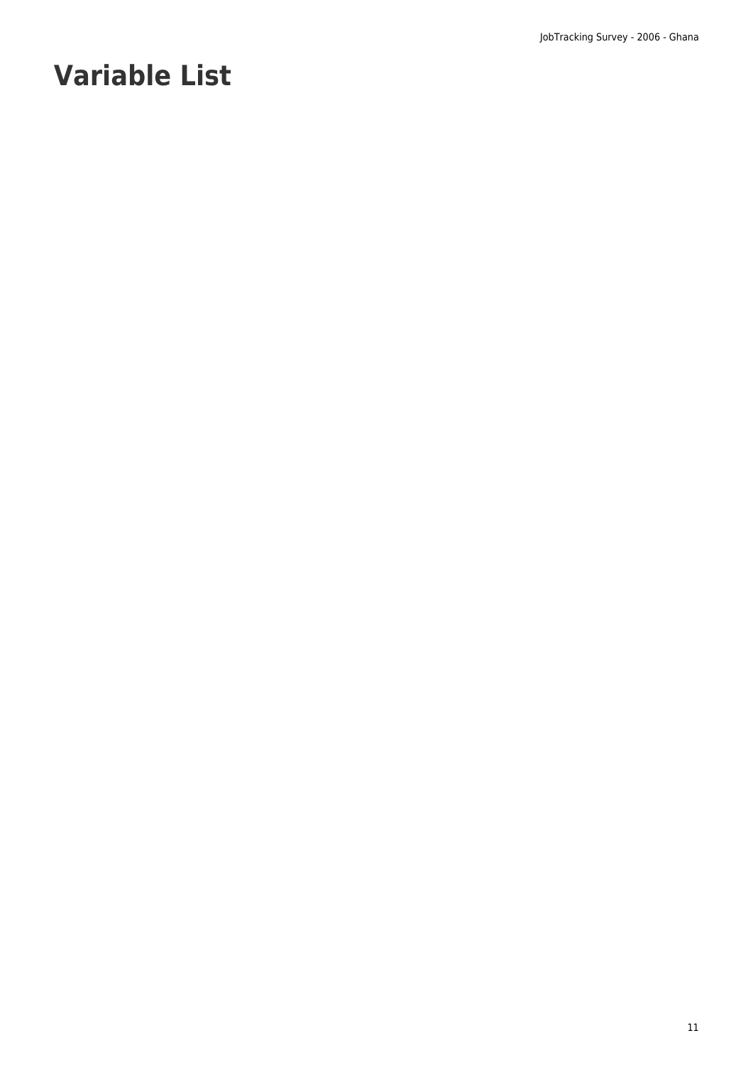# Variable List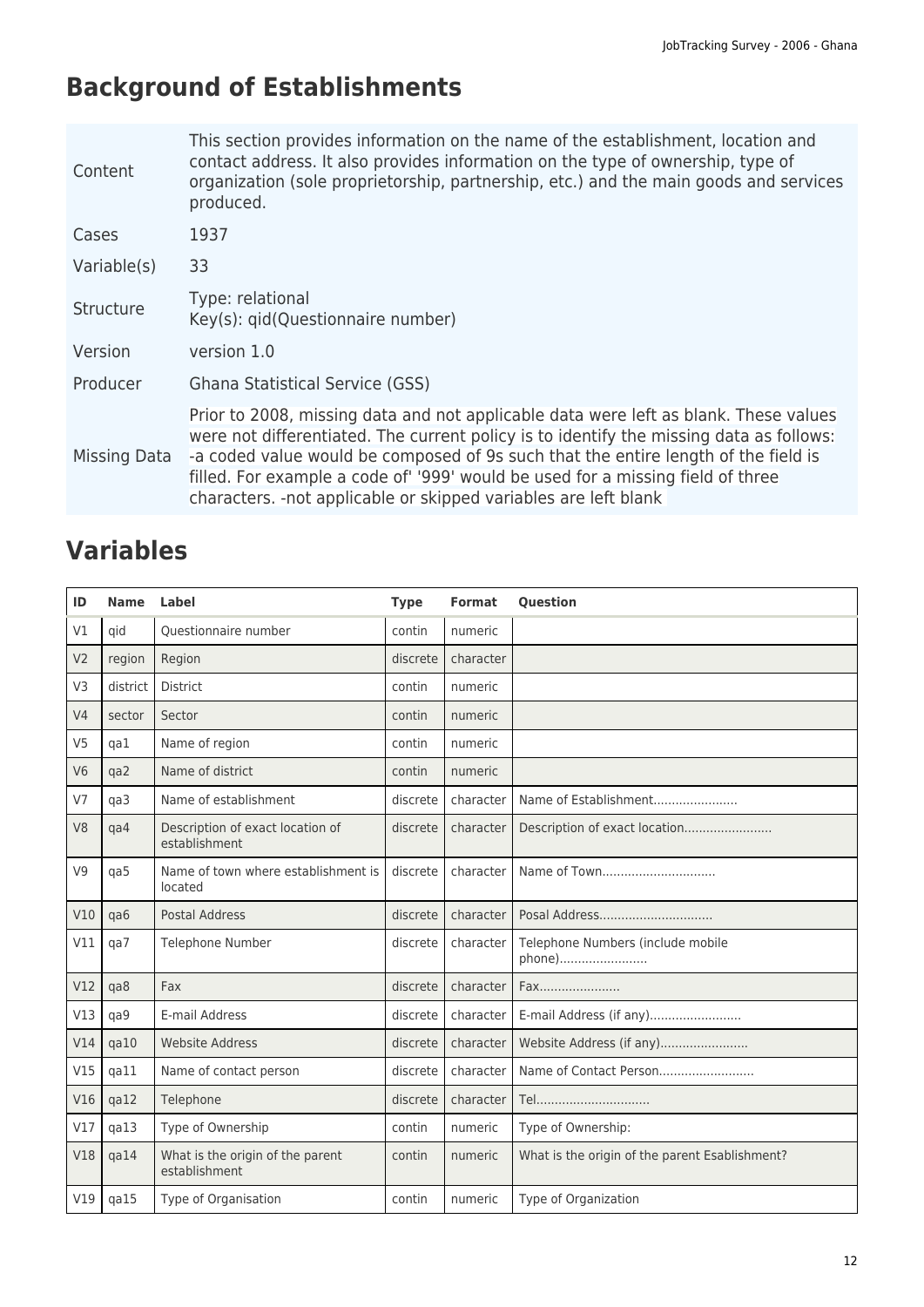# Background of Establishments

| | |
|---|---|
| Content | This section provides information on the name of the establishment, location and contact address. It also provides information on the type of ownership, type of organization (sole proprietorship, partnership, etc.) and the main goods and services produced. |
| Cases | 1937 |
| Variable(s) | 33 |
| Structure | Type: relational<br>Key(s): qid(Questionnaire number) |
| Version | version 1.0 |
| Producer | Ghana Statistical Service (GSS) |
| Missing Data | Prior to 2008, missing data and not applicable data were left as blank. These values were not differentiated. The current policy is to identify the missing data as follows: -a coded value would be composed of 9s such that the entire length of the field is filled. For example a code of' '999' would be used for a missing field of three characters. -not applicable or skipped variables are left blank |

# Variables

| ID | Name | Label | Type | Format | Question |
|---|---|---|---|---|---|
| V1 | qid | Questionnaire number | contin | numeric | |
| V2 | region | Region | discrete | character | |
| V3 | district | District | contin | numeric | |
| V4 | sector | Sector | contin | numeric | |
| V5 | qa1 | Name of region | contin | numeric | |
| V6 | qa2 | Name of district | contin | numeric | |
| V7 | qa3 | Name of establishment | discrete | character | Name of Establishment....................... |
| V8 | qa4 | Description of exact location of establishment | discrete | character | Description of exact location........................ |
| V9 | qa5 | Name of town where establishment is located | discrete | character | Name of Town............................... |
| V10 | qa6 | Postal Address | discrete | character | Posal Address............................... |
| V11 | qa7 | Telephone Number | discrete | character | Telephone Numbers (include mobile phone)........................ |
| V12 | qa8 | Fax | discrete | character | Fax...................... |
| V13 | qa9 | E-mail Address | discrete | character | E-mail Address (if any)......................... |
| V14 | qa10 | Website Address | discrete | character | Website Address (if any)........................ |
| V15 | qa11 | Name of contact person | discrete | character | Name of Contact Person.......................... |
| V16 | qa12 | Telephone | discrete | character | Tel............................... |
| V17 | qa13 | Type of Ownership | contin | numeric | Type of Ownership: |
| V18 | qa14 | What is the origin of the parent establishment | contin | numeric | What is the origin of the parent Esablishment? |
| V19 | qa15 | Type of Organisation | contin | numeric | Type of Organization |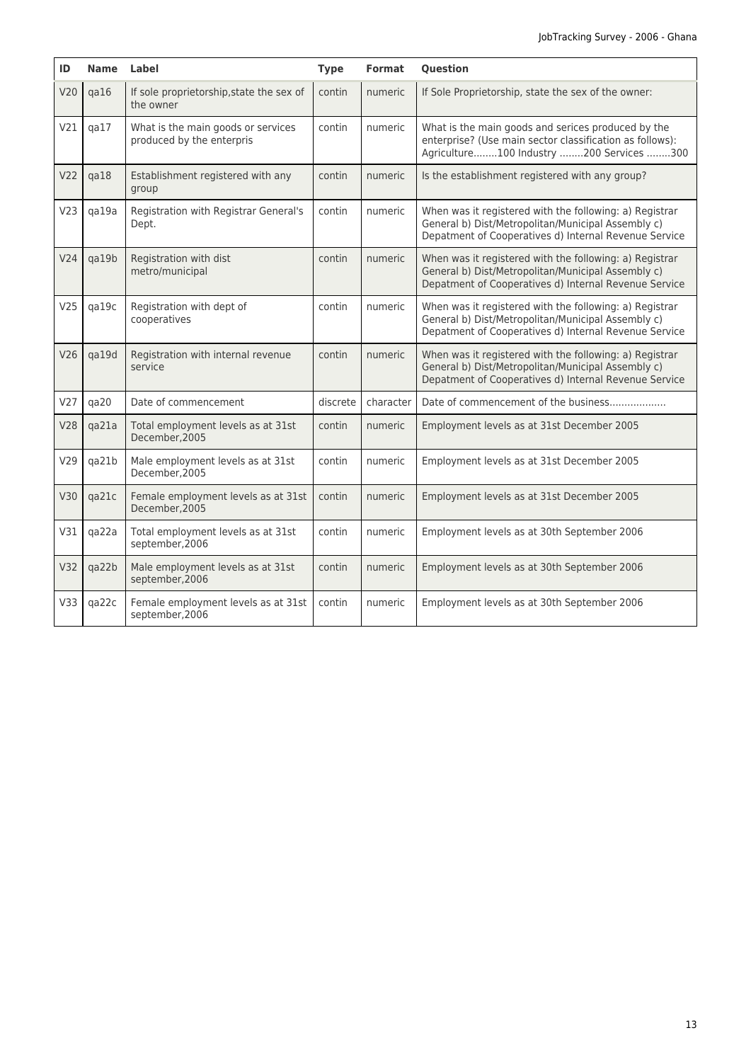| ID | Name | Label | Type | Format | Question |
|---|---|---|---|---|---|
| V20 | qa16 | If sole proprietorship,state the sex of the owner | contin | numeric | If Sole Proprietorship, state the sex of the owner: |
| V21 | qa17 | What is the main goods or services produced by the enterpris | contin | numeric | What is the main goods and serices produced by the enterprise? (Use main sector classification as follows): Agriculture........100 Industry ........200 Services ........300 |
| V22 | qa18 | Establishment registered with any group | contin | numeric | Is the establishment registered with any group? |
| V23 | qa19a | Registration with Registrar General's Dept. | contin | numeric | When was it registered with the following: a) Registrar General b) Dist/Metropolitan/Municipal Assembly c) Depatment of Cooperatives d) Internal Revenue Service |
| V24 | qa19b | Registration with dist metro/municipal | contin | numeric | When was it registered with the following: a) Registrar General b) Dist/Metropolitan/Municipal Assembly c) Depatment of Cooperatives d) Internal Revenue Service |
| V25 | qa19c | Registration with dept of cooperatives | contin | numeric | When was it registered with the following: a) Registrar General b) Dist/Metropolitan/Municipal Assembly c) Depatment of Cooperatives d) Internal Revenue Service |
| V26 | qa19d | Registration with internal revenue service | contin | numeric | When was it registered with the following: a) Registrar General b) Dist/Metropolitan/Municipal Assembly c) Depatment of Cooperatives d) Internal Revenue Service |
| V27 | qa20 | Date of commencement | discrete | character | Date of commencement of the business................... |
| V28 | qa21a | Total employment levels as at 31st December,2005 | contin | numeric | Employment levels as at 31st December 2005 |
| V29 | qa21b | Male employment levels as at 31st December,2005 | contin | numeric | Employment levels as at 31st December 2005 |
| V30 | qa21c | Female employment levels as at 31st December,2005 | contin | numeric | Employment levels as at 31st December 2005 |
| V31 | qa22a | Total employment levels as at 31st september,2006 | contin | numeric | Employment levels as at 30th September 2006 |
| V32 | qa22b | Male employment levels as at 31st september,2006 | contin | numeric | Employment levels as at 30th September 2006 |
| V33 | qa22c | Female employment levels as at 31st september,2006 | contin | numeric | Employment levels as at 30th September 2006 |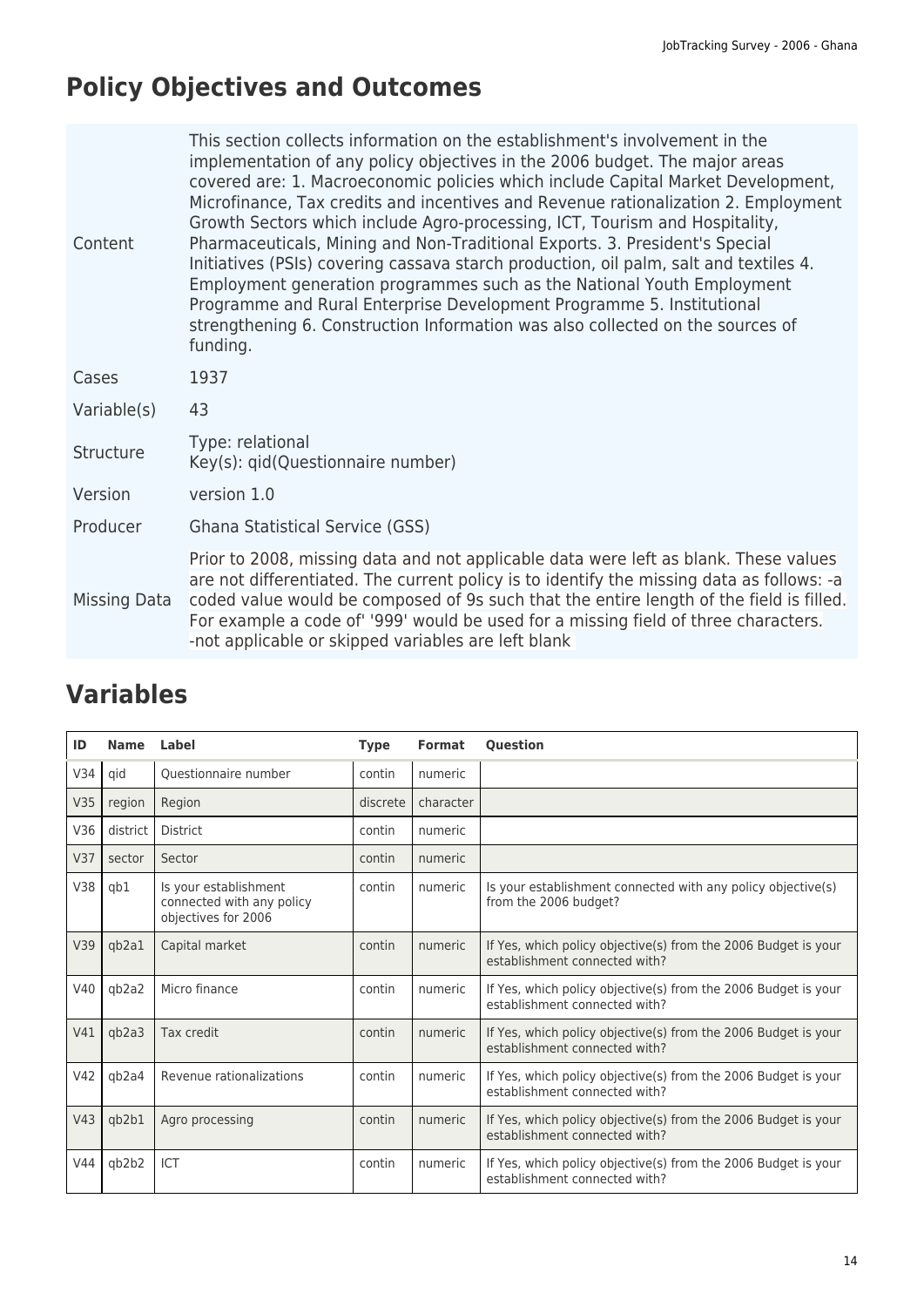## Policy Objectives and Outcomes

| | |
|---|---|
| Content | This section collects information on the establishment's involvement in the implementation of any policy objectives in the 2006 budget. The major areas covered are: 1. Macroeconomic policies which include Capital Market Development, Microfinance, Tax credits and incentives and Revenue rationalization 2. Employment Growth Sectors which include Agro-processing, ICT, Tourism and Hospitality, Pharmaceuticals, Mining and Non-Traditional Exports. 3. President's Special Initiatives (PSIs) covering cassava starch production, oil palm, salt and textiles 4. Employment generation programmes such as the National Youth Employment Programme and Rural Enterprise Development Programme 5. Institutional strengthening 6. Construction Information was also collected on the sources of funding. |
| Cases | 1937 |
| Variable(s) | 43 |
| Structure | Type: relational<br>Key(s): qid(Questionnaire number) |
| Version | version 1.0 |
| Producer | Ghana Statistical Service (GSS) |
| Missing Data | Prior to 2008, missing data and not applicable data were left as blank. These values are not differentiated. The current policy is to identify the missing data as follows: -a coded value would be composed of 9s such that the entire length of the field is filled. For example a code of' '999' would be used for a missing field of three characters. -not applicable or skipped variables are left blank |

## Variables

| ID | Name | Label | Type | Format | Question |
|---|---|---|---|---|---|
| V34 | qid | Questionnaire number | contin | numeric | |
| V35 | region | Region | discrete | character | |
| V36 | district | District | contin | numeric | |
| V37 | sector | Sector | contin | numeric | |
| V38 | qb1 | Is your establishment connected with any policy objectives for 2006 | contin | numeric | Is your establishment connected with any policy objective(s) from the 2006 budget? |
| V39 | qb2a1 | Capital market | contin | numeric | If Yes, which policy objective(s) from the 2006 Budget is your establishment connected with? |
| V40 | qb2a2 | Micro finance | contin | numeric | If Yes, which policy objective(s) from the 2006 Budget is your establishment connected with? |
| V41 | qb2a3 | Tax credit | contin | numeric | If Yes, which policy objective(s) from the 2006 Budget is your establishment connected with? |
| V42 | qb2a4 | Revenue rationalizations | contin | numeric | If Yes, which policy objective(s) from the 2006 Budget is your establishment connected with? |
| V43 | qb2b1 | Agro processing | contin | numeric | If Yes, which policy objective(s) from the 2006 Budget is your establishment connected with? |
| V44 | qb2b2 | ICT | contin | numeric | If Yes, which policy objective(s) from the 2006 Budget is your establishment connected with? |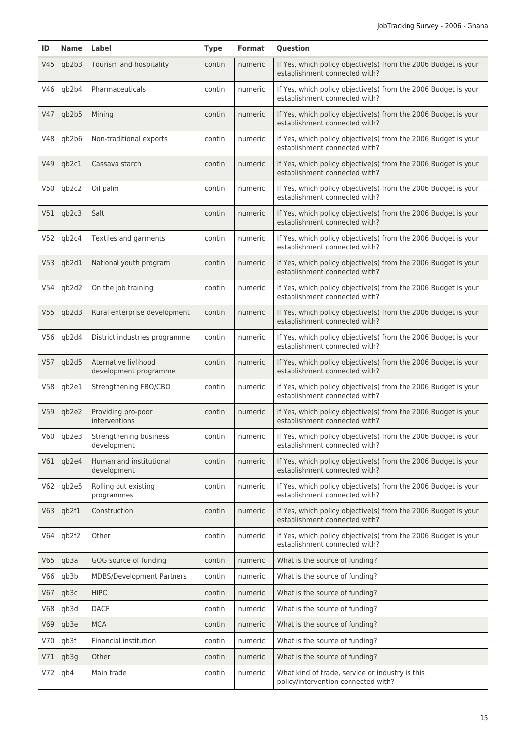| ID | Name | Label | Type | Format | Question |
|---|---|---|---|---|---|
| V45 | qb2b3 | Tourism and hospitality | contin | numeric | If Yes, which policy objective(s) from the 2006 Budget is your establishment connected with? |
| V46 | qb2b4 | Pharmaceuticals | contin | numeric | If Yes, which policy objective(s) from the 2006 Budget is your establishment connected with? |
| V47 | qb2b5 | Mining | contin | numeric | If Yes, which policy objective(s) from the 2006 Budget is your establishment connected with? |
| V48 | qb2b6 | Non-traditional exports | contin | numeric | If Yes, which policy objective(s) from the 2006 Budget is your establishment connected with? |
| V49 | qb2c1 | Cassava starch | contin | numeric | If Yes, which policy objective(s) from the 2006 Budget is your establishment connected with? |
| V50 | qb2c2 | Oil palm | contin | numeric | If Yes, which policy objective(s) from the 2006 Budget is your establishment connected with? |
| V51 | qb2c3 | Salt | contin | numeric | If Yes, which policy objective(s) from the 2006 Budget is your establishment connected with? |
| V52 | qb2c4 | Textiles and garments | contin | numeric | If Yes, which policy objective(s) from the 2006 Budget is your establishment connected with? |
| V53 | qb2d1 | National youth program | contin | numeric | If Yes, which policy objective(s) from the 2006 Budget is your establishment connected with? |
| V54 | qb2d2 | On the job training | contin | numeric | If Yes, which policy objective(s) from the 2006 Budget is your establishment connected with? |
| V55 | qb2d3 | Rural enterprise development | contin | numeric | If Yes, which policy objective(s) from the 2006 Budget is your establishment connected with? |
| V56 | qb2d4 | District industries programme | contin | numeric | If Yes, which policy objective(s) from the 2006 Budget is your establishment connected with? |
| V57 | qb2d5 | Aternative livlihood development programme | contin | numeric | If Yes, which policy objective(s) from the 2006 Budget is your establishment connected with? |
| V58 | qb2e1 | Strengthening FBO/CBO | contin | numeric | If Yes, which policy objective(s) from the 2006 Budget is your establishment connected with? |
| V59 | qb2e2 | Providing pro-poor interventions | contin | numeric | If Yes, which policy objective(s) from the 2006 Budget is your establishment connected with? |
| V60 | qb2e3 | Strengthening business development | contin | numeric | If Yes, which policy objective(s) from the 2006 Budget is your establishment connected with? |
| V61 | qb2e4 | Human and institutional development | contin | numeric | If Yes, which policy objective(s) from the 2006 Budget is your establishment connected with? |
| V62 | qb2e5 | Rolling out existing programmes | contin | numeric | If Yes, which policy objective(s) from the 2006 Budget is your establishment connected with? |
| V63 | qb2f1 | Construction | contin | numeric | If Yes, which policy objective(s) from the 2006 Budget is your establishment connected with? |
| V64 | qb2f2 | Other | contin | numeric | If Yes, which policy objective(s) from the 2006 Budget is your establishment connected with? |
| V65 | qb3a | GOG source of funding | contin | numeric | What is the source of funding? |
| V66 | qb3b | MDBS/Development Partners | contin | numeric | What is the source of funding? |
| V67 | qb3c | HIPC | contin | numeric | What is the source of funding? |
| V68 | qb3d | DACF | contin | numeric | What is the source of funding? |
| V69 | qb3e | MCA | contin | numeric | What is the source of funding? |
| V70 | qb3f | Financial institution | contin | numeric | What is the source of funding? |
| V71 | qb3g | Other | contin | numeric | What is the source of funding? |
| V72 | qb4 | Main trade | contin | numeric | What kind of trade, service or industry is this policy/intervention connected with? |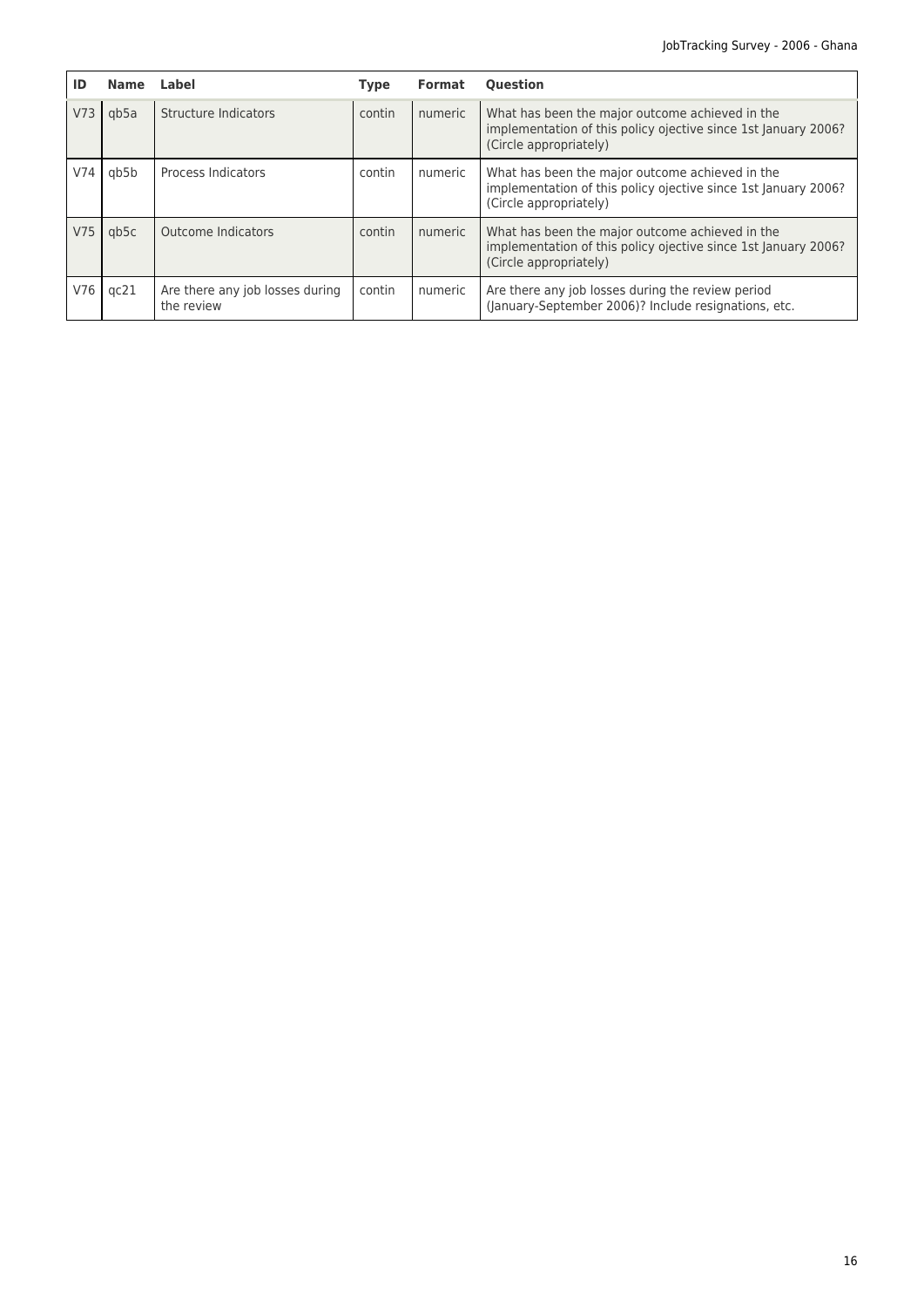| ID | Name | Label | Type | Format | Question |
|---|---|---|---|---|---|
| V73 | qb5a | Structure Indicators | contin | numeric | What has been the major outcome achieved in the implementation of this policy ojective since 1st January 2006? (Circle appropriately) |
| V74 | qb5b | Process Indicators | contin | numeric | What has been the major outcome achieved in the implementation of this policy ojective since 1st January 2006? (Circle appropriately) |
| V75 | qb5c | Outcome Indicators | contin | numeric | What has been the major outcome achieved in the implementation of this policy ojective since 1st January 2006? (Circle appropriately) |
| V76 | qc21 | Are there any job losses during the review | contin | numeric | Are there any job losses during the review period (January-September 2006)? Include resignations, etc. |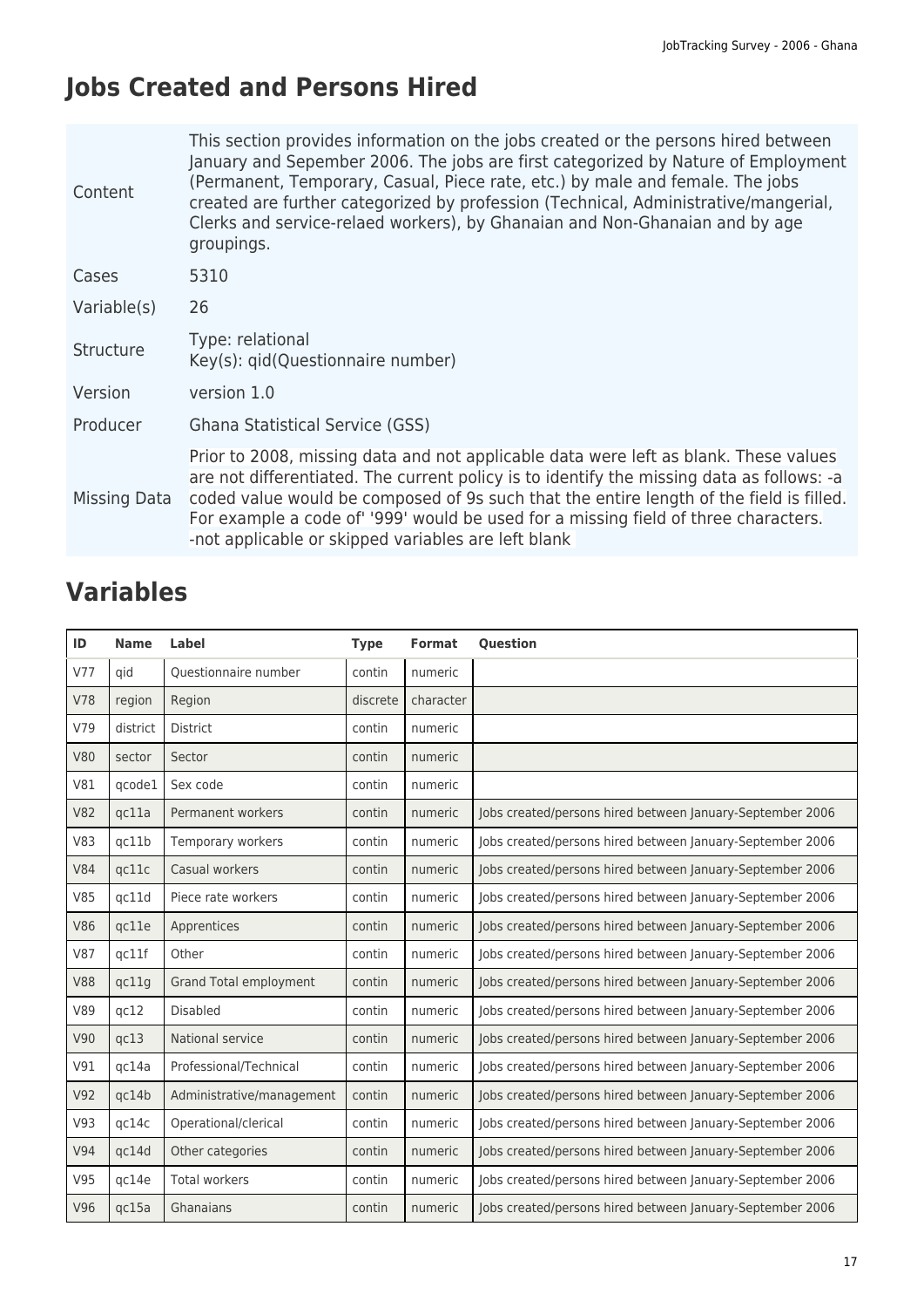# Jobs Created and Persons Hired

| | |
|---|---|
| Content | This section provides information on the jobs created or the persons hired between January and Sepember 2006. The jobs are first categorized by Nature of Employment (Permanent, Temporary, Casual, Piece rate, etc.) by male and female. The jobs created are further categorized by profession (Technical, Administrative/mangerial, Clerks and service-relaed workers), by Ghanaian and Non-Ghanaian and by age groupings. |
| Cases | 5310 |
| Variable(s) | 26 |
| Structure | Type: relational<br>Key(s): qid(Questionnaire number) |
| Version | version 1.0 |
| Producer | Ghana Statistical Service (GSS) |
| Missing Data | Prior to 2008, missing data and not applicable data were left as blank. These values are not differentiated. The current policy is to identify the missing data as follows: -a coded value would be composed of 9s such that the entire length of the field is filled. For example a code of' '999' would be used for a missing field of three characters. -not applicable or skipped variables are left blank |

## Variables

| ID | Name | Label | Type | Format | Question |
|---|---|---|---|---|---|
| V77 | qid | Questionnaire number | contin | numeric | |
| V78 | region | Region | discrete | character | |
| V79 | district | District | contin | numeric | |
| V80 | sector | Sector | contin | numeric | |
| V81 | qcode1 | Sex code | contin | numeric | |
| V82 | qc11a | Permanent workers | contin | numeric | Jobs created/persons hired between January-September 2006 |
| V83 | qc11b | Temporary workers | contin | numeric | Jobs created/persons hired between January-September 2006 |
| V84 | qc11c | Casual workers | contin | numeric | Jobs created/persons hired between January-September 2006 |
| V85 | qc11d | Piece rate workers | contin | numeric | Jobs created/persons hired between January-September 2006 |
| V86 | qc11e | Apprentices | contin | numeric | Jobs created/persons hired between January-September 2006 |
| V87 | qc11f | Other | contin | numeric | Jobs created/persons hired between January-September 2006 |
| V88 | qc11g | Grand Total employment | contin | numeric | Jobs created/persons hired between January-September 2006 |
| V89 | qc12 | Disabled | contin | numeric | Jobs created/persons hired between January-September 2006 |
| V90 | qc13 | National service | contin | numeric | Jobs created/persons hired between January-September 2006 |
| V91 | qc14a | Professional/Technical | contin | numeric | Jobs created/persons hired between January-September 2006 |
| V92 | qc14b | Administrative/management | contin | numeric | Jobs created/persons hired between January-September 2006 |
| V93 | qc14c | Operational/clerical | contin | numeric | Jobs created/persons hired between January-September 2006 |
| V94 | qc14d | Other categories | contin | numeric | Jobs created/persons hired between January-September 2006 |
| V95 | qc14e | Total workers | contin | numeric | Jobs created/persons hired between January-September 2006 |
| V96 | qc15a | Ghanaians | contin | numeric | Jobs created/persons hired between January-September 2006 |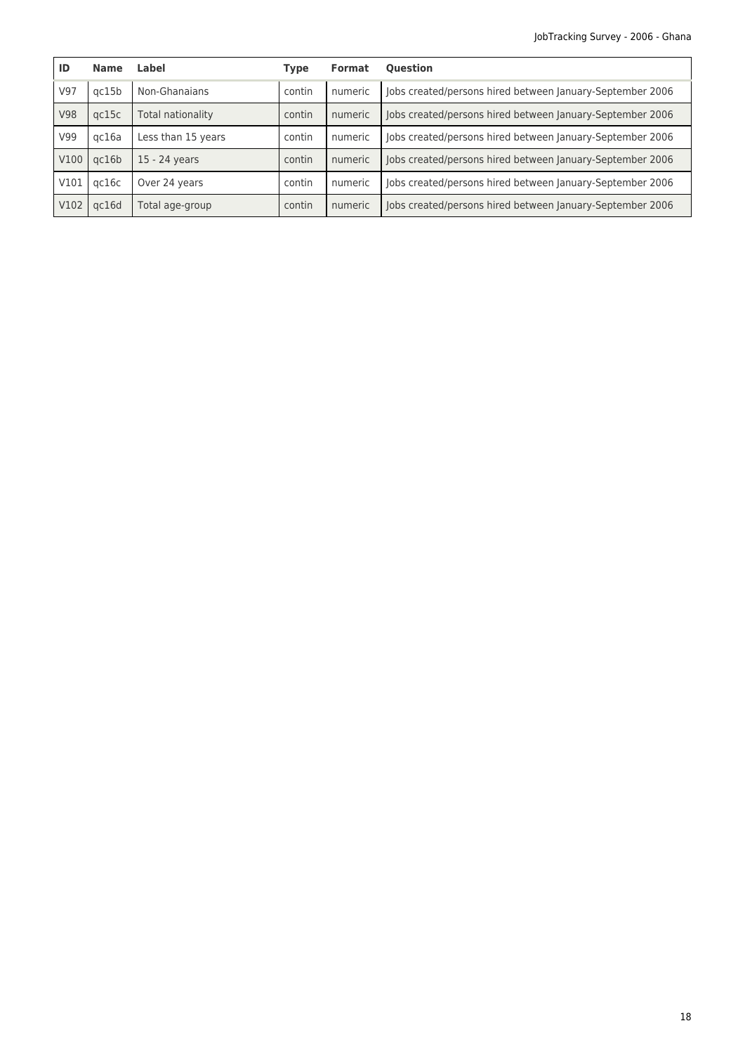| ID | Name | Label | Type | Format | Question |
|---|---|---|---|---|---|
| V97 | qc15b | Non-Ghanaians | contin | numeric | Jobs created/persons hired between January-September 2006 |
| V98 | qc15c | Total nationality | contin | numeric | Jobs created/persons hired between January-September 2006 |
| V99 | qc16a | Less than 15 years | contin | numeric | Jobs created/persons hired between January-September 2006 |
| V100 | qc16b | 15 - 24 years | contin | numeric | Jobs created/persons hired between January-September 2006 |
| V101 | qc16c | Over 24 years | contin | numeric | Jobs created/persons hired between January-September 2006 |
| V102 | qc16d | Total age-group | contin | numeric | Jobs created/persons hired between January-September 2006 |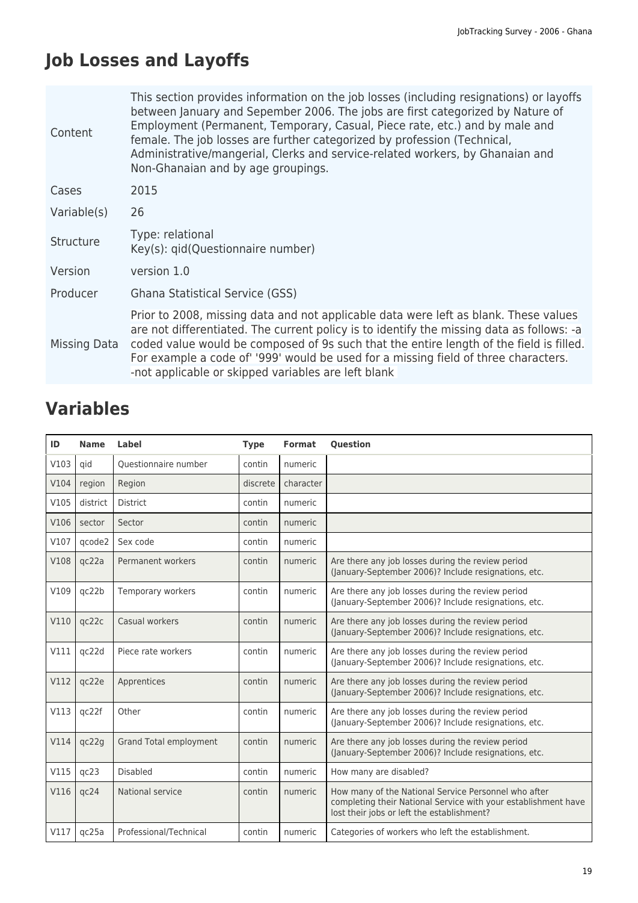# Job Losses and Layoffs

| | |
|---|---|
| Content | This section provides information on the job losses (including resignations) or layoffs between January and Sepember 2006. The jobs are first categorized by Nature of Employment (Permanent, Temporary, Casual, Piece rate, etc.) and by male and female. The job losses are further categorized by profession (Technical, Administrative/mangerial, Clerks and service-related workers, by Ghanaian and Non-Ghanaian and by age groupings. |
| Cases | 2015 |
| Variable(s) | 26 |
| Structure | Type: relational<br>Key(s): qid(Questionnaire number) |
| Version | version 1.0 |
| Producer | Ghana Statistical Service (GSS) |
| Missing Data | Prior to 2008, missing data and not applicable data were left as blank. These values are not differentiated. The current policy is to identify the missing data as follows: -a coded value would be composed of 9s such that the entire length of the field is filled. For example a code of' '999' would be used for a missing field of three characters. -not applicable or skipped variables are left blank |

# Variables

| ID | Name | Label | Type | Format | Question |
|---|---|---|---|---|---|
| V103 | qid | Questionnaire number | contin | numeric | |
| V104 | region | Region | discrete | character | |
| V105 | district | District | contin | numeric | |
| V106 | sector | Sector | contin | numeric | |
| V107 | qcode2 | Sex code | contin | numeric | |
| V108 | qc22a | Permanent workers | contin | numeric | Are there any job losses during the review period (January-September 2006)? Include resignations, etc. |
| V109 | qc22b | Temporary workers | contin | numeric | Are there any job losses during the review period (January-September 2006)? Include resignations, etc. |
| V110 | qc22c | Casual workers | contin | numeric | Are there any job losses during the review period (January-September 2006)? Include resignations, etc. |
| V111 | qc22d | Piece rate workers | contin | numeric | Are there any job losses during the review period (January-September 2006)? Include resignations, etc. |
| V112 | qc22e | Apprentices | contin | numeric | Are there any job losses during the review period (January-September 2006)? Include resignations, etc. |
| V113 | qc22f | Other | contin | numeric | Are there any job losses during the review period (January-September 2006)? Include resignations, etc. |
| V114 | qc22g | Grand Total employment | contin | numeric | Are there any job losses during the review period (January-September 2006)? Include resignations, etc. |
| V115 | qc23 | Disabled | contin | numeric | How many are disabled? |
| V116 | qc24 | National service | contin | numeric | How many of the National Service Personnel who after completing their National Service with your establishment have lost their jobs or left the establishment? |
| V117 | qc25a | Professional/Technical | contin | numeric | Categories of workers who left the establishment. |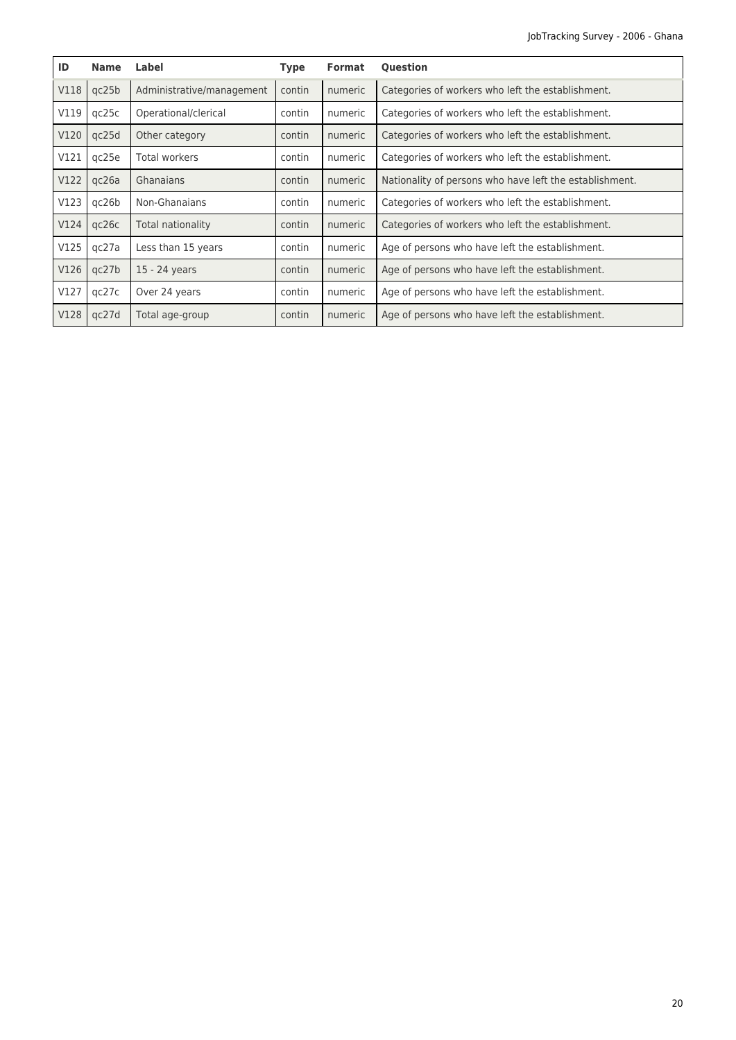| ID | Name | Label | Type | Format | Question |
|---|---|---|---|---|---|
| V118 | qc25b | Administrative/management | contin | numeric | Categories of workers who left the establishment. |
| V119 | qc25c | Operational/clerical | contin | numeric | Categories of workers who left the establishment. |
| V120 | qc25d | Other category | contin | numeric | Categories of workers who left the establishment. |
| V121 | qc25e | Total workers | contin | numeric | Categories of workers who left the establishment. |
| V122 | qc26a | Ghanaians | contin | numeric | Nationality of persons who have left the establishment. |
| V123 | qc26b | Non-Ghanaians | contin | numeric | Categories of workers who left the establishment. |
| V124 | qc26c | Total nationality | contin | numeric | Categories of workers who left the establishment. |
| V125 | qc27a | Less than 15 years | contin | numeric | Age of persons who have left the establishment. |
| V126 | qc27b | 15 - 24 years | contin | numeric | Age of persons who have left the establishment. |
| V127 | qc27c | Over 24 years | contin | numeric | Age of persons who have left the establishment. |
| V128 | qc27d | Total age-group | contin | numeric | Age of persons who have left the establishment. |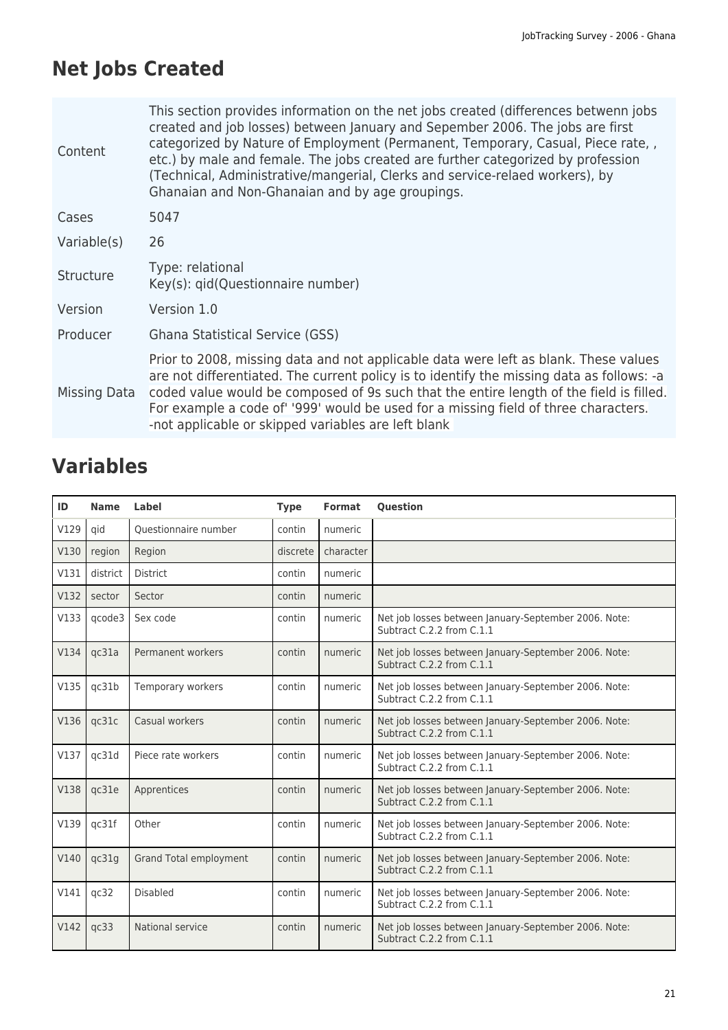## Net Jobs Created

| | |
|---|---|
| Content | This section provides information on the net jobs created (differences betwenn jobs created and job losses) between January and Sepember 2006. The jobs are first categorized by Nature of Employment (Permanent, Temporary, Casual, Piece rate, , etc.) by male and female. The jobs created are further categorized by profession (Technical, Administrative/mangerial, Clerks and service-relaed workers), by Ghanaian and Non-Ghanaian and by age groupings. |
| Cases | 5047 |
| Variable(s) | 26 |
| Structure | Type: relational<br>Key(s): qid(Questionnaire number) |
| Version | Version 1.0 |
| Producer | Ghana Statistical Service (GSS) |
| Missing Data | Prior to 2008, missing data and not applicable data were left as blank. These values are not differentiated. The current policy is to identify the missing data as follows: -a coded value would be composed of 9s such that the entire length of the field is filled. For example a code of' '999' would be used for a missing field of three characters. -not applicable or skipped variables are left blank |

## Variables

| ID | Name | Label | Type | Format | Question |
|---|---|---|---|---|---|
| V129 | qid | Questionnaire number | contin | numeric | |
| V130 | region | Region | discrete | character | |
| V131 | district | District | contin | numeric | |
| V132 | sector | Sector | contin | numeric | |
| V133 | qcode3 | Sex code | contin | numeric | Net job losses between January-September 2006. Note: Subtract C.2.2 from C.1.1 |
| V134 | qc31a | Permanent workers | contin | numeric | Net job losses between January-September 2006. Note: Subtract C.2.2 from C.1.1 |
| V135 | qc31b | Temporary workers | contin | numeric | Net job losses between January-September 2006. Note: Subtract C.2.2 from C.1.1 |
| V136 | qc31c | Casual workers | contin | numeric | Net job losses between January-September 2006. Note: Subtract C.2.2 from C.1.1 |
| V137 | qc31d | Piece rate workers | contin | numeric | Net job losses between January-September 2006. Note: Subtract C.2.2 from C.1.1 |
| V138 | qc31e | Apprentices | contin | numeric | Net job losses between January-September 2006. Note: Subtract C.2.2 from C.1.1 |
| V139 | qc31f | Other | contin | numeric | Net job losses between January-September 2006. Note: Subtract C.2.2 from C.1.1 |
| V140 | qc31g | Grand Total employment | contin | numeric | Net job losses between January-September 2006. Note: Subtract C.2.2 from C.1.1 |
| V141 | qc32 | Disabled | contin | numeric | Net job losses between January-September 2006. Note: Subtract C.2.2 from C.1.1 |
| V142 | qc33 | National service | contin | numeric | Net job losses between January-September 2006. Note: Subtract C.2.2 from C.1.1 |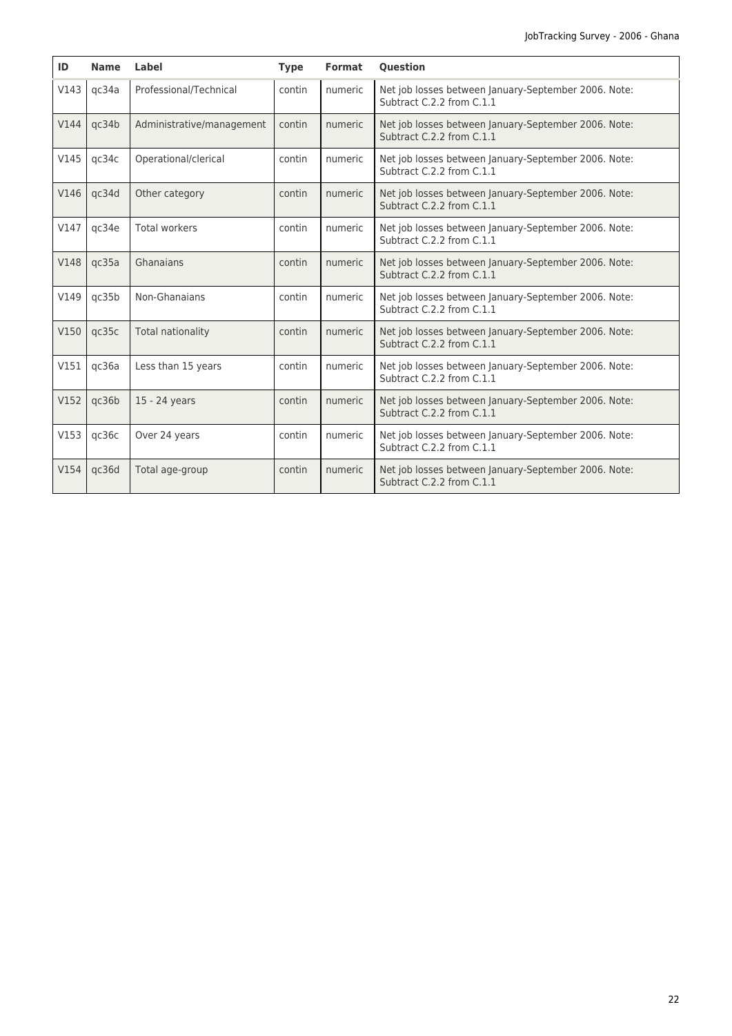| ID | Name | Label | Type | Format | Question |
| --- | --- | --- | --- | --- | --- |
| V143 | qc34a | Professional/Technical | contin | numeric | Net job losses between January-September 2006. Note: Subtract C.2.2 from C.1.1 |
| V144 | qc34b | Administrative/management | contin | numeric | Net job losses between January-September 2006. Note: Subtract C.2.2 from C.1.1 |
| V145 | qc34c | Operational/clerical | contin | numeric | Net job losses between January-September 2006. Note: Subtract C.2.2 from C.1.1 |
| V146 | qc34d | Other category | contin | numeric | Net job losses between January-September 2006. Note: Subtract C.2.2 from C.1.1 |
| V147 | qc34e | Total workers | contin | numeric | Net job losses between January-September 2006. Note: Subtract C.2.2 from C.1.1 |
| V148 | qc35a | Ghanaians | contin | numeric | Net job losses between January-September 2006. Note: Subtract C.2.2 from C.1.1 |
| V149 | qc35b | Non-Ghanaians | contin | numeric | Net job losses between January-September 2006. Note: Subtract C.2.2 from C.1.1 |
| V150 | qc35c | Total nationality | contin | numeric | Net job losses between January-September 2006. Note: Subtract C.2.2 from C.1.1 |
| V151 | qc36a | Less than 15 years | contin | numeric | Net job losses between January-September 2006. Note: Subtract C.2.2 from C.1.1 |
| V152 | qc36b | 15 - 24 years | contin | numeric | Net job losses between January-September 2006. Note: Subtract C.2.2 from C.1.1 |
| V153 | qc36c | Over 24 years | contin | numeric | Net job losses between January-September 2006. Note: Subtract C.2.2 from C.1.1 |
| V154 | qc36d | Total age-group | contin | numeric | Net job losses between January-September 2006. Note: Subtract C.2.2 from C.1.1 |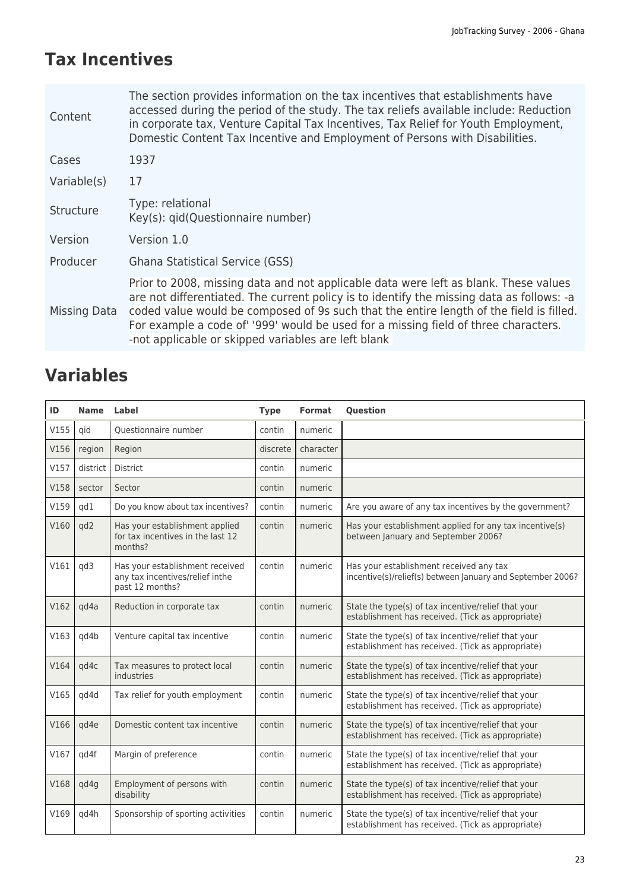# Tax Incentives

| | |
|---|---|
| Content | The section provides information on the tax incentives that establishments have accessed during the period of the study. The tax reliefs available include: Reduction in corporate tax, Venture Capital Tax Incentives, Tax Relief for Youth Employment, Domestic Content Tax Incentive and Employment of Persons with Disabilities. |
| Cases | 1937 |
| Variable(s) | 17 |
| Structure | Type: relational<br>Key(s): qid(Questionnaire number) |
| Version | Version 1.0 |
| Producer | Ghana Statistical Service (GSS) |
| Missing Data | Prior to 2008, missing data and not applicable data were left as blank. These values are not differentiated. The current policy is to identify the missing data as follows: -a coded value would be composed of 9s such that the entire length of the field is filled. For example a code of' '999' would be used for a missing field of three characters.<br>-not applicable or skipped variables are left blank |

# Variables

| ID | Name | Label | Type | Format | Question |
|---|---|---|---|---|---|
| V155 | qid | Questionnaire number | contin | numeric | |
| V156 | region | Region | discrete | character | |
| V157 | district | District | contin | numeric | |
| V158 | sector | Sector | contin | numeric | |
| V159 | qd1 | Do you know about tax incentives? | contin | numeric | Are you aware of any tax incentives by the government? |
| V160 | qd2 | Has your establishment applied for tax incentives in the last 12 months? | contin | numeric | Has your establishment applied for any tax incentive(s) between January and September 2006? |
| V161 | qd3 | Has your establishment received any tax incentives/relief inthe past 12 months? | contin | numeric | Has your establishment received any tax incentive(s)/relief(s) between January and September 2006? |
| V162 | qd4a | Reduction in corporate tax | contin | numeric | State the type(s) of tax incentive/relief that your establishment has received. (Tick as appropriate) |
| V163 | qd4b | Venture capital tax incentive | contin | numeric | State the type(s) of tax incentive/relief that your establishment has received. (Tick as appropriate) |
| V164 | qd4c | Tax measures to protect local industries | contin | numeric | State the type(s) of tax incentive/relief that your establishment has received. (Tick as appropriate) |
| V165 | qd4d | Tax relief for youth employment | contin | numeric | State the type(s) of tax incentive/relief that your establishment has received. (Tick as appropriate) |
| V166 | qd4e | Domestic content tax incentive | contin | numeric | State the type(s) of tax incentive/relief that your establishment has received. (Tick as appropriate) |
| V167 | qd4f | Margin of preference | contin | numeric | State the type(s) of tax incentive/relief that your establishment has received. (Tick as appropriate) |
| V168 | qd4g | Employment of persons with disability | contin | numeric | State the type(s) of tax incentive/relief that your establishment has received. (Tick as appropriate) |
| V169 | qd4h | Sponsorship of sporting activities | contin | numeric | State the type(s) of tax incentive/relief that your establishment has received. (Tick as appropriate) |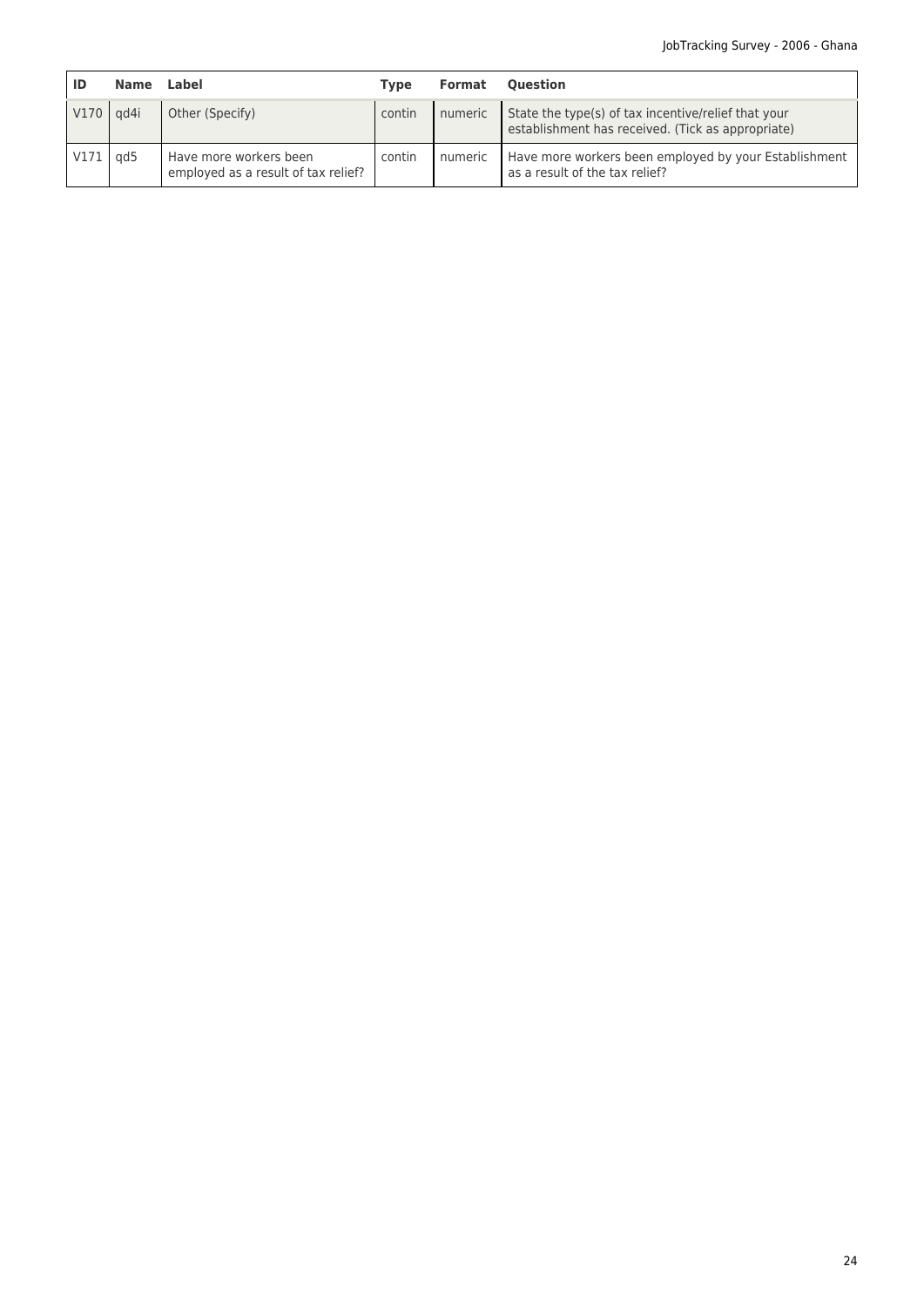| ID | Name | Label | Type | Format | Question |
|---|---|---|---|---|---|
| V170 | qd4i | Other (Specify) | contin | numeric | State the type(s) of tax incentive/relief that your establishment has received. (Tick as appropriate) |
| V171 | qd5 | Have more workers been employed as a result of tax relief? | contin | numeric | Have more workers been employed by your Establishment as a result of the tax relief? |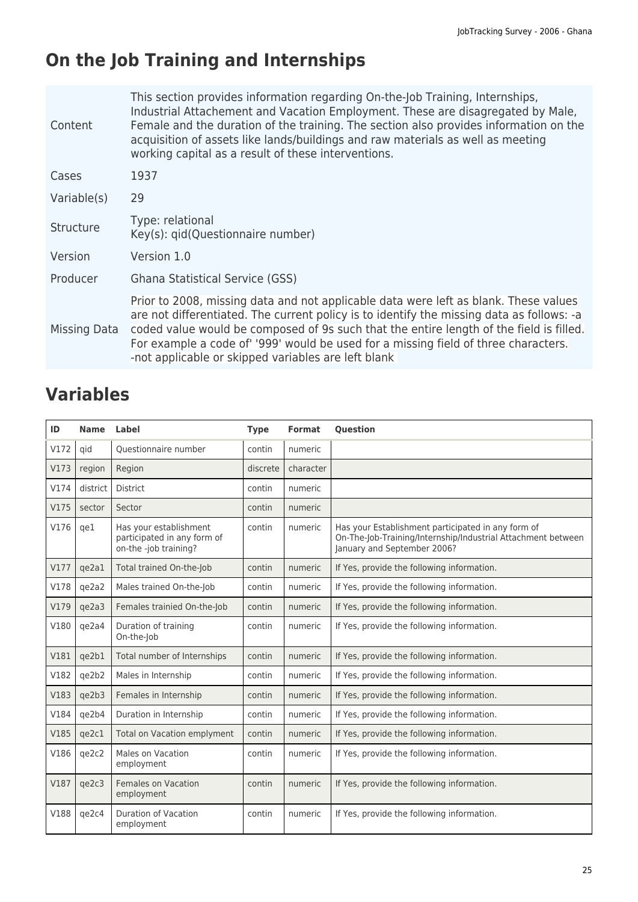# On the Job Training and Internships

| | |
|---|---|
| Content | This section provides information regarding On-the-Job Training, Internships, Industrial Attachement and Vacation Employment. These are disagregated by Male, Female and the duration of the training. The section also provides information on the acquisition of assets like lands/buildings and raw materials as well as meeting working capital as a result of these interventions. |
| Cases | 1937 |
| Variable(s) | 29 |
| Structure | Type: relational<br>Key(s): qid(Questionnaire number) |
| Version | Version 1.0 |
| Producer | Ghana Statistical Service (GSS) |
| Missing Data | Prior to 2008, missing data and not applicable data were left as blank. These values are not differentiated. The current policy is to identify the missing data as follows: -a coded value would be composed of 9s such that the entire length of the field is filled. For example a code of' '999' would be used for a missing field of three characters. -not applicable or skipped variables are left blank |

# Variables

| ID | Name | Label | Type | Format | Question |
|---|---|---|---|---|---|
| V172 | qid | Questionnaire number | contin | numeric | |
| V173 | region | Region | discrete | character | |
| V174 | district | District | contin | numeric | |
| V175 | sector | Sector | contin | numeric | |
| V176 | qe1 | Has your establishment participated in any form of on-the -job training? | contin | numeric | Has your Establishment participated in any form of On-The-Job-Training/Internship/Industrial Attachment between January and September 2006? |
| V177 | qe2a1 | Total trained On-the-Job | contin | numeric | If Yes, provide the following information. |
| V178 | qe2a2 | Males trained On-the-Job | contin | numeric | If Yes, provide the following information. |
| V179 | qe2a3 | Females trainied On-the-Job | contin | numeric | If Yes, provide the following information. |
| V180 | qe2a4 | Duration of training On-the-Job | contin | numeric | If Yes, provide the following information. |
| V181 | qe2b1 | Total number of Internships | contin | numeric | If Yes, provide the following information. |
| V182 | qe2b2 | Males in Internship | contin | numeric | If Yes, provide the following information. |
| V183 | qe2b3 | Females in Internship | contin | numeric | If Yes, provide the following information. |
| V184 | qe2b4 | Duration in Internship | contin | numeric | If Yes, provide the following information. |
| V185 | qe2c1 | Total on Vacation emplyment | contin | numeric | If Yes, provide the following information. |
| V186 | qe2c2 | Males on Vacation employment | contin | numeric | If Yes, provide the following information. |
| V187 | qe2c3 | Females on Vacation employment | contin | numeric | If Yes, provide the following information. |
| V188 | qe2c4 | Duration of Vacation employment | contin | numeric | If Yes, provide the following information. |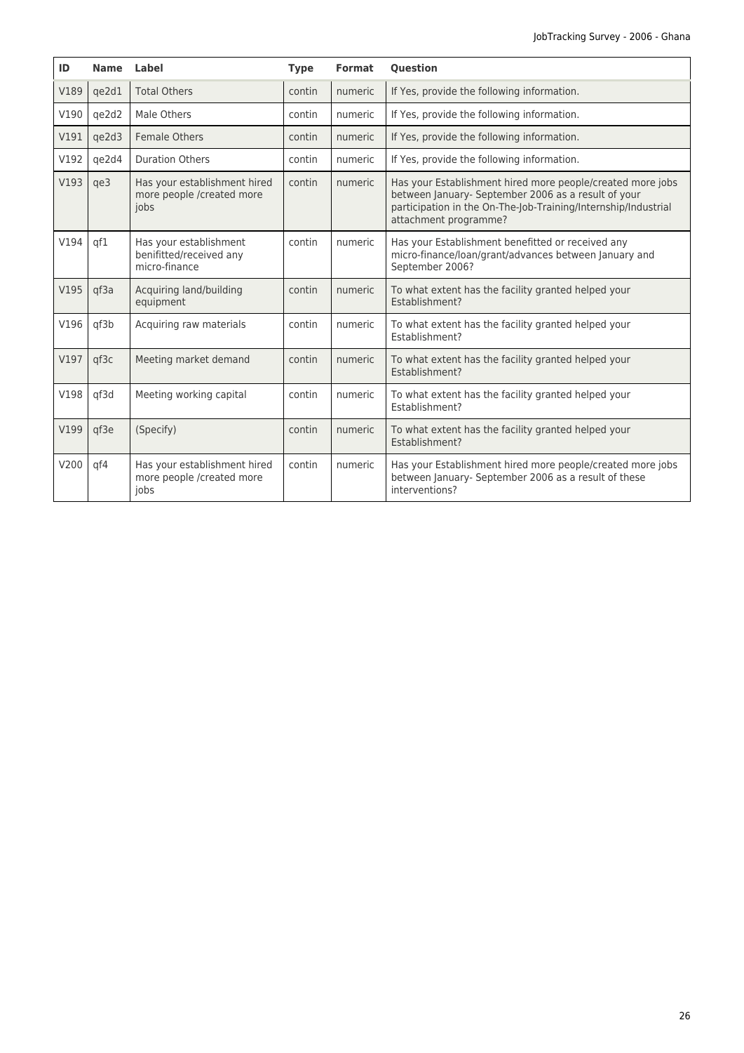| ID | Name | Label | Type | Format | Question |
|---|---|---|---|---|---|
| V189 | qe2d1 | Total Others | contin | numeric | If Yes, provide the following information. |
| V190 | qe2d2 | Male Others | contin | numeric | If Yes, provide the following information. |
| V191 | qe2d3 | Female Others | contin | numeric | If Yes, provide the following information. |
| V192 | qe2d4 | Duration Others | contin | numeric | If Yes, provide the following information. |
| V193 | qe3 | Has your establishment hired more people /created more jobs | contin | numeric | Has your Establishment hired more people/created more jobs between January- September 2006 as a result of your participation in the On-The-Job-Training/Internship/Industrial attachment programme? |
| V194 | qf1 | Has your establishment benifitted/received any micro-finance | contin | numeric | Has your Establishment benefitted or received any micro-finance/loan/grant/advances between January and September 2006? |
| V195 | qf3a | Acquiring land/building equipment | contin | numeric | To what extent has the facility granted helped your Establishment? |
| V196 | qf3b | Acquiring raw materials | contin | numeric | To what extent has the facility granted helped your Establishment? |
| V197 | qf3c | Meeting market demand | contin | numeric | To what extent has the facility granted helped your Establishment? |
| V198 | qf3d | Meeting working capital | contin | numeric | To what extent has the facility granted helped your Establishment? |
| V199 | qf3e | (Specify) | contin | numeric | To what extent has the facility granted helped your Establishment? |
| V200 | qf4 | Has your establishment hired more people /created more jobs | contin | numeric | Has your Establishment hired more people/created more jobs between January- September 2006 as a result of these interventions? |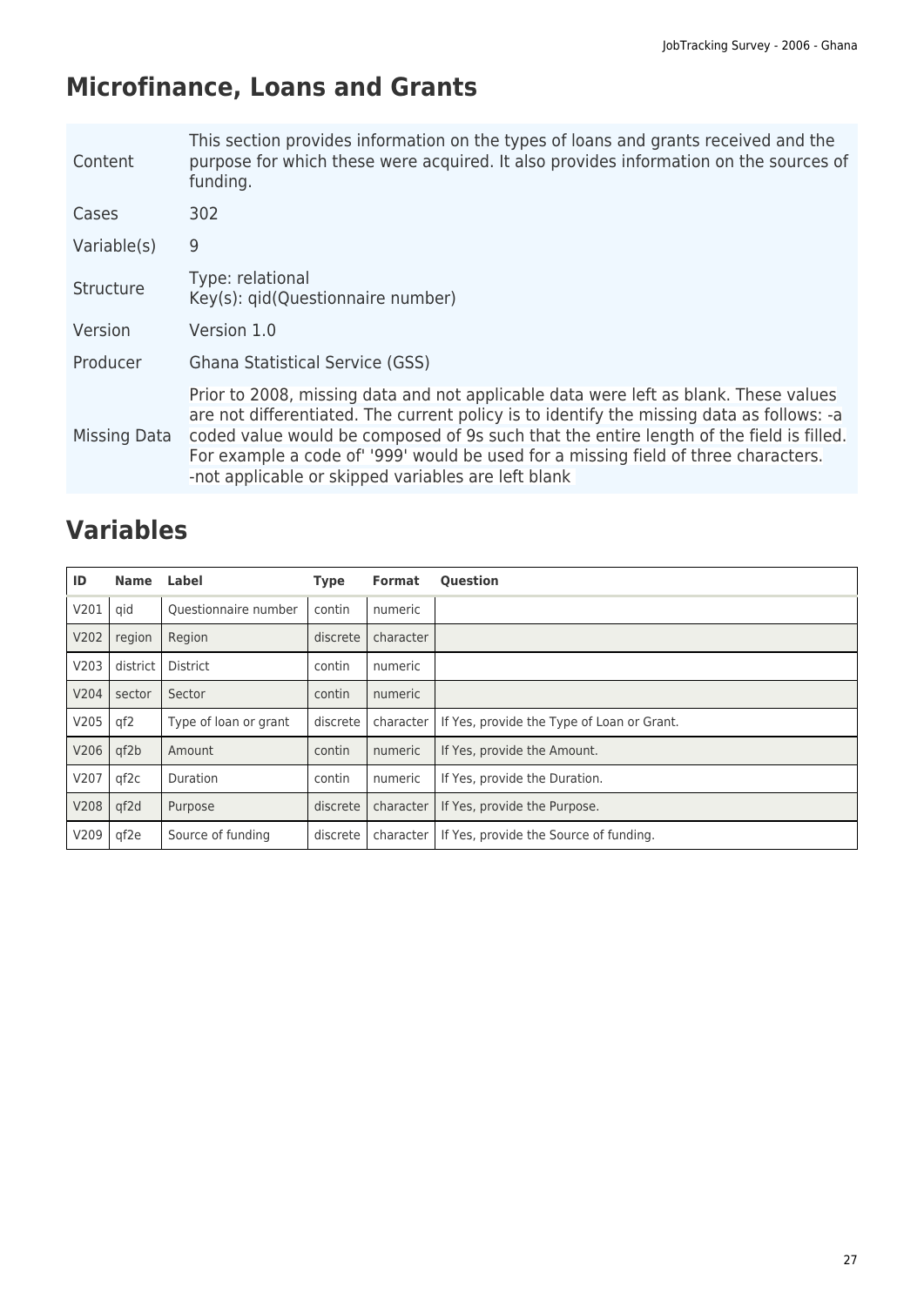## Microfinance, Loans and Grants

| | |
|---|---|
| Content | This section provides information on the types of loans and grants received and the purpose for which these were acquired. It also provides information on the sources of funding. |
| Cases | 302 |
| Variable(s) | 9 |
| Structure | Type: relational<br>Key(s): qid(Questionnaire number) |
| Version | Version 1.0 |
| Producer | Ghana Statistical Service (GSS) |
| Missing Data | Prior to 2008, missing data and not applicable data were left as blank. These values are not differentiated. The current policy is to identify the missing data as follows: -a coded value would be composed of 9s such that the entire length of the field is filled. For example a code of' '999' would be used for a missing field of three characters. -not applicable or skipped variables are left blank |

## Variables

| ID | Name | Label | Type | Format | Question |
|---|---|---|---|---|---|
| V201 | qid | Questionnaire number | contin | numeric | |
| V202 | region | Region | discrete | character | |
| V203 | district | District | contin | numeric | |
| V204 | sector | Sector | contin | numeric | |
| V205 | qf2 | Type of loan or grant | discrete | character | If Yes, provide the Type of Loan or Grant. |
| V206 | qf2b | Amount | contin | numeric | If Yes, provide the Amount. |
| V207 | qf2c | Duration | contin | numeric | If Yes, provide the Duration. |
| V208 | qf2d | Purpose | discrete | character | If Yes, provide the Purpose. |
| V209 | qf2e | Source of funding | discrete | character | If Yes, provide the Source of funding. |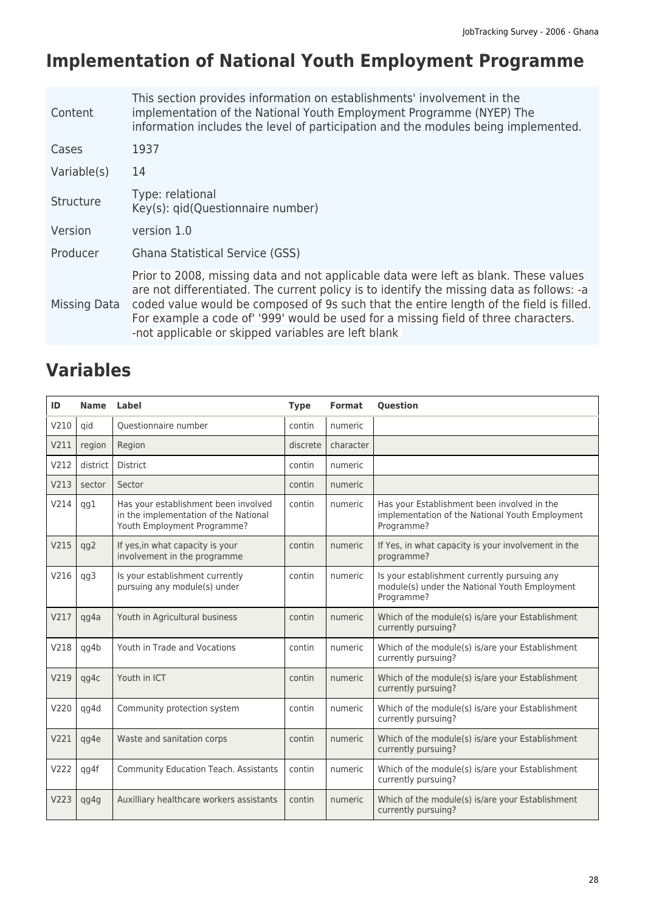# Implementation of National Youth Employment Programme

| | |
|---|---|
| Content | This section provides information on establishments' involvement in the implementation of the National Youth Employment Programme (NYEP) The information includes the level of participation and the modules being implemented. |
| Cases | 1937 |
| Variable(s) | 14 |
| Structure | Type: relational<br>Key(s): qid(Questionnaire number) |
| Version | version 1.0 |
| Producer | Ghana Statistical Service (GSS) |
| Missing Data | Prior to 2008, missing data and not applicable data were left as blank. These values are not differentiated. The current policy is to identify the missing data as follows: -a coded value would be composed of 9s such that the entire length of the field is filled. For example a code of' '999' would be used for a missing field of three characters. -not applicable or skipped variables are left blank |

## Variables

| ID | Name | Label | Type | Format | Question |
|---|---|---|---|---|---|
| V210 | qid | Questionnaire number | contin | numeric | |
| V211 | region | Region | discrete | character | |
| V212 | district | District | contin | numeric | |
| V213 | sector | Sector | contin | numeric | |
| V214 | qg1 | Has your establishment been involved in the implementation of the National Youth Employment Programme? | contin | numeric | Has your Establishment been involved in the implementation of the National Youth Employment Programme? |
| V215 | qg2 | If yes,in what capacity is your involvement in the programme | contin | numeric | If Yes, in what capacity is your involvement in the programme? |
| V216 | qg3 | Is your establishment currently pursuing any module(s) under | contin | numeric | Is your establishment currently pursuing any module(s) under the National Youth Employment Programme? |
| V217 | qg4a | Youth in Agricultural business | contin | numeric | Which of the module(s) is/are your Establishment currently pursuing? |
| V218 | qg4b | Youth in Trade and Vocations | contin | numeric | Which of the module(s) is/are your Establishment currently pursuing? |
| V219 | qg4c | Youth in ICT | contin | numeric | Which of the module(s) is/are your Establishment currently pursuing? |
| V220 | qg4d | Community protection system | contin | numeric | Which of the module(s) is/are your Establishment currently pursuing? |
| V221 | qg4e | Waste and sanitation corps | contin | numeric | Which of the module(s) is/are your Establishment currently pursuing? |
| V222 | qg4f | Community Education Teach. Assistants | contin | numeric | Which of the module(s) is/are your Establishment currently pursuing? |
| V223 | qg4g | Auxilliary healthcare workers assistants | contin | numeric | Which of the module(s) is/are your Establishment currently pursuing? |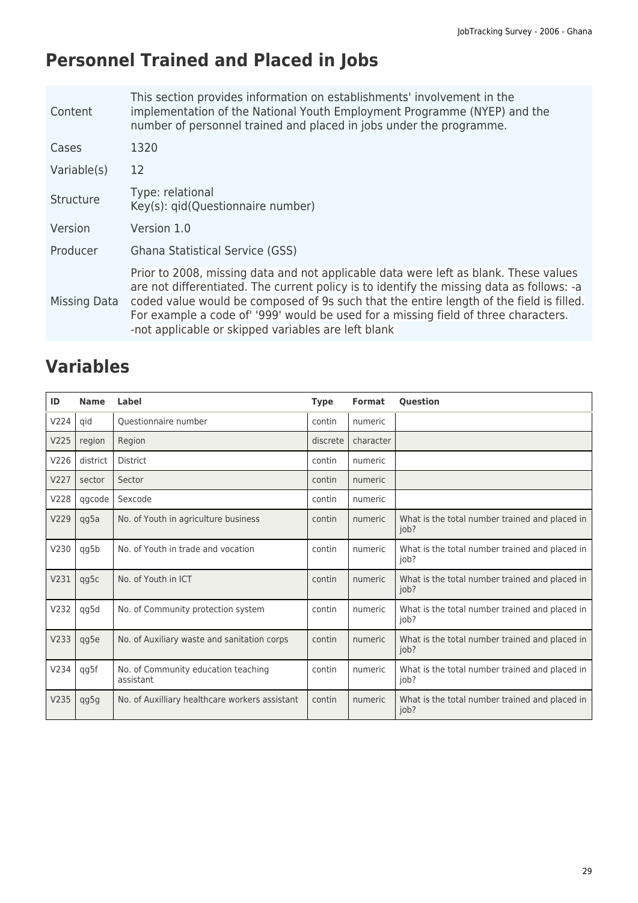# Personnel Trained and Placed in Jobs

| | |
|---|---|
| Content | This section provides information on establishments' involvement in the implementation of the National Youth Employment Programme (NYEP) and the number of personnel trained and placed in jobs under the programme. |
| Cases | 1320 |
| Variable(s) | 12 |
| Structure | Type: relational<br>Key(s): qid(Questionnaire number) |
| Version | Version 1.0 |
| Producer | Ghana Statistical Service (GSS) |
| Missing Data | Prior to 2008, missing data and not applicable data were left as blank. These values are not differentiated. The current policy is to identify the missing data as follows: -a coded value would be composed of 9s such that the entire length of the field is filled. For example a code of' '999' would be used for a missing field of three characters. -not applicable or skipped variables are left blank |

# Variables

| ID | Name | Label | Type | Format | Question |
|---|---|---|---|---|---|
| V224 | qid | Questionnaire number | contin | numeric | |
| V225 | region | Region | discrete | character | |
| V226 | district | District | contin | numeric | |
| V227 | sector | Sector | contin | numeric | |
| V228 | qgcode | Sexcode | contin | numeric | |
| V229 | qg5a | No. of Youth in agriculture business | contin | numeric | What is the total number trained and placed in job? |
| V230 | qg5b | No. of Youth in trade and vocation | contin | numeric | What is the total number trained and placed in job? |
| V231 | qg5c | No. of Youth in ICT | contin | numeric | What is the total number trained and placed in job? |
| V232 | qg5d | No. of Community protection system | contin | numeric | What is the total number trained and placed in job? |
| V233 | qg5e | No. of Auxiliary waste and sanitation corps | contin | numeric | What is the total number trained and placed in job? |
| V234 | qg5f | No. of Community education teaching assistant | contin | numeric | What is the total number trained and placed in job? |
| V235 | qg5g | No. of Auxilliary healthcare workers assistant | contin | numeric | What is the total number trained and placed in job? |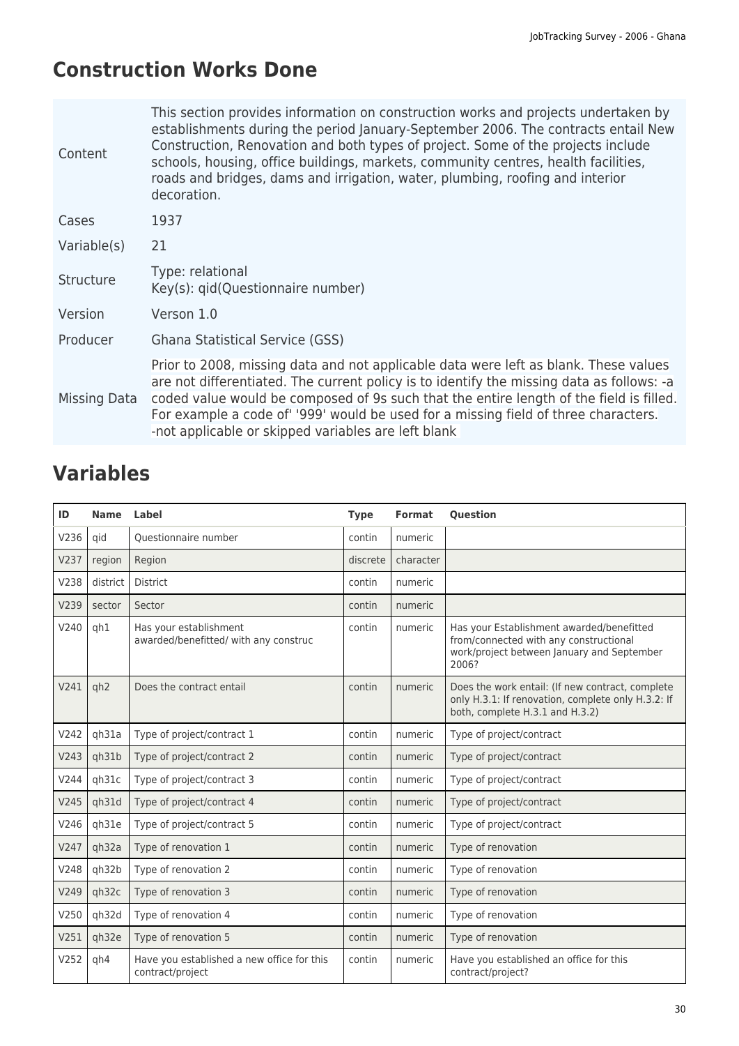## Construction Works Done

| | |
|---|---|
| Content | This section provides information on construction works and projects undertaken by establishments during the period January-September 2006. The contracts entail New Construction, Renovation and both types of project. Some of the projects include schools, housing, office buildings, markets, community centres, health facilities, roads and bridges, dams and irrigation, water, plumbing, roofing and interior decoration. |
| Cases | 1937 |
| Variable(s) | 21 |
| Structure | Type: relational<br>Key(s): qid(Questionnaire number) |
| Version | Verson 1.0 |
| Producer | Ghana Statistical Service (GSS) |
| Missing Data | Prior to 2008, missing data and not applicable data were left as blank. These values are not differentiated. The current policy is to identify the missing data as follows: -a coded value would be composed of 9s such that the entire length of the field is filled. For example a code of' '999' would be used for a missing field of three characters. -not applicable or skipped variables are left blank |

## Variables

| ID | Name | Label | Type | Format | Question |
|---|---|---|---|---|---|
| V236 | qid | Questionnaire number | contin | numeric | |
| V237 | region | Region | discrete | character | |
| V238 | district | District | contin | numeric | |
| V239 | sector | Sector | contin | numeric | |
| V240 | qh1 | Has your establishment awarded/benefitted/ with any construc | contin | numeric | Has your Establishment awarded/benefitted from/connected with any constructional work/project between January and September 2006? |
| V241 | qh2 | Does the contract entail | contin | numeric | Does the work entail: (If new contract, complete only H.3.1: If renovation, complete only H.3.2: If both, complete H.3.1 and H.3.2) |
| V242 | qh31a | Type of project/contract 1 | contin | numeric | Type of project/contract |
| V243 | qh31b | Type of project/contract 2 | contin | numeric | Type of project/contract |
| V244 | qh31c | Type of project/contract 3 | contin | numeric | Type of project/contract |
| V245 | qh31d | Type of project/contract 4 | contin | numeric | Type of project/contract |
| V246 | qh31e | Type of project/contract 5 | contin | numeric | Type of project/contract |
| V247 | qh32a | Type of renovation 1 | contin | numeric | Type of renovation |
| V248 | qh32b | Type of renovation 2 | contin | numeric | Type of renovation |
| V249 | qh32c | Type of renovation 3 | contin | numeric | Type of renovation |
| V250 | qh32d | Type of renovation 4 | contin | numeric | Type of renovation |
| V251 | qh32e | Type of renovation 5 | contin | numeric | Type of renovation |
| V252 | qh4 | Have you established a new office for this contract/project | contin | numeric | Have you established an office for this contract/project? |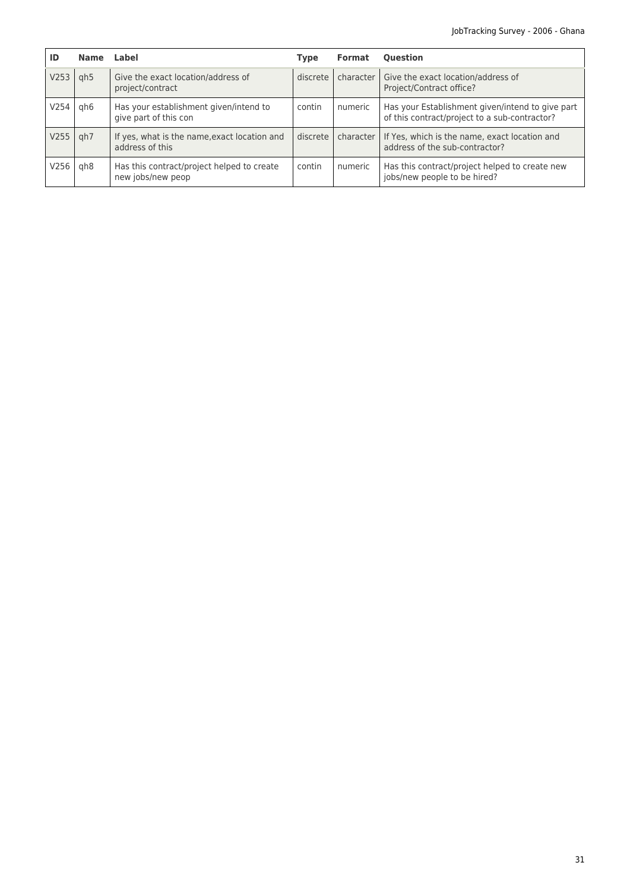| ID | Name | Label | Type | Format | Question |
|---|---|---|---|---|---|
| V253 | qh5 | Give the exact location/address of project/contract | discrete | character | Give the exact location/address of Project/Contract office? |
| V254 | qh6 | Has your establishment given/intend to give part of this con | contin | numeric | Has your Establishment given/intend to give part of this contract/project to a sub-contractor? |
| V255 | qh7 | If yes, what is the name,exact location and address of this | discrete | character | If Yes, which is the name, exact location and address of the sub-contractor? |
| V256 | qh8 | Has this contract/project helped to create new jobs/new peop | contin | numeric | Has this contract/project helped to create new jobs/new people to be hired? |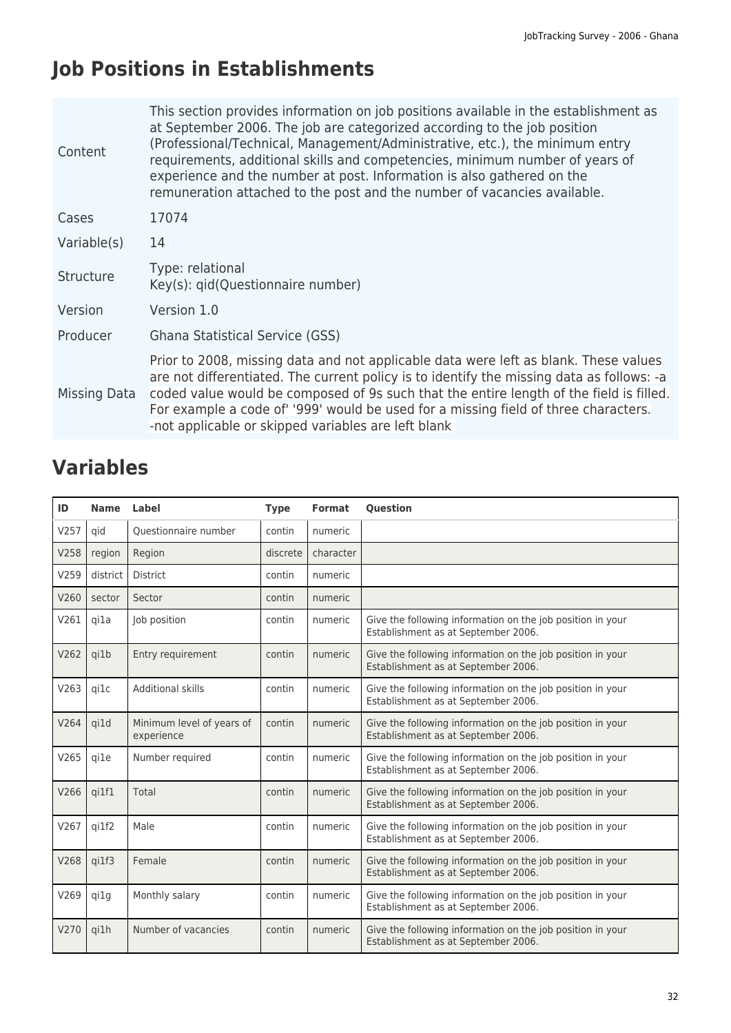# Job Positions in Establishments

| | |
|---|---|
| Content | This section provides information on job positions available in the establishment as at September 2006. The job are categorized according to the job position (Professional/Technical, Management/Administrative, etc.), the minimum entry requirements, additional skills and competencies, minimum number of years of experience and the number at post. Information is also gathered on the remuneration attached to the post and the number of vacancies available. |
| Cases | 17074 |
| Variable(s) | 14 |
| Structure | Type: relational<br>Key(s): qid(Questionnaire number) |
| Version | Version 1.0 |
| Producer | Ghana Statistical Service (GSS) |
| Missing Data | Prior to 2008, missing data and not applicable data were left as blank. These values are not differentiated. The current policy is to identify the missing data as follows: -a coded value would be composed of 9s such that the entire length of the field is filled. For example a code of' '999' would be used for a missing field of three characters. -not applicable or skipped variables are left blank |

## Variables

| ID | Name | Label | Type | Format | Question |
|---|---|---|---|---|---|
| V257 | qid | Questionnaire number | contin | numeric | |
| V258 | region | Region | discrete | character | |
| V259 | district | District | contin | numeric | |
| V260 | sector | Sector | contin | numeric | |
| V261 | qi1a | Job position | contin | numeric | Give the following information on the job position in your Establishment as at September 2006. |
| V262 | qi1b | Entry requirement | contin | numeric | Give the following information on the job position in your Establishment as at September 2006. |
| V263 | qi1c | Additional skills | contin | numeric | Give the following information on the job position in your Establishment as at September 2006. |
| V264 | qi1d | Minimum level of years of experience | contin | numeric | Give the following information on the job position in your Establishment as at September 2006. |
| V265 | qi1e | Number required | contin | numeric | Give the following information on the job position in your Establishment as at September 2006. |
| V266 | qi1f1 | Total | contin | numeric | Give the following information on the job position in your Establishment as at September 2006. |
| V267 | qi1f2 | Male | contin | numeric | Give the following information on the job position in your Establishment as at September 2006. |
| V268 | qi1f3 | Female | contin | numeric | Give the following information on the job position in your Establishment as at September 2006. |
| V269 | qi1g | Monthly salary | contin | numeric | Give the following information on the job position in your Establishment as at September 2006. |
| V270 | qi1h | Number of vacancies | contin | numeric | Give the following information on the job position in your Establishment as at September 2006. |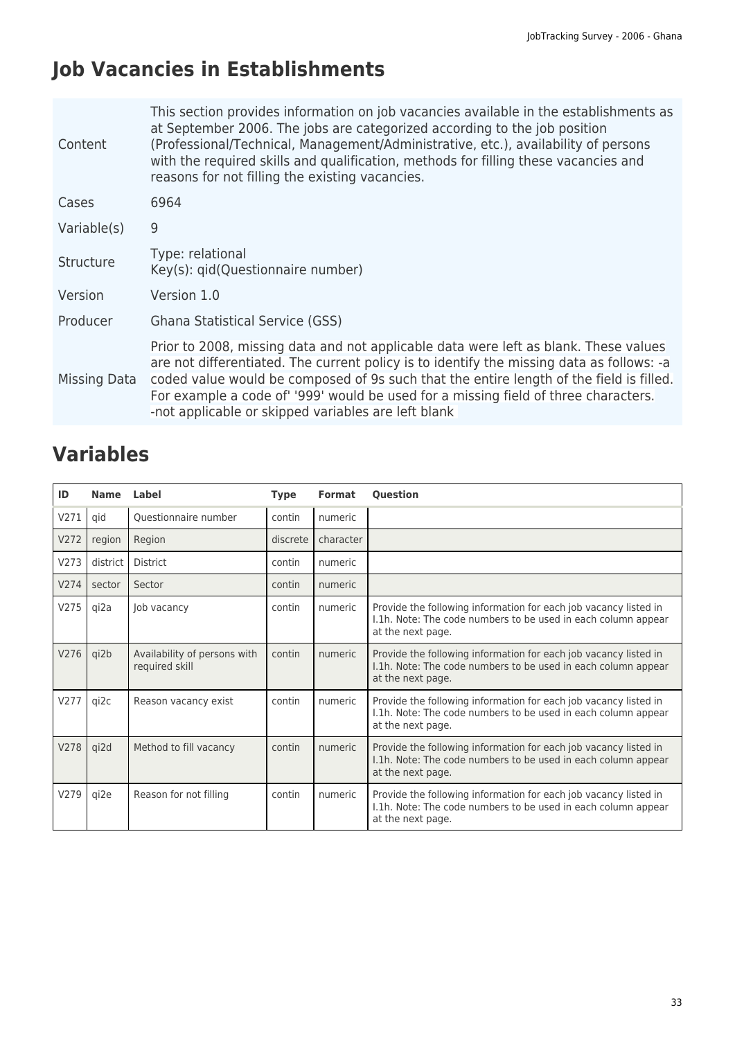# Job Vacancies in Establishments

| | |
|---|---|
| Content | This section provides information on job vacancies available in the establishments as at September 2006. The jobs are categorized according to the job position (Professional/Technical, Management/Administrative, etc.), availability of persons with the required skills and qualification, methods for filling these vacancies and reasons for not filling the existing vacancies. |
| Cases | 6964 |
| Variable(s) | 9 |
| Structure | Type: relational<br>Key(s): qid(Questionnaire number) |
| Version | Version 1.0 |
| Producer | Ghana Statistical Service (GSS) |
| Missing Data | Prior to 2008, missing data and not applicable data were left as blank. These values are not differentiated. The current policy is to identify the missing data as follows: -a coded value would be composed of 9s such that the entire length of the field is filled. For example a code of' '999' would be used for a missing field of three characters. -not applicable or skipped variables are left blank |

# Variables

| ID | Name | Label | Type | Format | Question |
|---|---|---|---|---|---|
| V271 | qid | Questionnaire number | contin | numeric | |
| V272 | region | Region | discrete | character | |
| V273 | district | District | contin | numeric | |
| V274 | sector | Sector | contin | numeric | |
| V275 | qi2a | Job vacancy | contin | numeric | Provide the following information for each job vacancy listed in I.1h. Note: The code numbers to be used in each column appear at the next page. |
| V276 | qi2b | Availability of persons with required skill | contin | numeric | Provide the following information for each job vacancy listed in I.1h. Note: The code numbers to be used in each column appear at the next page. |
| V277 | qi2c | Reason vacancy exist | contin | numeric | Provide the following information for each job vacancy listed in I.1h. Note: The code numbers to be used in each column appear at the next page. |
| V278 | qi2d | Method to fill vacancy | contin | numeric | Provide the following information for each job vacancy listed in I.1h. Note: The code numbers to be used in each column appear at the next page. |
| V279 | qi2e | Reason for not filling | contin | numeric | Provide the following information for each job vacancy listed in I.1h. Note: The code numbers to be used in each column appear at the next page. |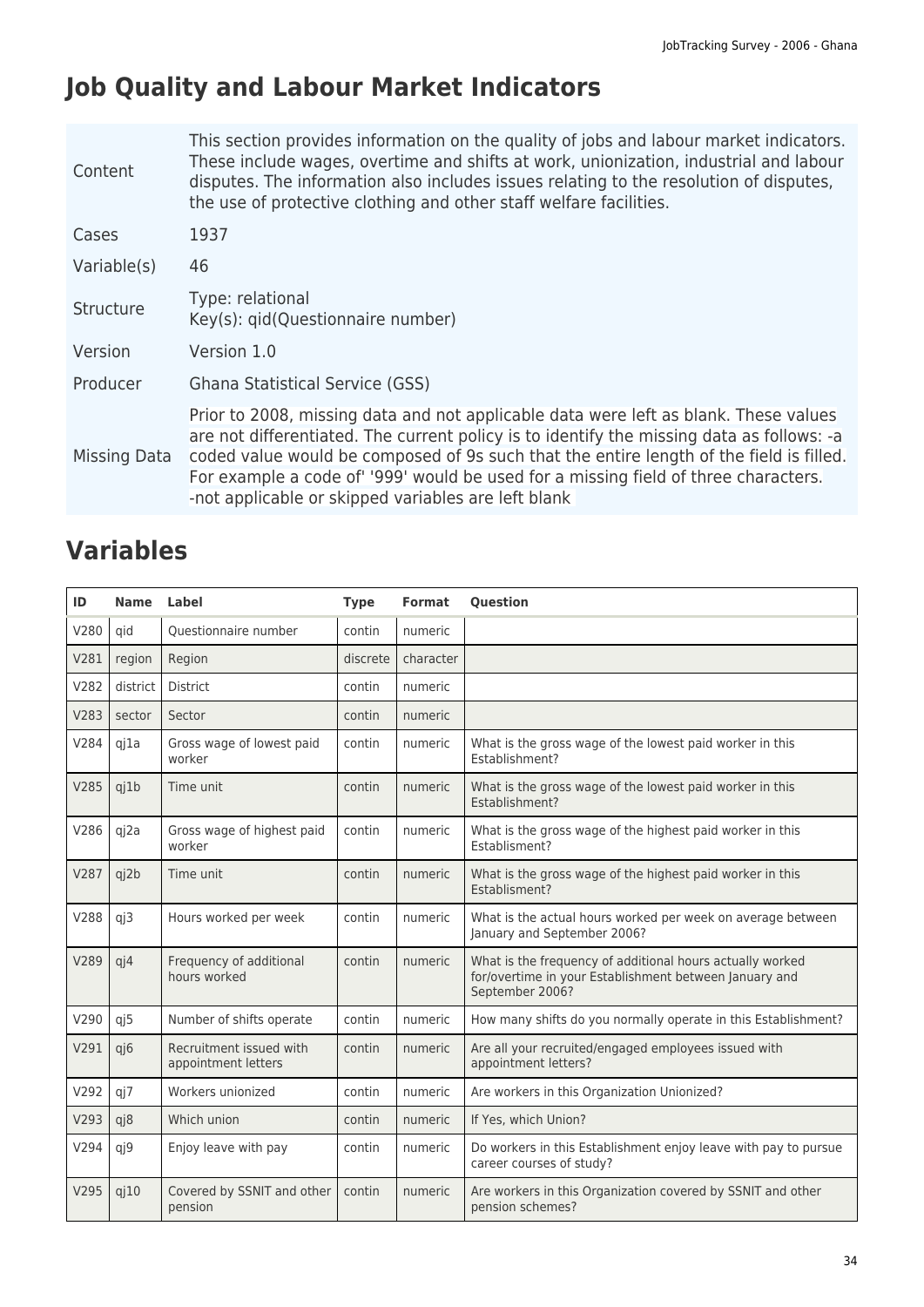# Job Quality and Labour Market Indicators

| | |
|---|---|
| Content | This section provides information on the quality of jobs and labour market indicators. These include wages, overtime and shifts at work, unionization, industrial and labour disputes. The information also includes issues relating to the resolution of disputes, the use of protective clothing and other staff welfare facilities. |
| Cases | 1937 |
| Variable(s) | 46 |
| Structure | Type: relational<br>Key(s): qid(Questionnaire number) |
| Version | Version 1.0 |
| Producer | Ghana Statistical Service (GSS) |
| Missing Data | Prior to 2008, missing data and not applicable data were left as blank. These values are not differentiated. The current policy is to identify the missing data as follows: -a coded value would be composed of 9s such that the entire length of the field is filled. For example a code of' '999' would be used for a missing field of three characters. -not applicable or skipped variables are left blank |

## Variables

| ID | Name | Label | Type | Format | Question |
|---|---|---|---|---|---|
| V280 | qid | Questionnaire number | contin | numeric | |
| V281 | region | Region | discrete | character | |
| V282 | district | District | contin | numeric | |
| V283 | sector | Sector | contin | numeric | |
| V284 | qj1a | Gross wage of lowest paid worker | contin | numeric | What is the gross wage of the lowest paid worker in this Establishment? |
| V285 | qj1b | Time unit | contin | numeric | What is the gross wage of the lowest paid worker in this Establishment? |
| V286 | qj2a | Gross wage of highest paid worker | contin | numeric | What is the gross wage of the highest paid worker in this Establisment? |
| V287 | qj2b | Time unit | contin | numeric | What is the gross wage of the highest paid worker in this Establisment? |
| V288 | qj3 | Hours worked per week | contin | numeric | What is the actual hours worked per week on average between January and September 2006? |
| V289 | qj4 | Frequency of additional hours worked | contin | numeric | What is the frequency of additional hours actually worked for/overtime in your Establishment between January and September 2006? |
| V290 | qj5 | Number of shifts operate | contin | numeric | How many shifts do you normally operate in this Establishment? |
| V291 | qj6 | Recruitment issued with appointment letters | contin | numeric | Are all your recruited/engaged employees issued with appointment letters? |
| V292 | qj7 | Workers unionized | contin | numeric | Are workers in this Organization Unionized? |
| V293 | qj8 | Which union | contin | numeric | If Yes, which Union? |
| V294 | qj9 | Enjoy leave with pay | contin | numeric | Do workers in this Establishment enjoy leave with pay to pursue career courses of study? |
| V295 | qj10 | Covered by SSNIT and other pension | contin | numeric | Are workers in this Organization covered by SSNIT and other pension schemes? |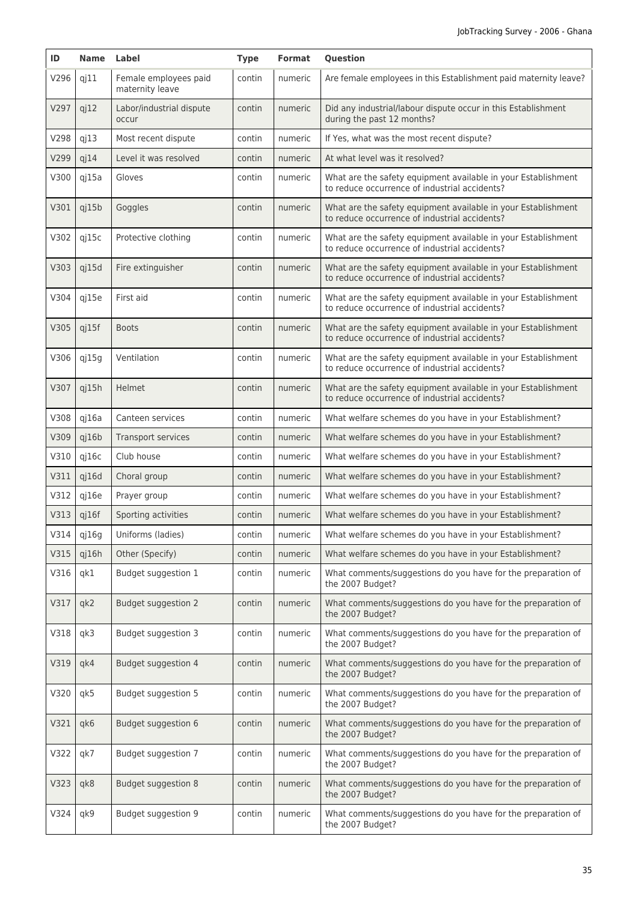| ID | Name | Label | Type | Format | Question |
|---|---|---|---|---|---|
| V296 | qj11 | Female employees paid maternity leave | contin | numeric | Are female employees in this Establishment paid maternity leave? |
| V297 | qj12 | Labor/industrial dispute occur | contin | numeric | Did any industrial/labour dispute occur in this Establishment during the past 12 months? |
| V298 | qj13 | Most recent dispute | contin | numeric | If Yes, what was the most recent dispute? |
| V299 | qj14 | Level it was resolved | contin | numeric | At what level was it resolved? |
| V300 | qj15a | Gloves | contin | numeric | What are the safety equipment available in your Establishment to reduce occurrence of industrial accidents? |
| V301 | qj15b | Goggles | contin | numeric | What are the safety equipment available in your Establishment to reduce occurrence of industrial accidents? |
| V302 | qj15c | Protective clothing | contin | numeric | What are the safety equipment available in your Establishment to reduce occurrence of industrial accidents? |
| V303 | qj15d | Fire extinguisher | contin | numeric | What are the safety equipment available in your Establishment to reduce occurrence of industrial accidents? |
| V304 | qj15e | First aid | contin | numeric | What are the safety equipment available in your Establishment to reduce occurrence of industrial accidents? |
| V305 | qj15f | Boots | contin | numeric | What are the safety equipment available in your Establishment to reduce occurrence of industrial accidents? |
| V306 | qj15g | Ventilation | contin | numeric | What are the safety equipment available in your Establishment to reduce occurrence of industrial accidents? |
| V307 | qj15h | Helmet | contin | numeric | What are the safety equipment available in your Establishment to reduce occurrence of industrial accidents? |
| V308 | qj16a | Canteen services | contin | numeric | What welfare schemes do you have in your Establishment? |
| V309 | qj16b | Transport services | contin | numeric | What welfare schemes do you have in your Establishment? |
| V310 | qj16c | Club house | contin | numeric | What welfare schemes do you have in your Establishment? |
| V311 | qj16d | Choral group | contin | numeric | What welfare schemes do you have in your Establishment? |
| V312 | qj16e | Prayer group | contin | numeric | What welfare schemes do you have in your Establishment? |
| V313 | qj16f | Sporting activities | contin | numeric | What welfare schemes do you have in your Establishment? |
| V314 | qj16g | Uniforms (ladies) | contin | numeric | What welfare schemes do you have in your Establishment? |
| V315 | qj16h | Other (Specify) | contin | numeric | What welfare schemes do you have in your Establishment? |
| V316 | qk1 | Budget suggestion 1 | contin | numeric | What comments/suggestions do you have for the preparation of the 2007 Budget? |
| V317 | qk2 | Budget suggestion 2 | contin | numeric | What comments/suggestions do you have for the preparation of the 2007 Budget? |
| V318 | qk3 | Budget suggestion 3 | contin | numeric | What comments/suggestions do you have for the preparation of the 2007 Budget? |
| V319 | qk4 | Budget suggestion 4 | contin | numeric | What comments/suggestions do you have for the preparation of the 2007 Budget? |
| V320 | qk5 | Budget suggestion 5 | contin | numeric | What comments/suggestions do you have for the preparation of the 2007 Budget? |
| V321 | qk6 | Budget suggestion 6 | contin | numeric | What comments/suggestions do you have for the preparation of the 2007 Budget? |
| V322 | qk7 | Budget suggestion 7 | contin | numeric | What comments/suggestions do you have for the preparation of the 2007 Budget? |
| V323 | qk8 | Budget suggestion 8 | contin | numeric | What comments/suggestions do you have for the preparation of the 2007 Budget? |
| V324 | qk9 | Budget suggestion 9 | contin | numeric | What comments/suggestions do you have for the preparation of the 2007 Budget? |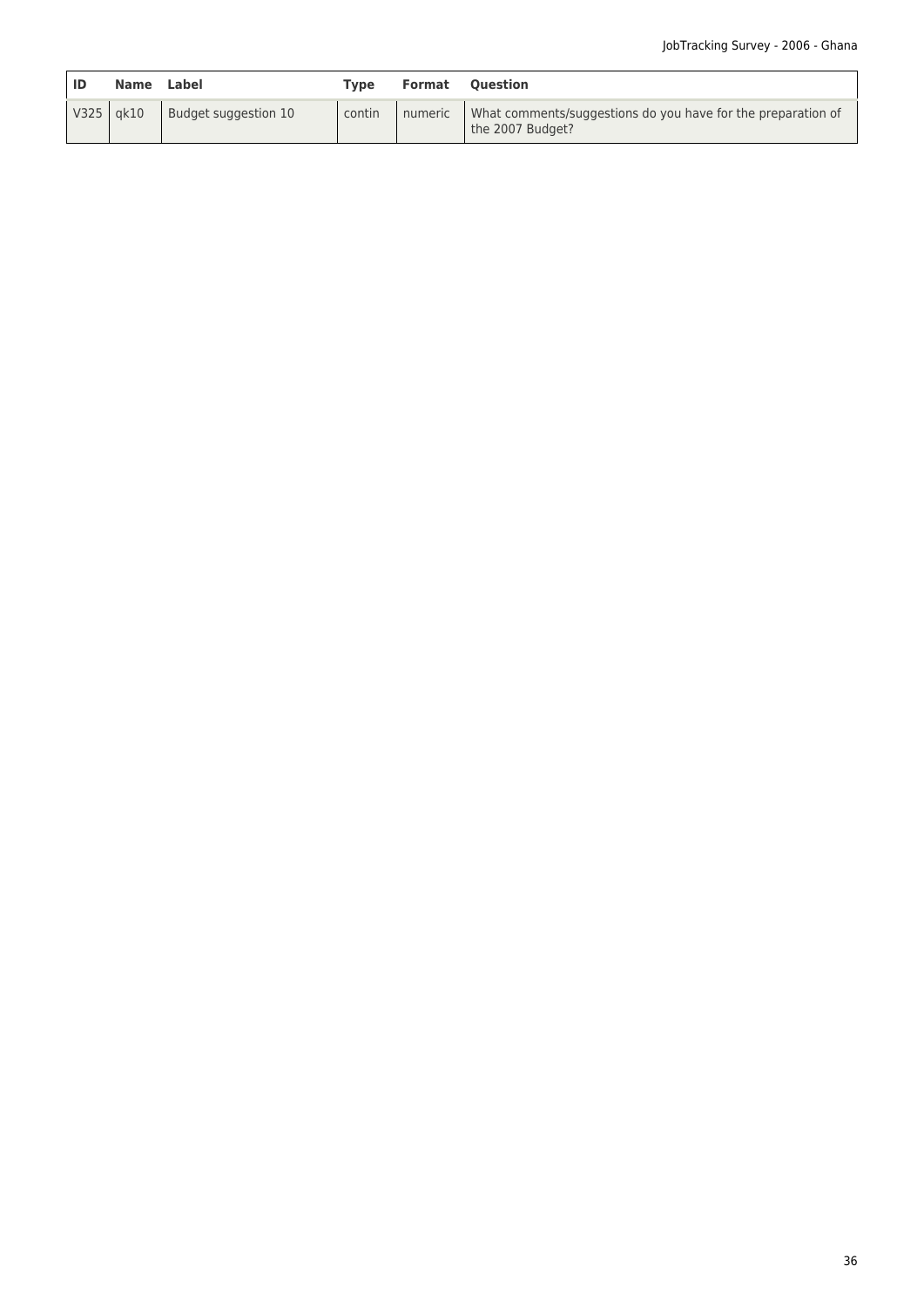| ID | Name | Label | Type | Format | Question |
| --- | --- | --- | --- | --- | --- |
| V325 | qk10 | Budget suggestion 10 | contin | numeric | What comments/suggestions do you have for the preparation of the 2007 Budget? |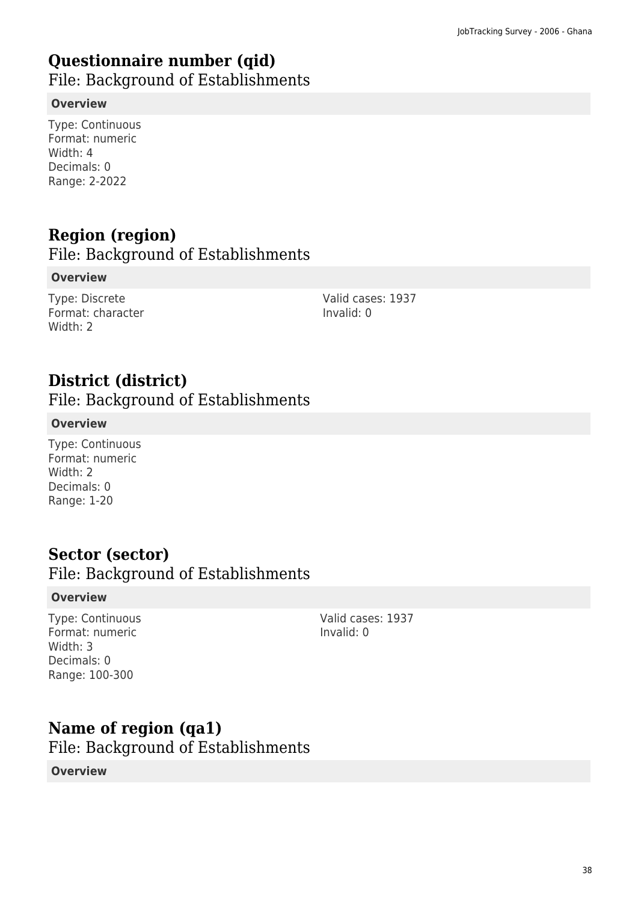## Questionnaire number (qid)

File: Background of Establishments

**Overview**

Type: Continuous
Format: numeric
Width: 4
Decimals: 0
Range: 2-2022

## Region (region)

File: Background of Establishments

**Overview**

Type: Discrete
Format: character
Width: 2

Valid cases: 1937
Invalid: 0

## District (district)

File: Background of Establishments

**Overview**

Type: Continuous
Format: numeric
Width: 2
Decimals: 0
Range: 1-20

## Sector (sector)

File: Background of Establishments

**Overview**

Type: Continuous
Format: numeric
Width: 3
Decimals: 0
Range: 100-300

Valid cases: 1937
Invalid: 0

## Name of region (qa1)

File: Background of Establishments

**Overview**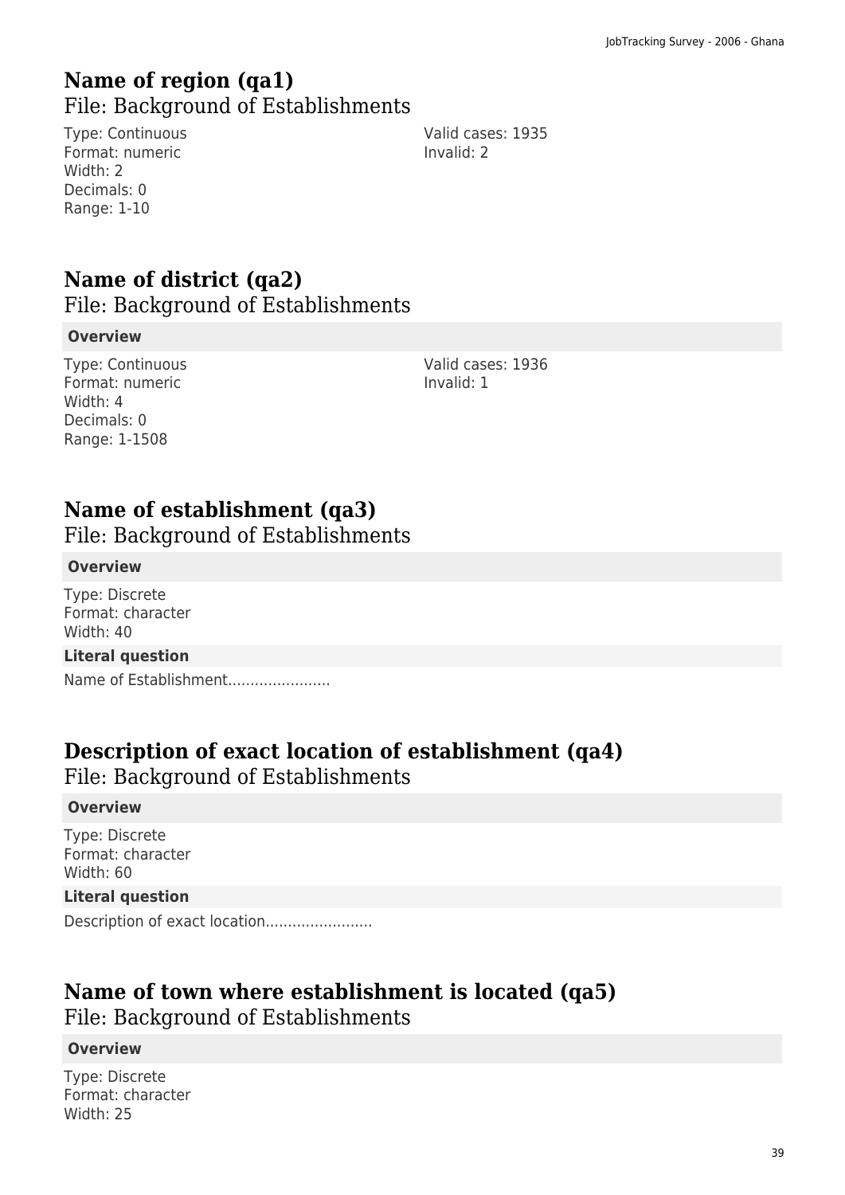## Name of region (qa1)

File: Background of Establishments

Type: Continuous
Format: numeric
Width: 2
Decimals: 0
Range: 1-10

Valid cases: 1935
Invalid: 2

## Name of district (qa2)

File: Background of Establishments

**Overview**

Type: Continuous
Format: numeric
Width: 4
Decimals: 0
Range: 1-1508

Valid cases: 1936
Invalid: 1

## Name of establishment (qa3)

File: Background of Establishments

**Overview**

Type: Discrete
Format: character
Width: 40

**Literal question**

Name of Establishment.......................

## Description of exact location of establishment (qa4)

File: Background of Establishments

**Overview**

Type: Discrete
Format: character
Width: 60

**Literal question**

Description of exact location........................

## Name of town where establishment is located (qa5)

File: Background of Establishments

**Overview**

Type: Discrete
Format: character
Width: 25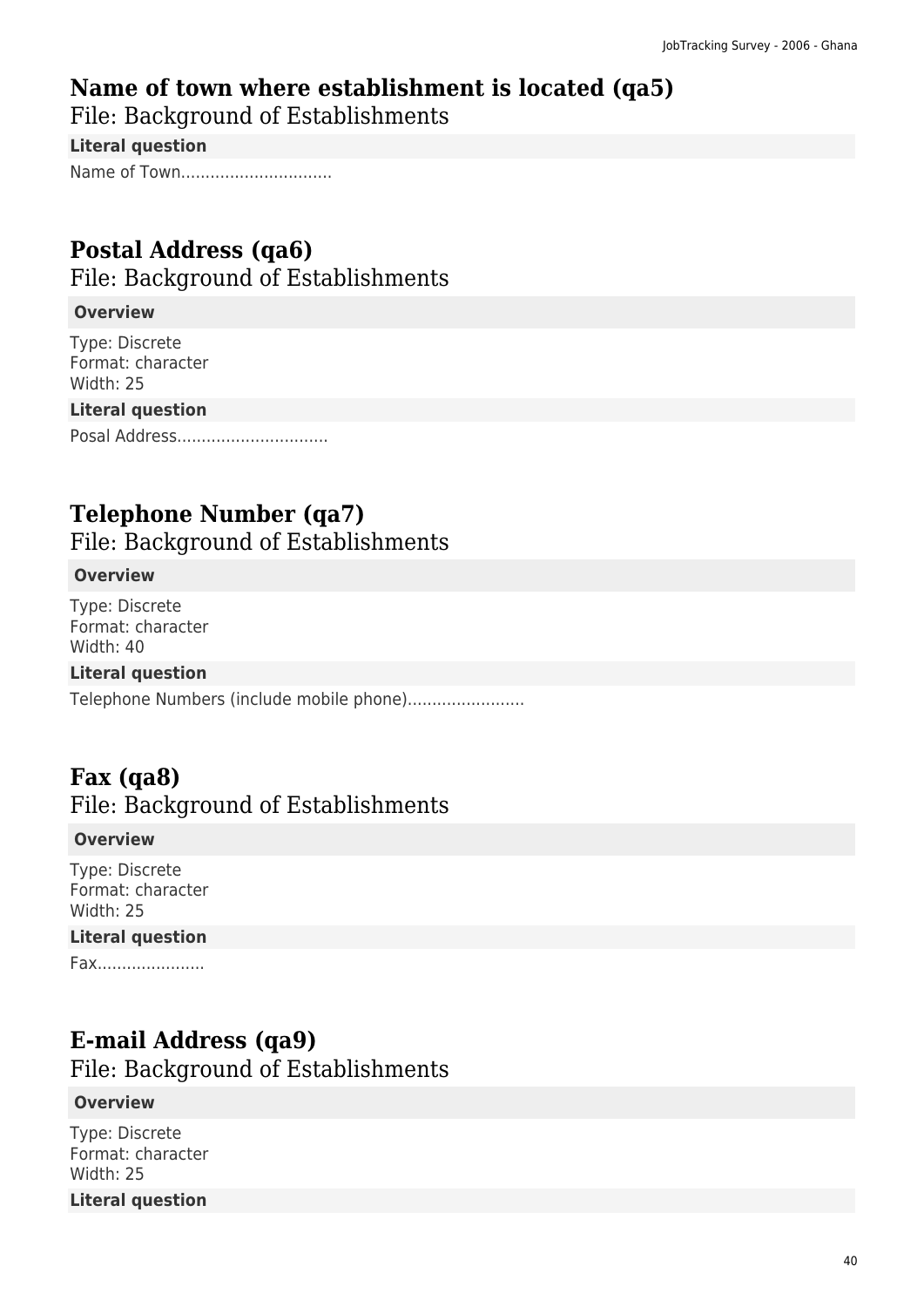## Name of town where establishment is located (qa5)

File: Background of Establishments

**Literal question**

Name of Town..............................

## Postal Address (qa6)

File: Background of Establishments

**Overview**

Type: Discrete
Format: character
Width: 25

**Literal question**

Posal Address..............................

## Telephone Number (qa7)

File: Background of Establishments

**Overview**

Type: Discrete
Format: character
Width: 40

**Literal question**

Telephone Numbers (include mobile phone)........................

## Fax (qa8)

File: Background of Establishments

**Overview**

Type: Discrete
Format: character
Width: 25

**Literal question**

Fax......................

## E-mail Address (qa9)

File: Background of Establishments

**Overview**

Type: Discrete
Format: character
Width: 25

**Literal question**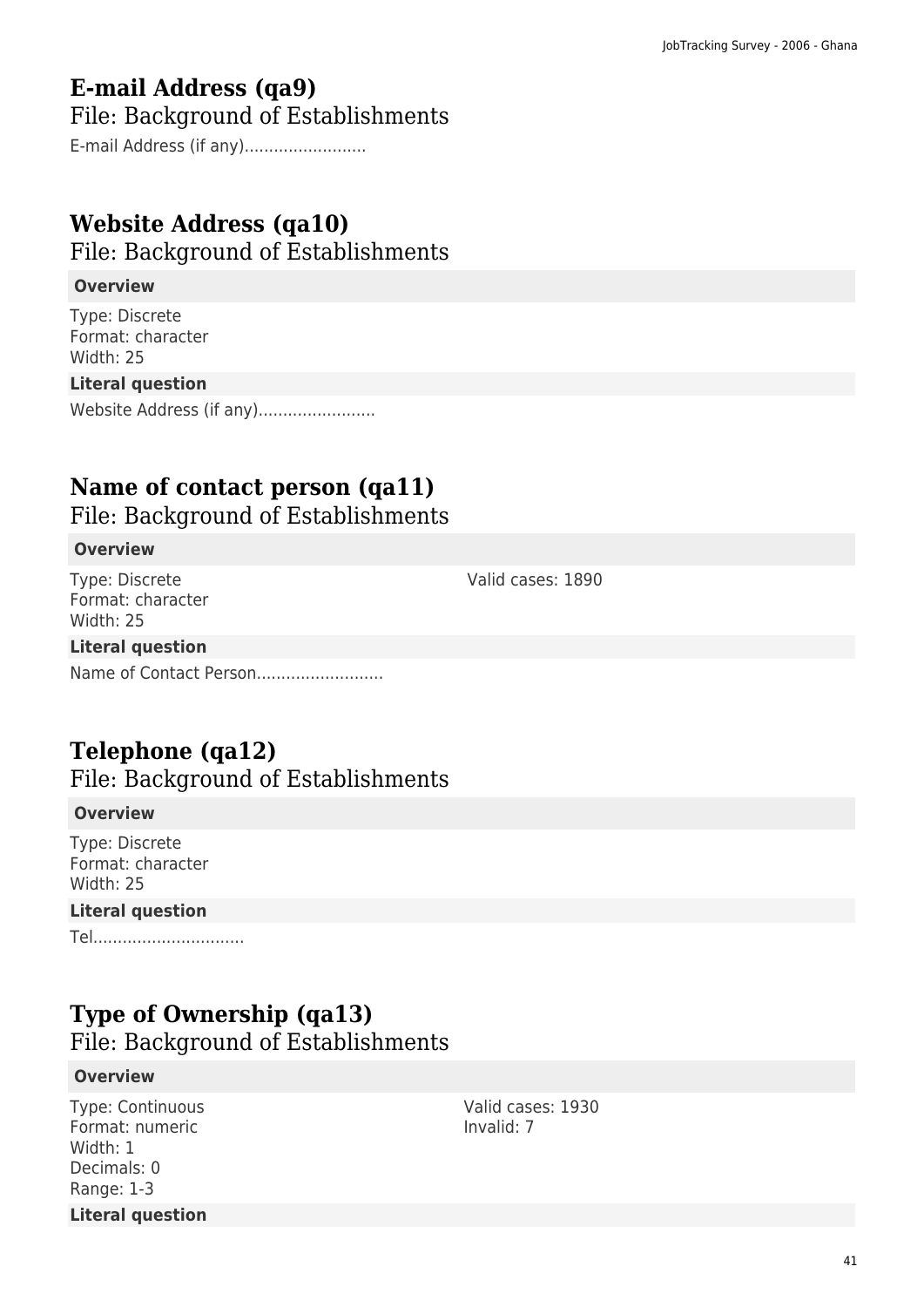## E-mail Address (qa9)

File: Background of Establishments

E-mail Address (if any)........................

## Website Address (qa10)

File: Background of Establishments

**Overview**

Type: Discrete
Format: character
Width: 25

**Literal question**

Website Address (if any).......................

## Name of contact person (qa11)

File: Background of Establishments

**Overview**

Type: Discrete
Format: character
Width: 25

Valid cases: 1890

**Literal question**

Name of Contact Person..........................

## Telephone (qa12)

File: Background of Establishments

**Overview**

Type: Discrete
Format: character
Width: 25

**Literal question**

Tel...............................

## Type of Ownership (qa13)

File: Background of Establishments

**Overview**

Type: Continuous
Format: numeric
Width: 1
Decimals: 0
Range: 1-3

Valid cases: 1930
Invalid: 7

**Literal question**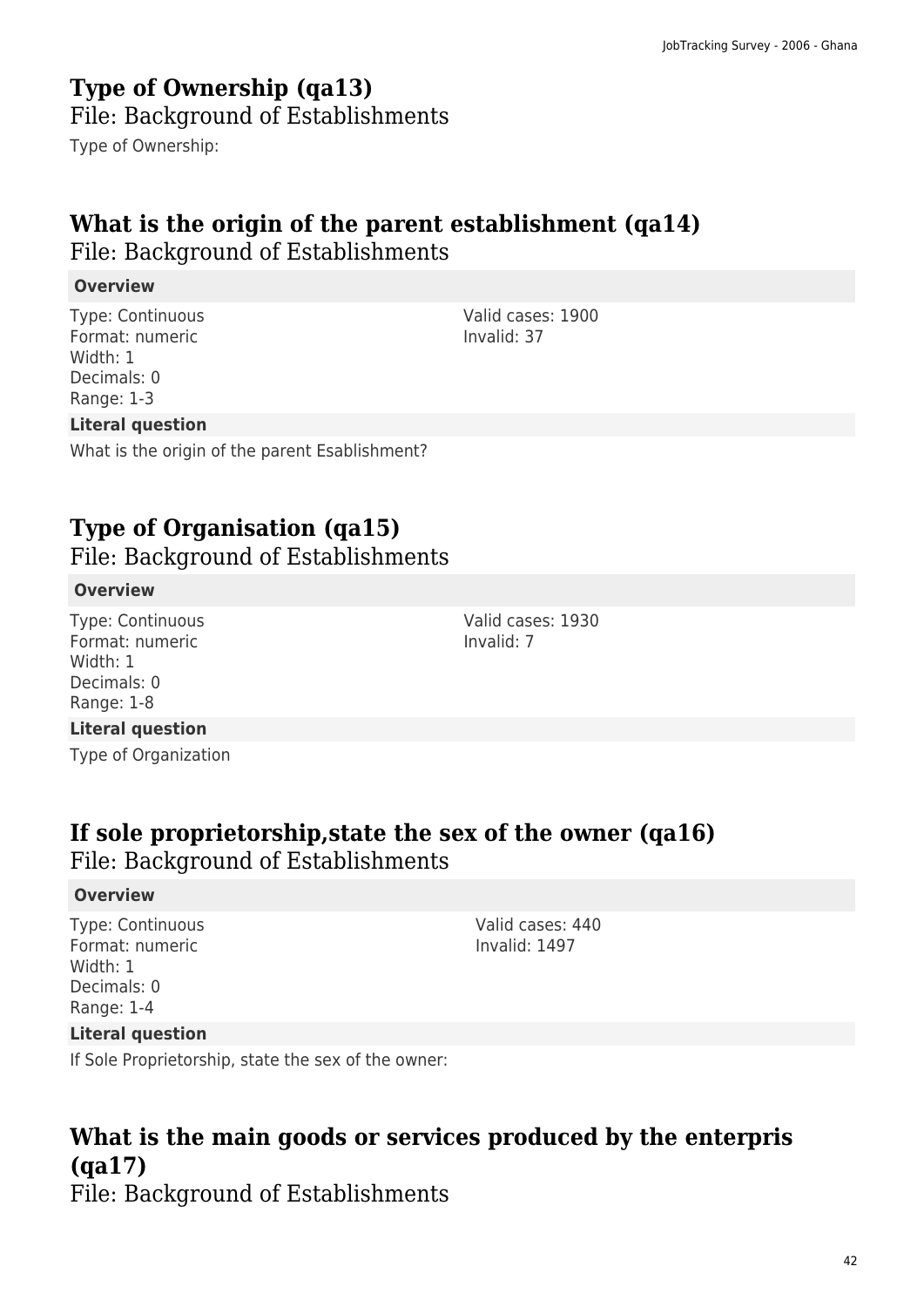## Type of Ownership (qa13)

File: Background of Establishments

Type of Ownership:

## What is the origin of the parent establishment (qa14)

File: Background of Establishments

**Overview**

Type: Continuous
Format: numeric
Width: 1
Decimals: 0
Range: 1-3

Valid cases: 1900
Invalid: 37

**Literal question**

What is the origin of the parent Esablishment?

## Type of Organisation (qa15)

File: Background of Establishments

**Overview**

Type: Continuous
Format: numeric
Width: 1
Decimals: 0
Range: 1-8

Valid cases: 1930
Invalid: 7

**Literal question**

Type of Organization

## If sole proprietorship,state the sex of the owner (qa16)

File: Background of Establishments

**Overview**

Type: Continuous
Format: numeric
Width: 1
Decimals: 0
Range: 1-4

Valid cases: 440
Invalid: 1497

**Literal question**

If Sole Proprietorship, state the sex of the owner:

## What is the main goods or services produced by the enterpris (qa17)

File: Background of Establishments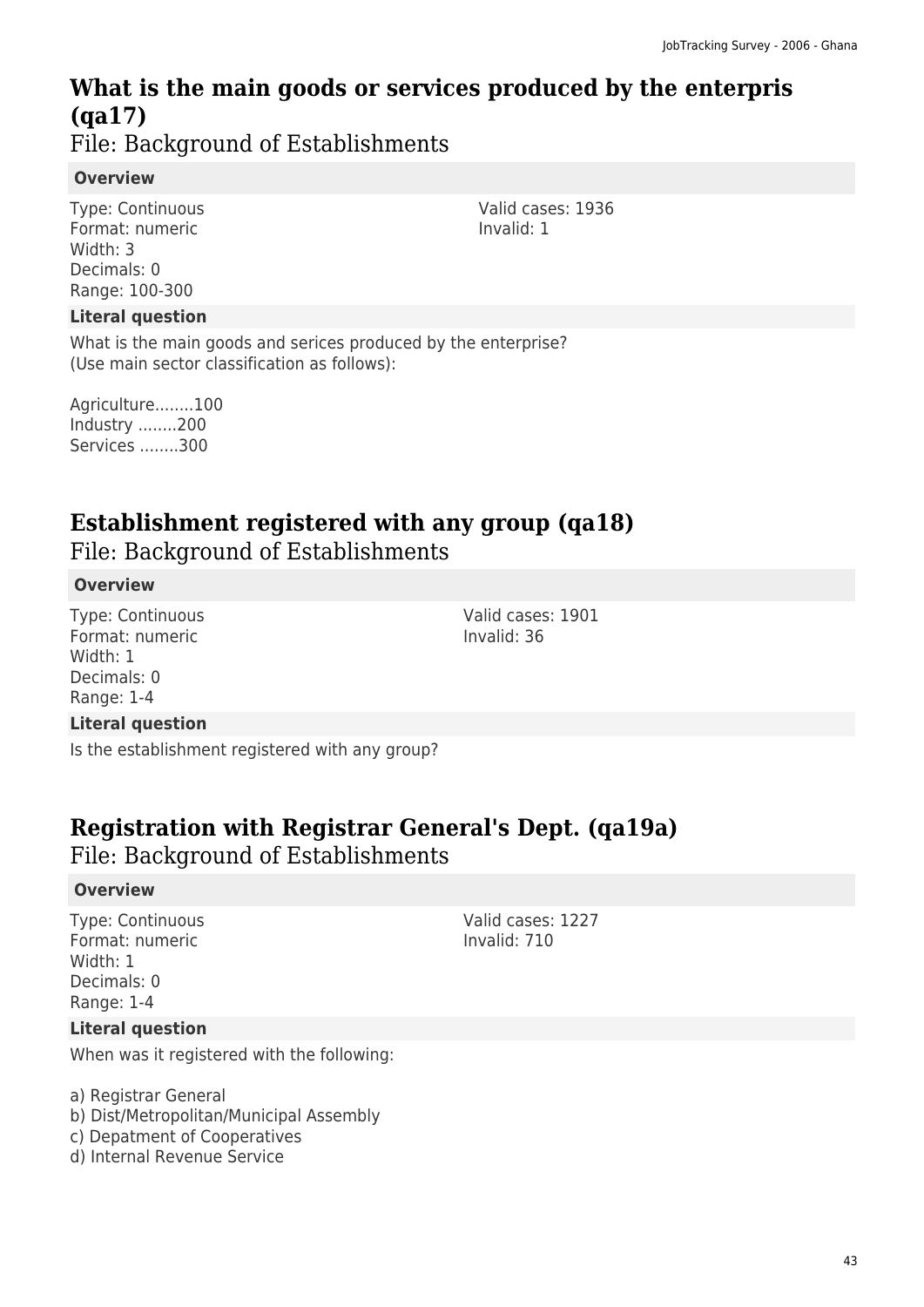## What is the main goods or services produced by the enterpris (qa17)

File: Background of Establishments

**Overview**

Type: Continuous
Format: numeric
Width: 3
Decimals: 0
Range: 100-300

Valid cases: 1936
Invalid: 1

**Literal question**

What is the main goods and serices produced by the enterprise?
(Use main sector classification as follows):

Agriculture........100
Industry ........200
Services ........300

## Establishment registered with any group (qa18)

File: Background of Establishments

**Overview**

Type: Continuous
Format: numeric
Width: 1
Decimals: 0
Range: 1-4

Valid cases: 1901
Invalid: 36

**Literal question**

Is the establishment registered with any group?

## Registration with Registrar General's Dept. (qa19a)

File: Background of Establishments

**Overview**

Type: Continuous
Format: numeric
Width: 1
Decimals: 0
Range: 1-4

Valid cases: 1227
Invalid: 710

**Literal question**

When was it registered with the following:

a) Registrar General
b) Dist/Metropolitan/Municipal Assembly
c) Depatment of Cooperatives
d) Internal Revenue Service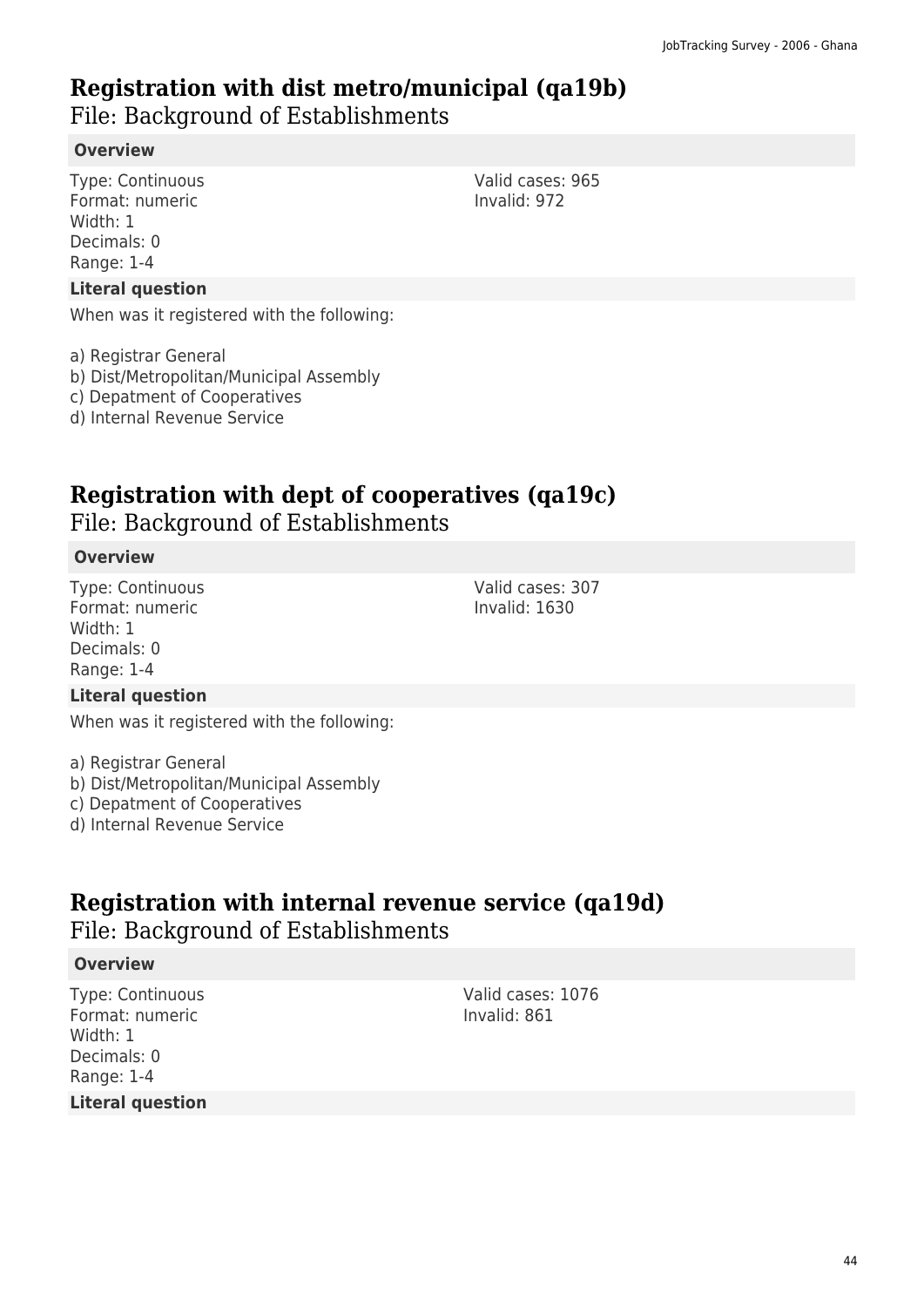## Registration with dist metro/municipal (qa19b)

File: Background of Establishments

**Overview**

Type: Continuous
Format: numeric
Width: 1
Decimals: 0
Range: 1-4

Valid cases: 965
Invalid: 972

**Literal question**

When was it registered with the following:

a) Registrar General
b) Dist/Metropolitan/Municipal Assembly
c) Depatment of Cooperatives
d) Internal Revenue Service

## Registration with dept of cooperatives (qa19c)

File: Background of Establishments

**Overview**

Type: Continuous
Format: numeric
Width: 1
Decimals: 0
Range: 1-4

Valid cases: 307
Invalid: 1630

**Literal question**

When was it registered with the following:

a) Registrar General
b) Dist/Metropolitan/Municipal Assembly
c) Depatment of Cooperatives
d) Internal Revenue Service

## Registration with internal revenue service (qa19d)

File: Background of Establishments

**Overview**

Type: Continuous
Format: numeric
Width: 1
Decimals: 0
Range: 1-4

Valid cases: 1076
Invalid: 861

**Literal question**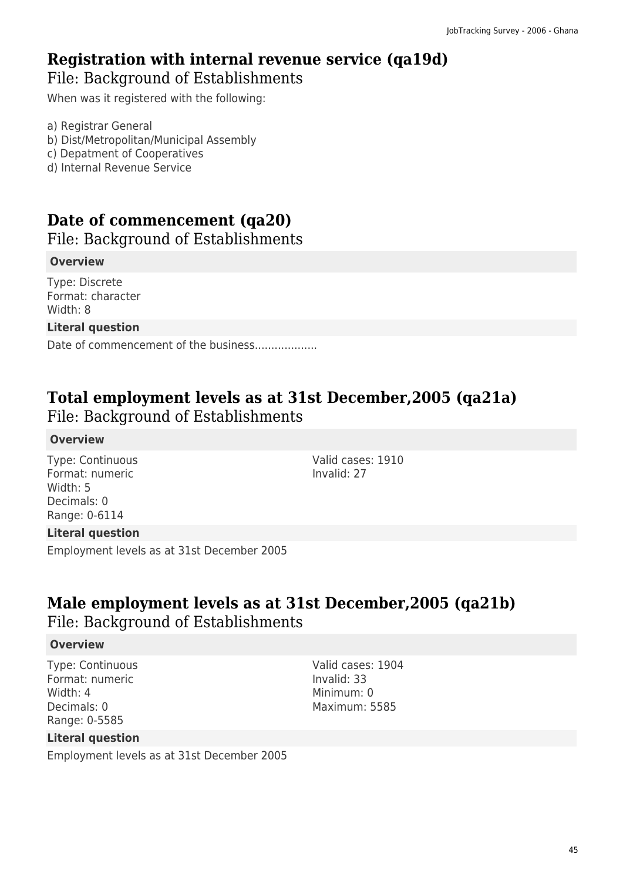## Registration with internal revenue service (qa19d)

File: Background of Establishments

When was it registered with the following:

a) Registrar General
b) Dist/Metropolitan/Municipal Assembly
c) Depatment of Cooperatives
d) Internal Revenue Service

## Date of commencement (qa20)

File: Background of Establishments

**Overview**

Type: Discrete
Format: character
Width: 8

**Literal question**

Date of commencement of the business..................

## Total employment levels as at 31st December,2005 (qa21a)

File: Background of Establishments

**Overview**

Type: Continuous
Format: numeric
Width: 5
Decimals: 0
Range: 0-6114

Valid cases: 1910
Invalid: 27

**Literal question**

Employment levels as at 31st December 2005

## Male employment levels as at 31st December,2005 (qa21b)

File: Background of Establishments

**Overview**

Type: Continuous
Format: numeric
Width: 4
Decimals: 0
Range: 0-5585

Valid cases: 1904
Invalid: 33
Minimum: 0
Maximum: 5585

**Literal question**

Employment levels as at 31st December 2005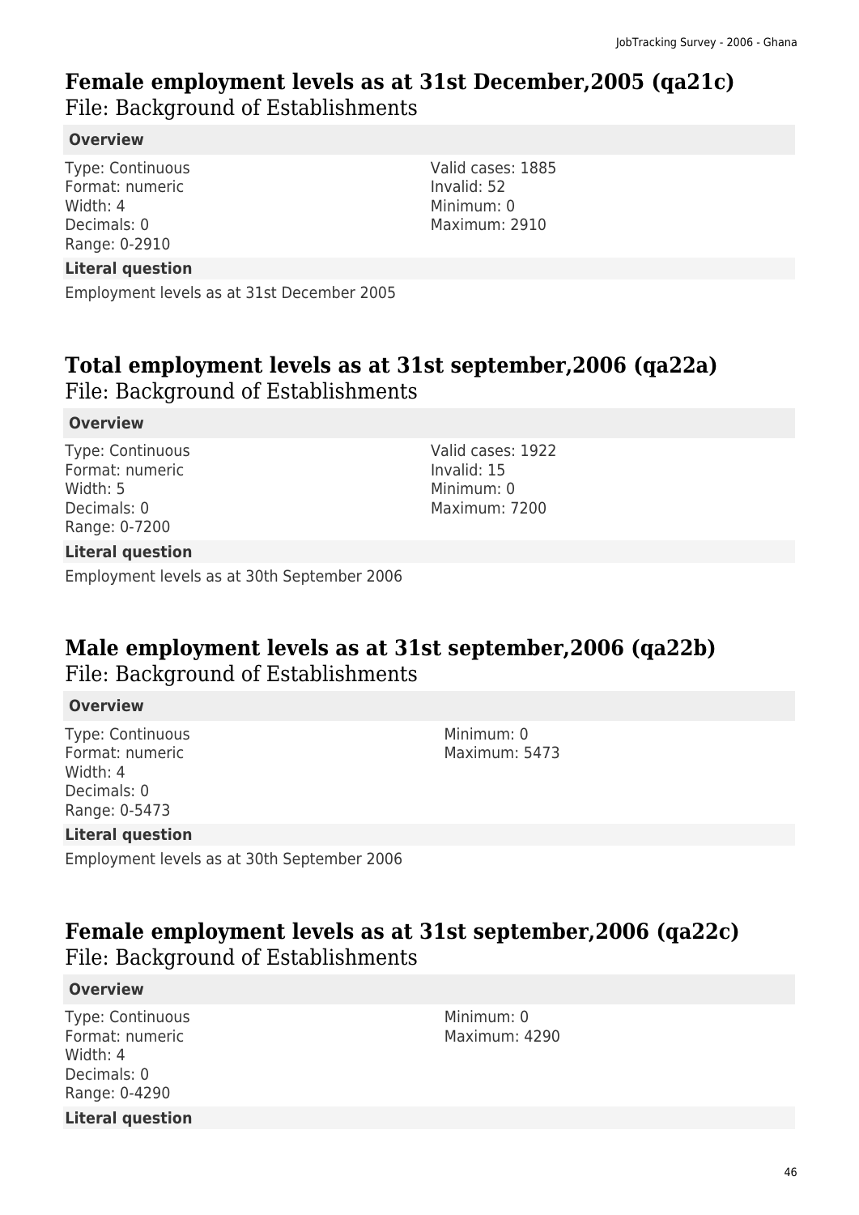## Female employment levels as at 31st December,2005 (qa21c)

File: Background of Establishments

**Overview**

Type: Continuous
Format: numeric
Width: 4
Decimals: 0
Range: 0-2910

Valid cases: 1885
Invalid: 52
Minimum: 0
Maximum: 2910

**Literal question**

Employment levels as at 31st December 2005

## Total employment levels as at 31st september,2006 (qa22a)

File: Background of Establishments

**Overview**

Type: Continuous
Format: numeric
Width: 5
Decimals: 0
Range: 0-7200

Valid cases: 1922
Invalid: 15
Minimum: 0
Maximum: 7200

**Literal question**

Employment levels as at 30th September 2006

## Male employment levels as at 31st september,2006 (qa22b)

File: Background of Establishments

**Overview**

Type: Continuous
Format: numeric
Width: 4
Decimals: 0
Range: 0-5473

Minimum: 0
Maximum: 5473

**Literal question**

Employment levels as at 30th September 2006

## Female employment levels as at 31st september,2006 (qa22c)

File: Background of Establishments

**Overview**

Type: Continuous
Format: numeric
Width: 4
Decimals: 0
Range: 0-4290

Minimum: 0
Maximum: 4290

**Literal question**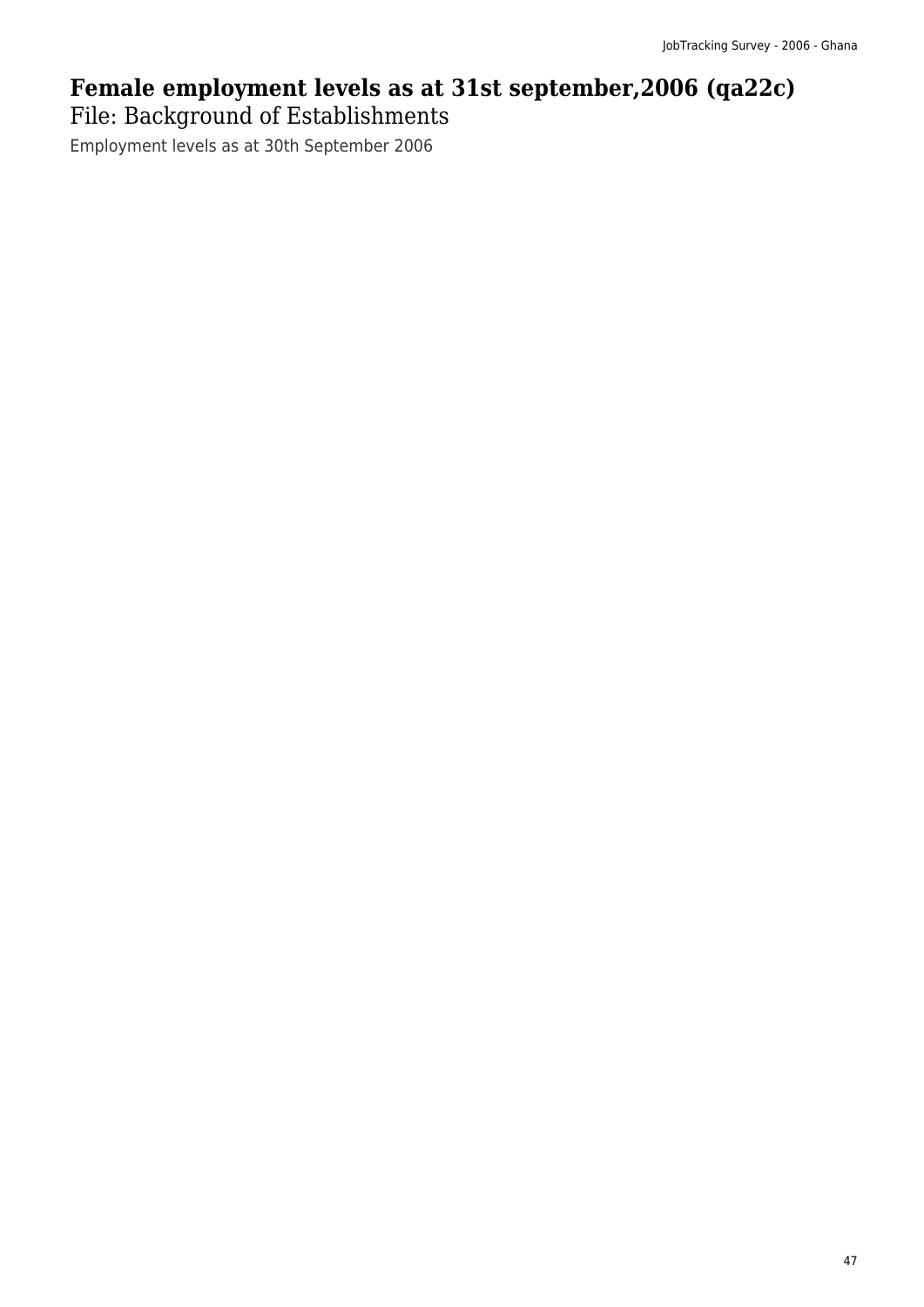# Female employment levels as at 31st september,2006 (qa22c)

File: Background of Establishments

Employment levels as at 30th September 2006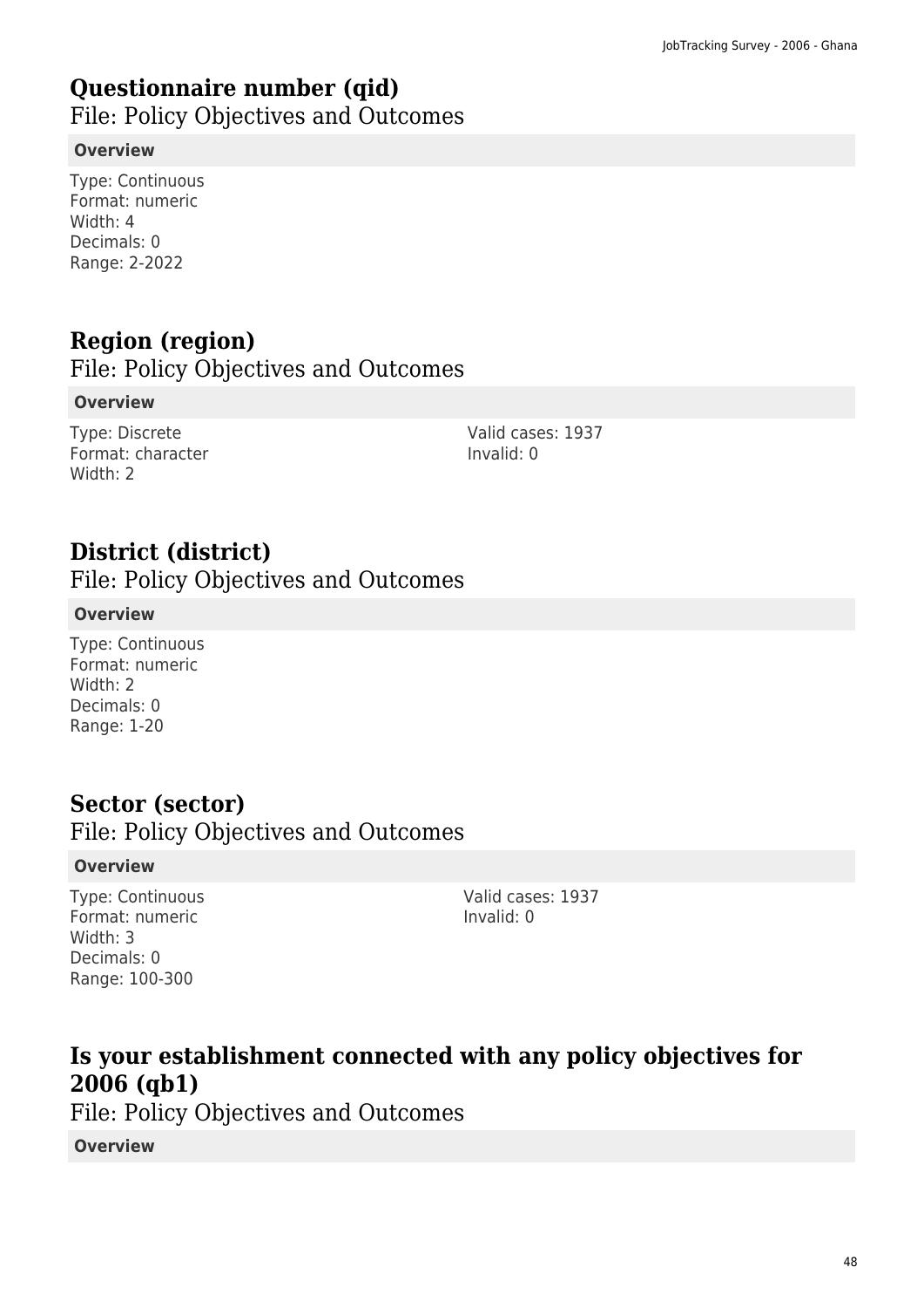## Questionnaire number (qid)

File: Policy Objectives and Outcomes

**Overview**

Type: Continuous
Format: numeric
Width: 4
Decimals: 0
Range: 2-2022

## Region (region)

File: Policy Objectives and Outcomes

**Overview**

Type: Discrete
Format: character
Width: 2

Valid cases: 1937
Invalid: 0

## District (district)

File: Policy Objectives and Outcomes

**Overview**

Type: Continuous
Format: numeric
Width: 2
Decimals: 0
Range: 1-20

## Sector (sector)

File: Policy Objectives and Outcomes

**Overview**

Type: Continuous
Format: numeric
Width: 3
Decimals: 0
Range: 100-300

Valid cases: 1937
Invalid: 0

## Is your establishment connected with any policy objectives for 2006 (qb1)

File: Policy Objectives and Outcomes

**Overview**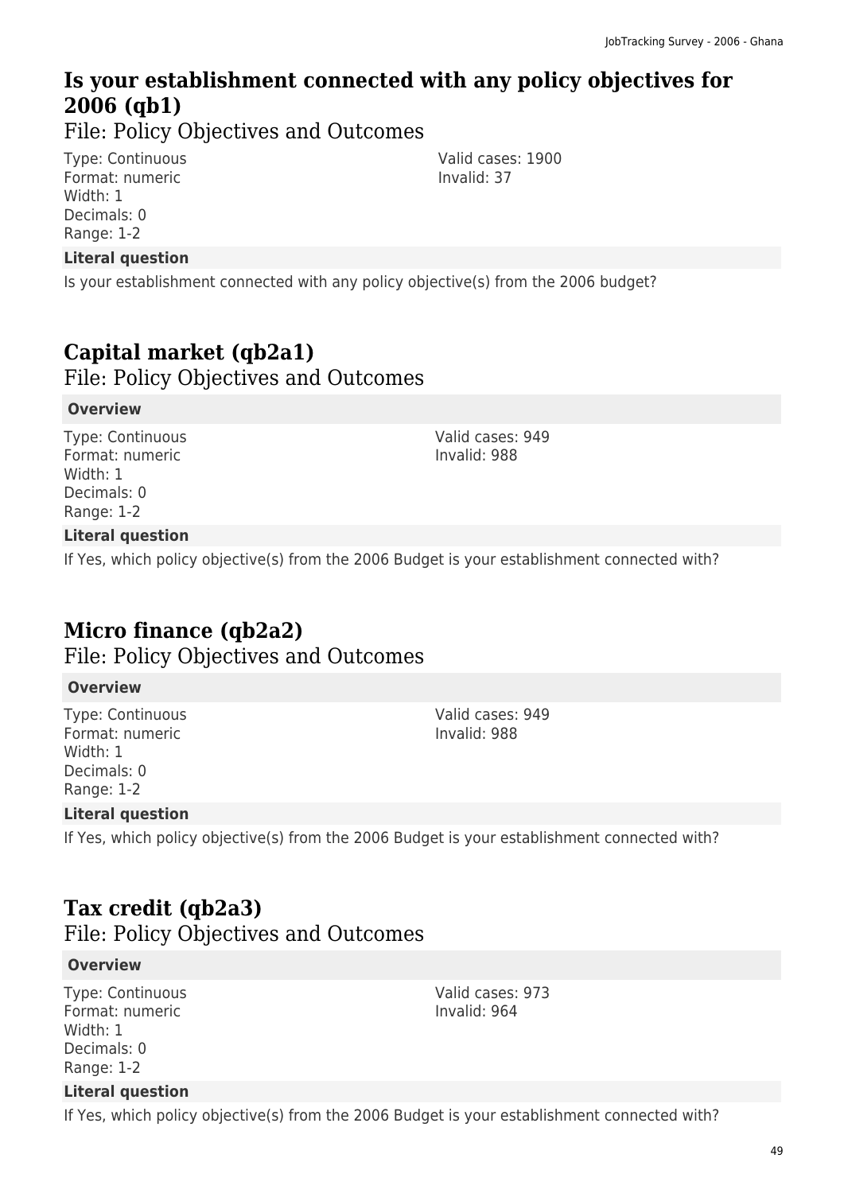## Is your establishment connected with any policy objectives for 2006 (qb1)

### File: Policy Objectives and Outcomes

Type: Continuous
Format: numeric
Width: 1
Decimals: 0
Range: 1-2

Valid cases: 1900
Invalid: 37

**Literal question**

Is your establishment connected with any policy objective(s) from the 2006 budget?

## Capital market (qb2a1)

### File: Policy Objectives and Outcomes

**Overview**

Type: Continuous
Format: numeric
Width: 1
Decimals: 0
Range: 1-2

Valid cases: 949
Invalid: 988

**Literal question**

If Yes, which policy objective(s) from the 2006 Budget is your establishment connected with?

## Micro finance (qb2a2)

### File: Policy Objectives and Outcomes

**Overview**

Type: Continuous
Format: numeric
Width: 1
Decimals: 0
Range: 1-2

Valid cases: 949
Invalid: 988

**Literal question**

If Yes, which policy objective(s) from the 2006 Budget is your establishment connected with?

## Tax credit (qb2a3)

### File: Policy Objectives and Outcomes

**Overview**

Type: Continuous
Format: numeric
Width: 1
Decimals: 0
Range: 1-2

Valid cases: 973
Invalid: 964

**Literal question**

If Yes, which policy objective(s) from the 2006 Budget is your establishment connected with?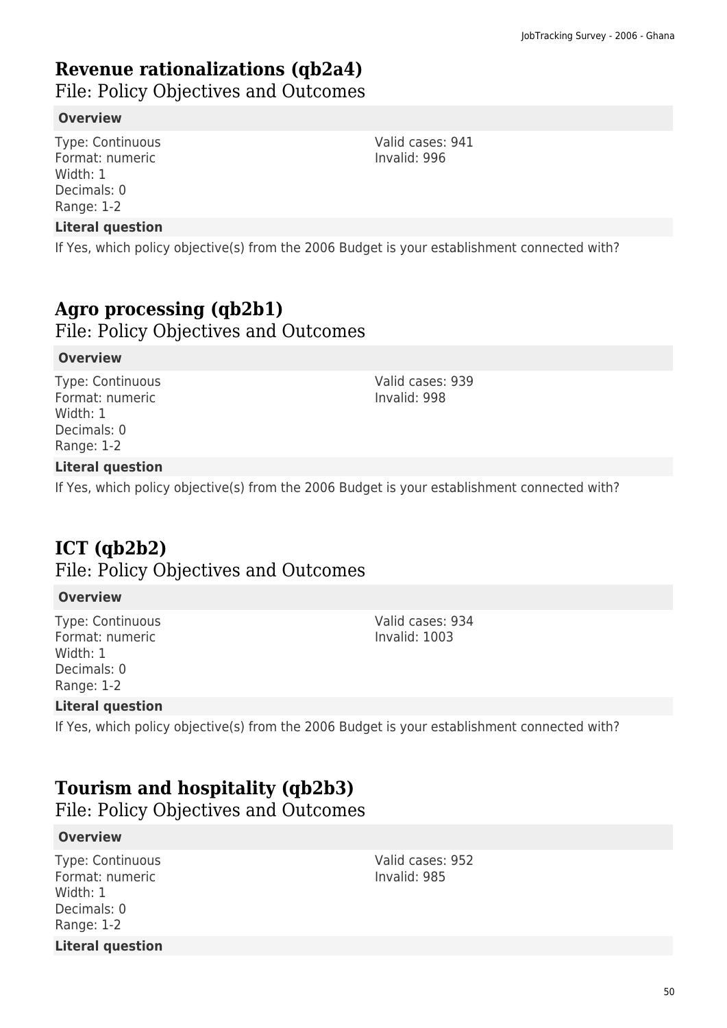## Revenue rationalizations (qb2a4)

File: Policy Objectives and Outcomes

**Overview**

Type: Continuous
Format: numeric
Width: 1
Decimals: 0
Range: 1-2

Valid cases: 941
Invalid: 996

**Literal question**

If Yes, which policy objective(s) from the 2006 Budget is your establishment connected with?

## Agro processing (qb2b1)

File: Policy Objectives and Outcomes

**Overview**

Type: Continuous
Format: numeric
Width: 1
Decimals: 0
Range: 1-2

Valid cases: 939
Invalid: 998

**Literal question**

If Yes, which policy objective(s) from the 2006 Budget is your establishment connected with?

## ICT (qb2b2)

File: Policy Objectives and Outcomes

**Overview**

Type: Continuous
Format: numeric
Width: 1
Decimals: 0
Range: 1-2

Valid cases: 934
Invalid: 1003

**Literal question**

If Yes, which policy objective(s) from the 2006 Budget is your establishment connected with?

## Tourism and hospitality (qb2b3)

File: Policy Objectives and Outcomes

**Overview**

Type: Continuous
Format: numeric
Width: 1
Decimals: 0
Range: 1-2

Valid cases: 952
Invalid: 985

**Literal question**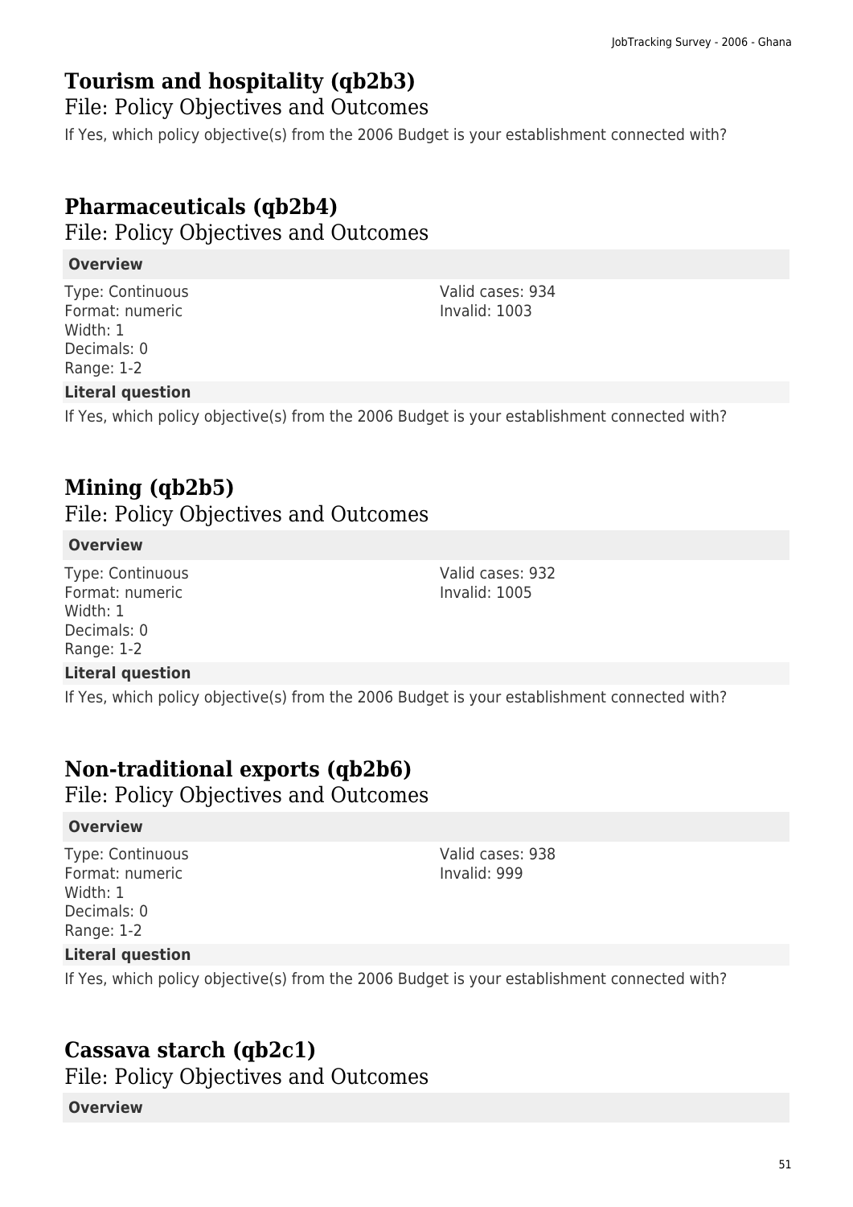## Tourism and hospitality (qb2b3)

File: Policy Objectives and Outcomes

If Yes, which policy objective(s) from the 2006 Budget is your establishment connected with?

## Pharmaceuticals (qb2b4)

File: Policy Objectives and Outcomes

**Overview**

Type: Continuous
Format: numeric
Width: 1
Decimals: 0
Range: 1-2

Valid cases: 934
Invalid: 1003

**Literal question**

If Yes, which policy objective(s) from the 2006 Budget is your establishment connected with?

## Mining (qb2b5)

File: Policy Objectives and Outcomes

**Overview**

Type: Continuous
Format: numeric
Width: 1
Decimals: 0
Range: 1-2

Valid cases: 932
Invalid: 1005

**Literal question**

If Yes, which policy objective(s) from the 2006 Budget is your establishment connected with?

## Non-traditional exports (qb2b6)

File: Policy Objectives and Outcomes

**Overview**

Type: Continuous
Format: numeric
Width: 1
Decimals: 0
Range: 1-2

Valid cases: 938
Invalid: 999

**Literal question**

If Yes, which policy objective(s) from the 2006 Budget is your establishment connected with?

## Cassava starch (qb2c1)

File: Policy Objectives and Outcomes

**Overview**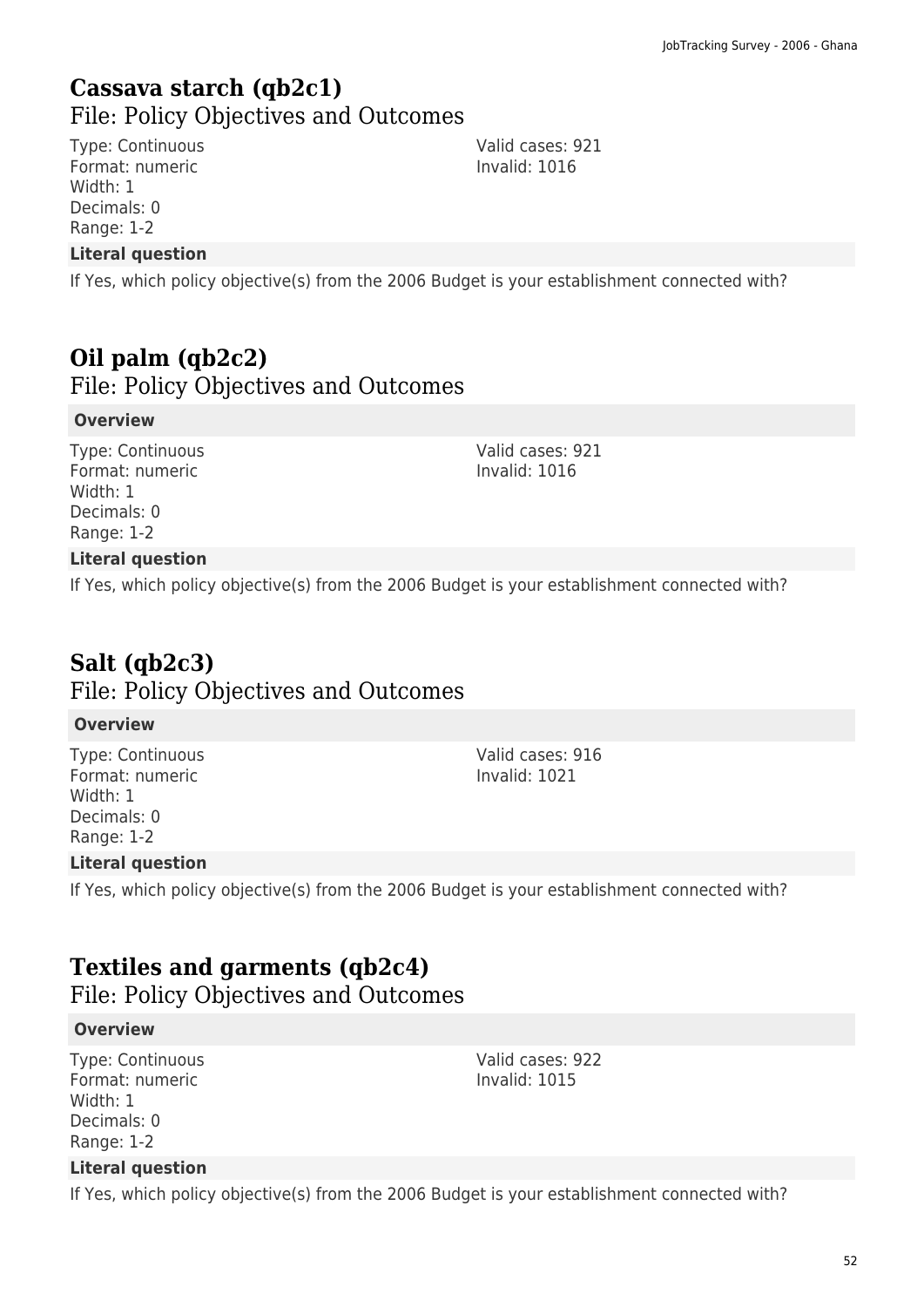## Cassava starch (qb2c1)

### File: Policy Objectives and Outcomes

Type: Continuous
Format: numeric
Width: 1
Decimals: 0
Range: 1-2

Valid cases: 921
Invalid: 1016

**Literal question**

If Yes, which policy objective(s) from the 2006 Budget is your establishment connected with?

## Oil palm (qb2c2)

### File: Policy Objectives and Outcomes

**Overview**

Type: Continuous
Format: numeric
Width: 1
Decimals: 0
Range: 1-2

Valid cases: 921
Invalid: 1016

**Literal question**

If Yes, which policy objective(s) from the 2006 Budget is your establishment connected with?

## Salt (qb2c3)

### File: Policy Objectives and Outcomes

**Overview**

Type: Continuous
Format: numeric
Width: 1
Decimals: 0
Range: 1-2

Valid cases: 916
Invalid: 1021

**Literal question**

If Yes, which policy objective(s) from the 2006 Budget is your establishment connected with?

## Textiles and garments (qb2c4)

### File: Policy Objectives and Outcomes

**Overview**

Type: Continuous
Format: numeric
Width: 1
Decimals: 0
Range: 1-2

Valid cases: 922
Invalid: 1015

**Literal question**

If Yes, which policy objective(s) from the 2006 Budget is your establishment connected with?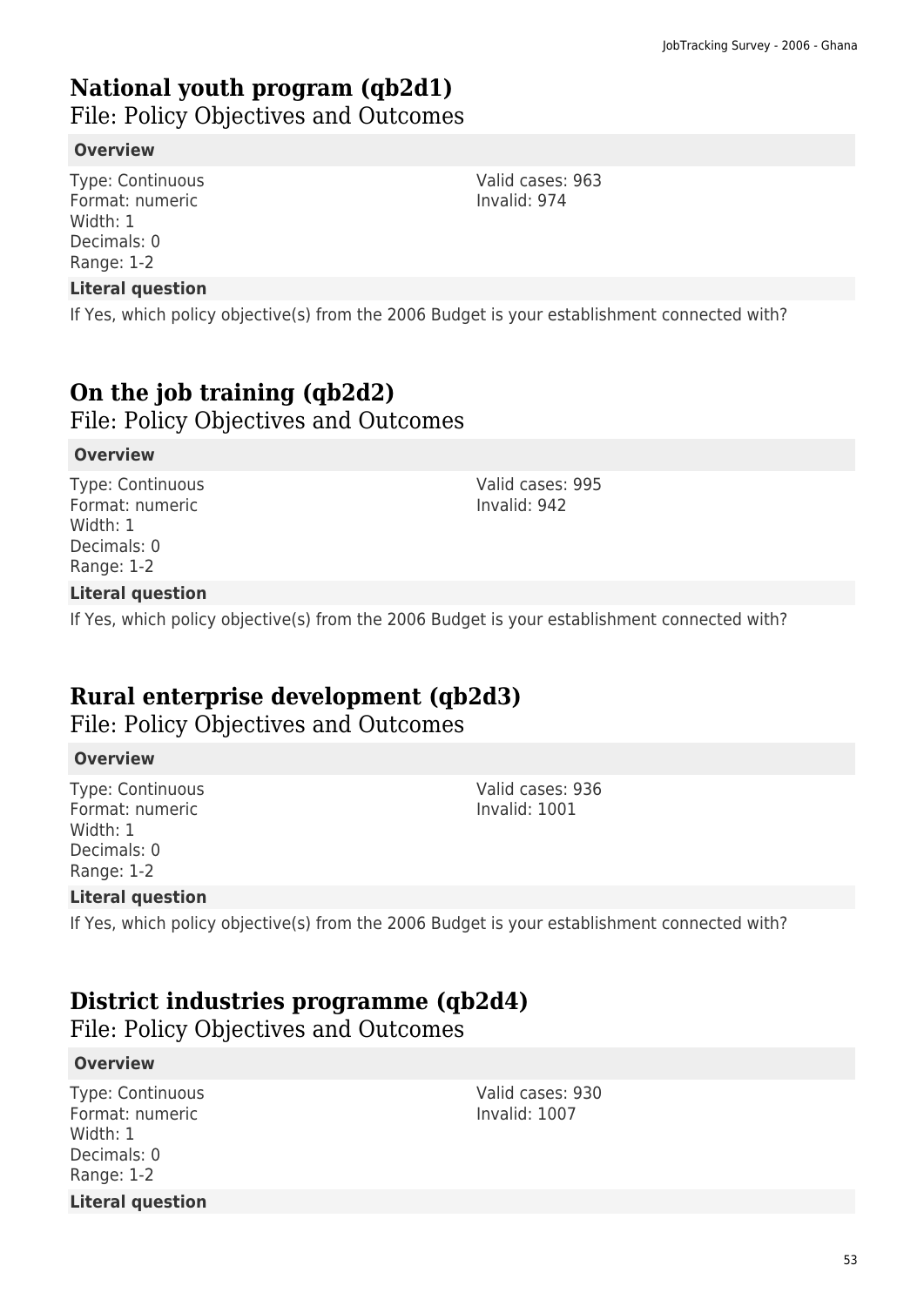## National youth program (qb2d1)

File: Policy Objectives and Outcomes

**Overview**

Type: Continuous
Format: numeric
Width: 1
Decimals: 0
Range: 1-2

Valid cases: 963
Invalid: 974

**Literal question**

If Yes, which policy objective(s) from the 2006 Budget is your establishment connected with?

## On the job training (qb2d2)

File: Policy Objectives and Outcomes

**Overview**

Type: Continuous
Format: numeric
Width: 1
Decimals: 0
Range: 1-2

Valid cases: 995
Invalid: 942

**Literal question**

If Yes, which policy objective(s) from the 2006 Budget is your establishment connected with?

## Rural enterprise development (qb2d3)

File: Policy Objectives and Outcomes

**Overview**

Type: Continuous
Format: numeric
Width: 1
Decimals: 0
Range: 1-2

Valid cases: 936
Invalid: 1001

**Literal question**

If Yes, which policy objective(s) from the 2006 Budget is your establishment connected with?

## District industries programme (qb2d4)

File: Policy Objectives and Outcomes

**Overview**

Type: Continuous
Format: numeric
Width: 1
Decimals: 0
Range: 1-2

Valid cases: 930
Invalid: 1007

**Literal question**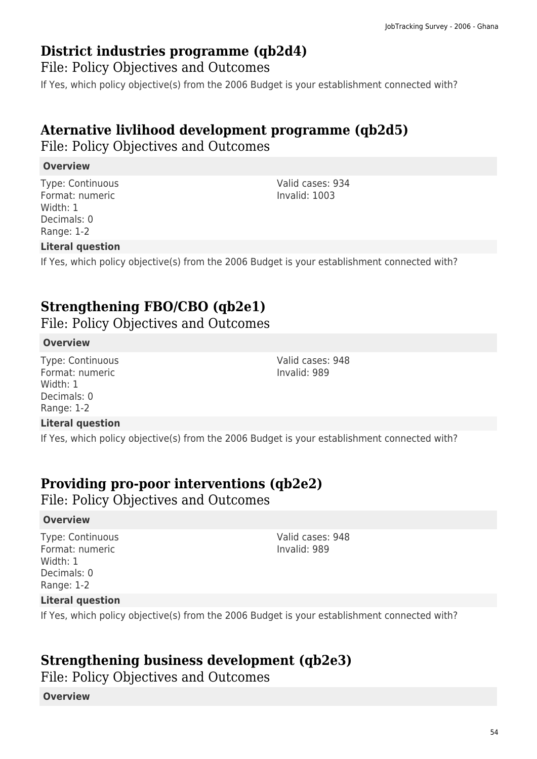## District industries programme (qb2d4)

File: Policy Objectives and Outcomes

If Yes, which policy objective(s) from the 2006 Budget is your establishment connected with?

## Aternative livlihood development programme (qb2d5)

File: Policy Objectives and Outcomes

**Overview**

Type: Continuous
Format: numeric
Width: 1
Decimals: 0
Range: 1-2

Valid cases: 934
Invalid: 1003

**Literal question**

If Yes, which policy objective(s) from the 2006 Budget is your establishment connected with?

## Strengthening FBO/CBO (qb2e1)

File: Policy Objectives and Outcomes

**Overview**

Type: Continuous
Format: numeric
Width: 1
Decimals: 0
Range: 1-2

Valid cases: 948
Invalid: 989

**Literal question**

If Yes, which policy objective(s) from the 2006 Budget is your establishment connected with?

## Providing pro-poor interventions (qb2e2)

File: Policy Objectives and Outcomes

**Overview**

Type: Continuous
Format: numeric
Width: 1
Decimals: 0
Range: 1-2

Valid cases: 948
Invalid: 989

**Literal question**

If Yes, which policy objective(s) from the 2006 Budget is your establishment connected with?

## Strengthening business development (qb2e3)

File: Policy Objectives and Outcomes

**Overview**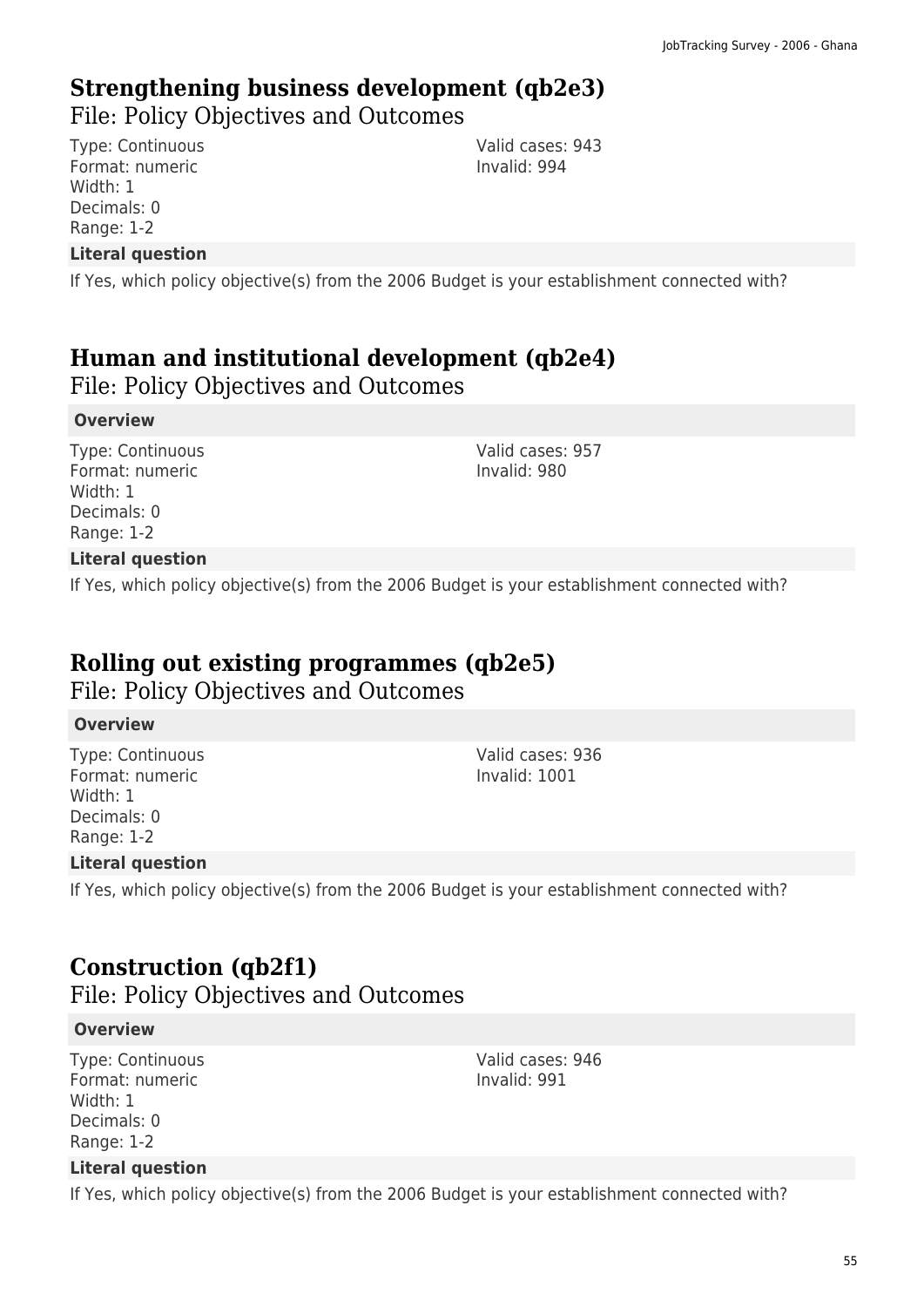## Strengthening business development (qb2e3)

File: Policy Objectives and Outcomes

Type: Continuous
Format: numeric
Width: 1
Decimals: 0
Range: 1-2

Valid cases: 943
Invalid: 994

**Literal question**

If Yes, which policy objective(s) from the 2006 Budget is your establishment connected with?

## Human and institutional development (qb2e4)

File: Policy Objectives and Outcomes

**Overview**

Type: Continuous
Format: numeric
Width: 1
Decimals: 0
Range: 1-2

Valid cases: 957
Invalid: 980

**Literal question**

If Yes, which policy objective(s) from the 2006 Budget is your establishment connected with?

## Rolling out existing programmes (qb2e5)

File: Policy Objectives and Outcomes

**Overview**

Type: Continuous
Format: numeric
Width: 1
Decimals: 0
Range: 1-2

Valid cases: 936
Invalid: 1001

**Literal question**

If Yes, which policy objective(s) from the 2006 Budget is your establishment connected with?

## Construction (qb2f1)

File: Policy Objectives and Outcomes

**Overview**

Type: Continuous
Format: numeric
Width: 1
Decimals: 0
Range: 1-2

Valid cases: 946
Invalid: 991

**Literal question**

If Yes, which policy objective(s) from the 2006 Budget is your establishment connected with?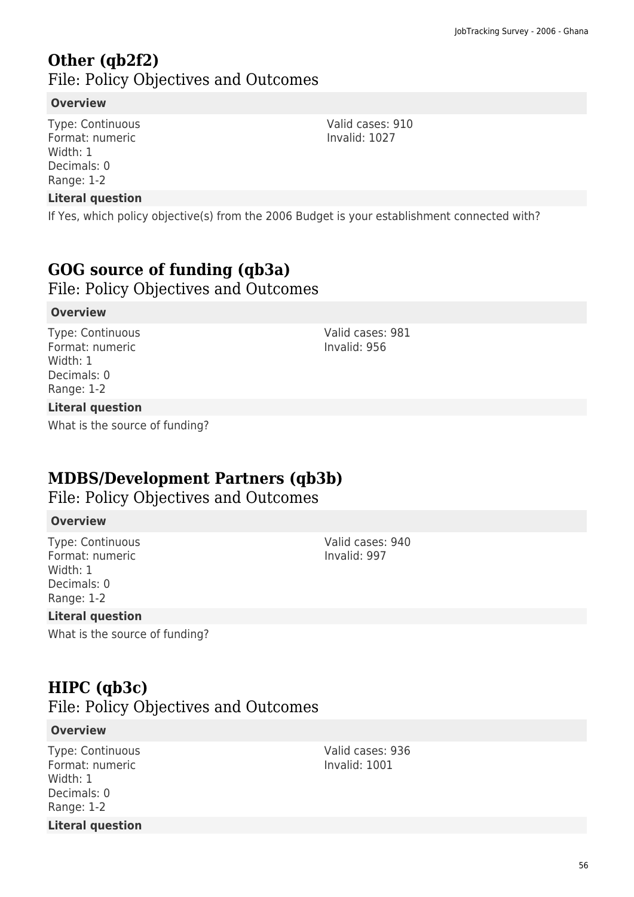## Other (qb2f2)

### File: Policy Objectives and Outcomes

**Overview**

Type: Continuous
Format: numeric
Width: 1
Decimals: 0
Range: 1-2

Valid cases: 910
Invalid: 1027

**Literal question**

If Yes, which policy objective(s) from the 2006 Budget is your establishment connected with?

## GOG source of funding (qb3a)

### File: Policy Objectives and Outcomes

**Overview**

Type: Continuous
Format: numeric
Width: 1
Decimals: 0
Range: 1-2

Valid cases: 981
Invalid: 956

**Literal question**

What is the source of funding?

## MDBS/Development Partners (qb3b)

### File: Policy Objectives and Outcomes

**Overview**

Type: Continuous
Format: numeric
Width: 1
Decimals: 0
Range: 1-2

Valid cases: 940
Invalid: 997

**Literal question**

What is the source of funding?

## HIPC (qb3c)

### File: Policy Objectives and Outcomes

**Overview**

Type: Continuous
Format: numeric
Width: 1
Decimals: 0
Range: 1-2

Valid cases: 936
Invalid: 1001

**Literal question**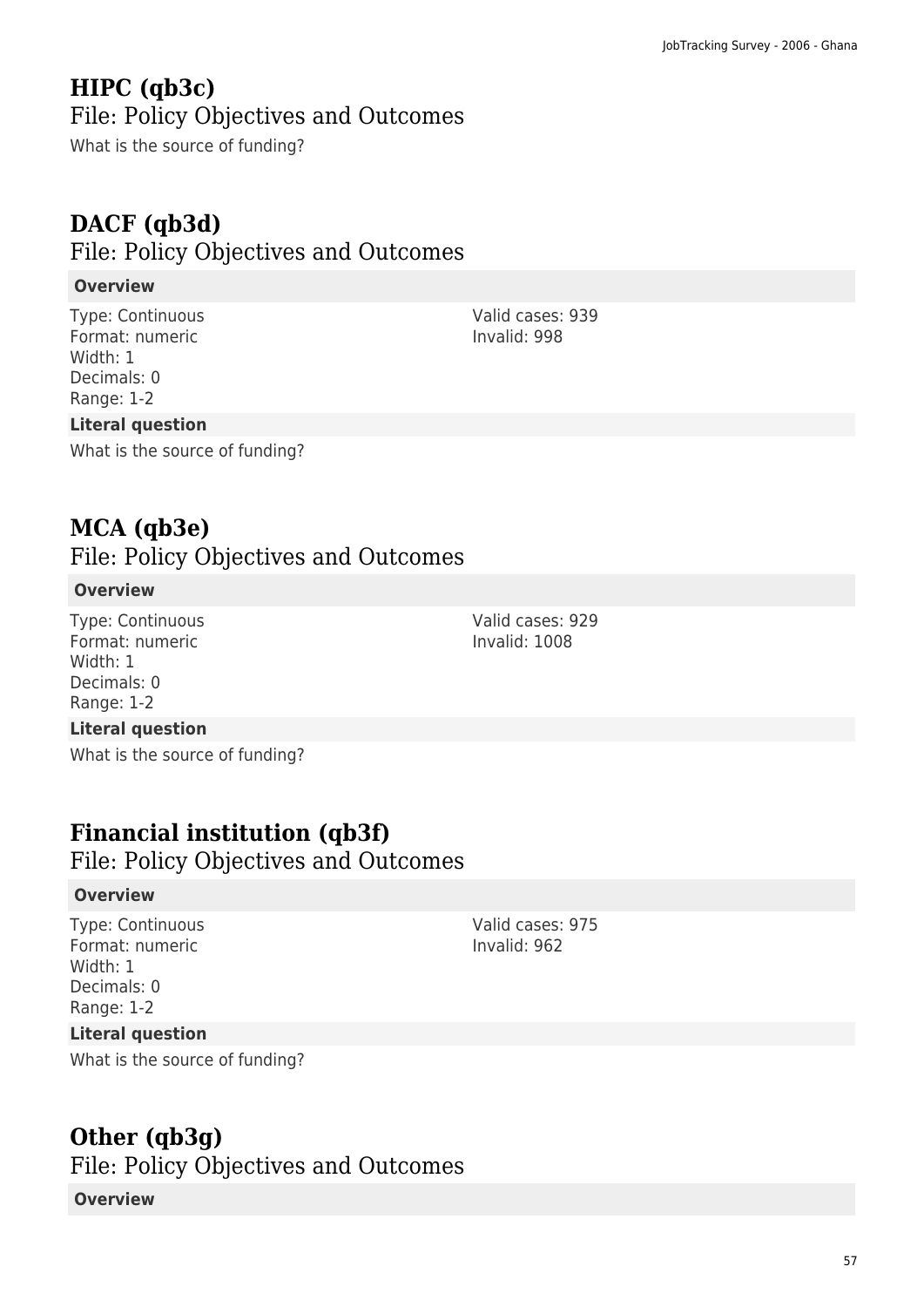## HIPC (qb3c)

### File: Policy Objectives and Outcomes

What is the source of funding?

## DACF (qb3d)

### File: Policy Objectives and Outcomes

**Overview**

Type: Continuous
Format: numeric
Width: 1
Decimals: 0
Range: 1-2

Valid cases: 939
Invalid: 998

**Literal question**

What is the source of funding?

## MCA (qb3e)

### File: Policy Objectives and Outcomes

**Overview**

Type: Continuous
Format: numeric
Width: 1
Decimals: 0
Range: 1-2

Valid cases: 929
Invalid: 1008

**Literal question**

What is the source of funding?

## Financial institution (qb3f)

### File: Policy Objectives and Outcomes

**Overview**

Type: Continuous
Format: numeric
Width: 1
Decimals: 0
Range: 1-2

Valid cases: 975
Invalid: 962

**Literal question**

What is the source of funding?

## Other (qb3g)

### File: Policy Objectives and Outcomes

**Overview**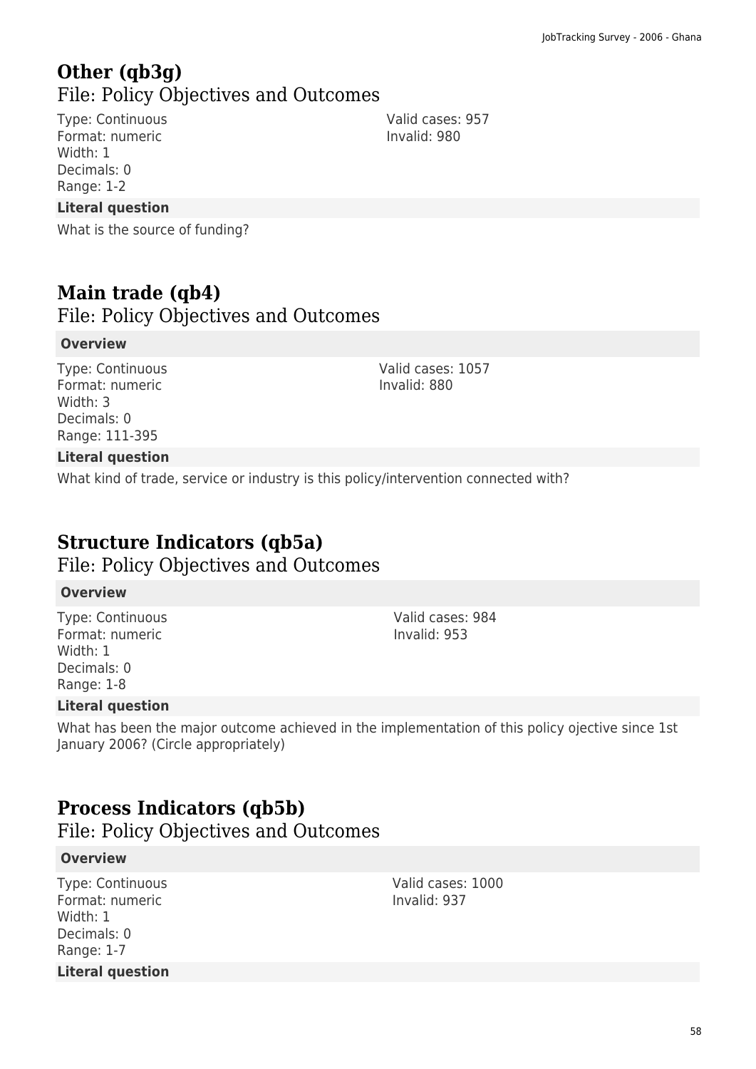## Other (qb3g)

### File: Policy Objectives and Outcomes

Type: Continuous
Format: numeric
Width: 1
Decimals: 0
Range: 1-2

Valid cases: 957
Invalid: 980

**Literal question**

What is the source of funding?

## Main trade (qb4)

### File: Policy Objectives and Outcomes

**Overview**

Type: Continuous
Format: numeric
Width: 3
Decimals: 0
Range: 111-395

Valid cases: 1057
Invalid: 880

**Literal question**

What kind of trade, service or industry is this policy/intervention connected with?

## Structure Indicators (qb5a)

### File: Policy Objectives and Outcomes

**Overview**

Type: Continuous
Format: numeric
Width: 1
Decimals: 0
Range: 1-8

Valid cases: 984
Invalid: 953

**Literal question**

What has been the major outcome achieved in the implementation of this policy ojective since 1st January 2006? (Circle appropriately)

## Process Indicators (qb5b)

### File: Policy Objectives and Outcomes

**Overview**

Type: Continuous
Format: numeric
Width: 1
Decimals: 0
Range: 1-7

Valid cases: 1000
Invalid: 937

**Literal question**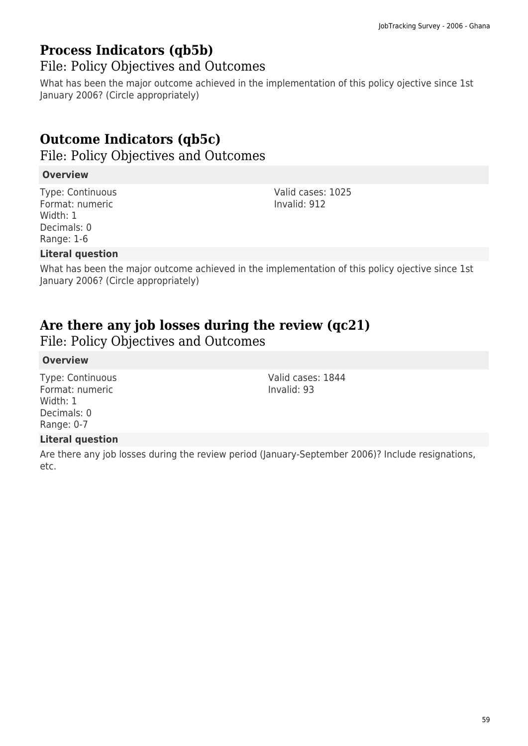## Process Indicators (qb5b)

### File: Policy Objectives and Outcomes

What has been the major outcome achieved in the implementation of this policy ojective since 1st January 2006? (Circle appropriately)

## Outcome Indicators (qb5c)

### File: Policy Objectives and Outcomes

**Overview**

Type: Continuous
Format: numeric
Width: 1
Decimals: 0
Range: 1-6

Valid cases: 1025
Invalid: 912

**Literal question**

What has been the major outcome achieved in the implementation of this policy ojective since 1st January 2006? (Circle appropriately)

## Are there any job losses during the review (qc21)

### File: Policy Objectives and Outcomes

**Overview**

Type: Continuous
Format: numeric
Width: 1
Decimals: 0
Range: 0-7

Valid cases: 1844
Invalid: 93

**Literal question**

Are there any job losses during the review period (January-September 2006)? Include resignations, etc.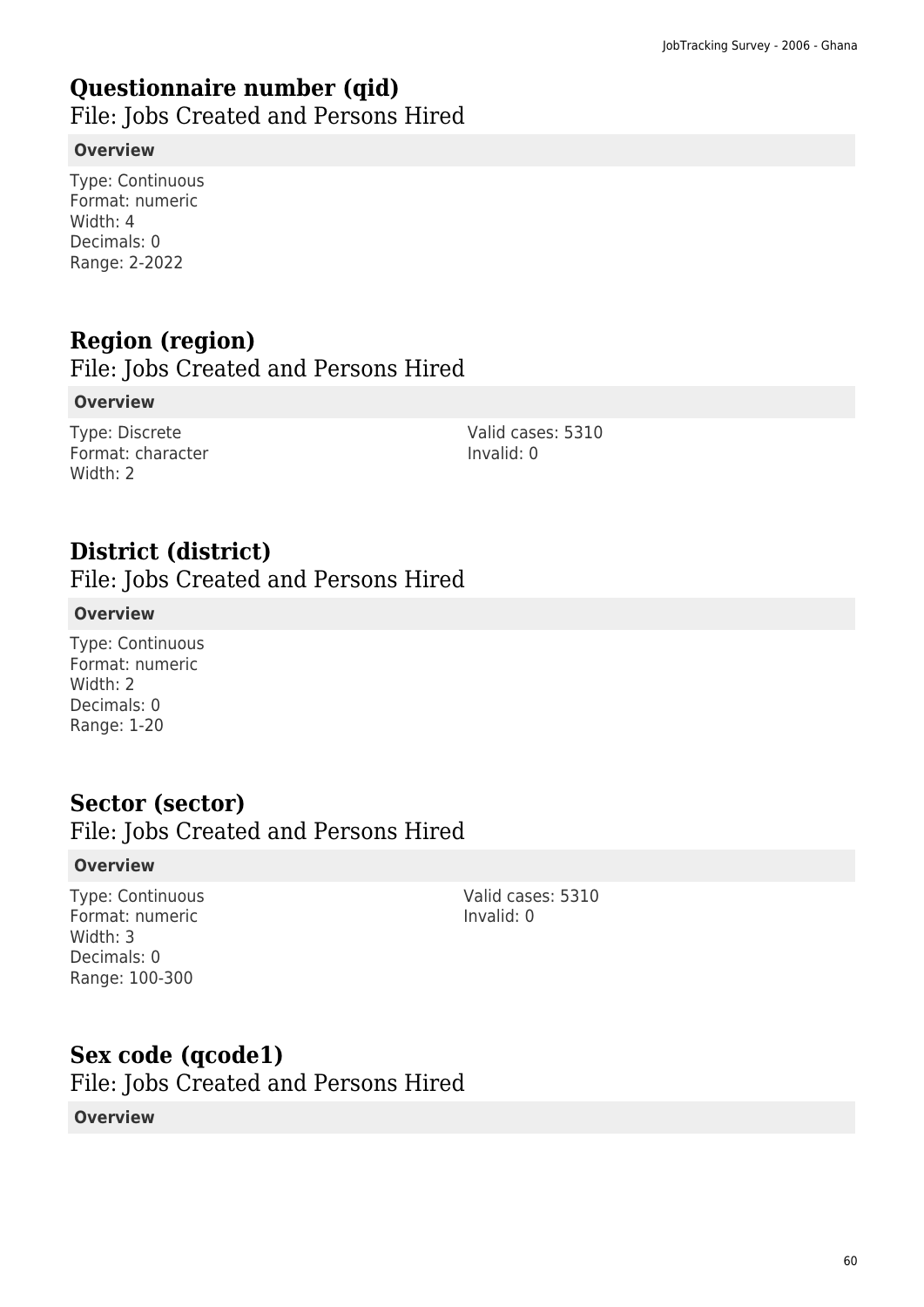## Questionnaire number (qid)

File: Jobs Created and Persons Hired

**Overview**

Type: Continuous
Format: numeric
Width: 4
Decimals: 0
Range: 2-2022

## Region (region)

File: Jobs Created and Persons Hired

**Overview**

Type: Discrete
Format: character
Width: 2

Valid cases: 5310
Invalid: 0

## District (district)

File: Jobs Created and Persons Hired

**Overview**

Type: Continuous
Format: numeric
Width: 2
Decimals: 0
Range: 1-20

## Sector (sector)

File: Jobs Created and Persons Hired

**Overview**

Type: Continuous
Format: numeric
Width: 3
Decimals: 0
Range: 100-300

Valid cases: 5310
Invalid: 0

## Sex code (qcode1)

File: Jobs Created and Persons Hired

**Overview**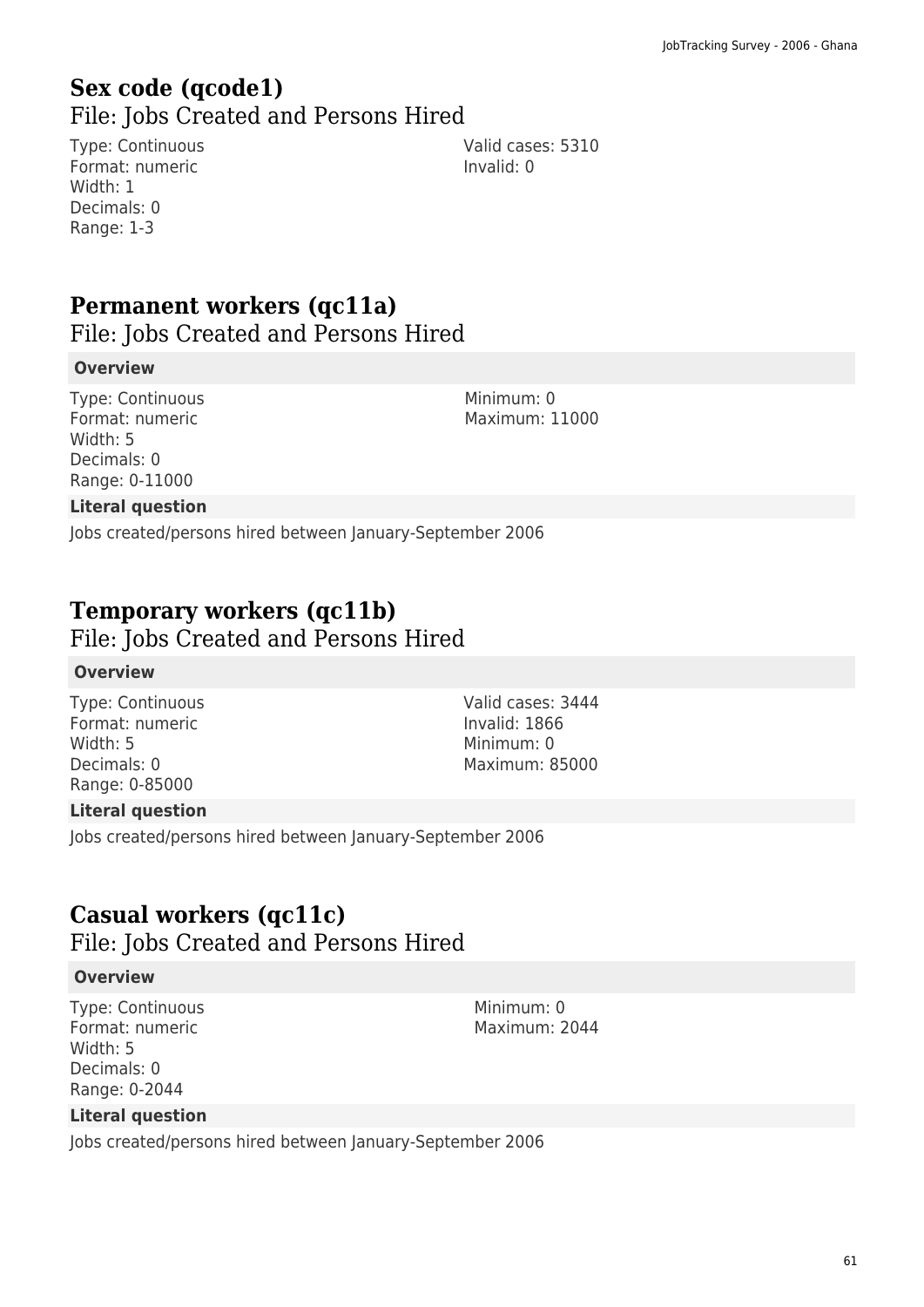## Sex code (qcode1)

File: Jobs Created and Persons Hired

Type: Continuous
Format: numeric
Width: 1
Decimals: 0
Range: 1-3

Valid cases: 5310
Invalid: 0

## Permanent workers (qc11a)

File: Jobs Created and Persons Hired

**Overview**

Type: Continuous
Format: numeric
Width: 5
Decimals: 0
Range: 0-11000

Minimum: 0
Maximum: 11000

**Literal question**

Jobs created/persons hired between January-September 2006

## Temporary workers (qc11b)

File: Jobs Created and Persons Hired

**Overview**

Type: Continuous
Format: numeric
Width: 5
Decimals: 0
Range: 0-85000

Valid cases: 3444
Invalid: 1866
Minimum: 0
Maximum: 85000

**Literal question**

Jobs created/persons hired between January-September 2006

## Casual workers (qc11c)

File: Jobs Created and Persons Hired

**Overview**

Type: Continuous
Format: numeric
Width: 5
Decimals: 0
Range: 0-2044

Minimum: 0
Maximum: 2044

**Literal question**

Jobs created/persons hired between January-September 2006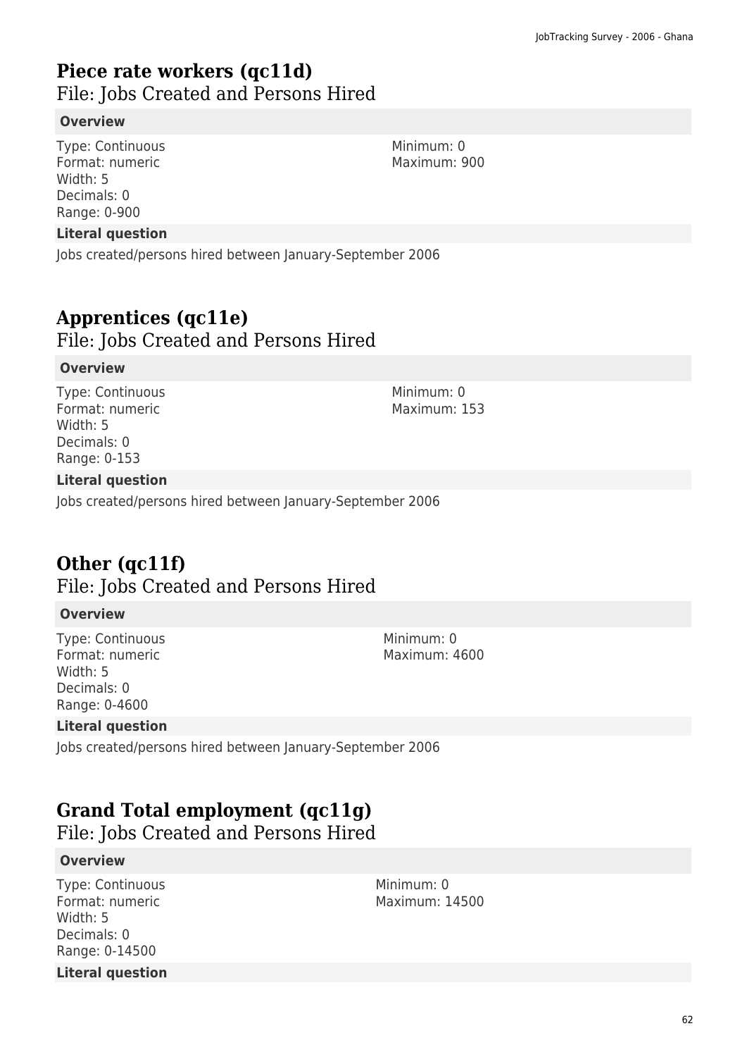## Piece rate workers (qc11d)
File: Jobs Created and Persons Hired

**Overview**

Type: Continuous
Format: numeric
Width: 5
Decimals: 0
Range: 0-900

Minimum: 0
Maximum: 900

**Literal question**

Jobs created/persons hired between January-September 2006

## Apprentices (qc11e)
File: Jobs Created and Persons Hired

**Overview**

Type: Continuous
Format: numeric
Width: 5
Decimals: 0
Range: 0-153

Minimum: 0
Maximum: 153

**Literal question**

Jobs created/persons hired between January-September 2006

## Other (qc11f)
File: Jobs Created and Persons Hired

**Overview**

Type: Continuous
Format: numeric
Width: 5
Decimals: 0
Range: 0-4600

Minimum: 0
Maximum: 4600

**Literal question**

Jobs created/persons hired between January-September 2006

## Grand Total employment (qc11g)
File: Jobs Created and Persons Hired

**Overview**

Type: Continuous
Format: numeric
Width: 5
Decimals: 0
Range: 0-14500

Minimum: 0
Maximum: 14500

**Literal question**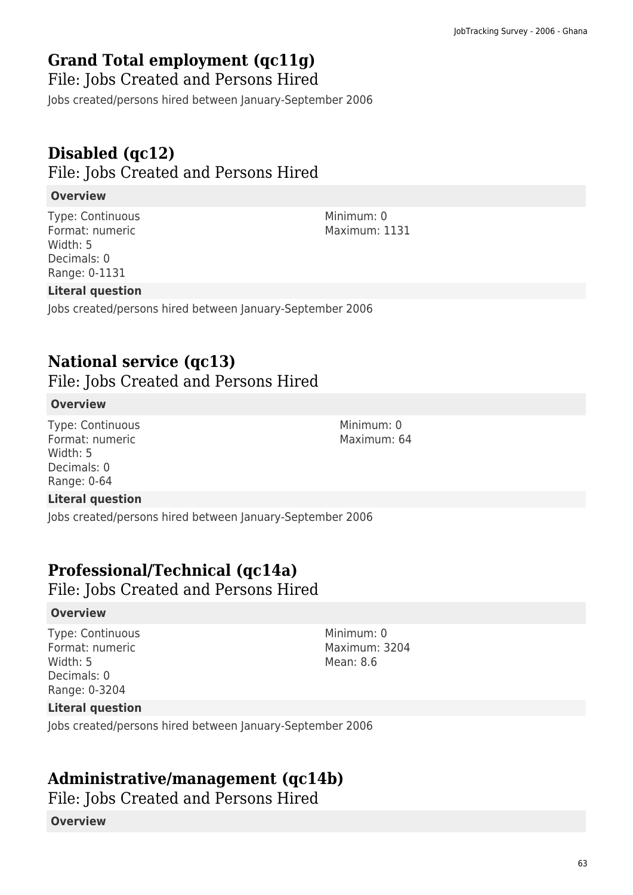## Grand Total employment (qc11g)

### File: Jobs Created and Persons Hired

Jobs created/persons hired between January-September 2006

## Disabled (qc12)

### File: Jobs Created and Persons Hired

**Overview**

Type: Continuous
Format: numeric
Width: 5
Decimals: 0
Range: 0-1131

Minimum: 0
Maximum: 1131

**Literal question**

Jobs created/persons hired between January-September 2006

## National service (qc13)

### File: Jobs Created and Persons Hired

**Overview**

Type: Continuous
Format: numeric
Width: 5
Decimals: 0
Range: 0-64

Minimum: 0
Maximum: 64

**Literal question**

Jobs created/persons hired between January-September 2006

## Professional/Technical (qc14a)

### File: Jobs Created and Persons Hired

**Overview**

Type: Continuous
Format: numeric
Width: 5
Decimals: 0
Range: 0-3204

Minimum: 0
Maximum: 3204
Mean: 8.6

**Literal question**

Jobs created/persons hired between January-September 2006

## Administrative/management (qc14b)

### File: Jobs Created and Persons Hired

**Overview**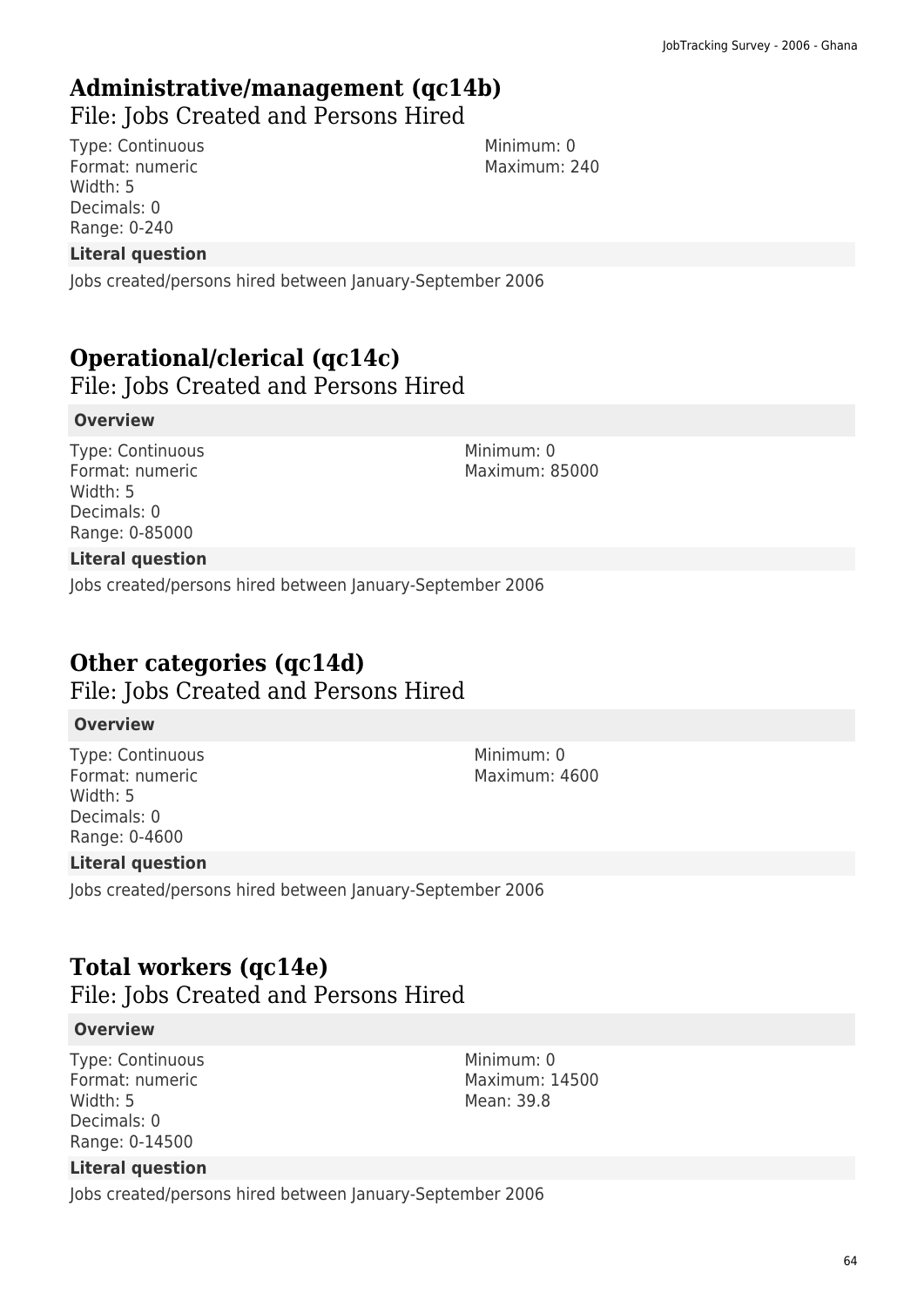## Administrative/management (qc14b)

File: Jobs Created and Persons Hired

Type: Continuous
Format: numeric
Width: 5
Decimals: 0
Range: 0-240

Minimum: 0
Maximum: 240

**Literal question**

Jobs created/persons hired between January-September 2006

## Operational/clerical (qc14c)

File: Jobs Created and Persons Hired

**Overview**

Type: Continuous
Format: numeric
Width: 5
Decimals: 0
Range: 0-85000

Minimum: 0
Maximum: 85000

**Literal question**

Jobs created/persons hired between January-September 2006

## Other categories (qc14d)

File: Jobs Created and Persons Hired

**Overview**

Type: Continuous
Format: numeric
Width: 5
Decimals: 0
Range: 0-4600

Minimum: 0
Maximum: 4600

**Literal question**

Jobs created/persons hired between January-September 2006

## Total workers (qc14e)

File: Jobs Created and Persons Hired

**Overview**

Type: Continuous
Format: numeric
Width: 5
Decimals: 0
Range: 0-14500

Minimum: 0
Maximum: 14500
Mean: 39.8

**Literal question**

Jobs created/persons hired between January-September 2006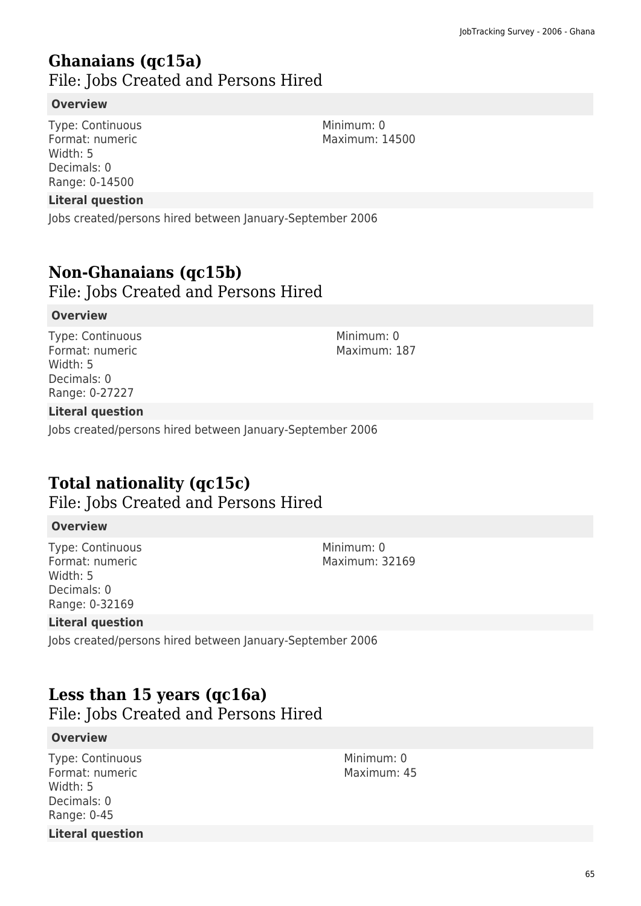## Ghanaians (qc15a)

File: Jobs Created and Persons Hired

**Overview**

Type: Continuous
Format: numeric
Width: 5
Decimals: 0
Range: 0-14500

Minimum: 0
Maximum: 14500

**Literal question**

Jobs created/persons hired between January-September 2006

## Non-Ghanaians (qc15b)

File: Jobs Created and Persons Hired

**Overview**

Type: Continuous
Format: numeric
Width: 5
Decimals: 0
Range: 0-27227

Minimum: 0
Maximum: 187

**Literal question**

Jobs created/persons hired between January-September 2006

## Total nationality (qc15c)

File: Jobs Created and Persons Hired

**Overview**

Type: Continuous
Format: numeric
Width: 5
Decimals: 0
Range: 0-32169

Minimum: 0
Maximum: 32169

**Literal question**

Jobs created/persons hired between January-September 2006

## Less than 15 years (qc16a)

File: Jobs Created and Persons Hired

**Overview**

Type: Continuous
Format: numeric
Width: 5
Decimals: 0
Range: 0-45

Minimum: 0
Maximum: 45

**Literal question**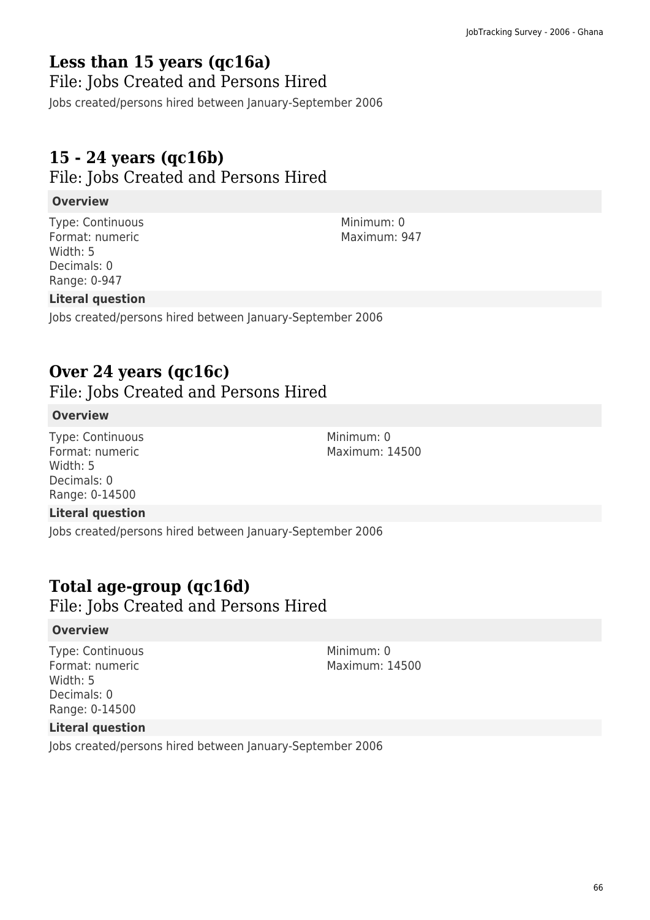## Less than 15 years (qc16a)

### File: Jobs Created and Persons Hired

Jobs created/persons hired between January-September 2006

## 15 - 24 years (qc16b)

### File: Jobs Created and Persons Hired

**Overview**

Type: Continuous
Format: numeric
Width: 5
Decimals: 0
Range: 0-947

Minimum: 0
Maximum: 947

**Literal question**

Jobs created/persons hired between January-September 2006

## Over 24 years (qc16c)

### File: Jobs Created and Persons Hired

**Overview**

Type: Continuous
Format: numeric
Width: 5
Decimals: 0
Range: 0-14500

Minimum: 0
Maximum: 14500

**Literal question**

Jobs created/persons hired between January-September 2006

## Total age-group (qc16d)

### File: Jobs Created and Persons Hired

**Overview**

Type: Continuous
Format: numeric
Width: 5
Decimals: 0
Range: 0-14500

Minimum: 0
Maximum: 14500

**Literal question**

Jobs created/persons hired between January-September 2006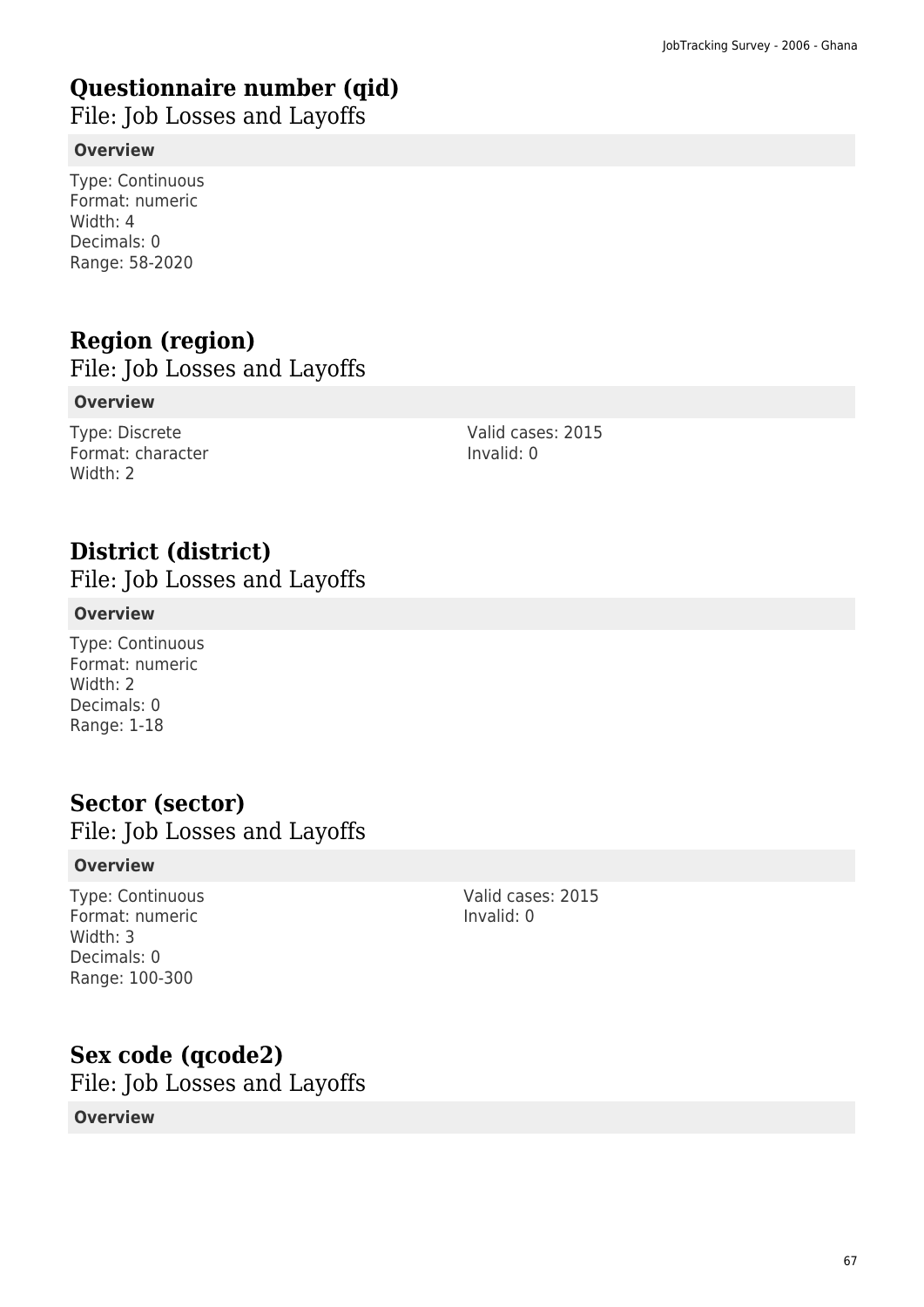# Questionnaire number (qid)

File: Job Losses and Layoffs

**Overview**

Type: Continuous
Format: numeric
Width: 4
Decimals: 0
Range: 58-2020

# Region (region)

File: Job Losses and Layoffs

**Overview**

Type: Discrete
Format: character
Width: 2

Valid cases: 2015
Invalid: 0

# District (district)

File: Job Losses and Layoffs

**Overview**

Type: Continuous
Format: numeric
Width: 2
Decimals: 0
Range: 1-18

# Sector (sector)

File: Job Losses and Layoffs

**Overview**

Type: Continuous
Format: numeric
Width: 3
Decimals: 0
Range: 100-300

Valid cases: 2015
Invalid: 0

# Sex code (qcode2)

File: Job Losses and Layoffs

**Overview**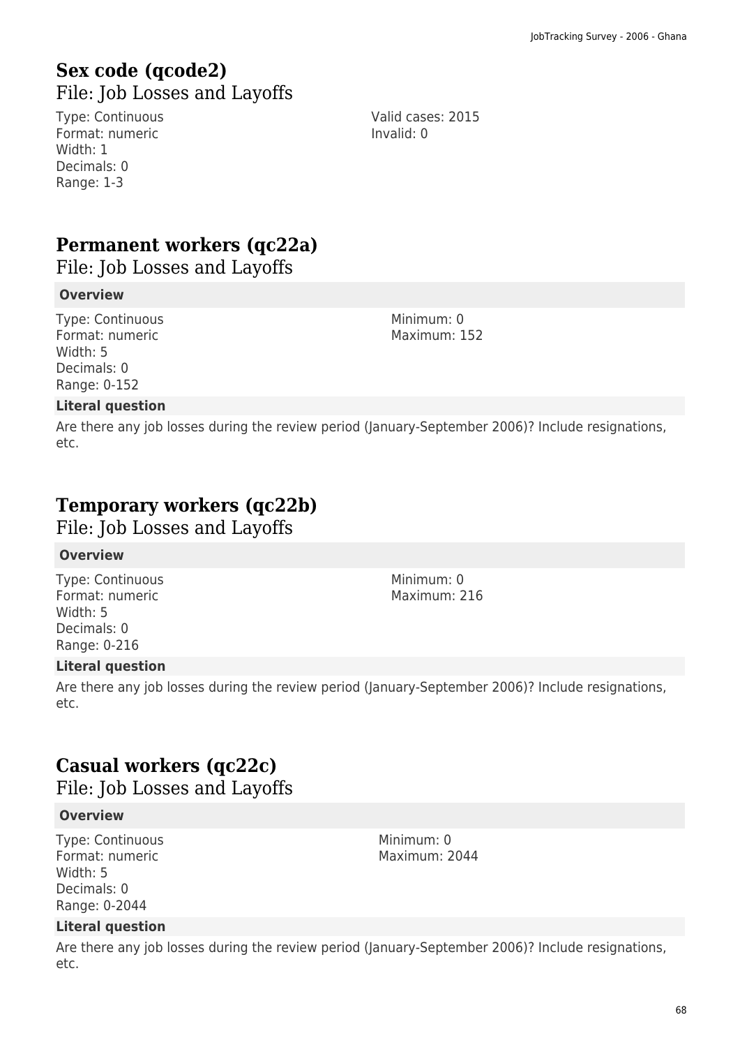## Sex code (qcode2)

File: Job Losses and Layoffs

Type: Continuous
Format: numeric
Width: 1
Decimals: 0
Range: 1-3

Valid cases: 2015
Invalid: 0

## Permanent workers (qc22a)

File: Job Losses and Layoffs

**Overview**

Type: Continuous
Format: numeric
Width: 5
Decimals: 0
Range: 0-152

Minimum: 0
Maximum: 152

**Literal question**

Are there any job losses during the review period (January-September 2006)? Include resignations, etc.

## Temporary workers (qc22b)

File: Job Losses and Layoffs

**Overview**

Type: Continuous
Format: numeric
Width: 5
Decimals: 0
Range: 0-216

Minimum: 0
Maximum: 216

**Literal question**

Are there any job losses during the review period (January-September 2006)? Include resignations, etc.

## Casual workers (qc22c)

File: Job Losses and Layoffs

**Overview**

Type: Continuous
Format: numeric
Width: 5
Decimals: 0
Range: 0-2044

Minimum: 0
Maximum: 2044

**Literal question**

Are there any job losses during the review period (January-September 2006)? Include resignations, etc.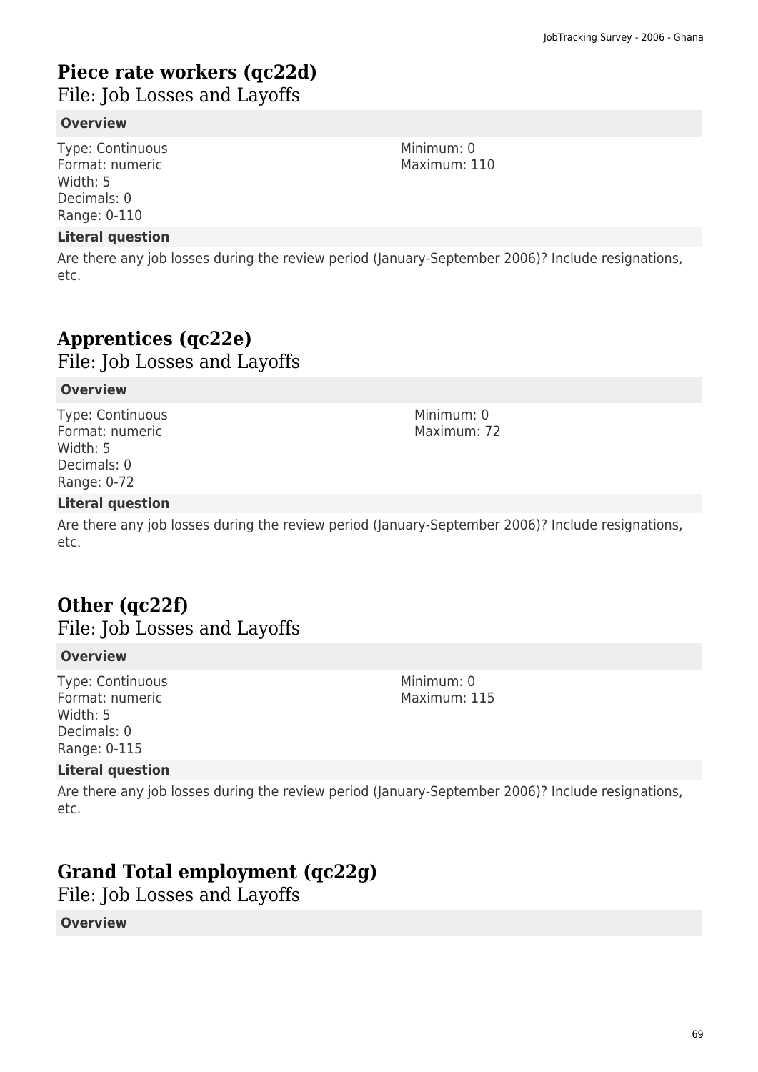# Piece rate workers (qc22d)

File: Job Losses and Layoffs

**Overview**

Type: Continuous
Format: numeric
Width: 5
Decimals: 0
Range: 0-110

Minimum: 0
Maximum: 110

**Literal question**

Are there any job losses during the review period (January-September 2006)? Include resignations, etc.

# Apprentices (qc22e)

File: Job Losses and Layoffs

**Overview**

Type: Continuous
Format: numeric
Width: 5
Decimals: 0
Range: 0-72

Minimum: 0
Maximum: 72

**Literal question**

Are there any job losses during the review period (January-September 2006)? Include resignations, etc.

# Other (qc22f)

File: Job Losses and Layoffs

**Overview**

Type: Continuous
Format: numeric
Width: 5
Decimals: 0
Range: 0-115

Minimum: 0
Maximum: 115

**Literal question**

Are there any job losses during the review period (January-September 2006)? Include resignations, etc.

# Grand Total employment (qc22g)

File: Job Losses and Layoffs

**Overview**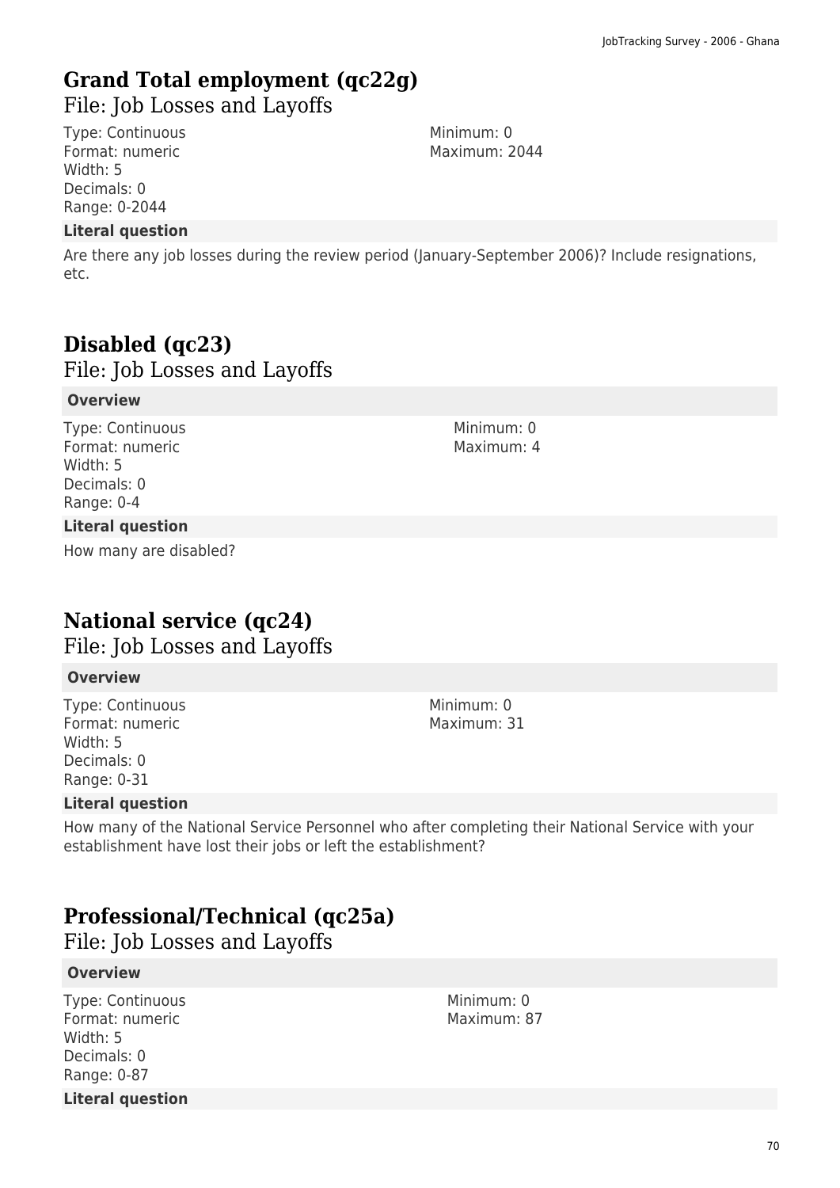## Grand Total employment (qc22g)

File: Job Losses and Layoffs

Type: Continuous
Format: numeric
Width: 5
Decimals: 0
Range: 0-2044

Minimum: 0
Maximum: 2044

**Literal question**

Are there any job losses during the review period (January-September 2006)? Include resignations, etc.

## Disabled (qc23)

File: Job Losses and Layoffs

**Overview**

Type: Continuous
Format: numeric
Width: 5
Decimals: 0
Range: 0-4

Minimum: 0
Maximum: 4

**Literal question**

How many are disabled?

## National service (qc24)

File: Job Losses and Layoffs

**Overview**

Type: Continuous
Format: numeric
Width: 5
Decimals: 0
Range: 0-31

Minimum: 0
Maximum: 31

**Literal question**

How many of the National Service Personnel who after completing their National Service with your establishment have lost their jobs or left the establishment?

## Professional/Technical (qc25a)

File: Job Losses and Layoffs

**Overview**

Type: Continuous
Format: numeric
Width: 5
Decimals: 0
Range: 0-87

Minimum: 0
Maximum: 87

**Literal question**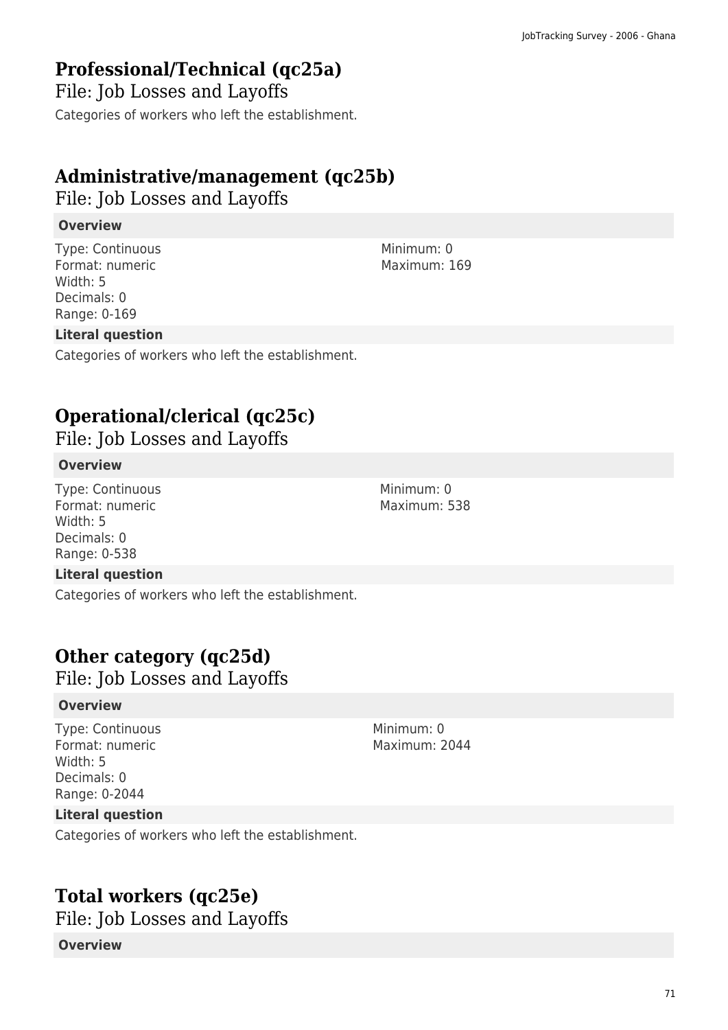## Professional/Technical (qc25a)

File: Job Losses and Layoffs

Categories of workers who left the establishment.

## Administrative/management (qc25b)

File: Job Losses and Layoffs

**Overview**

Type: Continuous
Format: numeric
Width: 5
Decimals: 0
Range: 0-169

Minimum: 0
Maximum: 169

**Literal question**

Categories of workers who left the establishment.

## Operational/clerical (qc25c)

File: Job Losses and Layoffs

**Overview**

Type: Continuous
Format: numeric
Width: 5
Decimals: 0
Range: 0-538

Minimum: 0
Maximum: 538

**Literal question**

Categories of workers who left the establishment.

## Other category (qc25d)

File: Job Losses and Layoffs

**Overview**

Type: Continuous
Format: numeric
Width: 5
Decimals: 0
Range: 0-2044

Minimum: 0
Maximum: 2044

**Literal question**

Categories of workers who left the establishment.

## Total workers (qc25e)

File: Job Losses and Layoffs

**Overview**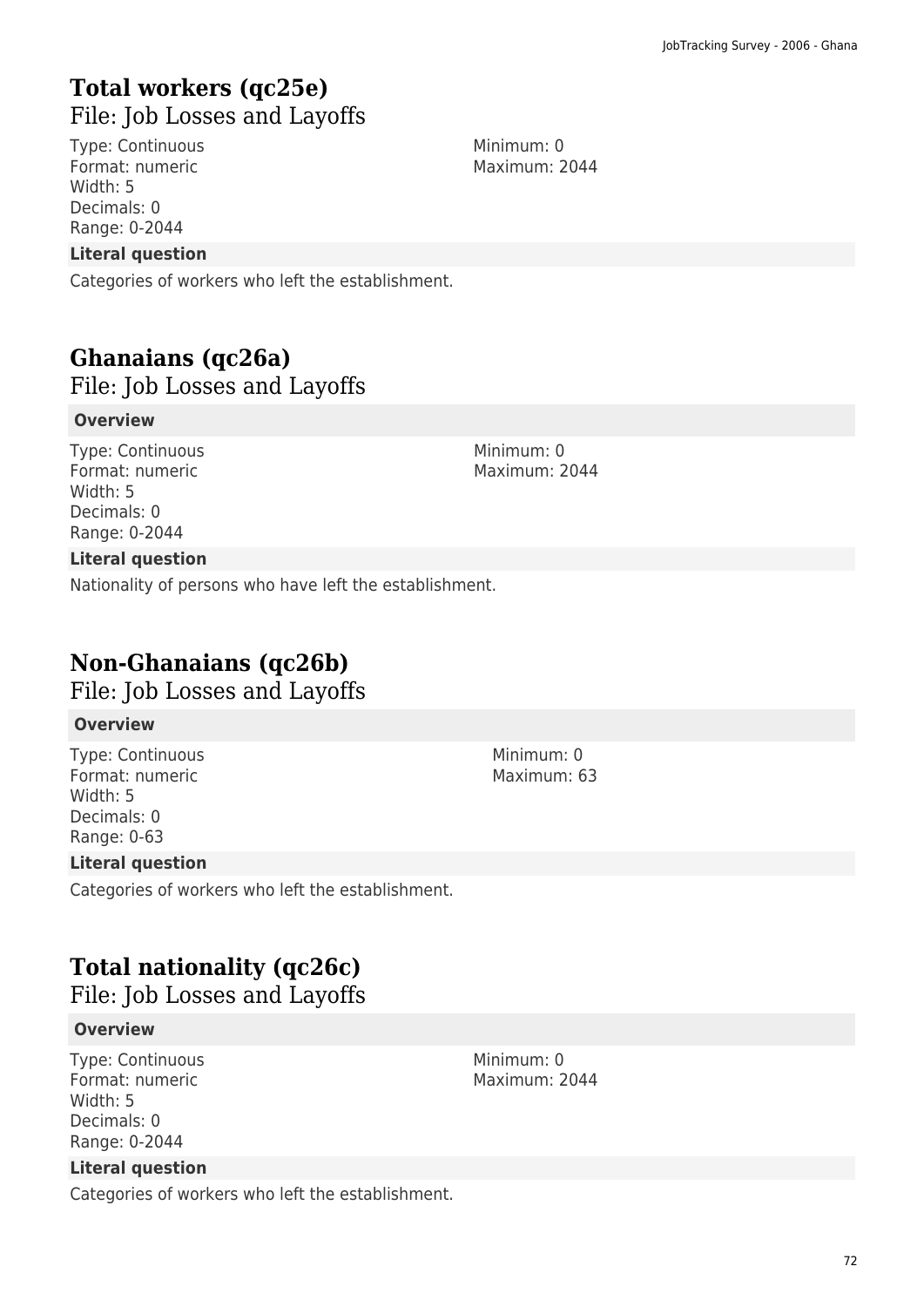## Total workers (qc25e)

File: Job Losses and Layoffs

Type: Continuous
Format: numeric
Width: 5
Decimals: 0
Range: 0-2044

Minimum: 0
Maximum: 2044

**Literal question**

Categories of workers who left the establishment.

## Ghanaians (qc26a)

File: Job Losses and Layoffs

**Overview**

Type: Continuous
Format: numeric
Width: 5
Decimals: 0
Range: 0-2044

Minimum: 0
Maximum: 2044

**Literal question**

Nationality of persons who have left the establishment.

## Non-Ghanaians (qc26b)

File: Job Losses and Layoffs

**Overview**

Type: Continuous
Format: numeric
Width: 5
Decimals: 0
Range: 0-63

Minimum: 0
Maximum: 63

**Literal question**

Categories of workers who left the establishment.

## Total nationality (qc26c)

File: Job Losses and Layoffs

**Overview**

Type: Continuous
Format: numeric
Width: 5
Decimals: 0
Range: 0-2044

Minimum: 0
Maximum: 2044

**Literal question**

Categories of workers who left the establishment.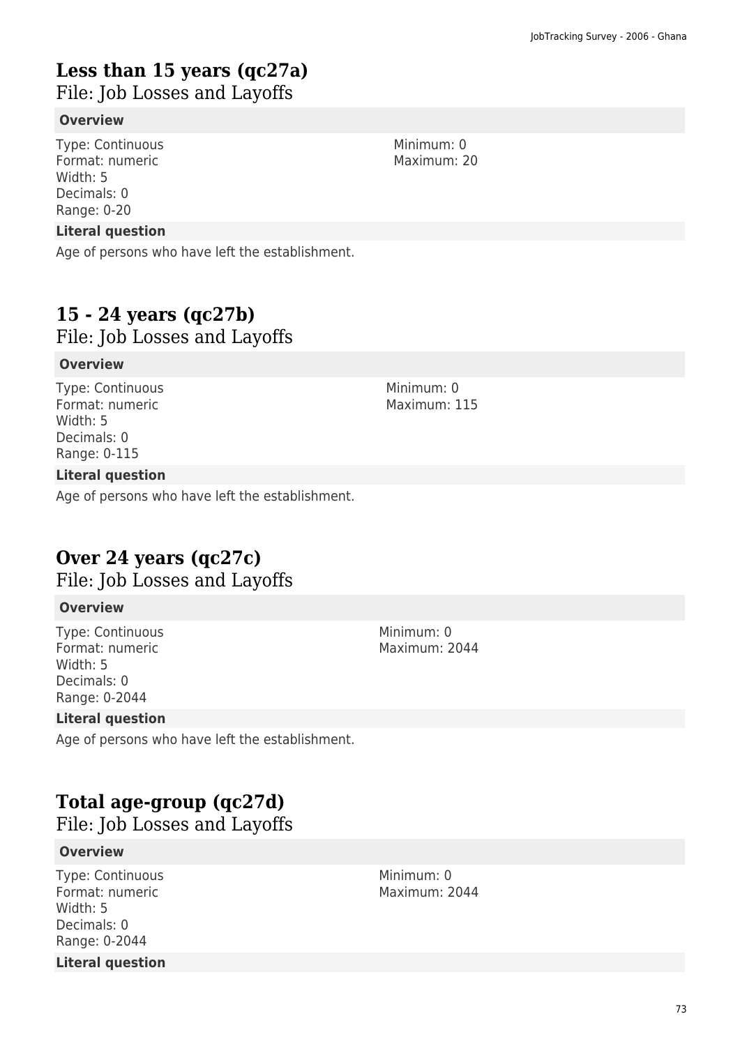## Less than 15 years (qc27a)

File: Job Losses and Layoffs

**Overview**

Type: Continuous
Format: numeric
Width: 5
Decimals: 0
Range: 0-20

Minimum: 0
Maximum: 20

**Literal question**

Age of persons who have left the establishment.

## 15 - 24 years (qc27b)

File: Job Losses and Layoffs

**Overview**

Type: Continuous
Format: numeric
Width: 5
Decimals: 0
Range: 0-115

Minimum: 0
Maximum: 115

**Literal question**

Age of persons who have left the establishment.

## Over 24 years (qc27c)

File: Job Losses and Layoffs

**Overview**

Type: Continuous
Format: numeric
Width: 5
Decimals: 0
Range: 0-2044

Minimum: 0
Maximum: 2044

**Literal question**

Age of persons who have left the establishment.

## Total age-group (qc27d)

File: Job Losses and Layoffs

**Overview**

Type: Continuous
Format: numeric
Width: 5
Decimals: 0
Range: 0-2044

Minimum: 0
Maximum: 2044

**Literal question**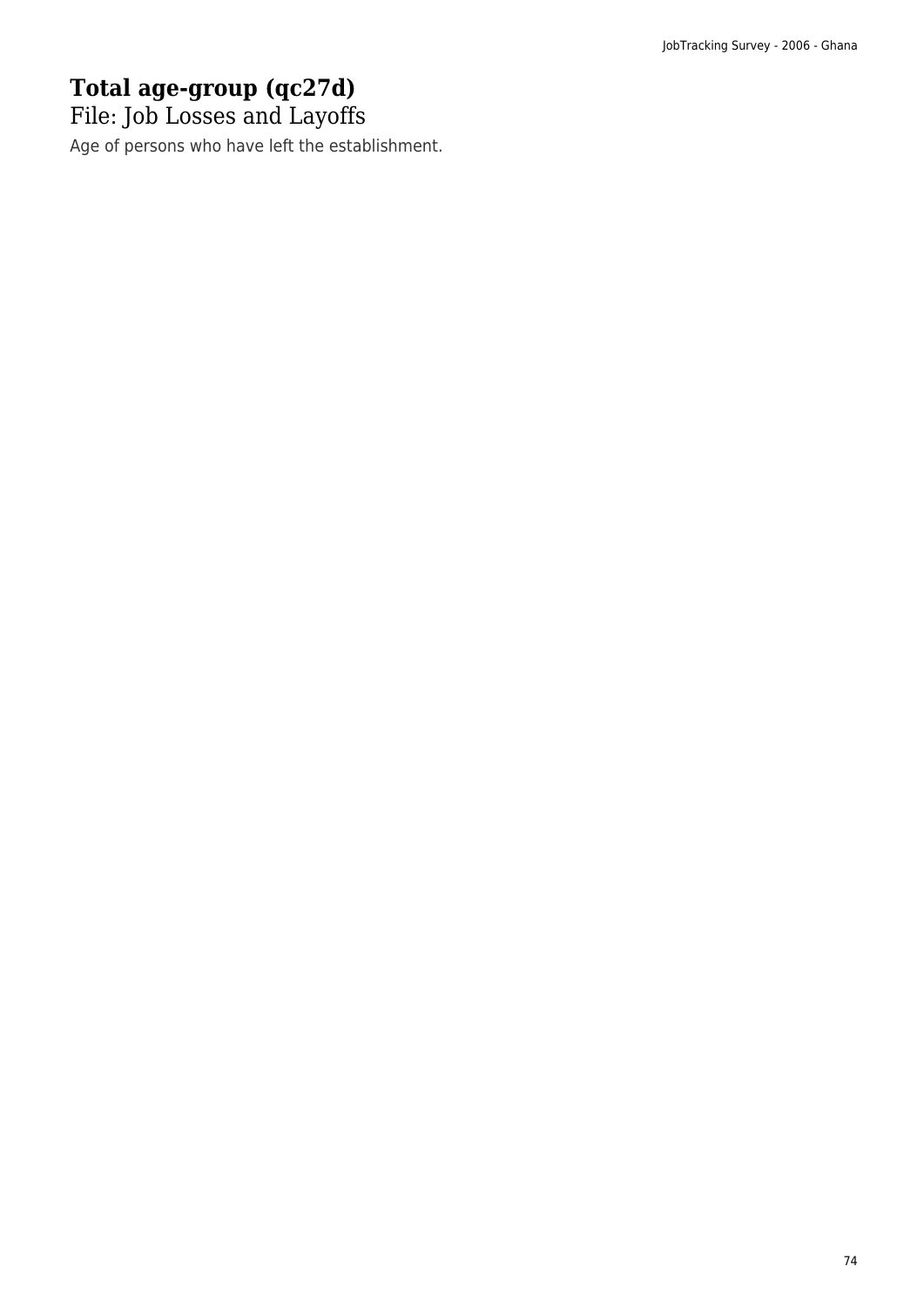# Total age-group (qc27d)

File: Job Losses and Layoffs

Age of persons who have left the establishment.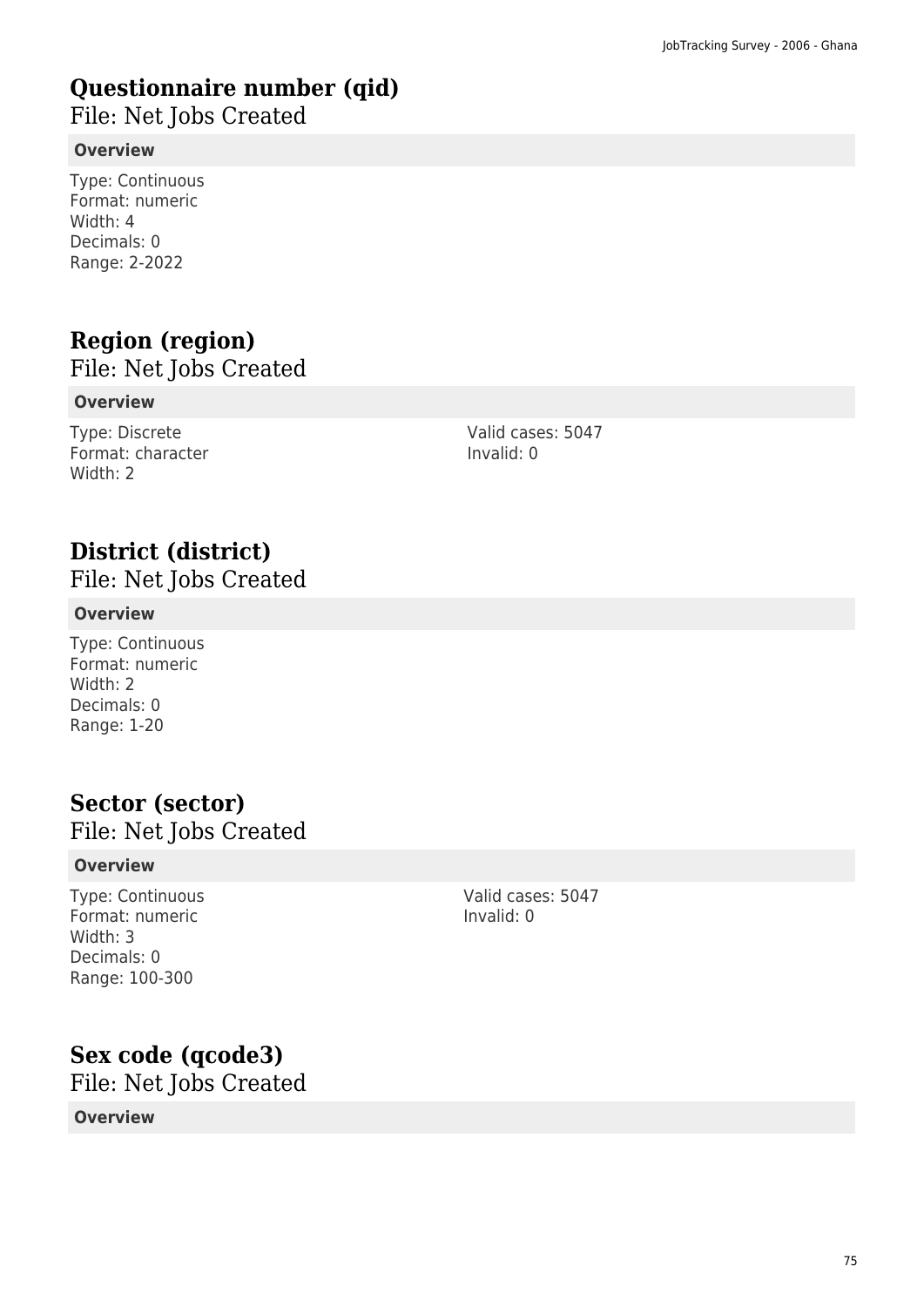# Questionnaire number (qid)

File: Net Jobs Created

**Overview**

Type: Continuous
Format: numeric
Width: 4
Decimals: 0
Range: 2-2022

# Region (region)

File: Net Jobs Created

**Overview**

Type: Discrete
Format: character
Width: 2

Valid cases: 5047
Invalid: 0

# District (district)

File: Net Jobs Created

**Overview**

Type: Continuous
Format: numeric
Width: 2
Decimals: 0
Range: 1-20

# Sector (sector)

File: Net Jobs Created

**Overview**

Type: Continuous
Format: numeric
Width: 3
Decimals: 0
Range: 100-300

Valid cases: 5047
Invalid: 0

# Sex code (qcode3)

File: Net Jobs Created

**Overview**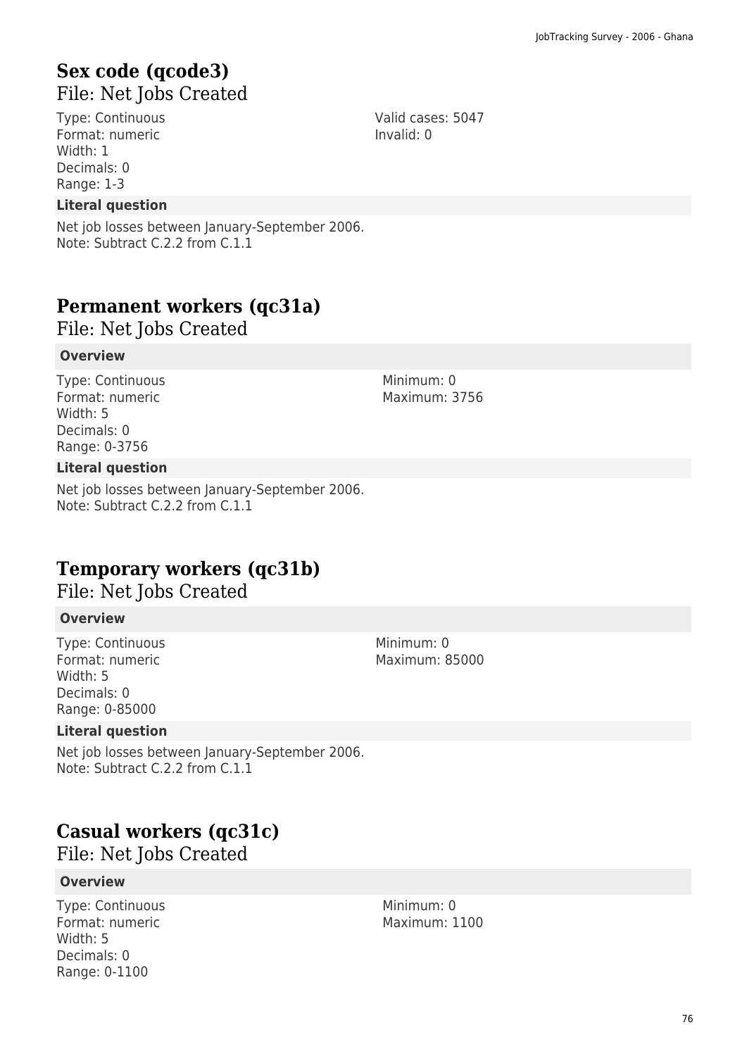## Sex code (qcode3)

File: Net Jobs Created

Type: Continuous
Format: numeric
Width: 1
Decimals: 0
Range: 1-3

Valid cases: 5047
Invalid: 0

**Literal question**

Net job losses between January-September 2006.
Note: Subtract C.2.2 from C.1.1

## Permanent workers (qc31a)

File: Net Jobs Created

**Overview**

Type: Continuous
Format: numeric
Width: 5
Decimals: 0
Range: 0-3756

Minimum: 0
Maximum: 3756

**Literal question**

Net job losses between January-September 2006.
Note: Subtract C.2.2 from C.1.1

## Temporary workers (qc31b)

File: Net Jobs Created

**Overview**

Type: Continuous
Format: numeric
Width: 5
Decimals: 0
Range: 0-85000

Minimum: 0
Maximum: 85000

**Literal question**

Net job losses between January-September 2006.
Note: Subtract C.2.2 from C.1.1

## Casual workers (qc31c)

File: Net Jobs Created

**Overview**

Type: Continuous
Format: numeric
Width: 5
Decimals: 0
Range: 0-1100

Minimum: 0
Maximum: 1100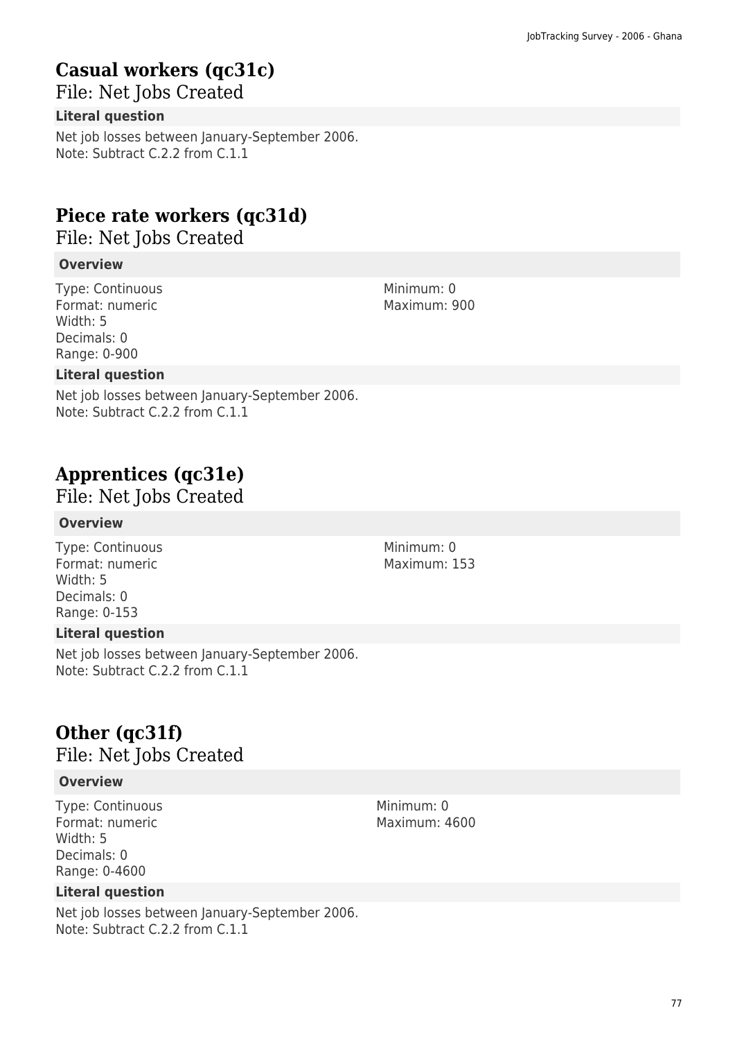## Casual workers (qc31c)

File: Net Jobs Created

**Literal question**

Net job losses between January-September 2006.
Note: Subtract C.2.2 from C.1.1

## Piece rate workers (qc31d)

File: Net Jobs Created

**Overview**

Type: Continuous
Format: numeric
Width: 5
Decimals: 0
Range: 0-900

Minimum: 0
Maximum: 900

**Literal question**

Net job losses between January-September 2006.
Note: Subtract C.2.2 from C.1.1

## Apprentices (qc31e)

File: Net Jobs Created

**Overview**

Type: Continuous
Format: numeric
Width: 5
Decimals: 0
Range: 0-153

Minimum: 0
Maximum: 153

**Literal question**

Net job losses between January-September 2006.
Note: Subtract C.2.2 from C.1.1

## Other (qc31f)

File: Net Jobs Created

**Overview**

Type: Continuous
Format: numeric
Width: 5
Decimals: 0
Range: 0-4600

Minimum: 0
Maximum: 4600

**Literal question**

Net job losses between January-September 2006.
Note: Subtract C.2.2 from C.1.1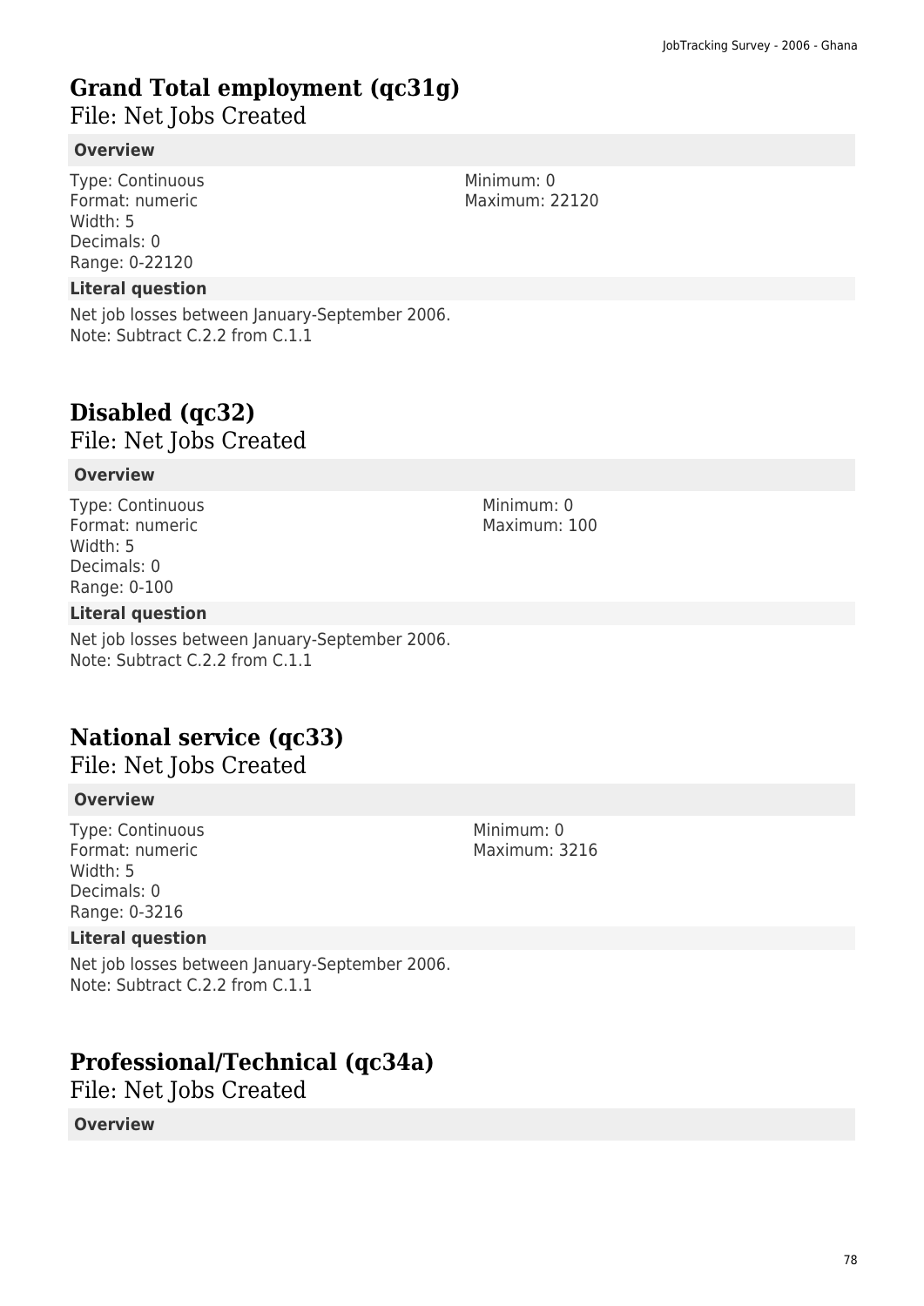# Grand Total employment (qc31g)

File: Net Jobs Created

**Overview**

Type: Continuous
Format: numeric
Width: 5
Decimals: 0
Range: 0-22120

Minimum: 0
Maximum: 22120

**Literal question**

Net job losses between January-September 2006.
Note: Subtract C.2.2 from C.1.1

# Disabled (qc32)

File: Net Jobs Created

**Overview**

Type: Continuous
Format: numeric
Width: 5
Decimals: 0
Range: 0-100

Minimum: 0
Maximum: 100

**Literal question**

Net job losses between January-September 2006.
Note: Subtract C.2.2 from C.1.1

# National service (qc33)

File: Net Jobs Created

**Overview**

Type: Continuous
Format: numeric
Width: 5
Decimals: 0
Range: 0-3216

Minimum: 0
Maximum: 3216

**Literal question**

Net job losses between January-September 2006.
Note: Subtract C.2.2 from C.1.1

# Professional/Technical (qc34a)

File: Net Jobs Created

**Overview**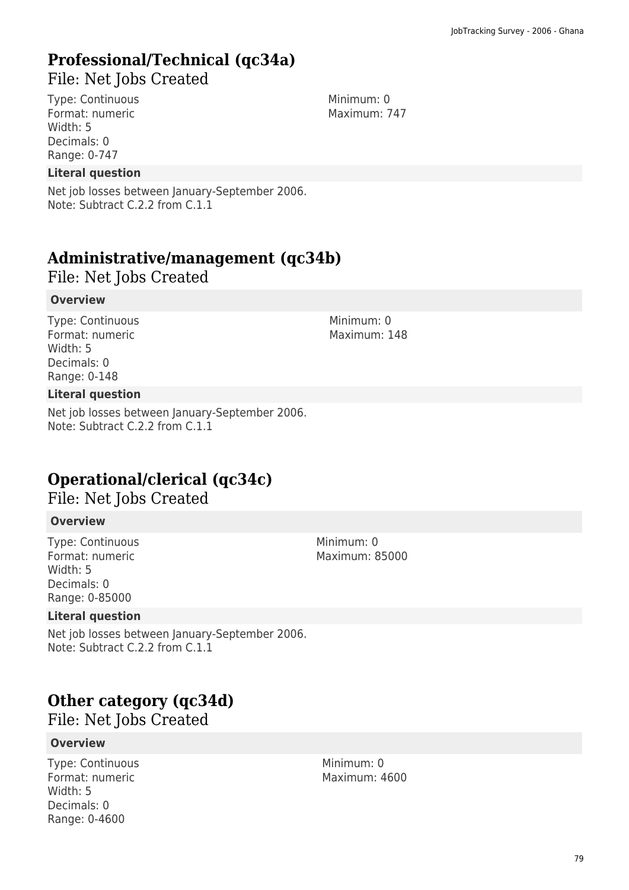## Professional/Technical (qc34a)

### File: Net Jobs Created

Type: Continuous
Format: numeric
Width: 5
Decimals: 0
Range: 0-747

Minimum: 0
Maximum: 747

**Literal question**

Net job losses between January-September 2006.
Note: Subtract C.2.2 from C.1.1

## Administrative/management (qc34b)

### File: Net Jobs Created

**Overview**

Type: Continuous
Format: numeric
Width: 5
Decimals: 0
Range: 0-148

Minimum: 0
Maximum: 148

**Literal question**

Net job losses between January-September 2006.
Note: Subtract C.2.2 from C.1.1

## Operational/clerical (qc34c)

### File: Net Jobs Created

**Overview**

Type: Continuous
Format: numeric
Width: 5
Decimals: 0
Range: 0-85000

Minimum: 0
Maximum: 85000

**Literal question**

Net job losses between January-September 2006.
Note: Subtract C.2.2 from C.1.1

## Other category (qc34d)

### File: Net Jobs Created

**Overview**

Type: Continuous
Format: numeric
Width: 5
Decimals: 0
Range: 0-4600

Minimum: 0
Maximum: 4600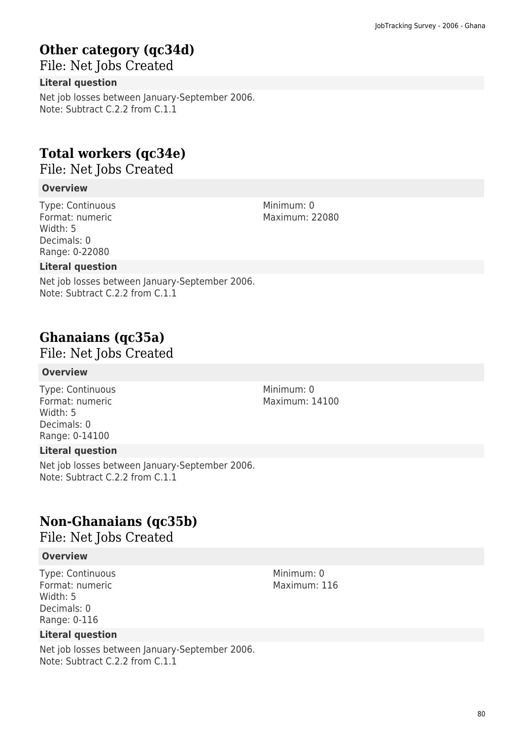## Other category (qc34d)

File: Net Jobs Created

**Literal question**

Net job losses between January-September 2006.
Note: Subtract C.2.2 from C.1.1

## Total workers (qc34e)

File: Net Jobs Created

**Overview**

Type: Continuous
Format: numeric
Width: 5
Decimals: 0
Range: 0-22080

Minimum: 0
Maximum: 22080

**Literal question**

Net job losses between January-September 2006.
Note: Subtract C.2.2 from C.1.1

## Ghanaians (qc35a)

File: Net Jobs Created

**Overview**

Type: Continuous
Format: numeric
Width: 5
Decimals: 0
Range: 0-14100

Minimum: 0
Maximum: 14100

**Literal question**

Net job losses between January-September 2006.
Note: Subtract C.2.2 from C.1.1

## Non-Ghanaians (qc35b)

File: Net Jobs Created

**Overview**

Type: Continuous
Format: numeric
Width: 5
Decimals: 0
Range: 0-116

Minimum: 0
Maximum: 116

**Literal question**

Net job losses between January-September 2006.
Note: Subtract C.2.2 from C.1.1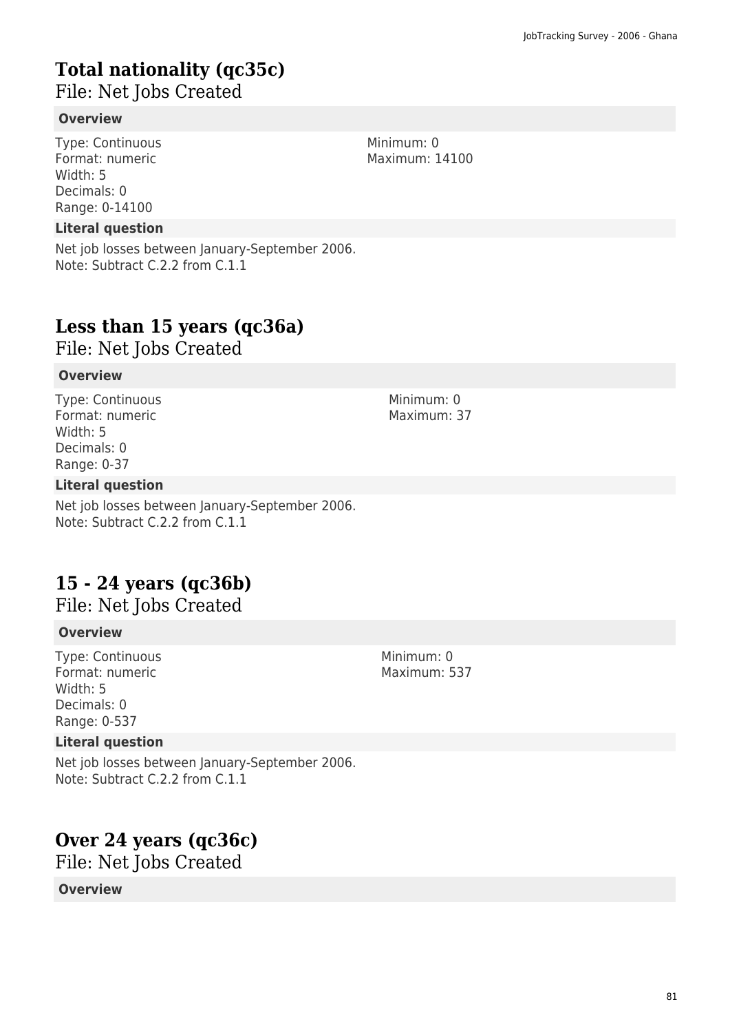# Total nationality (qc35c)

File: Net Jobs Created

**Overview**

Type: Continuous
Format: numeric
Width: 5
Decimals: 0
Range: 0-14100

Minimum: 0
Maximum: 14100

**Literal question**

Net job losses between January-September 2006.
Note: Subtract C.2.2 from C.1.1

# Less than 15 years (qc36a)

File: Net Jobs Created

**Overview**

Type: Continuous
Format: numeric
Width: 5
Decimals: 0
Range: 0-37

Minimum: 0
Maximum: 37

**Literal question**

Net job losses between January-September 2006.
Note: Subtract C.2.2 from C.1.1

# 15 - 24 years (qc36b)

File: Net Jobs Created

**Overview**

Type: Continuous
Format: numeric
Width: 5
Decimals: 0
Range: 0-537

Minimum: 0
Maximum: 537

**Literal question**

Net job losses between January-September 2006.
Note: Subtract C.2.2 from C.1.1

# Over 24 years (qc36c)

File: Net Jobs Created

**Overview**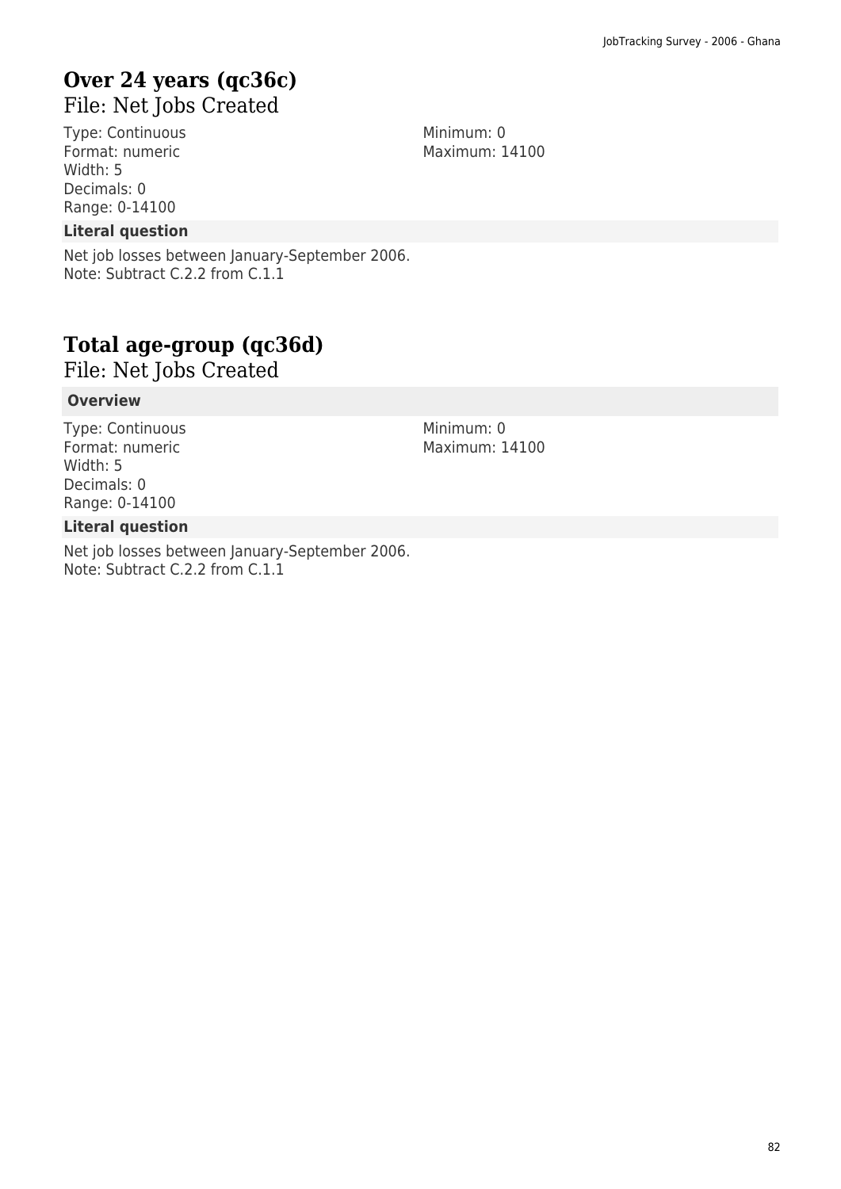## Over 24 years (qc36c)

File: Net Jobs Created

Type: Continuous
Format: numeric
Width: 5
Decimals: 0
Range: 0-14100

Minimum: 0
Maximum: 14100

**Literal question**

Net job losses between January-September 2006.
Note: Subtract C.2.2 from C.1.1

## Total age-group (qc36d)

File: Net Jobs Created

**Overview**

Type: Continuous
Format: numeric
Width: 5
Decimals: 0
Range: 0-14100

Minimum: 0
Maximum: 14100

**Literal question**

Net job losses between January-September 2006.
Note: Subtract C.2.2 from C.1.1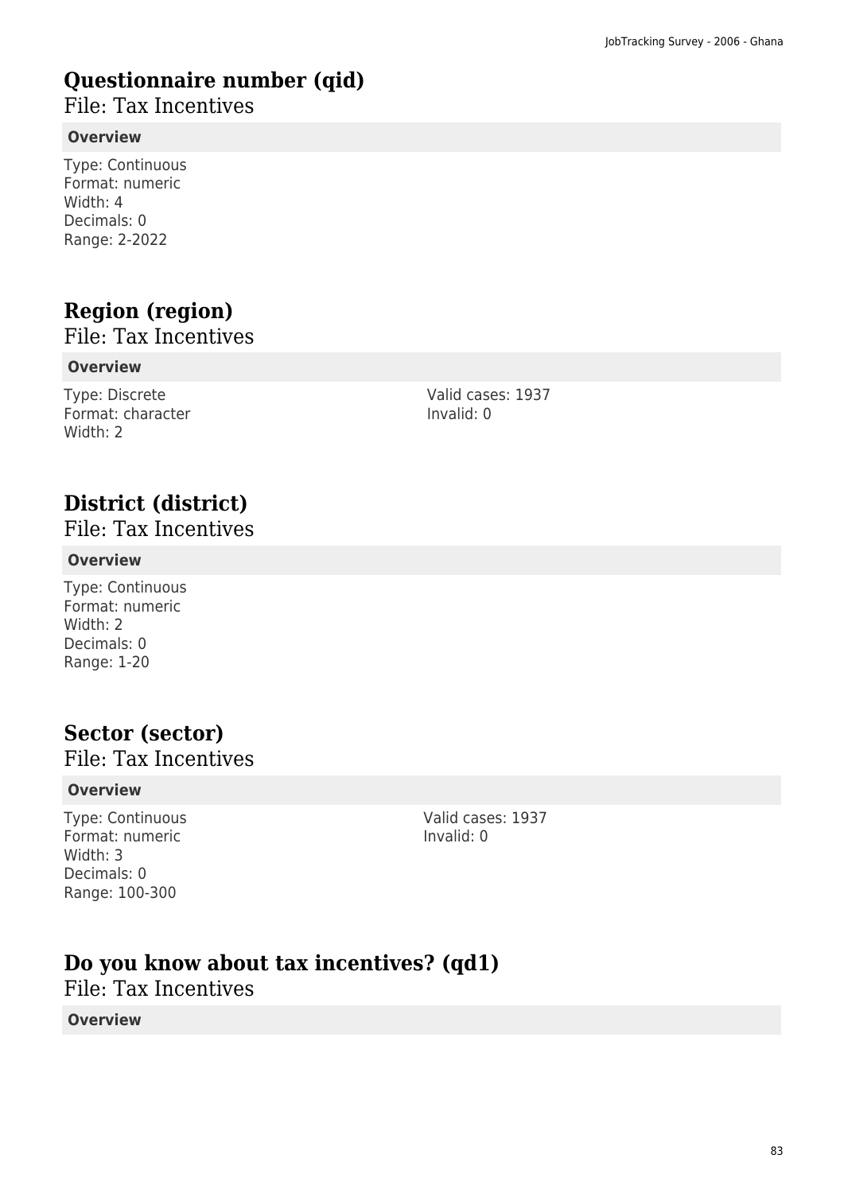# Questionnaire number (qid)

File: Tax Incentives

**Overview**

Type: Continuous
Format: numeric
Width: 4
Decimals: 0
Range: 2-2022

# Region (region)

File: Tax Incentives

**Overview**

Type: Discrete
Format: character
Width: 2

Valid cases: 1937
Invalid: 0

# District (district)

File: Tax Incentives

**Overview**

Type: Continuous
Format: numeric
Width: 2
Decimals: 0
Range: 1-20

# Sector (sector)

File: Tax Incentives

**Overview**

Type: Continuous
Format: numeric
Width: 3
Decimals: 0
Range: 100-300

Valid cases: 1937
Invalid: 0

# Do you know about tax incentives? (qd1)

File: Tax Incentives

**Overview**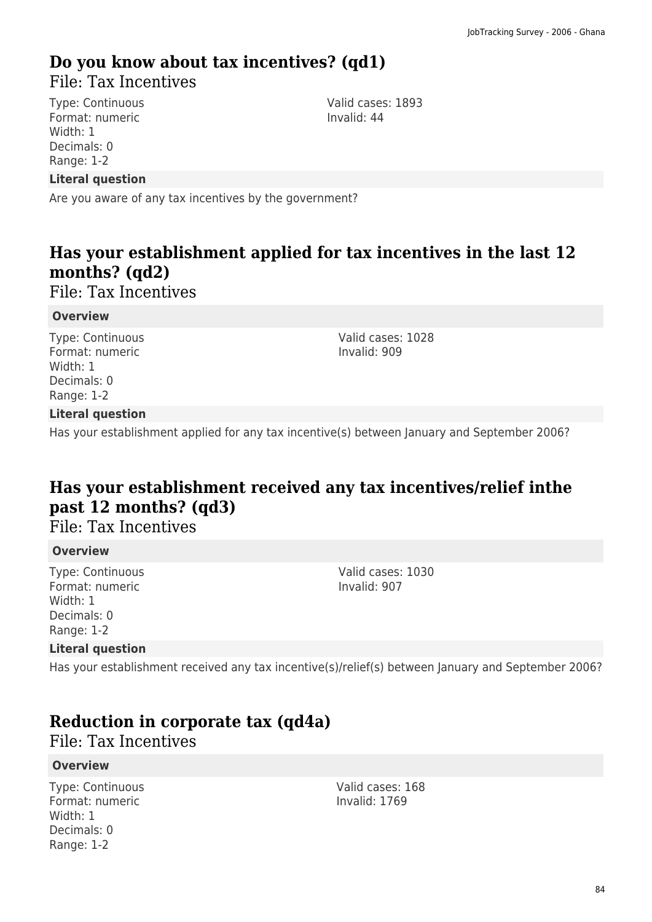## Do you know about tax incentives? (qd1)

File: Tax Incentives

Type: Continuous
Format: numeric
Width: 1
Decimals: 0
Range: 1-2

Valid cases: 1893
Invalid: 44

**Literal question**

Are you aware of any tax incentives by the government?

## Has your establishment applied for tax incentives in the last 12 months? (qd2)

File: Tax Incentives

**Overview**

Type: Continuous
Format: numeric
Width: 1
Decimals: 0
Range: 1-2

Valid cases: 1028
Invalid: 909

**Literal question**

Has your establishment applied for any tax incentive(s) between January and September 2006?

## Has your establishment received any tax incentives/relief inthe past 12 months? (qd3)

File: Tax Incentives

**Overview**

Type: Continuous
Format: numeric
Width: 1
Decimals: 0
Range: 1-2

Valid cases: 1030
Invalid: 907

**Literal question**

Has your establishment received any tax incentive(s)/relief(s) between January and September 2006?

## Reduction in corporate tax (qd4a)

File: Tax Incentives

**Overview**

Type: Continuous
Format: numeric
Width: 1
Decimals: 0
Range: 1-2

Valid cases: 168
Invalid: 1769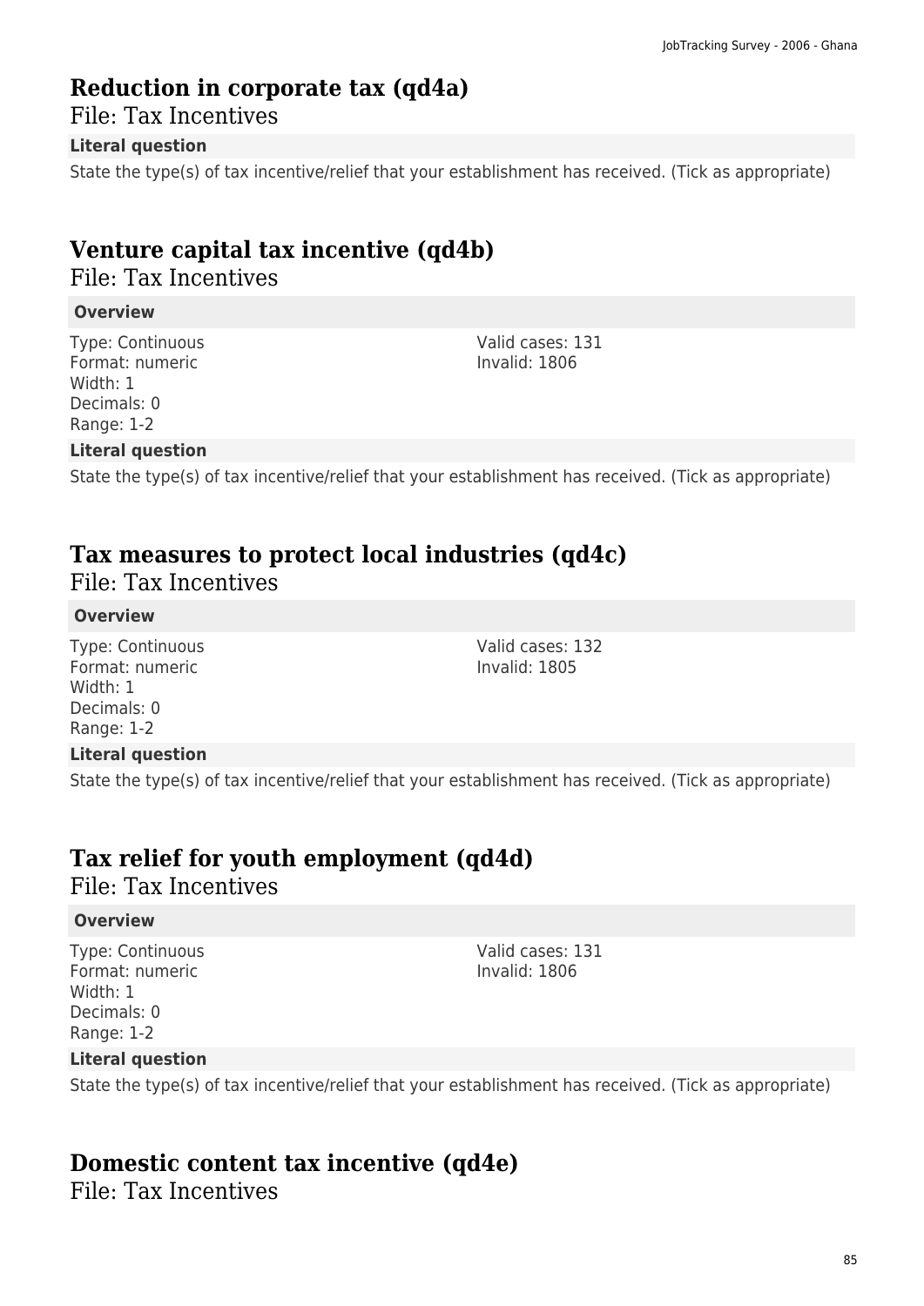## Reduction in corporate tax (qd4a)

File: Tax Incentives

**Literal question**

State the type(s) of tax incentive/relief that your establishment has received. (Tick as appropriate)

## Venture capital tax incentive (qd4b)

File: Tax Incentives

**Overview**

Type: Continuous
Format: numeric
Width: 1
Decimals: 0
Range: 1-2

Valid cases: 131
Invalid: 1806

**Literal question**

State the type(s) of tax incentive/relief that your establishment has received. (Tick as appropriate)

## Tax measures to protect local industries (qd4c)

File: Tax Incentives

**Overview**

Type: Continuous
Format: numeric
Width: 1
Decimals: 0
Range: 1-2

Valid cases: 132
Invalid: 1805

**Literal question**

State the type(s) of tax incentive/relief that your establishment has received. (Tick as appropriate)

## Tax relief for youth employment (qd4d)

File: Tax Incentives

**Overview**

Type: Continuous
Format: numeric
Width: 1
Decimals: 0
Range: 1-2

Valid cases: 131
Invalid: 1806

**Literal question**

State the type(s) of tax incentive/relief that your establishment has received. (Tick as appropriate)

## Domestic content tax incentive (qd4e)

File: Tax Incentives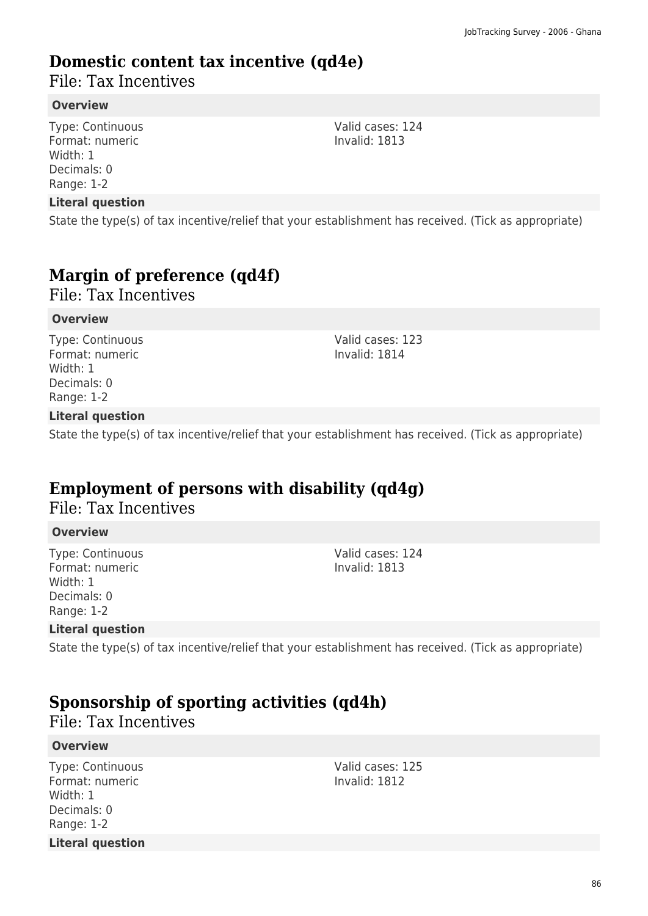## Domestic content tax incentive (qd4e)

File: Tax Incentives

**Overview**

Type: Continuous
Format: numeric
Width: 1
Decimals: 0
Range: 1-2

Valid cases: 124
Invalid: 1813

**Literal question**

State the type(s) of tax incentive/relief that your establishment has received. (Tick as appropriate)

## Margin of preference (qd4f)

File: Tax Incentives

**Overview**

Type: Continuous
Format: numeric
Width: 1
Decimals: 0
Range: 1-2

Valid cases: 123
Invalid: 1814

**Literal question**

State the type(s) of tax incentive/relief that your establishment has received. (Tick as appropriate)

## Employment of persons with disability (qd4g)

File: Tax Incentives

**Overview**

Type: Continuous
Format: numeric
Width: 1
Decimals: 0
Range: 1-2

Valid cases: 124
Invalid: 1813

**Literal question**

State the type(s) of tax incentive/relief that your establishment has received. (Tick as appropriate)

## Sponsorship of sporting activities (qd4h)

File: Tax Incentives

**Overview**

Type: Continuous
Format: numeric
Width: 1
Decimals: 0
Range: 1-2

Valid cases: 125
Invalid: 1812

**Literal question**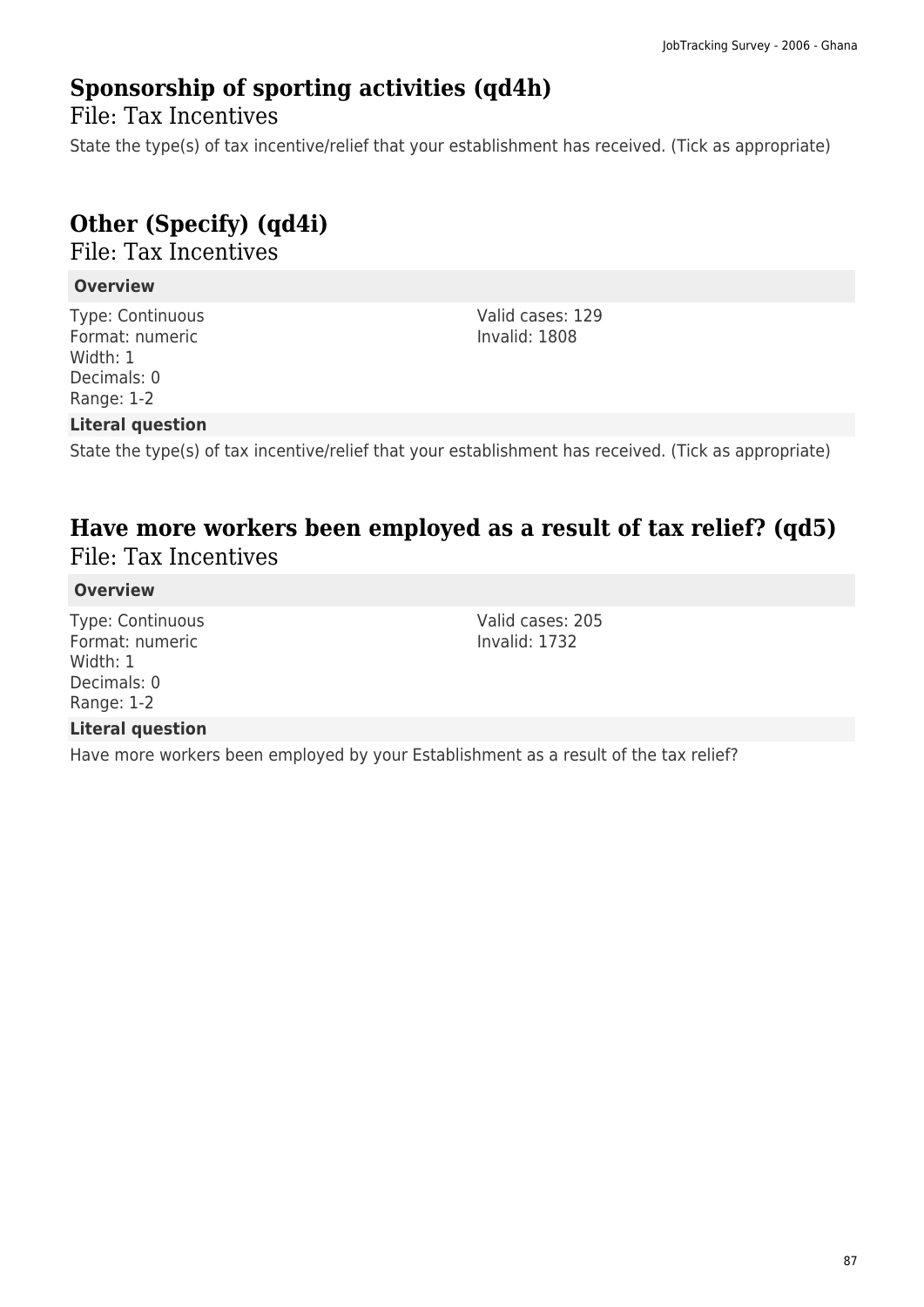## Sponsorship of sporting activities (qd4h)

File: Tax Incentives

State the type(s) of tax incentive/relief that your establishment has received. (Tick as appropriate)

## Other (Specify) (qd4i)

File: Tax Incentives

**Overview**

Type: Continuous
Format: numeric
Width: 1
Decimals: 0
Range: 1-2

Valid cases: 129
Invalid: 1808

**Literal question**

State the type(s) of tax incentive/relief that your establishment has received. (Tick as appropriate)

## Have more workers been employed as a result of tax relief? (qd5)

File: Tax Incentives

**Overview**

Type: Continuous
Format: numeric
Width: 1
Decimals: 0
Range: 1-2

Valid cases: 205
Invalid: 1732

**Literal question**

Have more workers been employed by your Establishment as a result of the tax relief?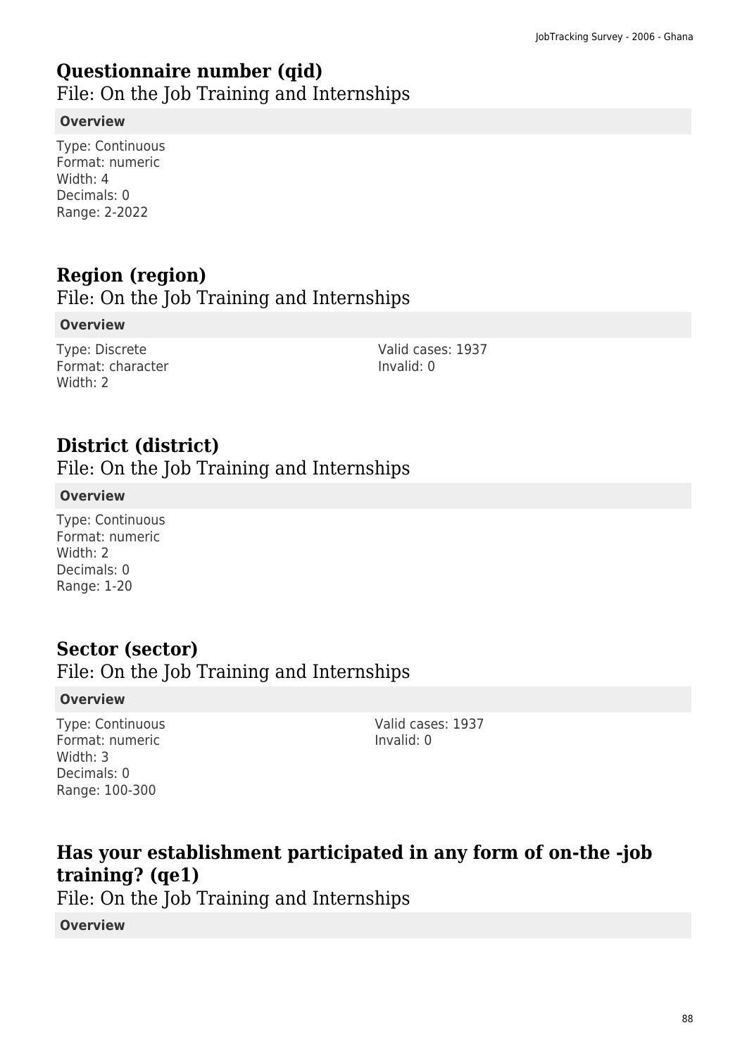## Questionnaire number (qid)

File: On the Job Training and Internships

**Overview**

Type: Continuous
Format: numeric
Width: 4
Decimals: 0
Range: 2-2022

## Region (region)

File: On the Job Training and Internships

**Overview**

Type: Discrete
Format: character
Width: 2

Valid cases: 1937
Invalid: 0

## District (district)

File: On the Job Training and Internships

**Overview**

Type: Continuous
Format: numeric
Width: 2
Decimals: 0
Range: 1-20

## Sector (sector)

File: On the Job Training and Internships

**Overview**

Type: Continuous
Format: numeric
Width: 3
Decimals: 0
Range: 100-300

Valid cases: 1937
Invalid: 0

## Has your establishment participated in any form of on-the -job training? (qe1)

File: On the Job Training and Internships

**Overview**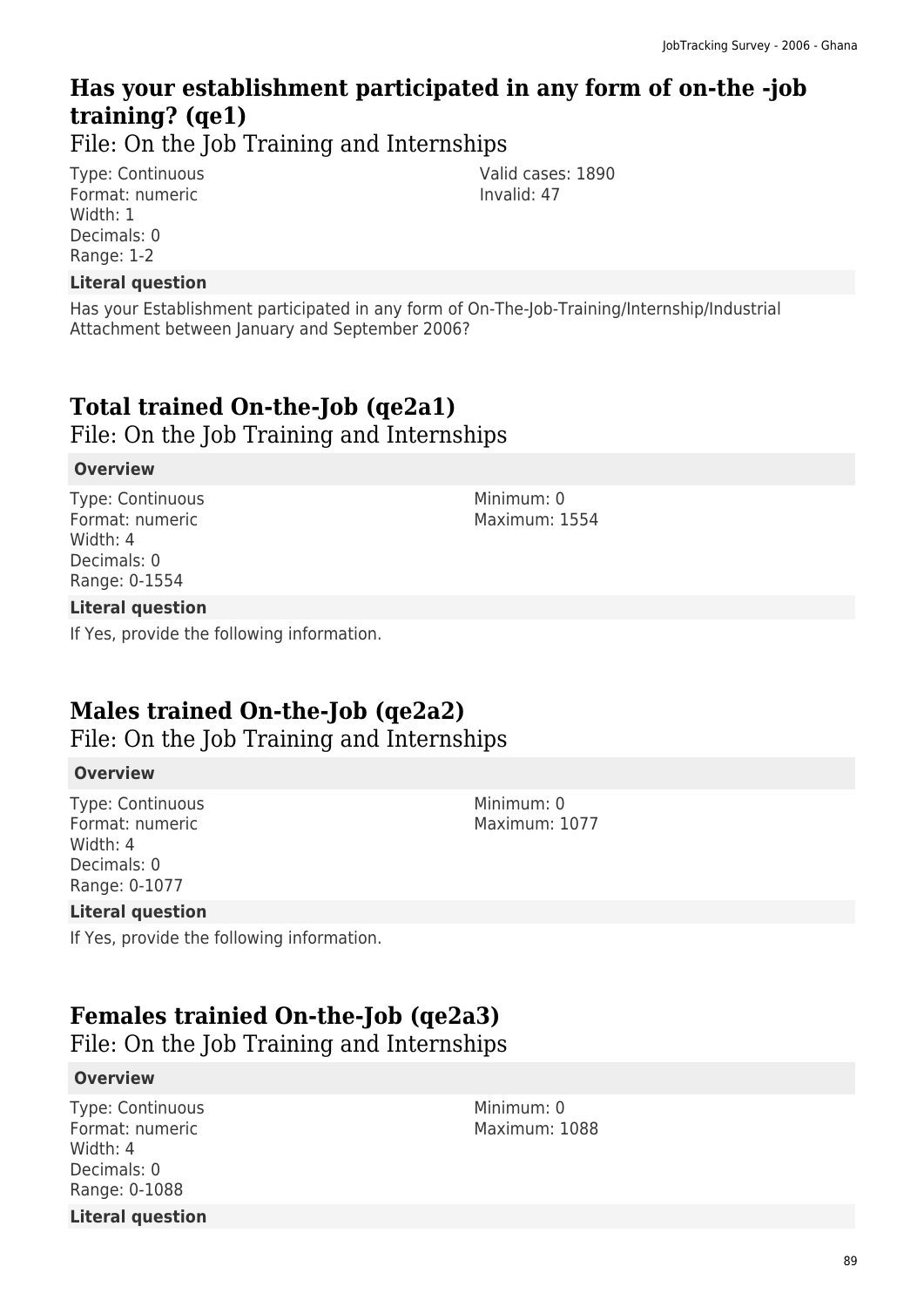## Has your establishment participated in any form of on-the -job training? (qe1)

File: On the Job Training and Internships

Type: Continuous
Format: numeric
Width: 1
Decimals: 0
Range: 1-2

Valid cases: 1890
Invalid: 47

**Literal question**

Has your Establishment participated in any form of On-The-Job-Training/Internship/Industrial Attachment between January and September 2006?

## Total trained On-the-Job (qe2a1)

File: On the Job Training and Internships

**Overview**

Type: Continuous
Format: numeric
Width: 4
Decimals: 0
Range: 0-1554

Minimum: 0
Maximum: 1554

**Literal question**

If Yes, provide the following information.

## Males trained On-the-Job (qe2a2)

File: On the Job Training and Internships

**Overview**

Type: Continuous
Format: numeric
Width: 4
Decimals: 0
Range: 0-1077

Minimum: 0
Maximum: 1077

**Literal question**

If Yes, provide the following information.

## Females trainied On-the-Job (qe2a3)

File: On the Job Training and Internships

**Overview**

Type: Continuous
Format: numeric
Width: 4
Decimals: 0
Range: 0-1088

Minimum: 0
Maximum: 1088

**Literal question**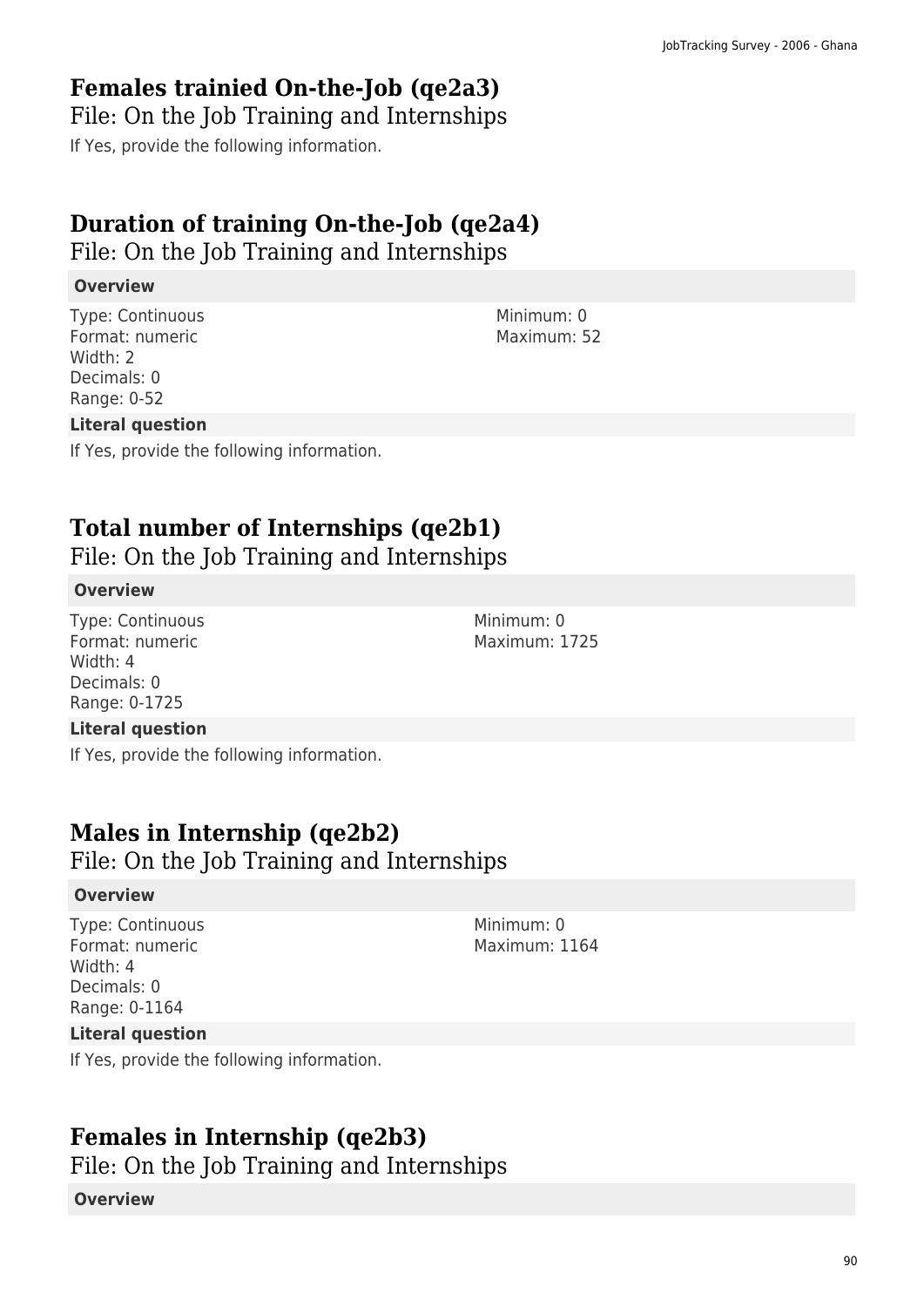## Females trainied On-the-Job (qe2a3)

File: On the Job Training and Internships

If Yes, provide the following information.

## Duration of training On-the-Job (qe2a4)

File: On the Job Training and Internships

**Overview**

Type: Continuous
Format: numeric
Width: 2
Decimals: 0
Range: 0-52

Minimum: 0
Maximum: 52

**Literal question**

If Yes, provide the following information.

## Total number of Internships (qe2b1)

File: On the Job Training and Internships

**Overview**

Type: Continuous
Format: numeric
Width: 4
Decimals: 0
Range: 0-1725

Minimum: 0
Maximum: 1725

**Literal question**

If Yes, provide the following information.

## Males in Internship (qe2b2)

File: On the Job Training and Internships

**Overview**

Type: Continuous
Format: numeric
Width: 4
Decimals: 0
Range: 0-1164

Minimum: 0
Maximum: 1164

**Literal question**

If Yes, provide the following information.

## Females in Internship (qe2b3)

File: On the Job Training and Internships

**Overview**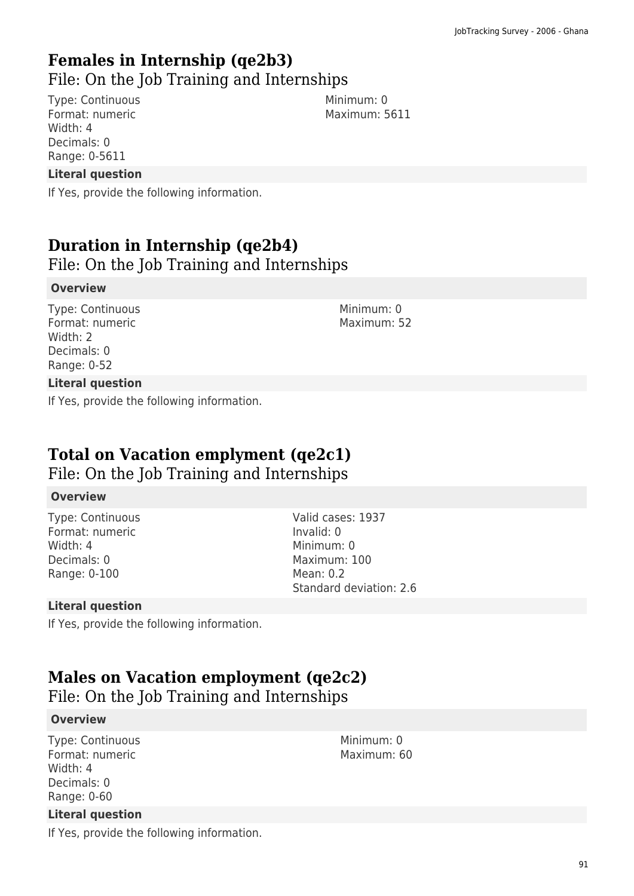## Females in Internship (qe2b3)

File: On the Job Training and Internships

Type: Continuous
Format: numeric
Width: 4
Decimals: 0
Range: 0-5611

Minimum: 0
Maximum: 5611

**Literal question**

If Yes, provide the following information.

## Duration in Internship (qe2b4)

File: On the Job Training and Internships

**Overview**

Type: Continuous
Format: numeric
Width: 2
Decimals: 0
Range: 0-52

Minimum: 0
Maximum: 52

**Literal question**

If Yes, provide the following information.

## Total on Vacation emplyment (qe2c1)

File: On the Job Training and Internships

**Overview**

Type: Continuous
Format: numeric
Width: 4
Decimals: 0
Range: 0-100

Valid cases: 1937
Invalid: 0
Minimum: 0
Maximum: 100
Mean: 0.2
Standard deviation: 2.6

**Literal question**

If Yes, provide the following information.

## Males on Vacation employment (qe2c2)

File: On the Job Training and Internships

**Overview**

Type: Continuous
Format: numeric
Width: 4
Decimals: 0
Range: 0-60

Minimum: 0
Maximum: 60

**Literal question**

If Yes, provide the following information.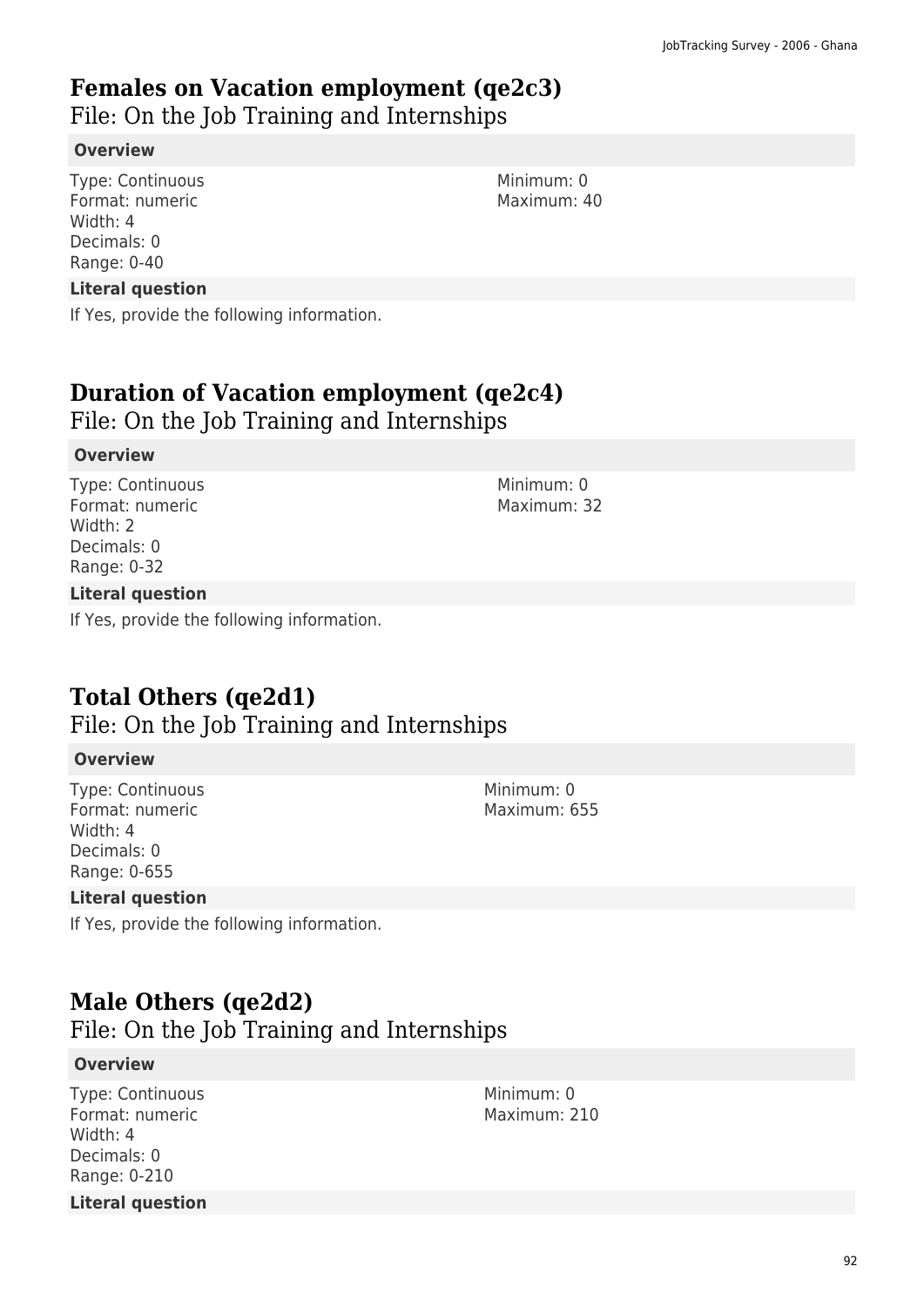## Females on Vacation employment (qe2c3)

File: On the Job Training and Internships

**Overview**

Type: Continuous
Format: numeric
Width: 4
Decimals: 0
Range: 0-40

Minimum: 0
Maximum: 40

**Literal question**

If Yes, provide the following information.

## Duration of Vacation employment (qe2c4)

File: On the Job Training and Internships

**Overview**

Type: Continuous
Format: numeric
Width: 2
Decimals: 0
Range: 0-32

Minimum: 0
Maximum: 32

**Literal question**

If Yes, provide the following information.

## Total Others (qe2d1)

File: On the Job Training and Internships

**Overview**

Type: Continuous
Format: numeric
Width: 4
Decimals: 0
Range: 0-655

Minimum: 0
Maximum: 655

**Literal question**

If Yes, provide the following information.

## Male Others (qe2d2)

File: On the Job Training and Internships

**Overview**

Type: Continuous
Format: numeric
Width: 4
Decimals: 0
Range: 0-210

Minimum: 0
Maximum: 210

**Literal question**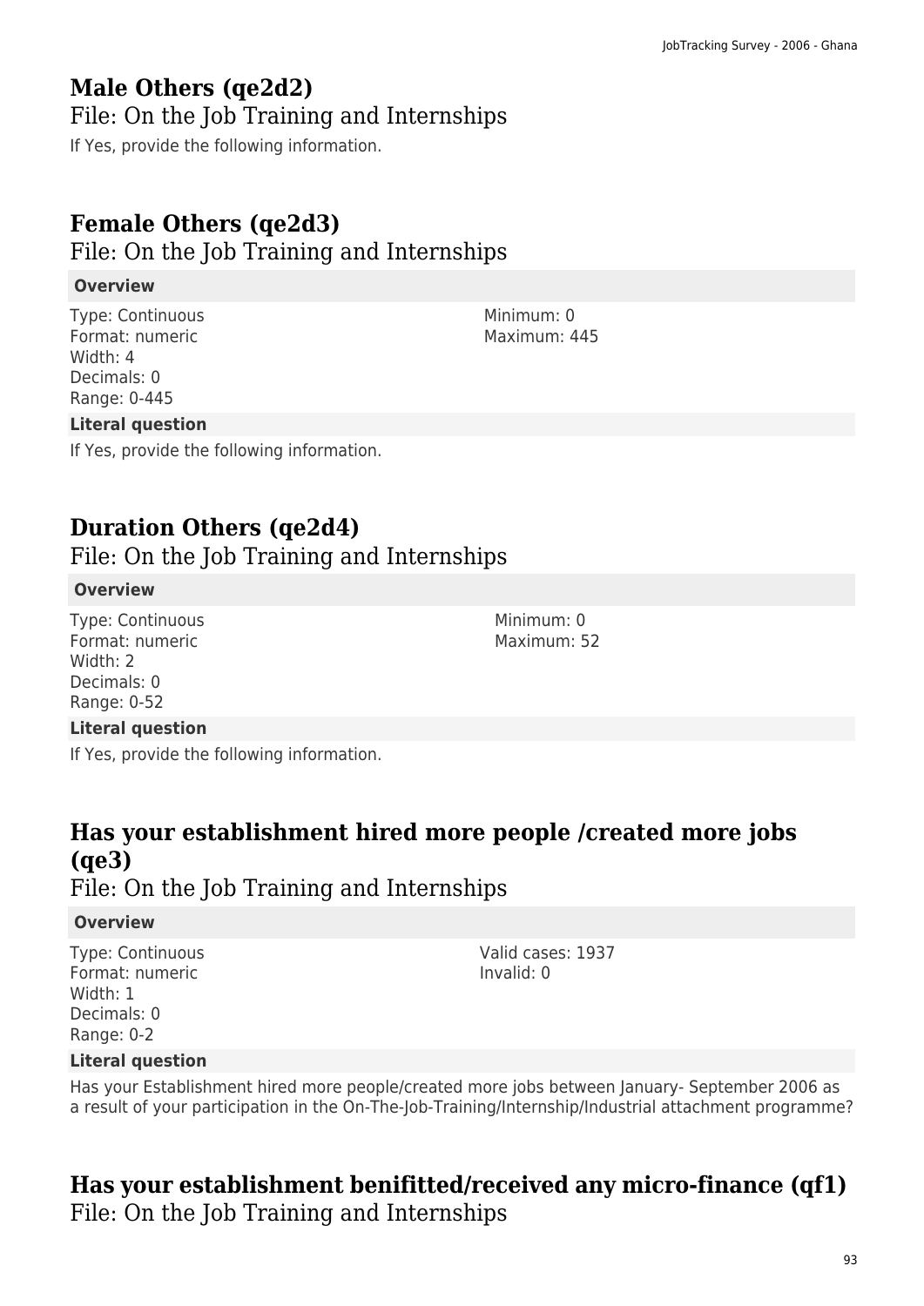## Male Others (qe2d2)

### File: On the Job Training and Internships

If Yes, provide the following information.

## Female Others (qe2d3)

### File: On the Job Training and Internships

**Overview**

Type: Continuous
Format: numeric
Width: 4
Decimals: 0
Range: 0-445

Minimum: 0
Maximum: 445

**Literal question**

If Yes, provide the following information.

## Duration Others (qe2d4)

### File: On the Job Training and Internships

**Overview**

Type: Continuous
Format: numeric
Width: 2
Decimals: 0
Range: 0-52

Minimum: 0
Maximum: 52

**Literal question**

If Yes, provide the following information.

## Has your establishment hired more people /created more jobs (qe3)

### File: On the Job Training and Internships

**Overview**

Type: Continuous
Format: numeric
Width: 1
Decimals: 0
Range: 0-2

Valid cases: 1937
Invalid: 0

**Literal question**

Has your Establishment hired more people/created more jobs between January- September 2006 as a result of your participation in the On-The-Job-Training/Internship/Industrial attachment programme?

## Has your establishment benifitted/received any micro-finance (qf1)

### File: On the Job Training and Internships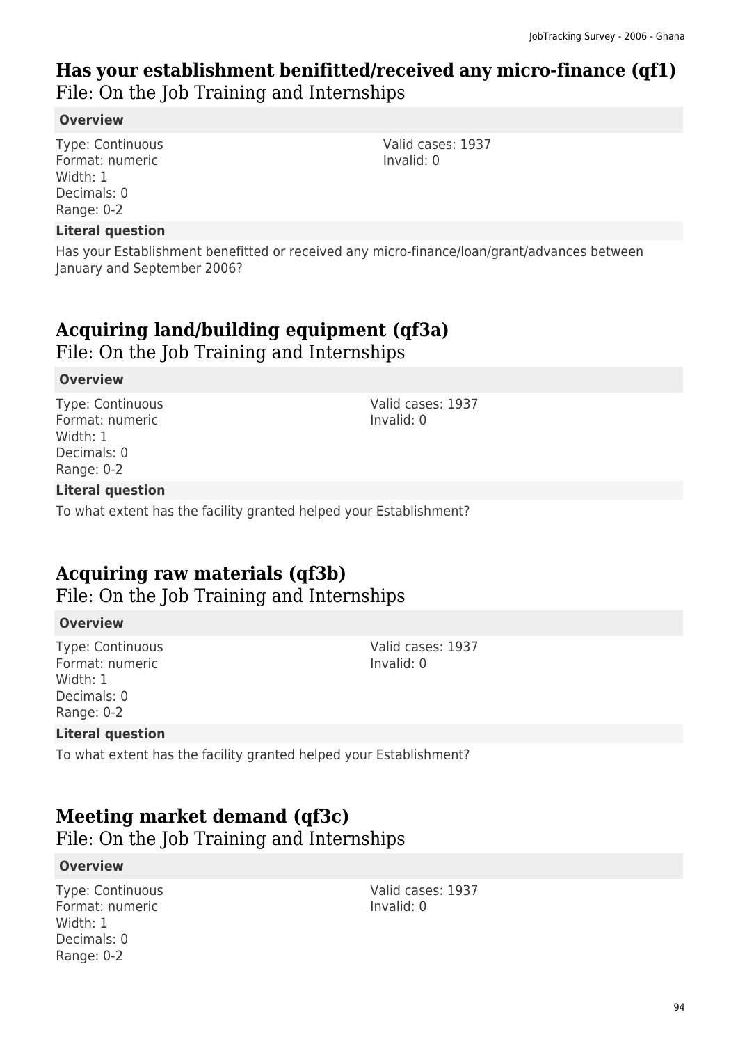## Has your establishment benifitted/received any micro-finance (qf1)

File: On the Job Training and Internships

**Overview**

Type: Continuous
Format: numeric
Width: 1
Decimals: 0
Range: 0-2

Valid cases: 1937
Invalid: 0

**Literal question**

Has your Establishment benefitted or received any micro-finance/loan/grant/advances between January and September 2006?

## Acquiring land/building equipment (qf3a)

File: On the Job Training and Internships

**Overview**

Type: Continuous
Format: numeric
Width: 1
Decimals: 0
Range: 0-2

Valid cases: 1937
Invalid: 0

**Literal question**

To what extent has the facility granted helped your Establishment?

## Acquiring raw materials (qf3b)

File: On the Job Training and Internships

**Overview**

Type: Continuous
Format: numeric
Width: 1
Decimals: 0
Range: 0-2

Valid cases: 1937
Invalid: 0

**Literal question**

To what extent has the facility granted helped your Establishment?

## Meeting market demand (qf3c)

File: On the Job Training and Internships

**Overview**

Type: Continuous
Format: numeric
Width: 1
Decimals: 0
Range: 0-2

Valid cases: 1937
Invalid: 0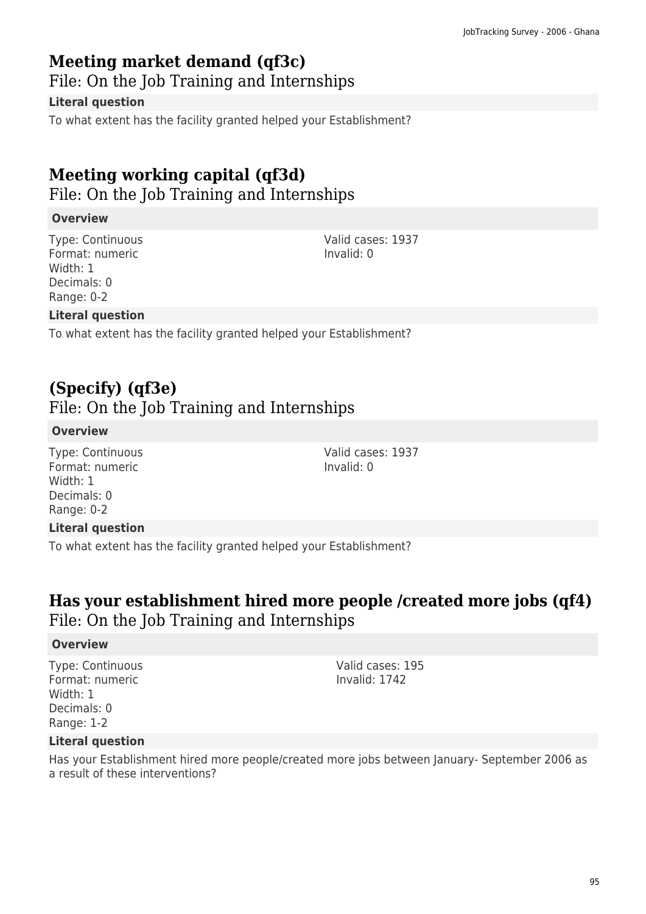## Meeting market demand (qf3c)

File: On the Job Training and Internships

**Literal question**

To what extent has the facility granted helped your Establishment?

## Meeting working capital (qf3d)

File: On the Job Training and Internships

**Overview**

Type: Continuous
Format: numeric
Width: 1
Decimals: 0
Range: 0-2

Valid cases: 1937
Invalid: 0

**Literal question**

To what extent has the facility granted helped your Establishment?

## (Specify) (qf3e)

File: On the Job Training and Internships

**Overview**

Type: Continuous
Format: numeric
Width: 1
Decimals: 0
Range: 0-2

Valid cases: 1937
Invalid: 0

**Literal question**

To what extent has the facility granted helped your Establishment?

## Has your establishment hired more people /created more jobs (qf4)

File: On the Job Training and Internships

**Overview**

Type: Continuous
Format: numeric
Width: 1
Decimals: 0
Range: 1-2

Valid cases: 195
Invalid: 1742

**Literal question**

Has your Establishment hired more people/created more jobs between January- September 2006 as a result of these interventions?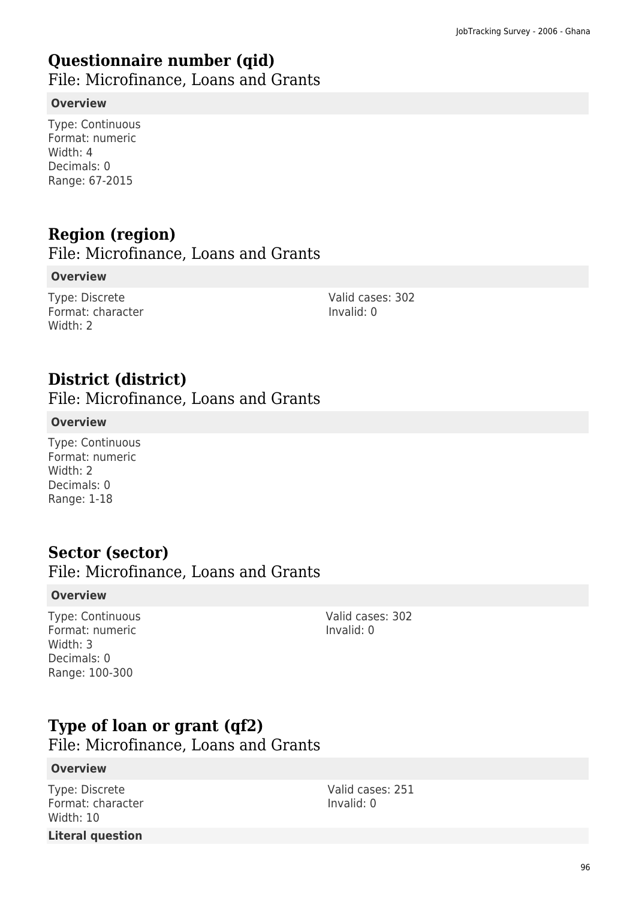## Questionnaire number (qid)

File: Microfinance, Loans and Grants

**Overview**

Type: Continuous
Format: numeric
Width: 4
Decimals: 0
Range: 67-2015

## Region (region)

File: Microfinance, Loans and Grants

**Overview**

Type: Discrete
Format: character
Width: 2

Valid cases: 302
Invalid: 0

## District (district)

File: Microfinance, Loans and Grants

**Overview**

Type: Continuous
Format: numeric
Width: 2
Decimals: 0
Range: 1-18

## Sector (sector)

File: Microfinance, Loans and Grants

**Overview**

Type: Continuous
Format: numeric
Width: 3
Decimals: 0
Range: 100-300

Valid cases: 302
Invalid: 0

## Type of loan or grant (qf2)

File: Microfinance, Loans and Grants

**Overview**

Type: Discrete
Format: character
Width: 10

Valid cases: 251
Invalid: 0

**Literal question**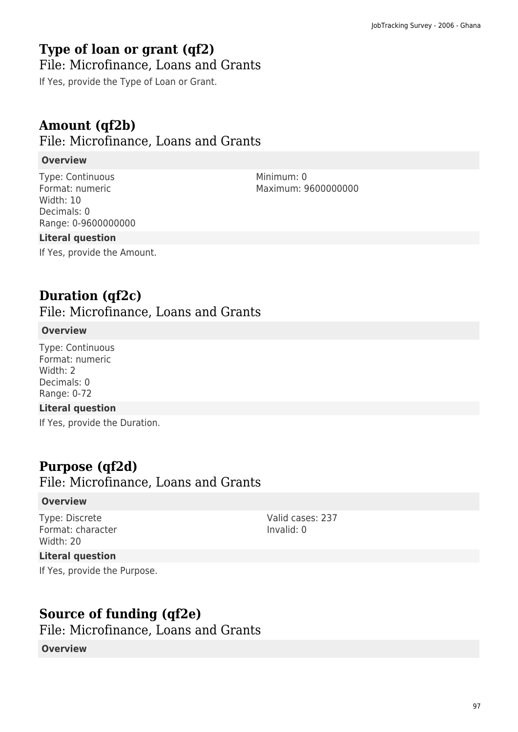## Type of loan or grant (qf2)

File: Microfinance, Loans and Grants

If Yes, provide the Type of Loan or Grant.

## Amount (qf2b)

File: Microfinance, Loans and Grants

**Overview**

Type: Continuous
Format: numeric
Width: 10
Decimals: 0
Range: 0-9600000000

Minimum: 0
Maximum: 9600000000

**Literal question**

If Yes, provide the Amount.

## Duration (qf2c)

File: Microfinance, Loans and Grants

**Overview**

Type: Continuous
Format: numeric
Width: 2
Decimals: 0
Range: 0-72

**Literal question**

If Yes, provide the Duration.

## Purpose (qf2d)

File: Microfinance, Loans and Grants

**Overview**

Type: Discrete
Format: character
Width: 20

Valid cases: 237
Invalid: 0

**Literal question**

If Yes, provide the Purpose.

## Source of funding (qf2e)

File: Microfinance, Loans and Grants

**Overview**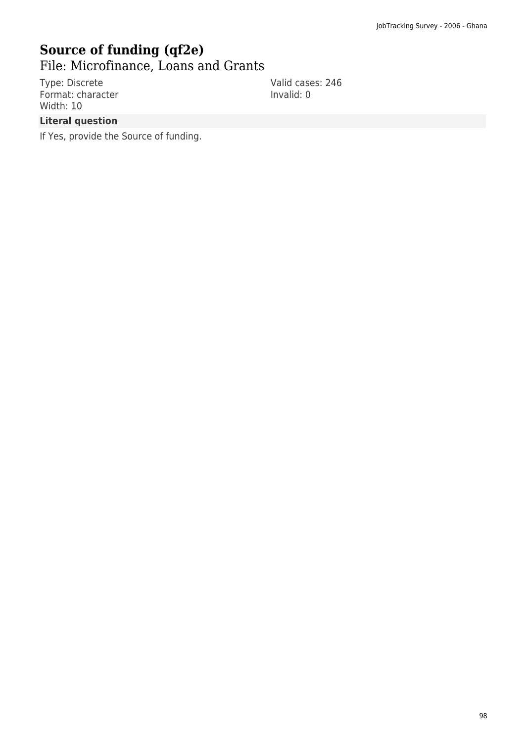# Source of funding (qf2e)

## File: Microfinance, Loans and Grants

Type: Discrete
Format: character
Width: 10

Valid cases: 246
Invalid: 0

### Literal question

If Yes, provide the Source of funding.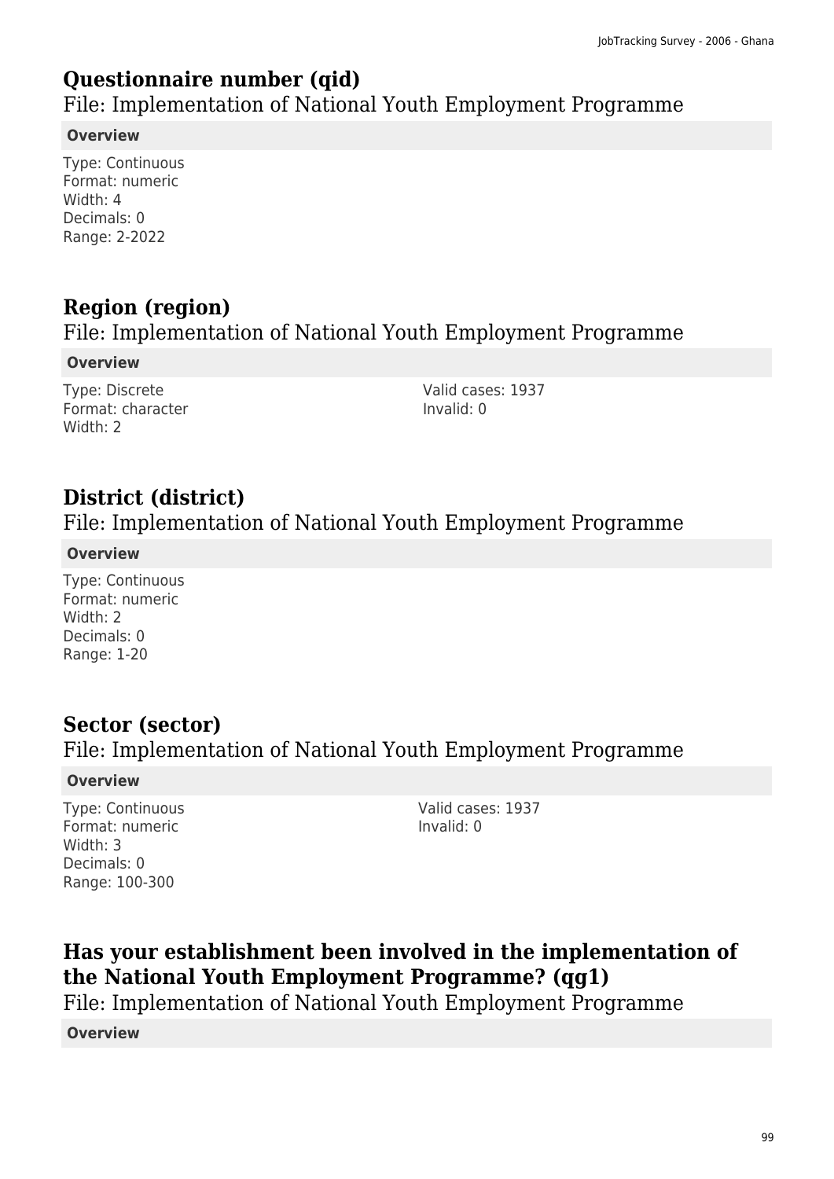## Questionnaire number (qid)

File: Implementation of National Youth Employment Programme

**Overview**

Type: Continuous
Format: numeric
Width: 4
Decimals: 0
Range: 2-2022

## Region (region)

File: Implementation of National Youth Employment Programme

**Overview**

Type: Discrete
Format: character
Width: 2

Valid cases: 1937
Invalid: 0

## District (district)

File: Implementation of National Youth Employment Programme

**Overview**

Type: Continuous
Format: numeric
Width: 2
Decimals: 0
Range: 1-20

## Sector (sector)

File: Implementation of National Youth Employment Programme

**Overview**

Type: Continuous
Format: numeric
Width: 3
Decimals: 0
Range: 100-300

Valid cases: 1937
Invalid: 0

## Has your establishment been involved in the implementation of the National Youth Employment Programme? (qg1)

File: Implementation of National Youth Employment Programme

**Overview**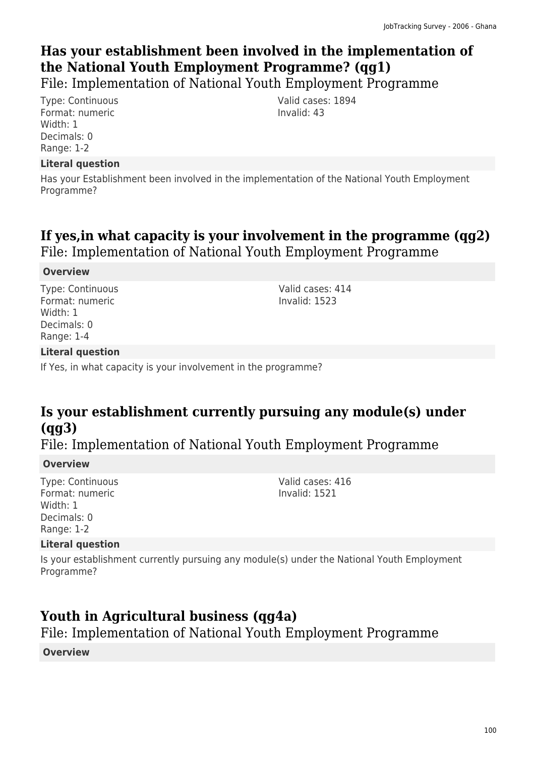## Has your establishment been involved in the implementation of the National Youth Employment Programme? (qg1)

File: Implementation of National Youth Employment Programme

Type: Continuous
Format: numeric
Width: 1
Decimals: 0
Range: 1-2

Valid cases: 1894
Invalid: 43

**Literal question**

Has your Establishment been involved in the implementation of the National Youth Employment Programme?

## If yes,in what capacity is your involvement in the programme (qg2)

File: Implementation of National Youth Employment Programme

**Overview**

Type: Continuous
Format: numeric
Width: 1
Decimals: 0
Range: 1-4

Valid cases: 414
Invalid: 1523

**Literal question**

If Yes, in what capacity is your involvement in the programme?

## Is your establishment currently pursuing any module(s) under (qg3)

File: Implementation of National Youth Employment Programme

**Overview**

Type: Continuous
Format: numeric
Width: 1
Decimals: 0
Range: 1-2

Valid cases: 416
Invalid: 1521

**Literal question**

Is your establishment currently pursuing any module(s) under the National Youth Employment Programme?

## Youth in Agricultural business (qg4a)

File: Implementation of National Youth Employment Programme

**Overview**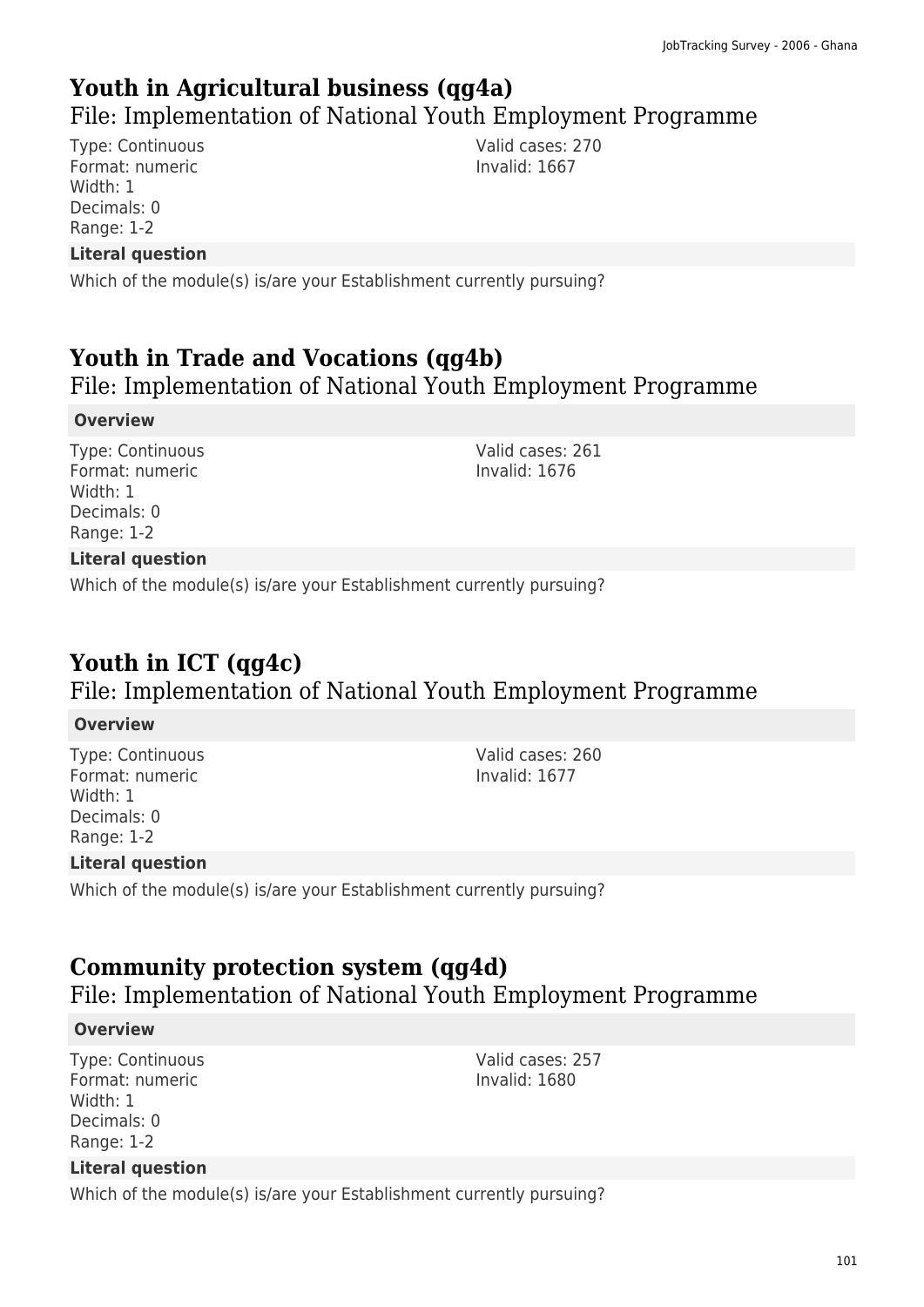## Youth in Agricultural business (qg4a)

### File: Implementation of National Youth Employment Programme

Type: Continuous
Format: numeric
Width: 1
Decimals: 0
Range: 1-2

Valid cases: 270
Invalid: 1667

**Literal question**

Which of the module(s) is/are your Establishment currently pursuing?

## Youth in Trade and Vocations (qg4b)

### File: Implementation of National Youth Employment Programme

**Overview**

Type: Continuous
Format: numeric
Width: 1
Decimals: 0
Range: 1-2

Valid cases: 261
Invalid: 1676

**Literal question**

Which of the module(s) is/are your Establishment currently pursuing?

## Youth in ICT (qg4c)

### File: Implementation of National Youth Employment Programme

**Overview**

Type: Continuous
Format: numeric
Width: 1
Decimals: 0
Range: 1-2

Valid cases: 260
Invalid: 1677

**Literal question**

Which of the module(s) is/are your Establishment currently pursuing?

## Community protection system (qg4d)

### File: Implementation of National Youth Employment Programme

**Overview**

Type: Continuous
Format: numeric
Width: 1
Decimals: 0
Range: 1-2

Valid cases: 257
Invalid: 1680

**Literal question**

Which of the module(s) is/are your Establishment currently pursuing?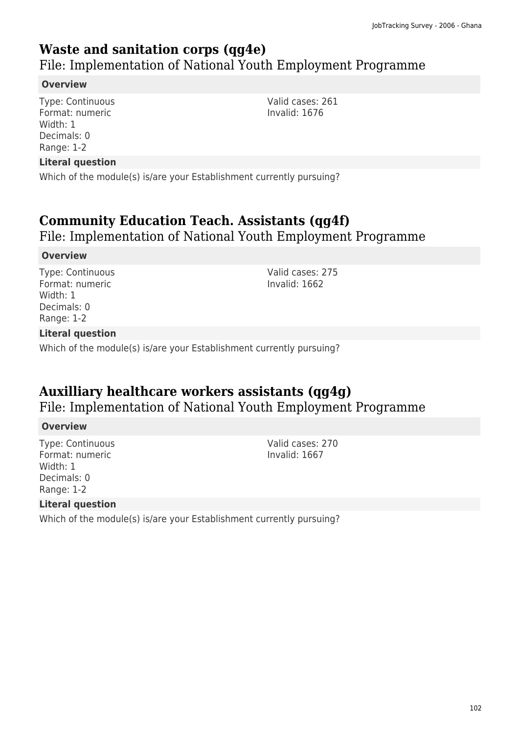## Waste and sanitation corps (qg4e)

File: Implementation of National Youth Employment Programme

**Overview**

Type: Continuous
Format: numeric
Width: 1
Decimals: 0
Range: 1-2

Valid cases: 261
Invalid: 1676

**Literal question**

Which of the module(s) is/are your Establishment currently pursuing?

## Community Education Teach. Assistants (qg4f)

File: Implementation of National Youth Employment Programme

**Overview**

Type: Continuous
Format: numeric
Width: 1
Decimals: 0
Range: 1-2

Valid cases: 275
Invalid: 1662

**Literal question**

Which of the module(s) is/are your Establishment currently pursuing?

## Auxilliary healthcare workers assistants (qg4g)

File: Implementation of National Youth Employment Programme

**Overview**

Type: Continuous
Format: numeric
Width: 1
Decimals: 0
Range: 1-2

Valid cases: 270
Invalid: 1667

**Literal question**

Which of the module(s) is/are your Establishment currently pursuing?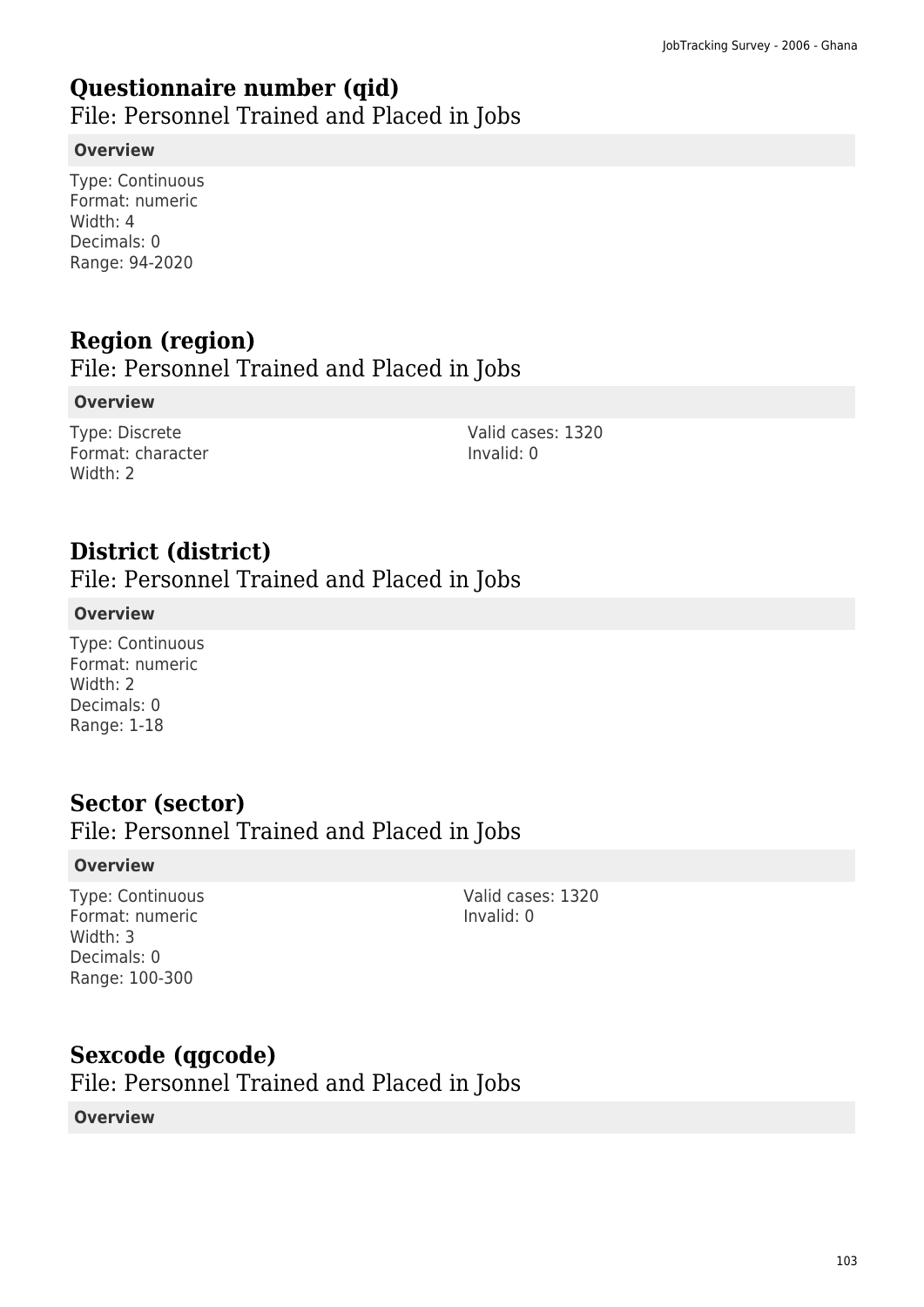## Questionnaire number (qid)

File: Personnel Trained and Placed in Jobs

**Overview**

Type: Continuous
Format: numeric
Width: 4
Decimals: 0
Range: 94-2020

## Region (region)

File: Personnel Trained and Placed in Jobs

**Overview**

Type: Discrete
Format: character
Width: 2

Valid cases: 1320
Invalid: 0

## District (district)

File: Personnel Trained and Placed in Jobs

**Overview**

Type: Continuous
Format: numeric
Width: 2
Decimals: 0
Range: 1-18

## Sector (sector)

File: Personnel Trained and Placed in Jobs

**Overview**

Type: Continuous
Format: numeric
Width: 3
Decimals: 0
Range: 100-300

Valid cases: 1320
Invalid: 0

## Sexcode (qgcode)

File: Personnel Trained and Placed in Jobs

**Overview**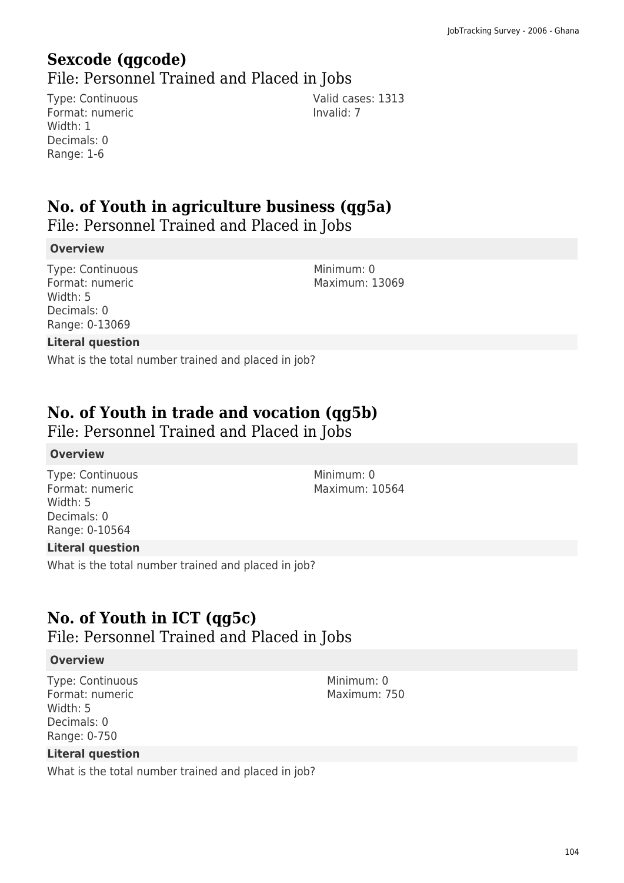## Sexcode (qgcode)

File: Personnel Trained and Placed in Jobs

Type: Continuous
Format: numeric
Width: 1
Decimals: 0
Range: 1-6

Valid cases: 1313
Invalid: 7

## No. of Youth in agriculture business (qg5a)

File: Personnel Trained and Placed in Jobs

**Overview**

Type: Continuous
Format: numeric
Width: 5
Decimals: 0
Range: 0-13069

Minimum: 0
Maximum: 13069

**Literal question**

What is the total number trained and placed in job?

## No. of Youth in trade and vocation (qg5b)

File: Personnel Trained and Placed in Jobs

**Overview**

Type: Continuous
Format: numeric
Width: 5
Decimals: 0
Range: 0-10564

Minimum: 0
Maximum: 10564

**Literal question**

What is the total number trained and placed in job?

## No. of Youth in ICT (qg5c)

File: Personnel Trained and Placed in Jobs

**Overview**

Type: Continuous
Format: numeric
Width: 5
Decimals: 0
Range: 0-750

Minimum: 0
Maximum: 750

**Literal question**

What is the total number trained and placed in job?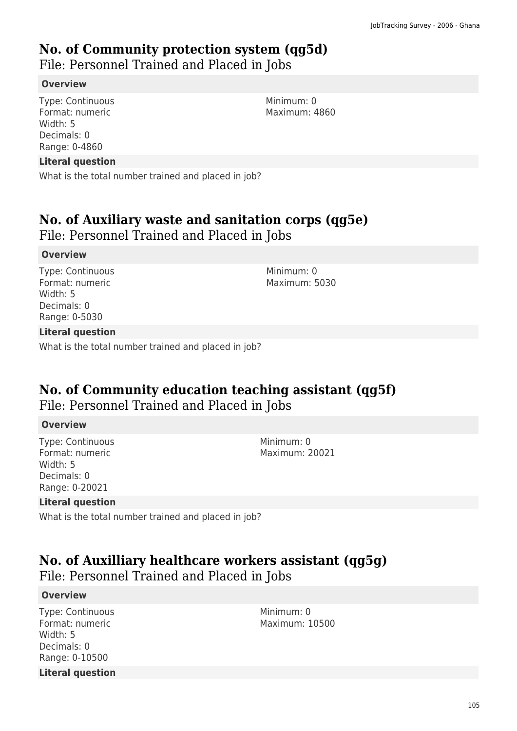# No. of Community protection system (qg5d)

File: Personnel Trained and Placed in Jobs

**Overview**

Type: Continuous
Format: numeric
Width: 5
Decimals: 0
Range: 0-4860

Minimum: 0
Maximum: 4860

**Literal question**

What is the total number trained and placed in job?

# No. of Auxiliary waste and sanitation corps (qg5e)

File: Personnel Trained and Placed in Jobs

**Overview**

Type: Continuous
Format: numeric
Width: 5
Decimals: 0
Range: 0-5030

Minimum: 0
Maximum: 5030

**Literal question**

What is the total number trained and placed in job?

# No. of Community education teaching assistant (qg5f)

File: Personnel Trained and Placed in Jobs

**Overview**

Type: Continuous
Format: numeric
Width: 5
Decimals: 0
Range: 0-20021

Minimum: 0
Maximum: 20021

**Literal question**

What is the total number trained and placed in job?

# No. of Auxilliary healthcare workers assistant (qg5g)

File: Personnel Trained and Placed in Jobs

**Overview**

Type: Continuous
Format: numeric
Width: 5
Decimals: 0
Range: 0-10500

Minimum: 0
Maximum: 10500

**Literal question**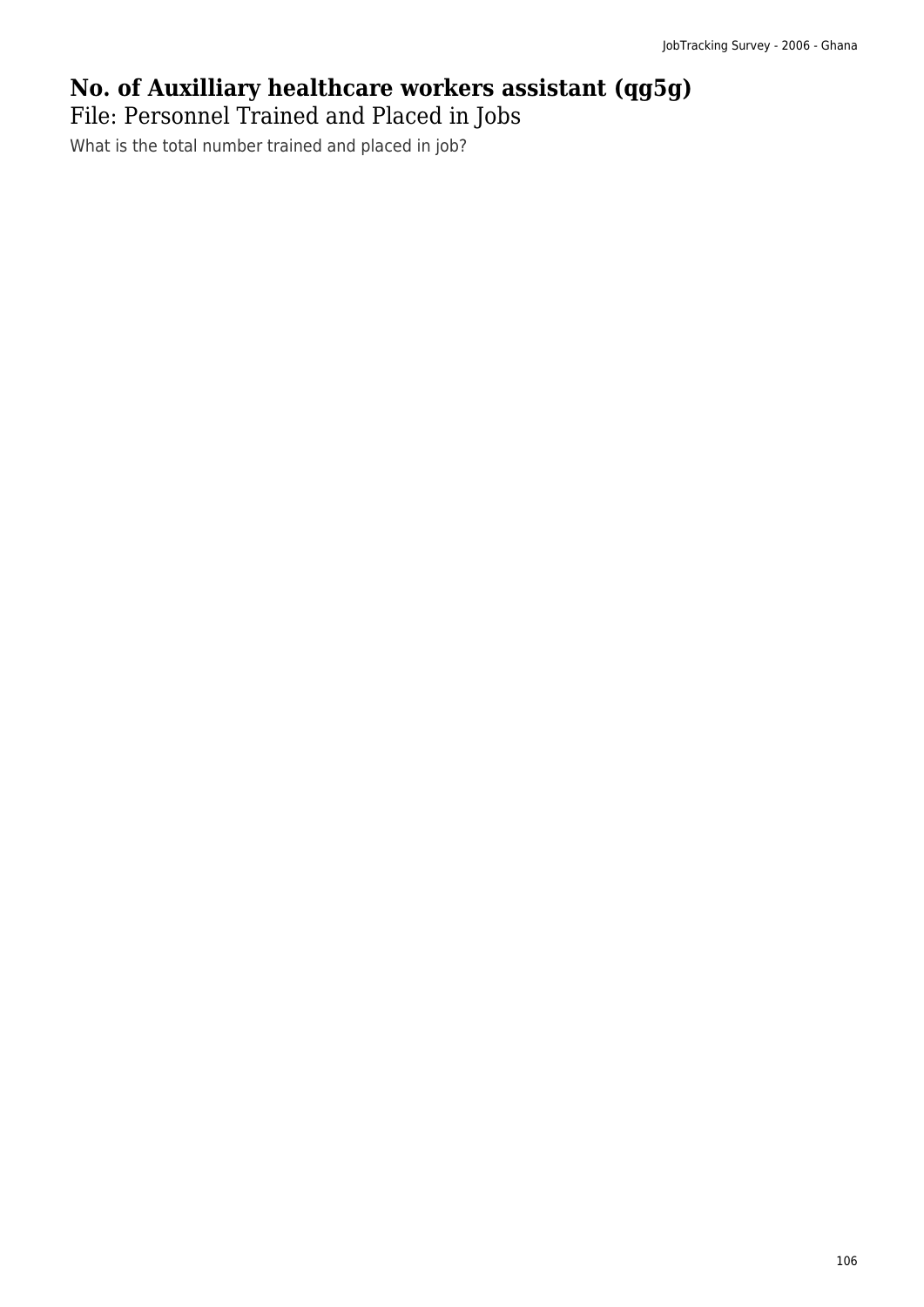# No. of Auxilliary healthcare workers assistant (qg5g)

File: Personnel Trained and Placed in Jobs

What is the total number trained and placed in job?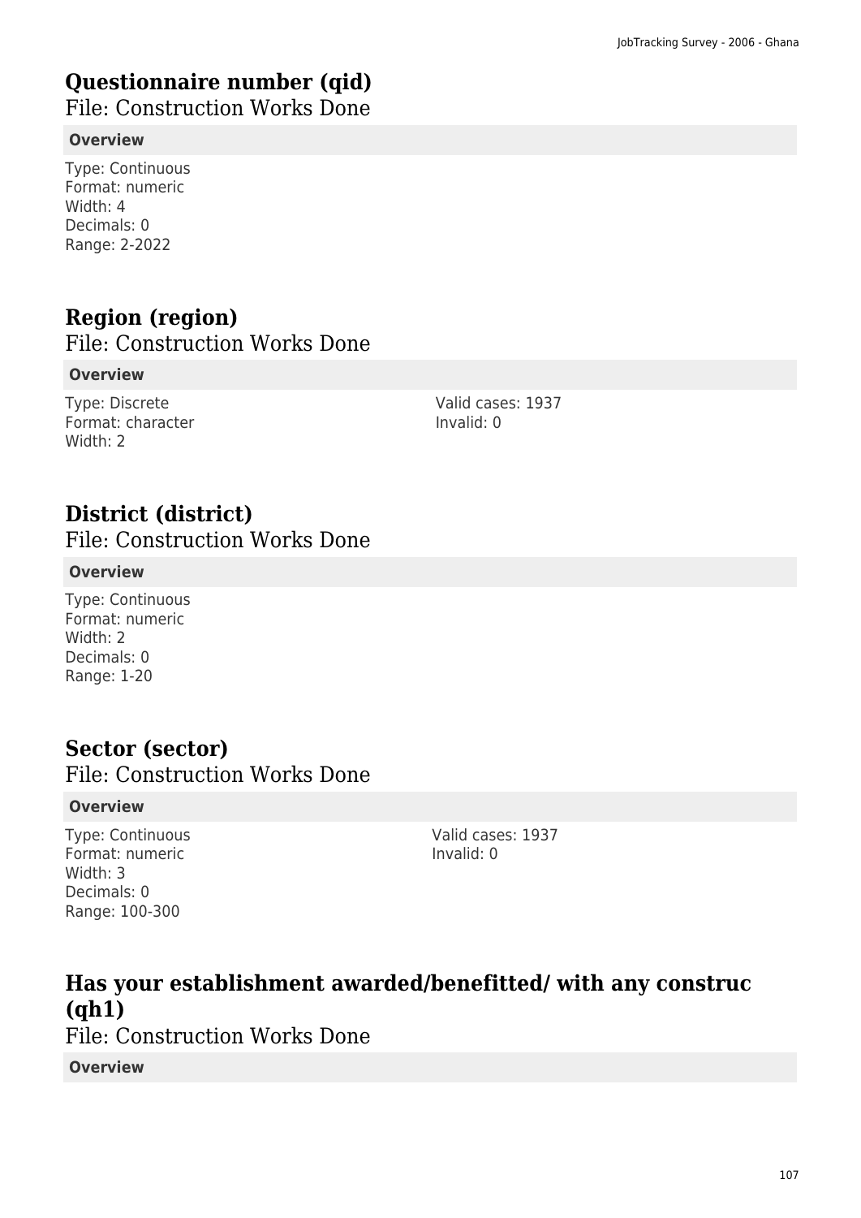## Questionnaire number (qid)

File: Construction Works Done

**Overview**

Type: Continuous
Format: numeric
Width: 4
Decimals: 0
Range: 2-2022

## Region (region)

File: Construction Works Done

**Overview**

Type: Discrete
Format: character
Width: 2

Valid cases: 1937
Invalid: 0

## District (district)

File: Construction Works Done

**Overview**

Type: Continuous
Format: numeric
Width: 2
Decimals: 0
Range: 1-20

## Sector (sector)

File: Construction Works Done

**Overview**

Type: Continuous
Format: numeric
Width: 3
Decimals: 0
Range: 100-300

Valid cases: 1937
Invalid: 0

## Has your establishment awarded/benefitted/ with any construc (qh1)

File: Construction Works Done

**Overview**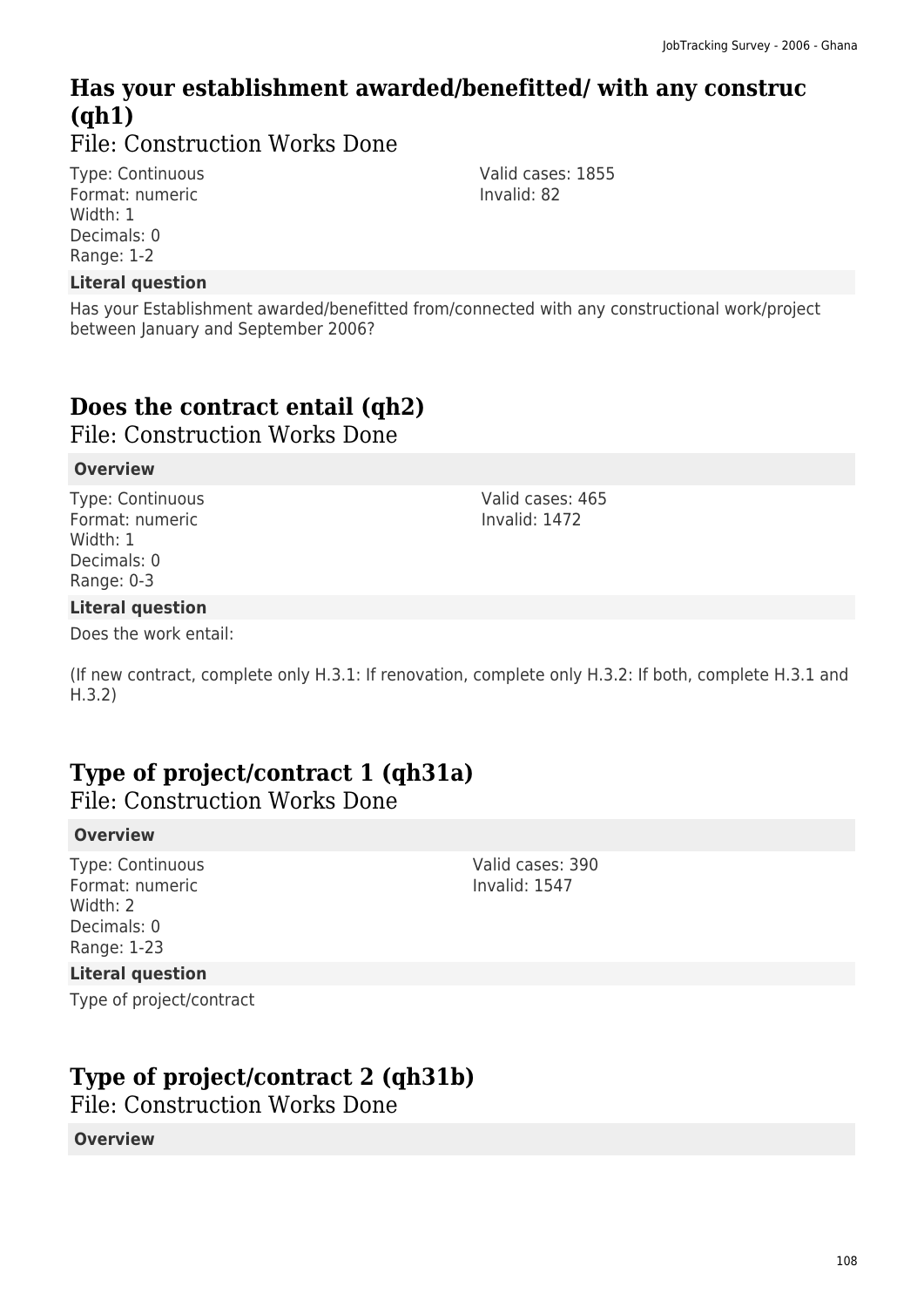## Has your establishment awarded/benefitted/ with any construc (qh1)

File: Construction Works Done

Type: Continuous
Format: numeric
Width: 1
Decimals: 0
Range: 1-2

Valid cases: 1855
Invalid: 82

**Literal question**

Has your Establishment awarded/benefitted from/connected with any constructional work/project between January and September 2006?

## Does the contract entail (qh2)

File: Construction Works Done

**Overview**

Type: Continuous
Format: numeric
Width: 1
Decimals: 0
Range: 0-3

Valid cases: 465
Invalid: 1472

**Literal question**

Does the work entail:

(If new contract, complete only H.3.1: If renovation, complete only H.3.2: If both, complete H.3.1 and H.3.2)

## Type of project/contract 1 (qh31a)

File: Construction Works Done

**Overview**

Type: Continuous
Format: numeric
Width: 2
Decimals: 0
Range: 1-23

Valid cases: 390
Invalid: 1547

**Literal question**

Type of project/contract

## Type of project/contract 2 (qh31b)

File: Construction Works Done

**Overview**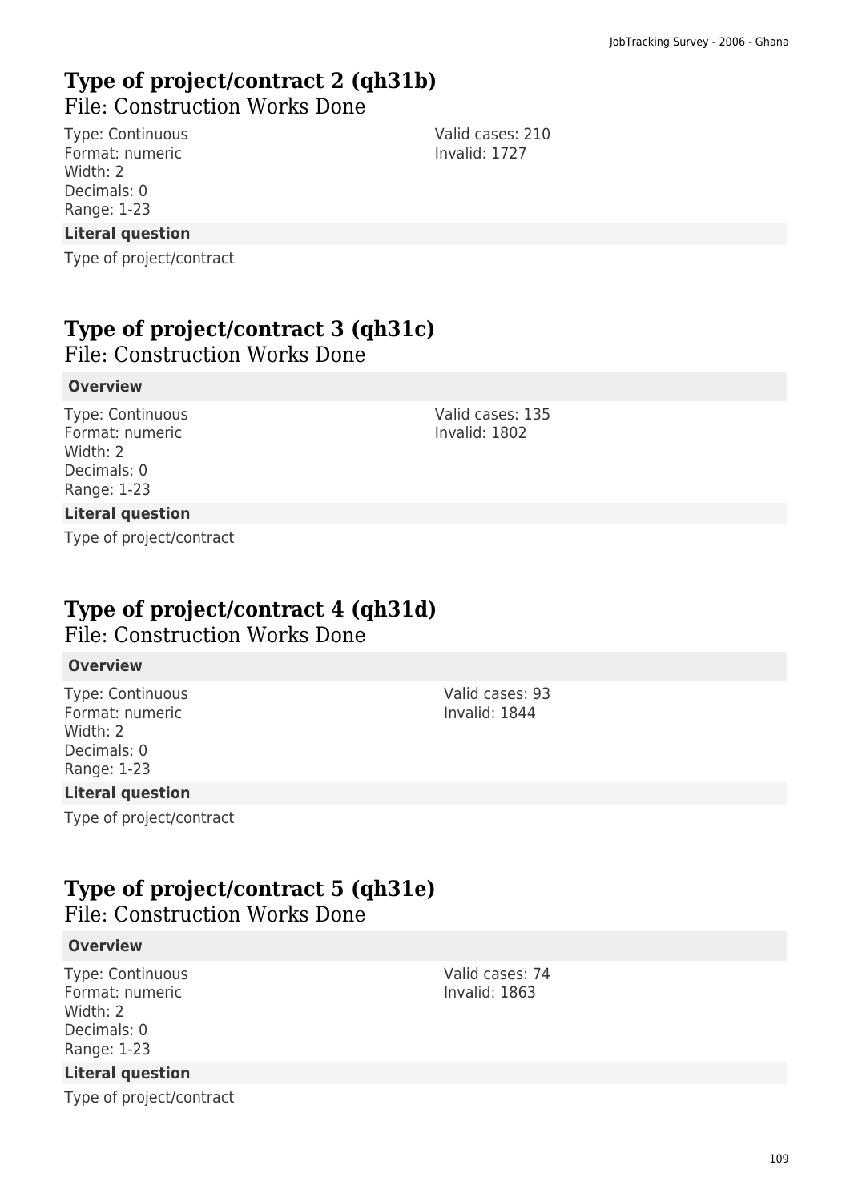## Type of project/contract 2 (qh31b)

File: Construction Works Done

Type: Continuous
Format: numeric
Width: 2
Decimals: 0
Range: 1-23

Valid cases: 210
Invalid: 1727

**Literal question**

Type of project/contract

## Type of project/contract 3 (qh31c)

File: Construction Works Done

**Overview**

Type: Continuous
Format: numeric
Width: 2
Decimals: 0
Range: 1-23

Valid cases: 135
Invalid: 1802

**Literal question**

Type of project/contract

## Type of project/contract 4 (qh31d)

File: Construction Works Done

**Overview**

Type: Continuous
Format: numeric
Width: 2
Decimals: 0
Range: 1-23

Valid cases: 93
Invalid: 1844

**Literal question**

Type of project/contract

## Type of project/contract 5 (qh31e)

File: Construction Works Done

**Overview**

Type: Continuous
Format: numeric
Width: 2
Decimals: 0
Range: 1-23

Valid cases: 74
Invalid: 1863

**Literal question**

Type of project/contract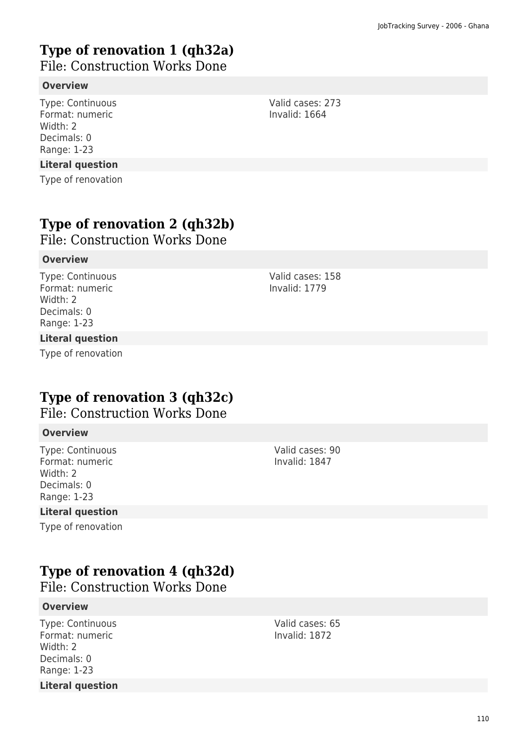# Type of renovation 1 (qh32a)
File: Construction Works Done

#### Overview

Type: Continuous
Format: numeric
Width: 2
Decimals: 0
Range: 1-23

Valid cases: 273
Invalid: 1664

#### Literal question

Type of renovation

# Type of renovation 2 (qh32b)
File: Construction Works Done

#### Overview

Type: Continuous
Format: numeric
Width: 2
Decimals: 0
Range: 1-23

Valid cases: 158
Invalid: 1779

#### Literal question

Type of renovation

# Type of renovation 3 (qh32c)
File: Construction Works Done

#### Overview

Type: Continuous
Format: numeric
Width: 2
Decimals: 0
Range: 1-23

Valid cases: 90
Invalid: 1847

#### Literal question

Type of renovation

# Type of renovation 4 (qh32d)
File: Construction Works Done

#### Overview

Type: Continuous
Format: numeric
Width: 2
Decimals: 0
Range: 1-23

Valid cases: 65
Invalid: 1872

#### Literal question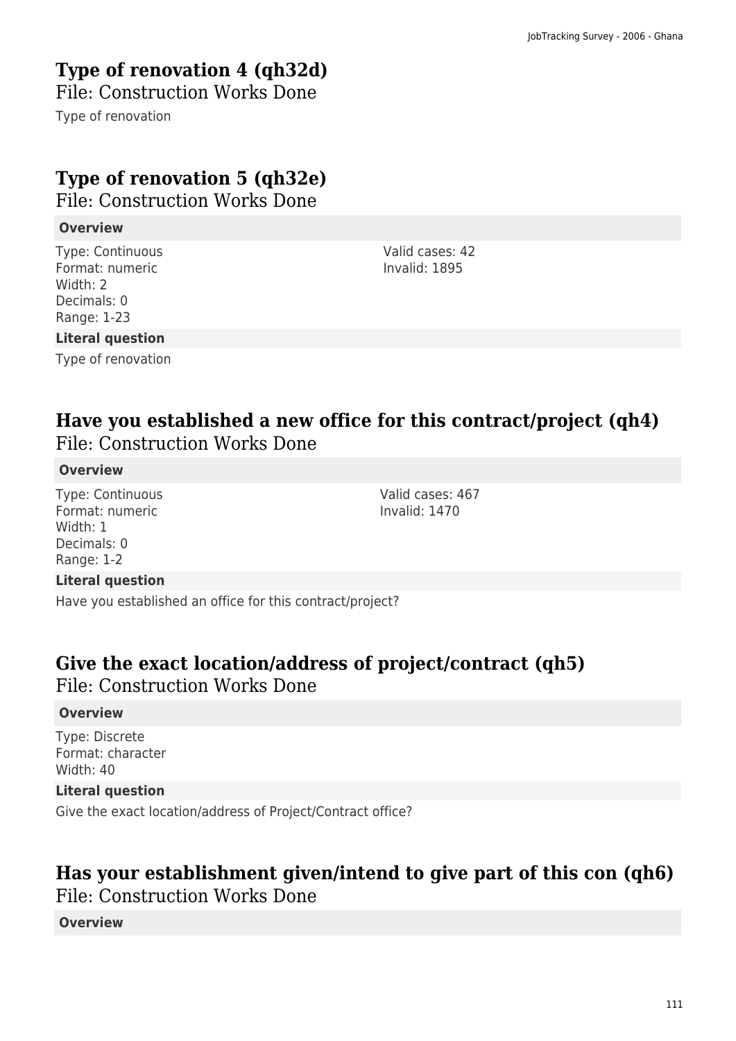## Type of renovation 4 (qh32d)

File: Construction Works Done

Type of renovation

## Type of renovation 5 (qh32e)

File: Construction Works Done

**Overview**

Type: Continuous
Format: numeric
Width: 2
Decimals: 0
Range: 1-23

Valid cases: 42
Invalid: 1895

**Literal question**

Type of renovation

## Have you established a new office for this contract/project (qh4)

File: Construction Works Done

**Overview**

Type: Continuous
Format: numeric
Width: 1
Decimals: 0
Range: 1-2

Valid cases: 467
Invalid: 1470

**Literal question**

Have you established an office for this contract/project?

## Give the exact location/address of project/contract (qh5)

File: Construction Works Done

**Overview**

Type: Discrete
Format: character
Width: 40

**Literal question**

Give the exact location/address of Project/Contract office?

## Has your establishment given/intend to give part of this con (qh6)

File: Construction Works Done

**Overview**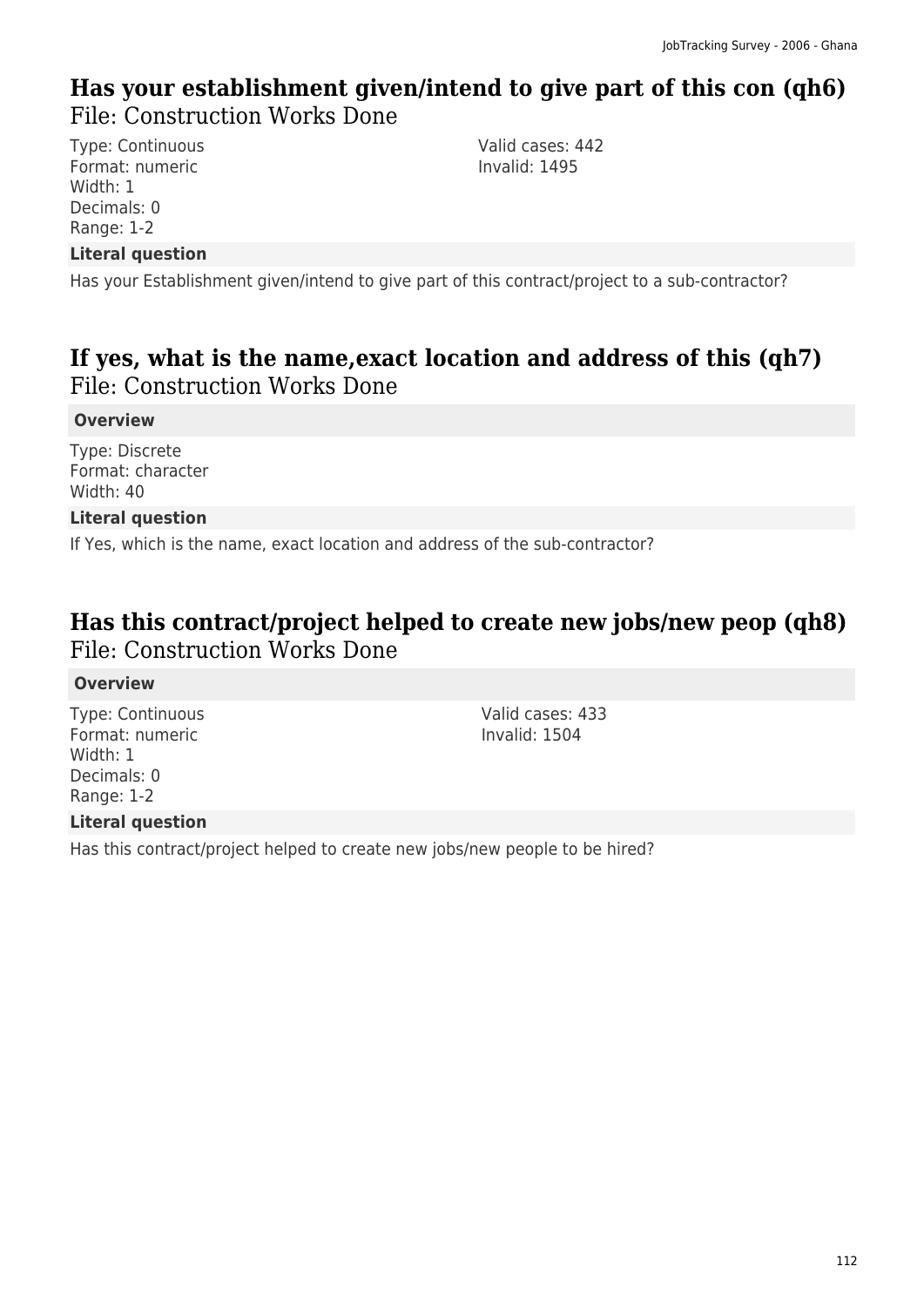## Has your establishment given/intend to give part of this con (qh6)

File: Construction Works Done

Type: Continuous
Format: numeric
Width: 1
Decimals: 0
Range: 1-2

Valid cases: 442
Invalid: 1495

**Literal question**

Has your Establishment given/intend to give part of this contract/project to a sub-contractor?

## If yes, what is the name,exact location and address of this (qh7)

File: Construction Works Done

**Overview**

Type: Discrete
Format: character
Width: 40

**Literal question**

If Yes, which is the name, exact location and address of the sub-contractor?

## Has this contract/project helped to create new jobs/new peop (qh8)

File: Construction Works Done

**Overview**

Type: Continuous
Format: numeric
Width: 1
Decimals: 0
Range: 1-2

Valid cases: 433
Invalid: 1504

**Literal question**

Has this contract/project helped to create new jobs/new people to be hired?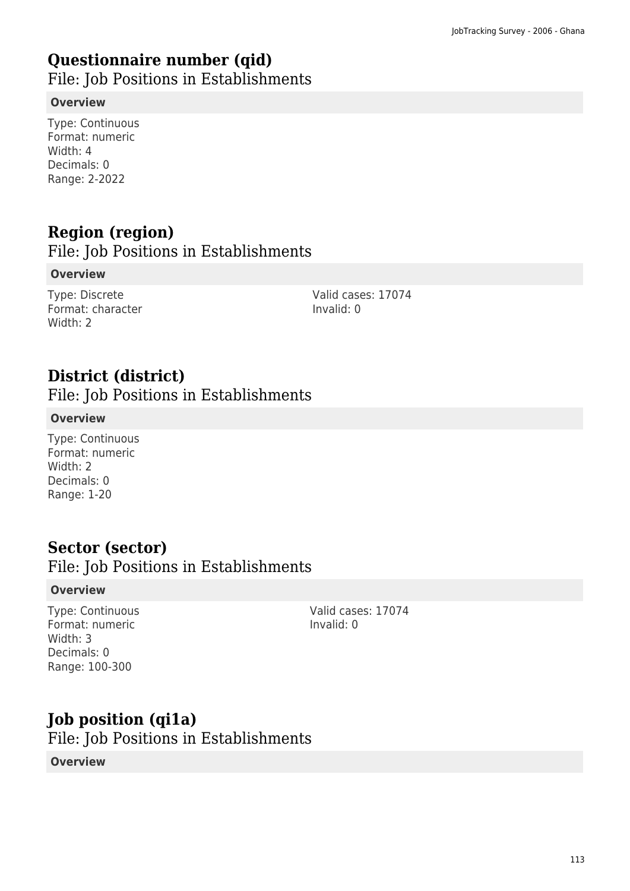## Questionnaire number (qid)

File: Job Positions in Establishments

**Overview**

Type: Continuous
Format: numeric
Width: 4
Decimals: 0
Range: 2-2022

## Region (region)

File: Job Positions in Establishments

**Overview**

Type: Discrete
Format: character
Width: 2

Valid cases: 17074
Invalid: 0

## District (district)

File: Job Positions in Establishments

**Overview**

Type: Continuous
Format: numeric
Width: 2
Decimals: 0
Range: 1-20

## Sector (sector)

File: Job Positions in Establishments

**Overview**

Type: Continuous
Format: numeric
Width: 3
Decimals: 0
Range: 100-300

Valid cases: 17074
Invalid: 0

## Job position (qi1a)

File: Job Positions in Establishments

**Overview**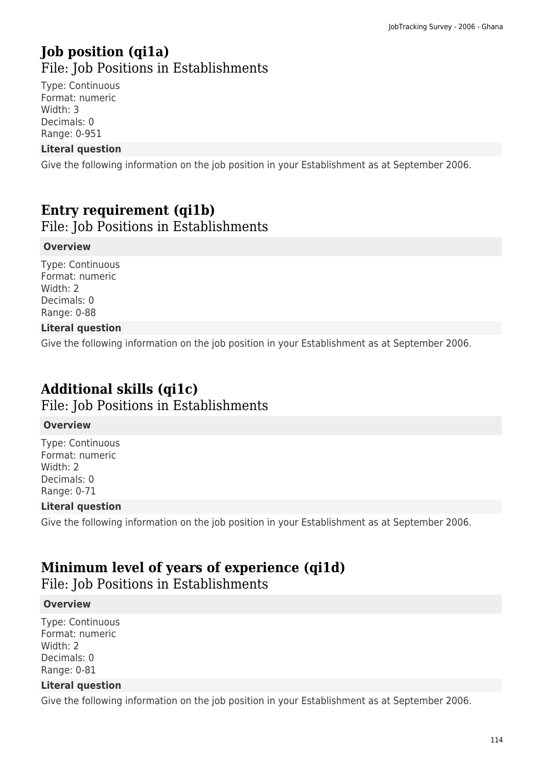## Job position (qi1a)

File: Job Positions in Establishments

Type: Continuous
Format: numeric
Width: 3
Decimals: 0
Range: 0-951

**Literal question**

Give the following information on the job position in your Establishment as at September 2006.

## Entry requirement (qi1b)

File: Job Positions in Establishments

**Overview**

Type: Continuous
Format: numeric
Width: 2
Decimals: 0
Range: 0-88

**Literal question**

Give the following information on the job position in your Establishment as at September 2006.

## Additional skills (qi1c)

File: Job Positions in Establishments

**Overview**

Type: Continuous
Format: numeric
Width: 2
Decimals: 0
Range: 0-71

**Literal question**

Give the following information on the job position in your Establishment as at September 2006.

## Minimum level of years of experience (qi1d)

File: Job Positions in Establishments

**Overview**

Type: Continuous
Format: numeric
Width: 2
Decimals: 0
Range: 0-81

**Literal question**

Give the following information on the job position in your Establishment as at September 2006.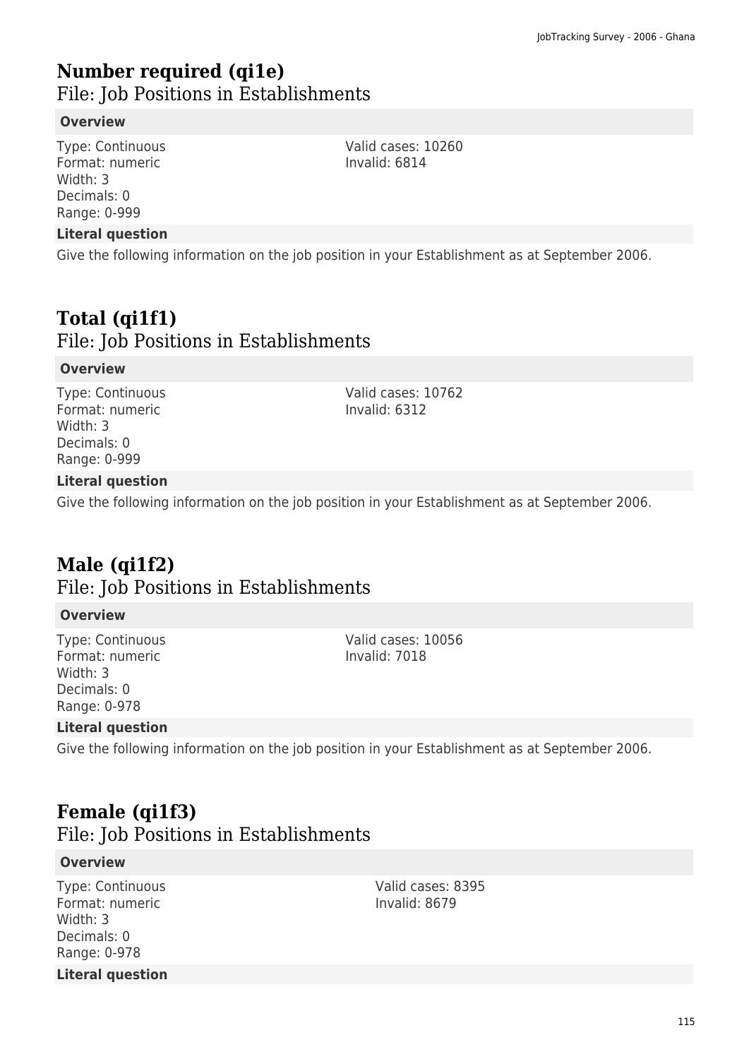# Number required (qi1e)

File: Job Positions in Establishments

**Overview**

Type: Continuous
Format: numeric
Width: 3
Decimals: 0
Range: 0-999

Valid cases: 10260
Invalid: 6814

**Literal question**

Give the following information on the job position in your Establishment as at September 2006.

# Total (qi1f1)

File: Job Positions in Establishments

**Overview**

Type: Continuous
Format: numeric
Width: 3
Decimals: 0
Range: 0-999

Valid cases: 10762
Invalid: 6312

**Literal question**

Give the following information on the job position in your Establishment as at September 2006.

# Male (qi1f2)

File: Job Positions in Establishments

**Overview**

Type: Continuous
Format: numeric
Width: 3
Decimals: 0
Range: 0-978

Valid cases: 10056
Invalid: 7018

**Literal question**

Give the following information on the job position in your Establishment as at September 2006.

# Female (qi1f3)

File: Job Positions in Establishments

**Overview**

Type: Continuous
Format: numeric
Width: 3
Decimals: 0
Range: 0-978

Valid cases: 8395
Invalid: 8679

**Literal question**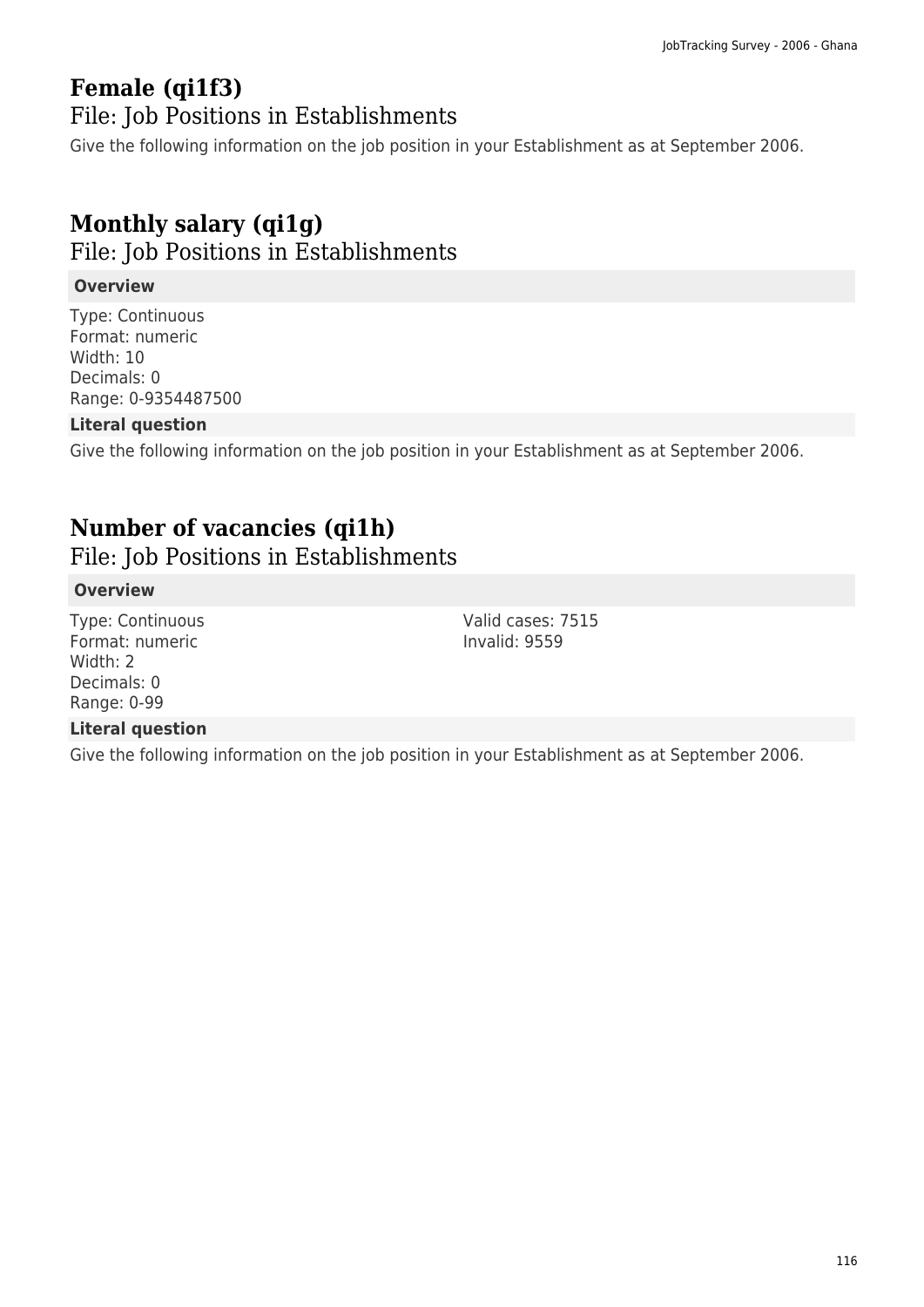# Female (qi1f3)

## File: Job Positions in Establishments

Give the following information on the job position in your Establishment as at September 2006.

# Monthly salary (qi1g)

## File: Job Positions in Establishments

**Overview**

Type: Continuous
Format: numeric
Width: 10
Decimals: 0
Range: 0-9354487500

**Literal question**

Give the following information on the job position in your Establishment as at September 2006.

# Number of vacancies (qi1h)

## File: Job Positions in Establishments

**Overview**

Type: Continuous
Format: numeric
Width: 2
Decimals: 0
Range: 0-99

Valid cases: 7515
Invalid: 9559

**Literal question**

Give the following information on the job position in your Establishment as at September 2006.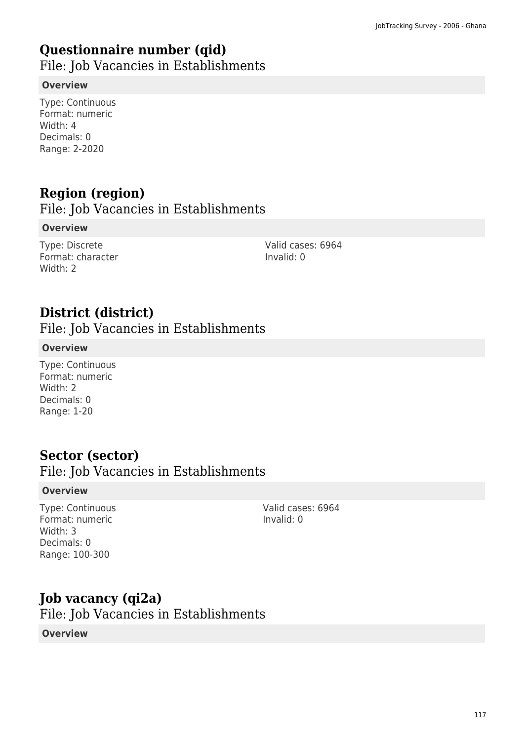# Questionnaire number (qid)

File: Job Vacancies in Establishments

**Overview**

Type: Continuous
Format: numeric
Width: 4
Decimals: 0
Range: 2-2020

# Region (region)

File: Job Vacancies in Establishments

**Overview**

Type: Discrete
Format: character
Width: 2

Valid cases: 6964
Invalid: 0

# District (district)

File: Job Vacancies in Establishments

**Overview**

Type: Continuous
Format: numeric
Width: 2
Decimals: 0
Range: 1-20

# Sector (sector)

File: Job Vacancies in Establishments

**Overview**

Type: Continuous
Format: numeric
Width: 3
Decimals: 0
Range: 100-300

Valid cases: 6964
Invalid: 0

# Job vacancy (qi2a)

File: Job Vacancies in Establishments

**Overview**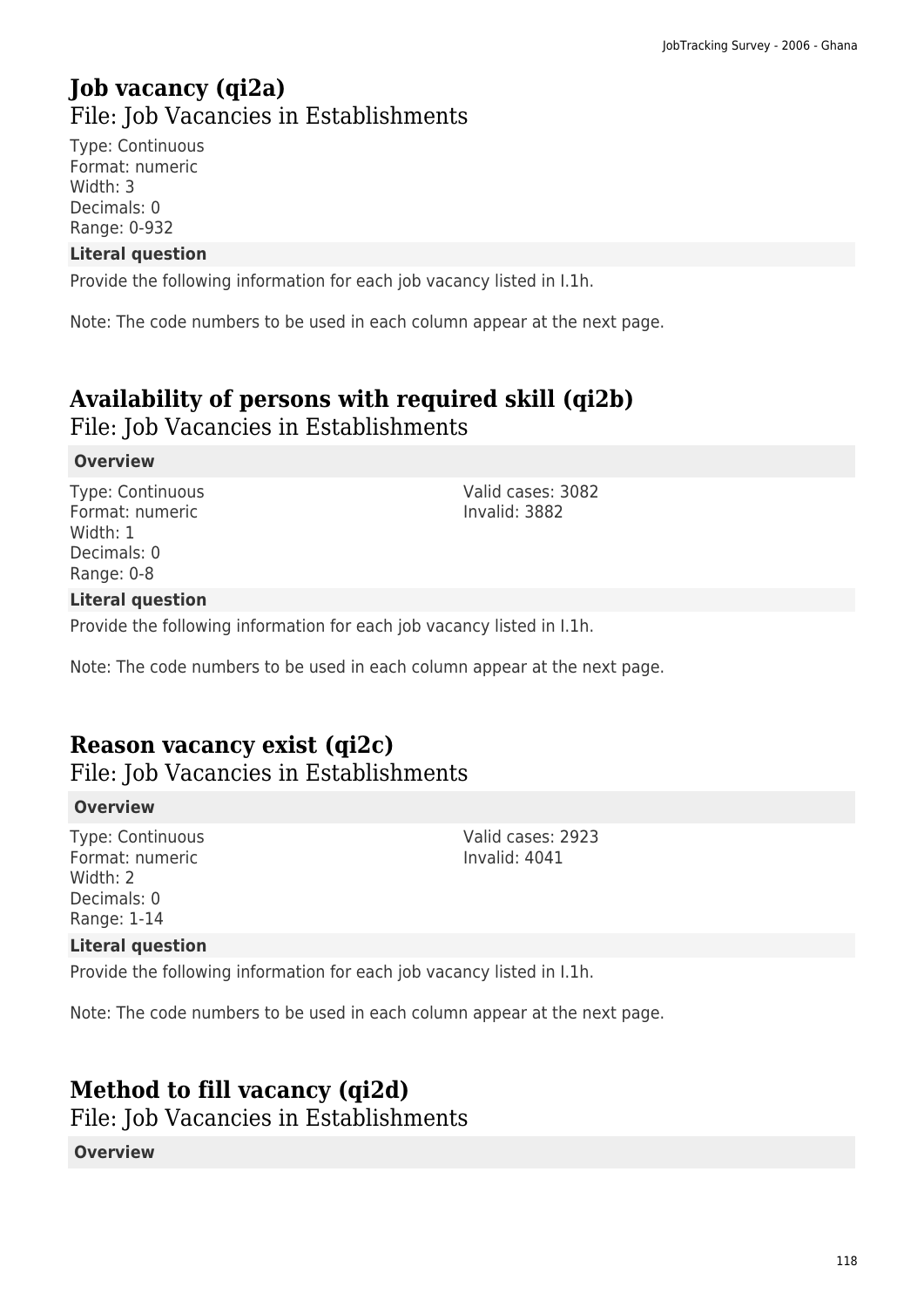## Job vacancy (qi2a)

File: Job Vacancies in Establishments

Type: Continuous
Format: numeric
Width: 3
Decimals: 0
Range: 0-932

**Literal question**

Provide the following information for each job vacancy listed in I.1h.

Note: The code numbers to be used in each column appear at the next page.

## Availability of persons with required skill (qi2b)

File: Job Vacancies in Establishments

**Overview**

Type: Continuous
Format: numeric
Width: 1
Decimals: 0
Range: 0-8

Valid cases: 3082
Invalid: 3882

**Literal question**

Provide the following information for each job vacancy listed in I.1h.

Note: The code numbers to be used in each column appear at the next page.

## Reason vacancy exist (qi2c)

File: Job Vacancies in Establishments

**Overview**

Type: Continuous
Format: numeric
Width: 2
Decimals: 0
Range: 1-14

Valid cases: 2923
Invalid: 4041

**Literal question**

Provide the following information for each job vacancy listed in I.1h.

Note: The code numbers to be used in each column appear at the next page.

## Method to fill vacancy (qi2d)

File: Job Vacancies in Establishments

**Overview**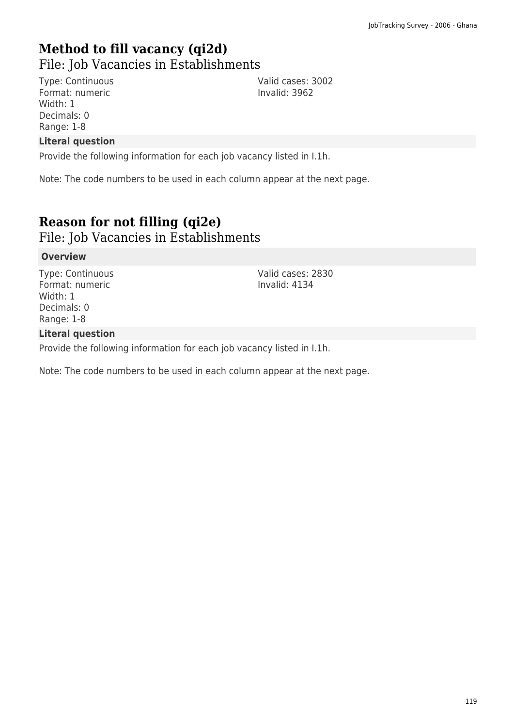# Method to fill vacancy (qi2d)

File: Job Vacancies in Establishments

Type: Continuous
Format: numeric
Width: 1
Decimals: 0
Range: 1-8

Valid cases: 3002
Invalid: 3962

**Literal question**

Provide the following information for each job vacancy listed in I.1h.

Note: The code numbers to be used in each column appear at the next page.

# Reason for not filling (qi2e)

File: Job Vacancies in Establishments

**Overview**

Type: Continuous
Format: numeric
Width: 1
Decimals: 0
Range: 1-8

Valid cases: 2830
Invalid: 4134

**Literal question**

Provide the following information for each job vacancy listed in I.1h.

Note: The code numbers to be used in each column appear at the next page.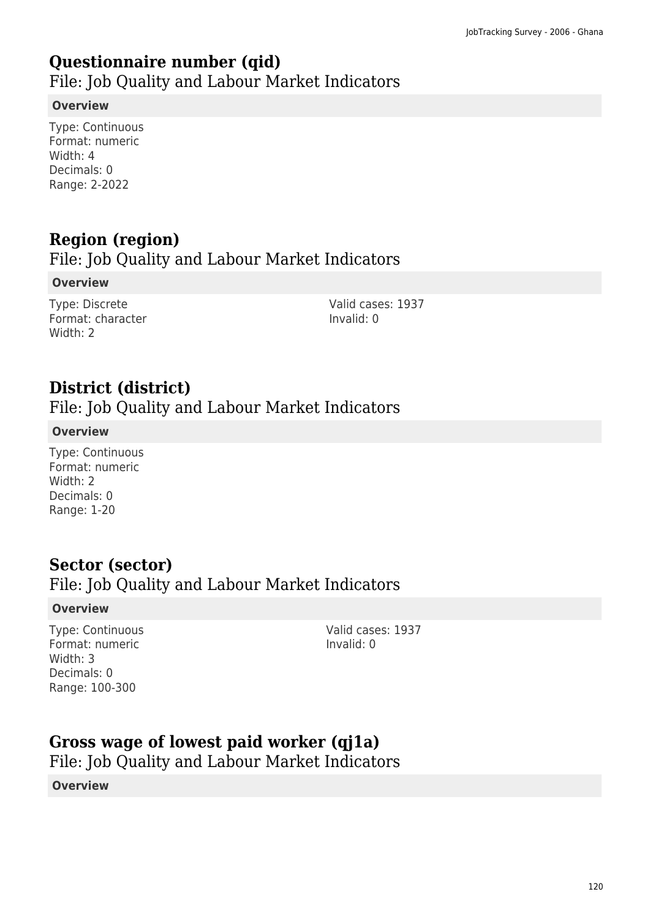## Questionnaire number (qid)

File: Job Quality and Labour Market Indicators

**Overview**

Type: Continuous
Format: numeric
Width: 4
Decimals: 0
Range: 2-2022

## Region (region)

File: Job Quality and Labour Market Indicators

**Overview**

Type: Discrete
Format: character
Width: 2

Valid cases: 1937
Invalid: 0

## District (district)

File: Job Quality and Labour Market Indicators

**Overview**

Type: Continuous
Format: numeric
Width: 2
Decimals: 0
Range: 1-20

## Sector (sector)

File: Job Quality and Labour Market Indicators

**Overview**

Type: Continuous
Format: numeric
Width: 3
Decimals: 0
Range: 100-300

Valid cases: 1937
Invalid: 0

## Gross wage of lowest paid worker (qj1a)

File: Job Quality and Labour Market Indicators

**Overview**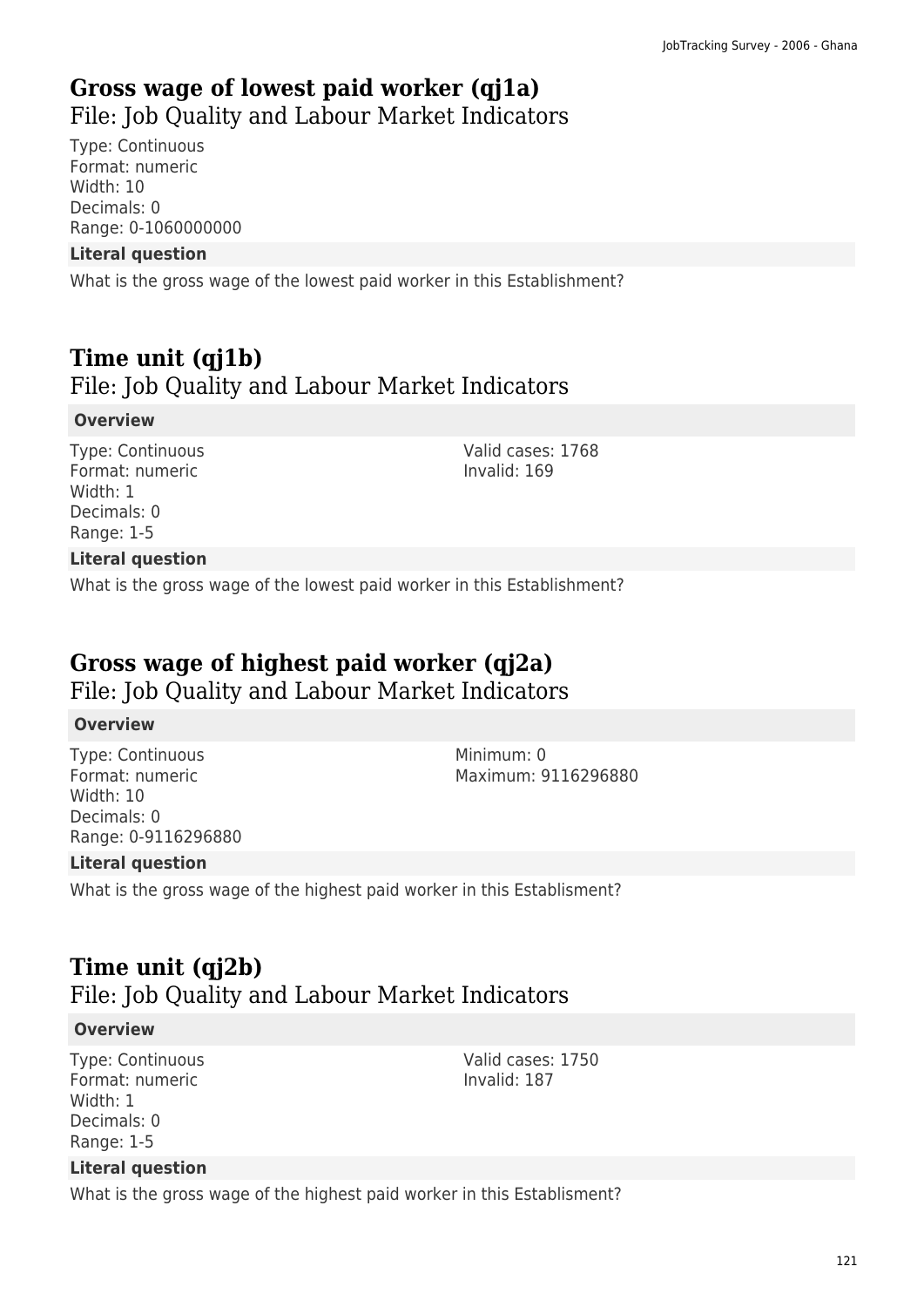## Gross wage of lowest paid worker (qj1a)

File: Job Quality and Labour Market Indicators

Type: Continuous
Format: numeric
Width: 10
Decimals: 0
Range: 0-1060000000

**Literal question**

What is the gross wage of the lowest paid worker in this Establishment?

## Time unit (qj1b)

File: Job Quality and Labour Market Indicators

**Overview**

Type: Continuous
Format: numeric
Width: 1
Decimals: 0
Range: 1-5

Valid cases: 1768
Invalid: 169

**Literal question**

What is the gross wage of the lowest paid worker in this Establishment?

## Gross wage of highest paid worker (qj2a)

File: Job Quality and Labour Market Indicators

**Overview**

Type: Continuous
Format: numeric
Width: 10
Decimals: 0
Range: 0-9116296880

Minimum: 0
Maximum: 9116296880

**Literal question**

What is the gross wage of the highest paid worker in this Establisment?

## Time unit (qj2b)

File: Job Quality and Labour Market Indicators

**Overview**

Type: Continuous
Format: numeric
Width: 1
Decimals: 0
Range: 1-5

Valid cases: 1750
Invalid: 187

**Literal question**

What is the gross wage of the highest paid worker in this Establisment?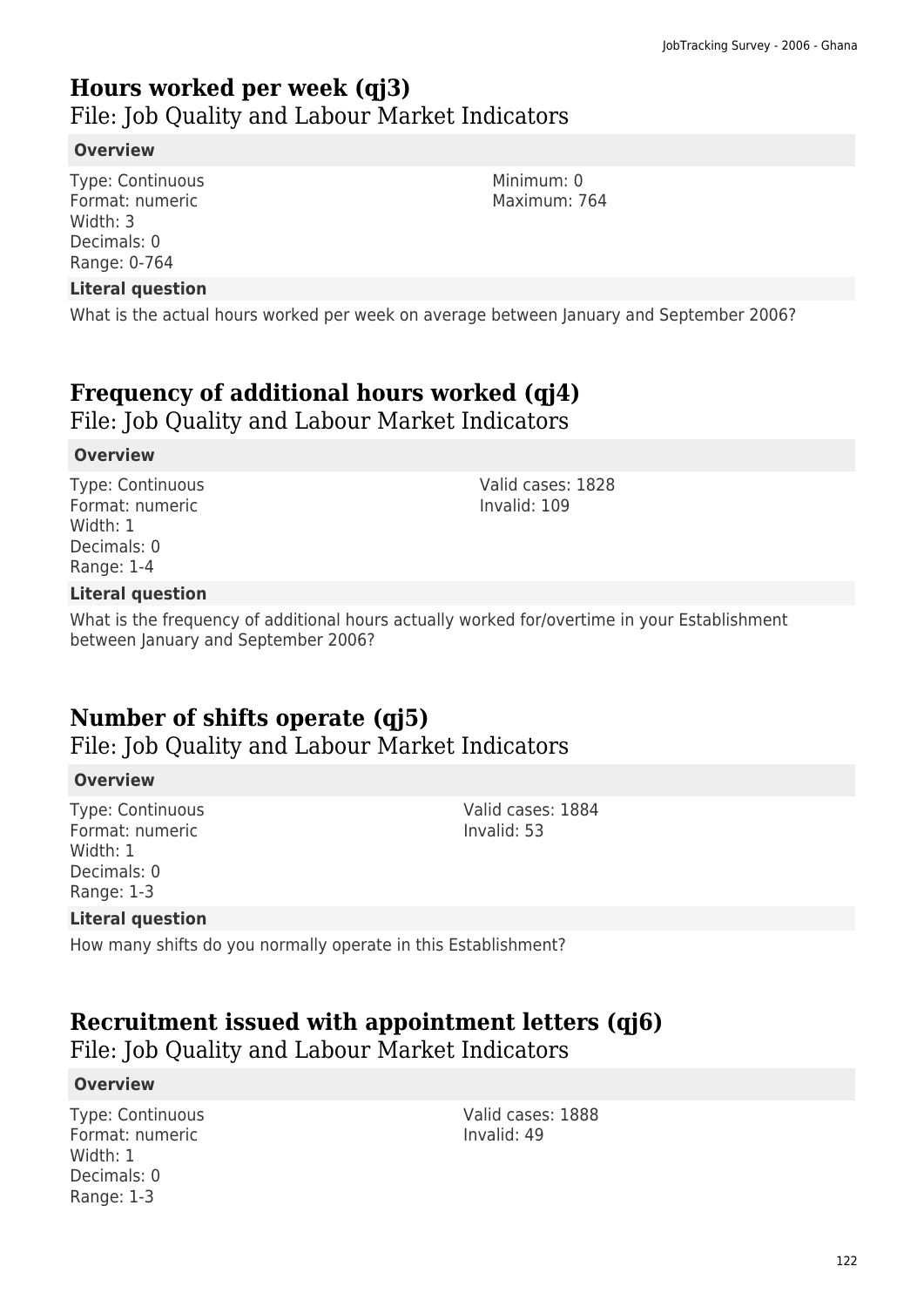## Hours worked per week (qj3)

File: Job Quality and Labour Market Indicators

**Overview**

Type: Continuous
Format: numeric
Width: 3
Decimals: 0
Range: 0-764

Minimum: 0
Maximum: 764

**Literal question**

What is the actual hours worked per week on average between January and September 2006?

## Frequency of additional hours worked (qj4)

File: Job Quality and Labour Market Indicators

**Overview**

Type: Continuous
Format: numeric
Width: 1
Decimals: 0
Range: 1-4

Valid cases: 1828
Invalid: 109

**Literal question**

What is the frequency of additional hours actually worked for/overtime in your Establishment between January and September 2006?

## Number of shifts operate (qj5)

File: Job Quality and Labour Market Indicators

**Overview**

Type: Continuous
Format: numeric
Width: 1
Decimals: 0
Range: 1-3

Valid cases: 1884
Invalid: 53

**Literal question**

How many shifts do you normally operate in this Establishment?

## Recruitment issued with appointment letters (qj6)

File: Job Quality and Labour Market Indicators

**Overview**

Type: Continuous
Format: numeric
Width: 1
Decimals: 0
Range: 1-3

Valid cases: 1888
Invalid: 49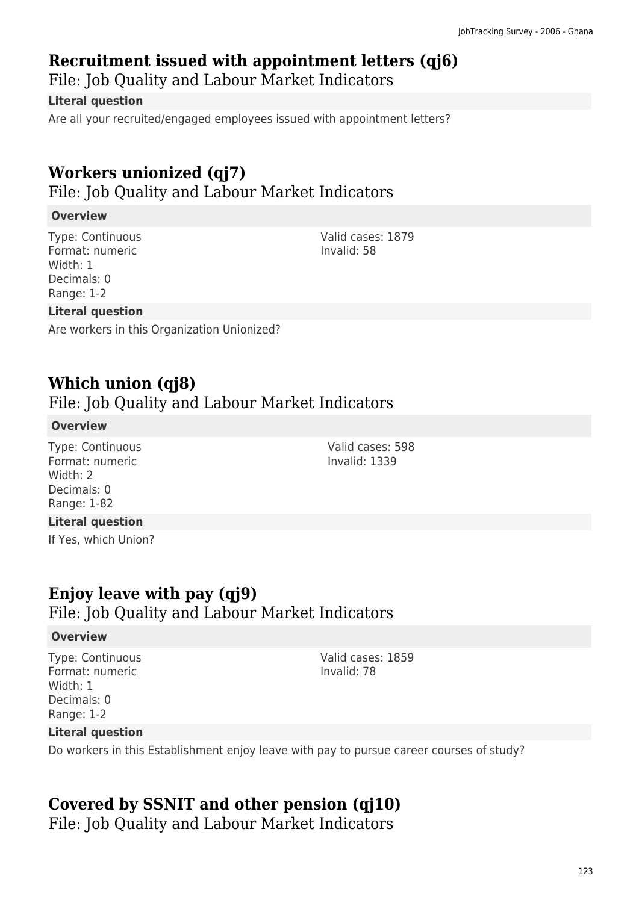## Recruitment issued with appointment letters (qj6)

File: Job Quality and Labour Market Indicators

**Literal question**

Are all your recruited/engaged employees issued with appointment letters?

## Workers unionized (qj7)

File: Job Quality and Labour Market Indicators

**Overview**

Type: Continuous
Format: numeric
Width: 1
Decimals: 0
Range: 1-2

Valid cases: 1879
Invalid: 58

**Literal question**

Are workers in this Organization Unionized?

## Which union (qj8)

File: Job Quality and Labour Market Indicators

**Overview**

Type: Continuous
Format: numeric
Width: 2
Decimals: 0
Range: 1-82

Valid cases: 598
Invalid: 1339

**Literal question**

If Yes, which Union?

## Enjoy leave with pay (qj9)

File: Job Quality and Labour Market Indicators

**Overview**

Type: Continuous
Format: numeric
Width: 1
Decimals: 0
Range: 1-2

Valid cases: 1859
Invalid: 78

**Literal question**

Do workers in this Establishment enjoy leave with pay to pursue career courses of study?

## Covered by SSNIT and other pension (qj10)

File: Job Quality and Labour Market Indicators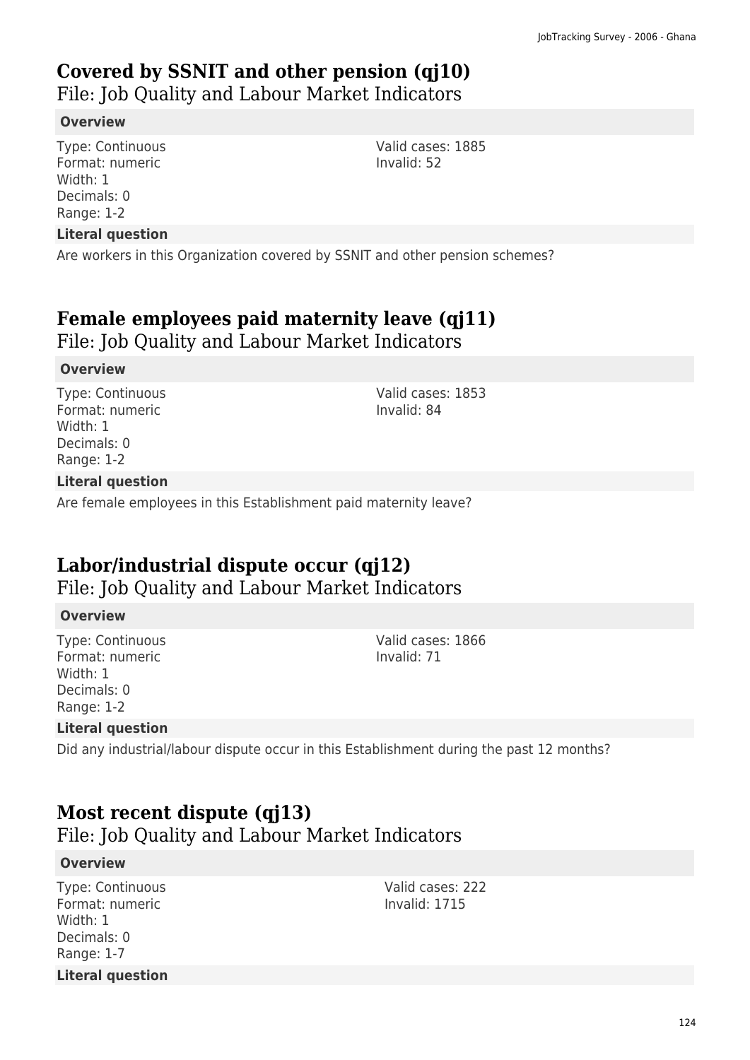## Covered by SSNIT and other pension (qj10)

File: Job Quality and Labour Market Indicators

**Overview**

Type: Continuous
Format: numeric
Width: 1
Decimals: 0
Range: 1-2

Valid cases: 1885
Invalid: 52

**Literal question**

Are workers in this Organization covered by SSNIT and other pension schemes?

## Female employees paid maternity leave (qj11)

File: Job Quality and Labour Market Indicators

**Overview**

Type: Continuous
Format: numeric
Width: 1
Decimals: 0
Range: 1-2

Valid cases: 1853
Invalid: 84

**Literal question**

Are female employees in this Establishment paid maternity leave?

## Labor/industrial dispute occur (qj12)

File: Job Quality and Labour Market Indicators

**Overview**

Type: Continuous
Format: numeric
Width: 1
Decimals: 0
Range: 1-2

Valid cases: 1866
Invalid: 71

**Literal question**

Did any industrial/labour dispute occur in this Establishment during the past 12 months?

## Most recent dispute (qj13)

File: Job Quality and Labour Market Indicators

**Overview**

Type: Continuous
Format: numeric
Width: 1
Decimals: 0
Range: 1-7

Valid cases: 222
Invalid: 1715

**Literal question**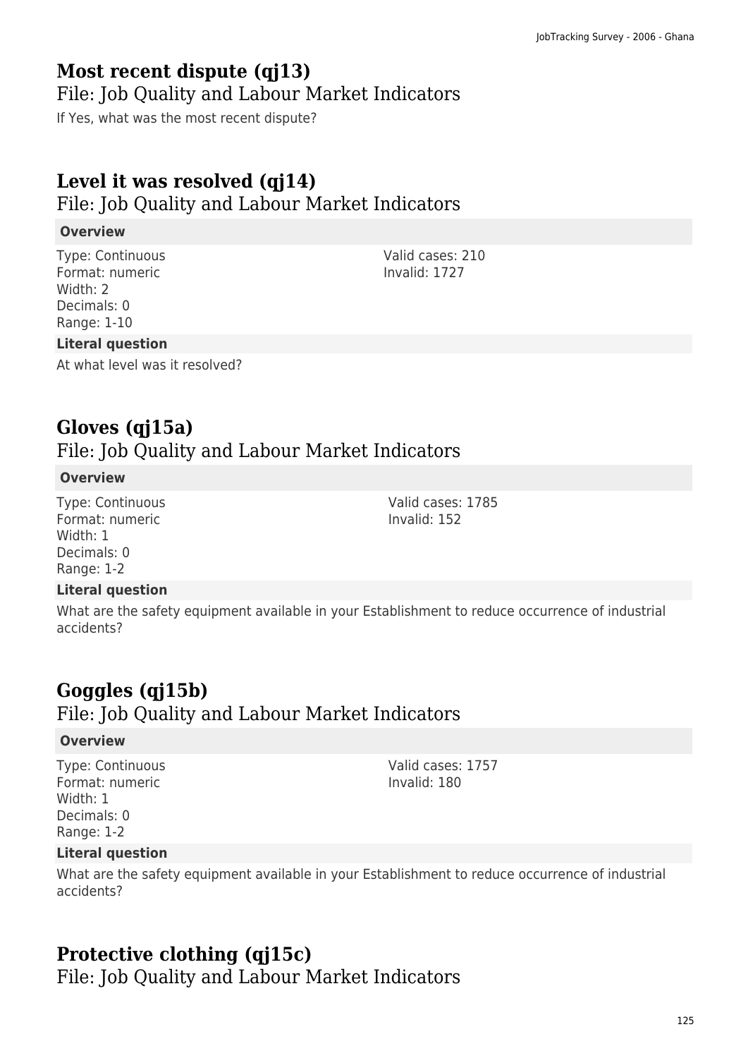## Most recent dispute (qj13)

### File: Job Quality and Labour Market Indicators

If Yes, what was the most recent dispute?

## Level it was resolved (qj14)

### File: Job Quality and Labour Market Indicators

**Overview**

Type: Continuous
Format: numeric
Width: 2
Decimals: 0
Range: 1-10

Valid cases: 210
Invalid: 1727

**Literal question**

At what level was it resolved?

## Gloves (qj15a)

### File: Job Quality and Labour Market Indicators

**Overview**

Type: Continuous
Format: numeric
Width: 1
Decimals: 0
Range: 1-2

Valid cases: 1785
Invalid: 152

**Literal question**

What are the safety equipment available in your Establishment to reduce occurrence of industrial accidents?

## Goggles (qj15b)

### File: Job Quality and Labour Market Indicators

**Overview**

Type: Continuous
Format: numeric
Width: 1
Decimals: 0
Range: 1-2

Valid cases: 1757
Invalid: 180

**Literal question**

What are the safety equipment available in your Establishment to reduce occurrence of industrial accidents?

## Protective clothing (qj15c)

### File: Job Quality and Labour Market Indicators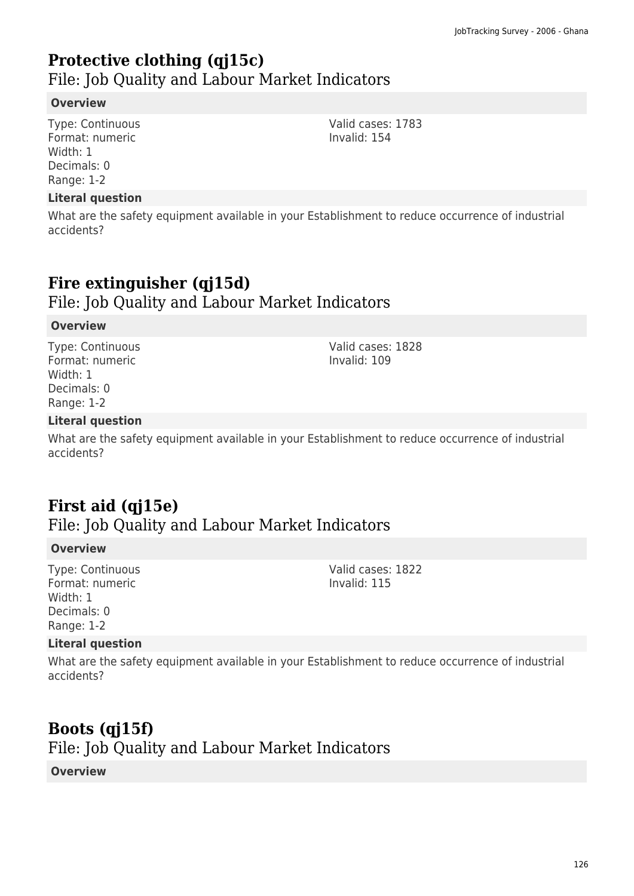## Protective clothing (qj15c)

File: Job Quality and Labour Market Indicators

**Overview**

Type: Continuous
Format: numeric
Width: 1
Decimals: 0
Range: 1-2

Valid cases: 1783
Invalid: 154

**Literal question**

What are the safety equipment available in your Establishment to reduce occurrence of industrial accidents?

## Fire extinguisher (qj15d)

File: Job Quality and Labour Market Indicators

**Overview**

Type: Continuous
Format: numeric
Width: 1
Decimals: 0
Range: 1-2

Valid cases: 1828
Invalid: 109

**Literal question**

What are the safety equipment available in your Establishment to reduce occurrence of industrial accidents?

## First aid (qj15e)

File: Job Quality and Labour Market Indicators

**Overview**

Type: Continuous
Format: numeric
Width: 1
Decimals: 0
Range: 1-2

Valid cases: 1822
Invalid: 115

**Literal question**

What are the safety equipment available in your Establishment to reduce occurrence of industrial accidents?

## Boots (qj15f)

File: Job Quality and Labour Market Indicators

**Overview**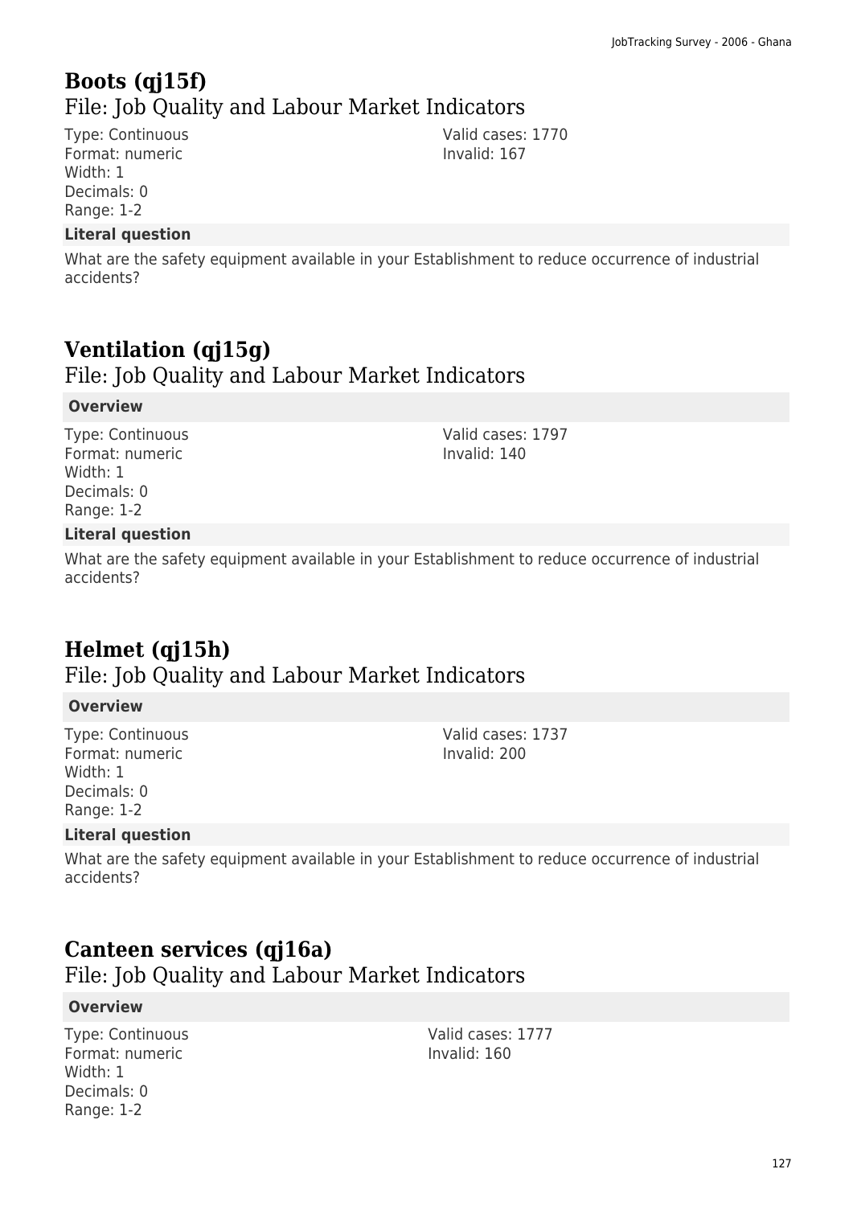## Boots (qj15f)

### File: Job Quality and Labour Market Indicators

Type: Continuous
Format: numeric
Width: 1
Decimals: 0
Range: 1-2

Valid cases: 1770
Invalid: 167

**Literal question**

What are the safety equipment available in your Establishment to reduce occurrence of industrial accidents?

## Ventilation (qj15g)

### File: Job Quality and Labour Market Indicators

**Overview**

Type: Continuous
Format: numeric
Width: 1
Decimals: 0
Range: 1-2

Valid cases: 1797
Invalid: 140

**Literal question**

What are the safety equipment available in your Establishment to reduce occurrence of industrial accidents?

## Helmet (qj15h)

### File: Job Quality and Labour Market Indicators

**Overview**

Type: Continuous
Format: numeric
Width: 1
Decimals: 0
Range: 1-2

Valid cases: 1737
Invalid: 200

**Literal question**

What are the safety equipment available in your Establishment to reduce occurrence of industrial accidents?

## Canteen services (qj16a)

### File: Job Quality and Labour Market Indicators

**Overview**

Type: Continuous
Format: numeric
Width: 1
Decimals: 0
Range: 1-2

Valid cases: 1777
Invalid: 160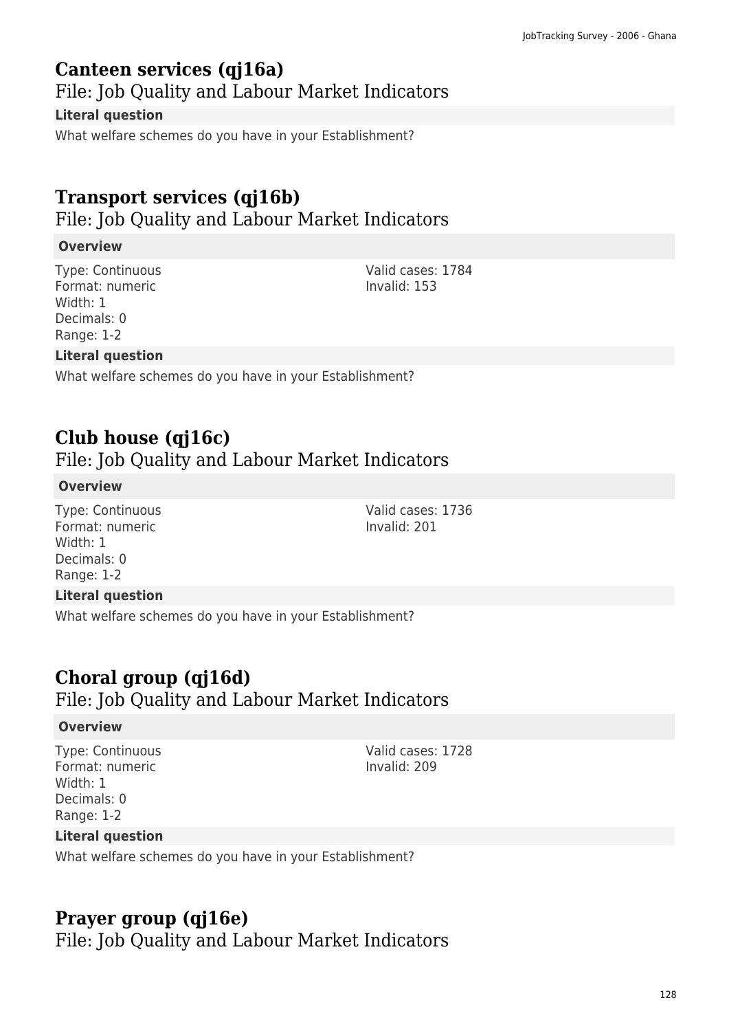## Canteen services (qj16a)

File: Job Quality and Labour Market Indicators

**Literal question**

What welfare schemes do you have in your Establishment?

## Transport services (qj16b)

File: Job Quality and Labour Market Indicators

**Overview**

Type: Continuous
Format: numeric
Width: 1
Decimals: 0
Range: 1-2

Valid cases: 1784
Invalid: 153

**Literal question**

What welfare schemes do you have in your Establishment?

## Club house (qj16c)

File: Job Quality and Labour Market Indicators

**Overview**

Type: Continuous
Format: numeric
Width: 1
Decimals: 0
Range: 1-2

Valid cases: 1736
Invalid: 201

**Literal question**

What welfare schemes do you have in your Establishment?

## Choral group (qj16d)

File: Job Quality and Labour Market Indicators

**Overview**

Type: Continuous
Format: numeric
Width: 1
Decimals: 0
Range: 1-2

Valid cases: 1728
Invalid: 209

**Literal question**

What welfare schemes do you have in your Establishment?

## Prayer group (qj16e)

File: Job Quality and Labour Market Indicators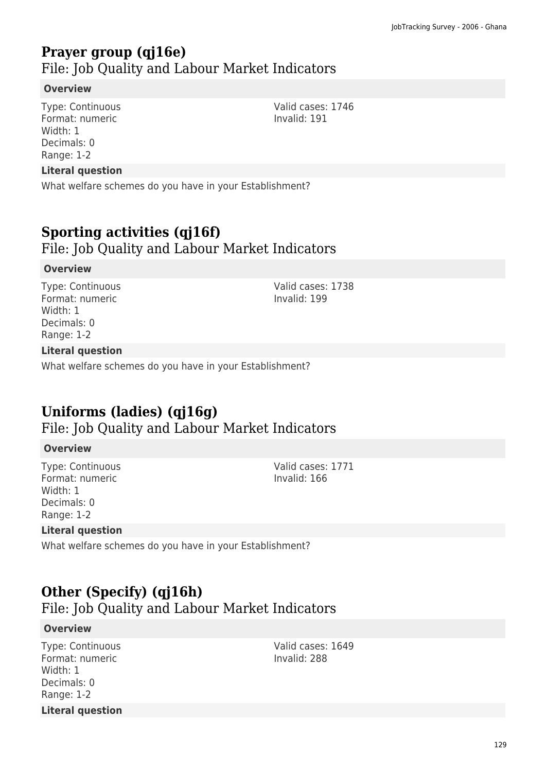## Prayer group (qj16e)

File: Job Quality and Labour Market Indicators

**Overview**

Type: Continuous
Format: numeric
Width: 1
Decimals: 0
Range: 1-2

Valid cases: 1746
Invalid: 191

**Literal question**

What welfare schemes do you have in your Establishment?

## Sporting activities (qj16f)

File: Job Quality and Labour Market Indicators

**Overview**

Type: Continuous
Format: numeric
Width: 1
Decimals: 0
Range: 1-2

Valid cases: 1738
Invalid: 199

**Literal question**

What welfare schemes do you have in your Establishment?

## Uniforms (ladies) (qj16g)

File: Job Quality and Labour Market Indicators

**Overview**

Type: Continuous
Format: numeric
Width: 1
Decimals: 0
Range: 1-2

Valid cases: 1771
Invalid: 166

**Literal question**

What welfare schemes do you have in your Establishment?

## Other (Specify) (qj16h)

File: Job Quality and Labour Market Indicators

**Overview**

Type: Continuous
Format: numeric
Width: 1
Decimals: 0
Range: 1-2

Valid cases: 1649
Invalid: 288

**Literal question**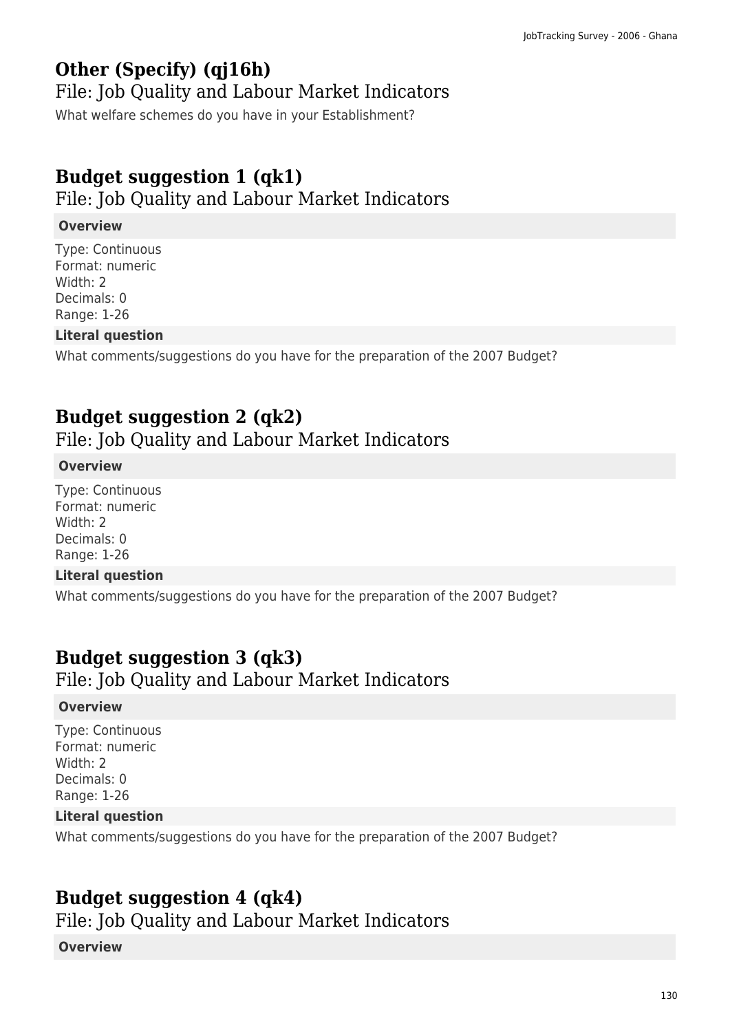## Other (Specify) (qj16h)

### File: Job Quality and Labour Market Indicators

What welfare schemes do you have in your Establishment?

## Budget suggestion 1 (qk1)

### File: Job Quality and Labour Market Indicators

**Overview**

Type: Continuous
Format: numeric
Width: 2
Decimals: 0
Range: 1-26

**Literal question**

What comments/suggestions do you have for the preparation of the 2007 Budget?

## Budget suggestion 2 (qk2)

### File: Job Quality and Labour Market Indicators

**Overview**

Type: Continuous
Format: numeric
Width: 2
Decimals: 0
Range: 1-26

**Literal question**

What comments/suggestions do you have for the preparation of the 2007 Budget?

## Budget suggestion 3 (qk3)

### File: Job Quality and Labour Market Indicators

**Overview**

Type: Continuous
Format: numeric
Width: 2
Decimals: 0
Range: 1-26

**Literal question**

What comments/suggestions do you have for the preparation of the 2007 Budget?

## Budget suggestion 4 (qk4)

### File: Job Quality and Labour Market Indicators

**Overview**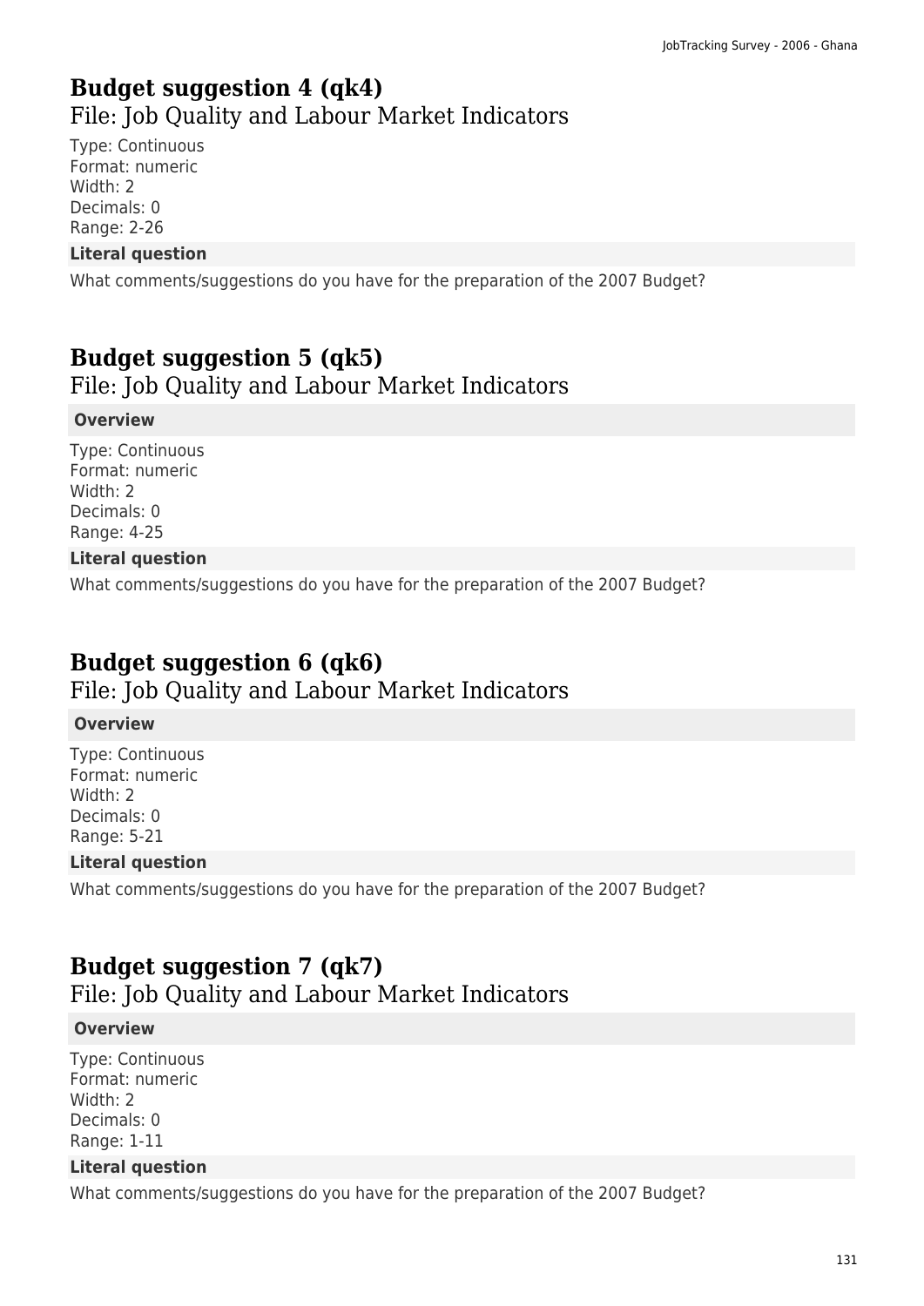## Budget suggestion 4 (qk4)

### File: Job Quality and Labour Market Indicators

Type: Continuous
Format: numeric
Width: 2
Decimals: 0
Range: 2-26

**Literal question**

What comments/suggestions do you have for the preparation of the 2007 Budget?

## Budget suggestion 5 (qk5)

### File: Job Quality and Labour Market Indicators

**Overview**

Type: Continuous
Format: numeric
Width: 2
Decimals: 0
Range: 4-25

**Literal question**

What comments/suggestions do you have for the preparation of the 2007 Budget?

## Budget suggestion 6 (qk6)

### File: Job Quality and Labour Market Indicators

**Overview**

Type: Continuous
Format: numeric
Width: 2
Decimals: 0
Range: 5-21

**Literal question**

What comments/suggestions do you have for the preparation of the 2007 Budget?

## Budget suggestion 7 (qk7)

### File: Job Quality and Labour Market Indicators

**Overview**

Type: Continuous
Format: numeric
Width: 2
Decimals: 0
Range: 1-11

**Literal question**

What comments/suggestions do you have for the preparation of the 2007 Budget?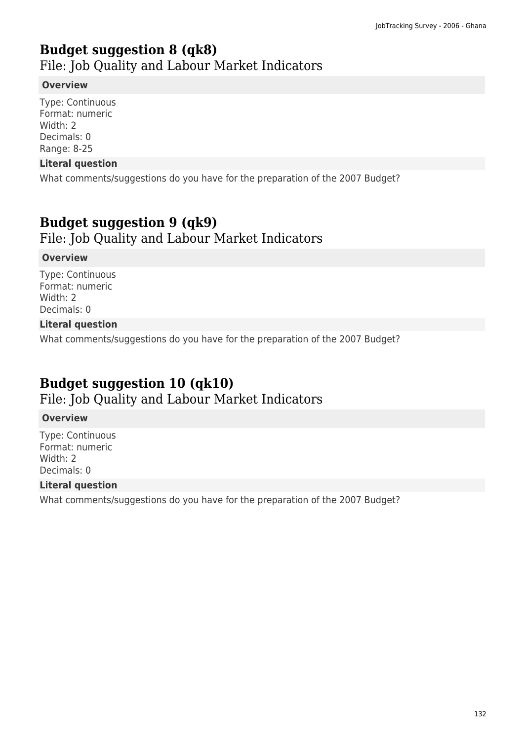# Budget suggestion 8 (qk8)

## File: Job Quality and Labour Market Indicators

**Overview**

Type: Continuous
Format: numeric
Width: 2
Decimals: 0
Range: 8-25

**Literal question**

What comments/suggestions do you have for the preparation of the 2007 Budget?

# Budget suggestion 9 (qk9)

## File: Job Quality and Labour Market Indicators

**Overview**

Type: Continuous
Format: numeric
Width: 2
Decimals: 0

**Literal question**

What comments/suggestions do you have for the preparation of the 2007 Budget?

# Budget suggestion 10 (qk10)

## File: Job Quality and Labour Market Indicators

**Overview**

Type: Continuous
Format: numeric
Width: 2
Decimals: 0

**Literal question**

What comments/suggestions do you have for the preparation of the 2007 Budget?